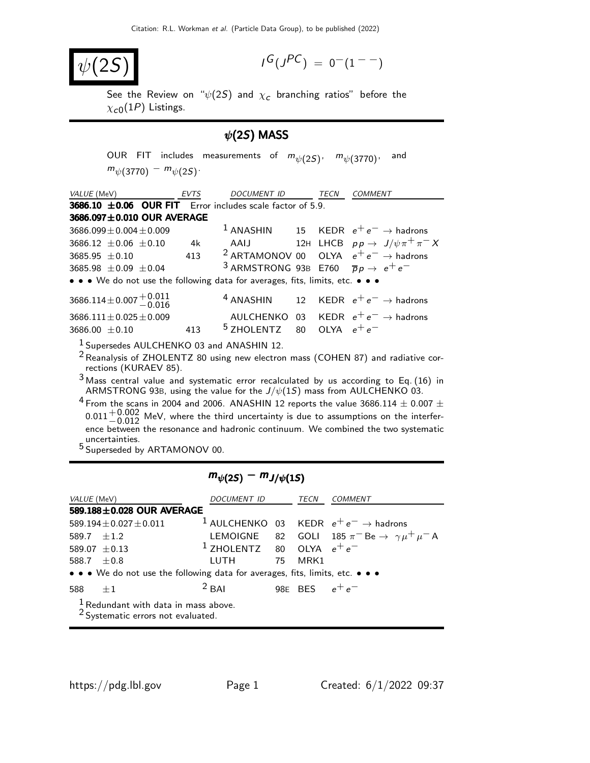# $\psi(2S)$

$I^G(J^{PC}) = 0^-(1^{--})$

See the Review on "$\psi(2S)$ and $\chi_c$ branching ratios" before the $\chi_{c0}(1P)$ Listings.

## $\psi(2S)$ MASS

OUR FIT includes measurements of $m_{\psi(2S)}$, $m_{\psi(3770)}$, and $m_{\psi(3770)} - m_{\psi(2S)}$.

| VALUE (MeV) | EVTS | DOCUMENT ID | | TECN | COMMENT |
|---|---|---|---|---|---|
| **3686.10 ±0.06 OUR FIT** Error includes scale factor of 5.9. | | | | | |
| **3686.097±0.010 OUR AVERAGE** | | | | | |
| $3686.099 \pm 0.004 \pm 0.009$ | | [1] ANASHIN | 15 | KEDR | $e^+e^- \to$ hadrons |
| $3686.12 \pm 0.06 \pm 0.10$ | 4k | AAIJ | 12H | LHCB | $pp \to J/\psi \pi^+\pi^- X$ |
| $3685.95 \pm 0.10$ | 413 | [2] ARTAMONOV | 00 | OLYA | $e^+e^- \to$ hadrons |
| $3685.98 \pm 0.09 \pm 0.04$ | | [3] ARMSTRONG | 93B | E760 | $\overline{p}p \to e^+e^-$ |
| • • • We do not use the following data for averages, fits, limits, etc. • • • | | | | | |
| $3686.114 \pm 0.007 ^{+0.011}_{-0.016}$ | | [4] ANASHIN | 12 | KEDR | $e^+e^- \to$ hadrons |
| $3686.111 \pm 0.025 \pm 0.009$ | | AULCHENKO | 03 | KEDR | $e^+e^- \to$ hadrons |
| $3686.00 \pm 0.10$ | 413 | [5] ZHOLENTZ | 80 | OLYA | $e^+e^-$ |

[1] Supersedes AULCHENKO 03 and ANASHIN 12.

[2] Reanalysis of ZHOLENTZ 80 using new electron mass (COHEN 87) and radiative corrections (KURAEV 85).

[3] Mass central value and systematic error recalculated by us according to Eq. (16) in ARMSTRONG 93B, using the value for the $J/\psi(1S)$ mass from AULCHENKO 03.

[4] From the scans in 2004 and 2006. ANASHIN 12 reports the value $3686.114 \pm 0.007 \pm 0.011 ^{+0.002}_{-0.012}$ MeV, where the third uncertainty is due to assumptions on the interference between the resonance and hadronic continuum. We combined the two systematic uncertainties.

[5] Superseded by ARTAMONOV 00.

## $m_{\psi(2S)} - m_{J/\psi(1S)}$

| VALUE (MeV) | DOCUMENT ID | | TECN | COMMENT |
|---|---|---|---|---|
| **589.188±0.028 OUR AVERAGE** | | | | |
| $589.194 \pm 0.027 \pm 0.011$ | [1] AULCHENKO | 03 | KEDR | $e^+e^- \to$ hadrons |
| $589.7 \pm 1.2$ | LEMOIGNE | 82 | GOLI | 185 $\pi^-$ Be $\to \gamma \mu^+\mu^-$ A |
| $589.07 \pm 0.13$ | [1] ZHOLENTZ | 80 | OLYA | $e^+e^-$ |
| $588.7 \pm 0.8$ | LUTH | 75 | MRK1 | |
| • • • We do not use the following data for averages, fits, limits, etc. • • • | | | | |
| $588 \pm 1$ | [2] BAI | 98E | BES | $e^+e^-$ |

[1] Redundant with data in mass above.

[2] Systematic errors not evaluated.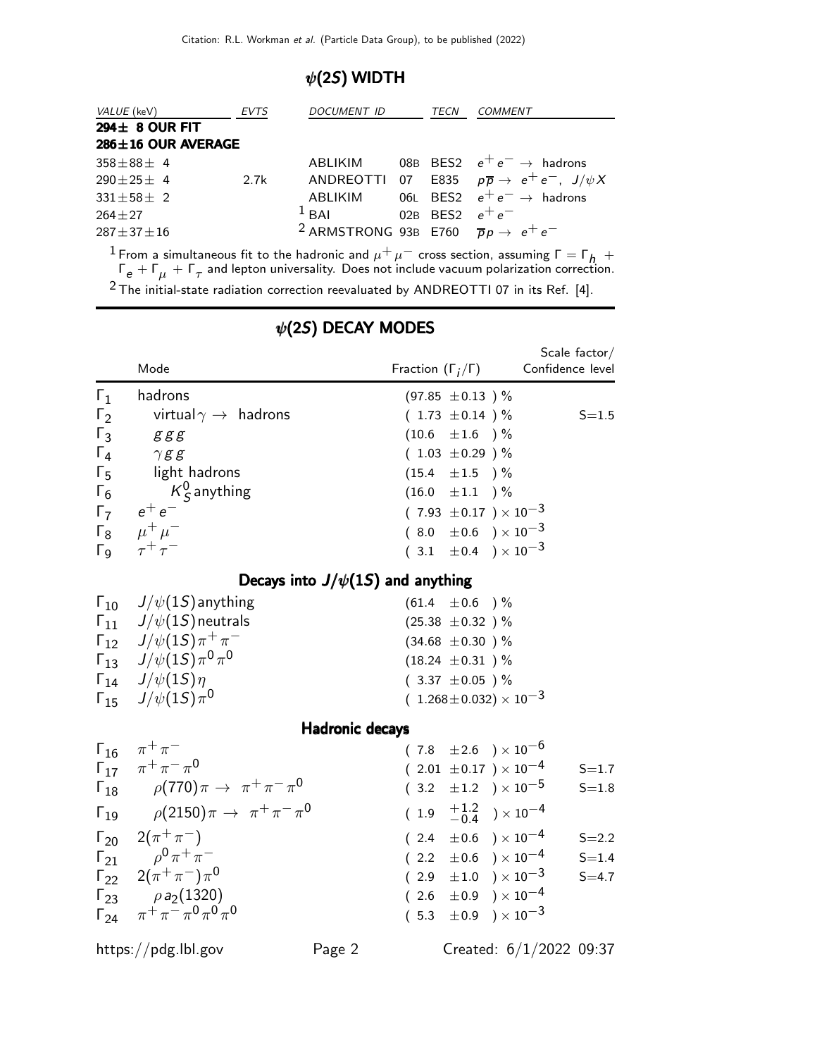## $\psi(2S)$ WIDTH

| VALUE (keV) | EVTS | DOCUMENT ID | | TECN | COMMENT |
|---|---|---|---|---|---|
| **294± 8 OUR FIT** | | | | | |
| **286±16 OUR AVERAGE** | | | | | |
| $358 \pm 88 \pm 4$ | | ABLIKIM | 08B | BES2 | $e^+ e^- \rightarrow$ hadrons |
| $290 \pm 25 \pm 4$ | 2.7k | ANDREOTTI | 07 | E835 | $p \overline{p} \rightarrow e^+ e^-$, $J/\psi X$ |
| $331 \pm 58 \pm 2$ | | ABLIKIM | 06L | BES2 | $e^+ e^- \rightarrow$ hadrons |
| $264 \pm 27$ | | [1] BAI | 02B | BES2 | $e^+ e^-$ |
| $287 \pm 37 \pm 16$ | | [2] ARMSTRONG | 93B | E760 | $\overline{p} p \rightarrow e^+ e^-$ |

[1] From a simultaneous fit to the hadronic and $\mu^+ \mu^-$ cross section, assuming $\Gamma = \Gamma_h + \Gamma_e + \Gamma_\mu + \Gamma_\tau$ and lepton universality. Does not include vacuum polarization correction.

[2] The initial-state radiation correction reevaluated by ANDREOTTI 07 in its Ref. [4].

## $\psi(2S)$ DECAY MODES

| | Mode | Fraction ($\Gamma_i/\Gamma$) | Scale factor/ Confidence level |
|---|---|---|---|
| $\Gamma_1$ | hadrons | $(97.85 \pm 0.13)$ % | |
| $\Gamma_2$ | virtual$\gamma \rightarrow$ hadrons | $(1.73 \pm 0.14)$ % | S=1.5 |
| $\Gamma_3$ | $ggg$ | $(10.6 \pm 1.6)$ % | |
| $\Gamma_4$ | $\gamma gg$ | $(1.03 \pm 0.29)$ % | |
| $\Gamma_5$ | light hadrons | $(15.4 \pm 1.5)$ % | |
| $\Gamma_6$ | $K^0_S$ anything | $(16.0 \pm 1.1)$ % | |
| $\Gamma_7$ | $e^+ e^-$ | $(7.93 \pm 0.17) \times 10^{-3}$ | |
| $\Gamma_8$ | $\mu^+ \mu^-$ | $(8.0 \pm 0.6) \times 10^{-3}$ | |
| $\Gamma_9$ | $\tau^+ \tau^-$ | $(3.1 \pm 0.4) \times 10^{-3}$ | |
| | **Decays into $J/\psi(1S)$ and anything** | | |
| $\Gamma_{10}$ | $J/\psi(1S)$ anything | $(61.4 \pm 0.6)$ % | |
| $\Gamma_{11}$ | $J/\psi(1S)$ neutrals | $(25.38 \pm 0.32)$ % | |
| $\Gamma_{12}$ | $J/\psi(1S) \pi^+ \pi^-$ | $(34.68 \pm 0.30)$ % | |
| $\Gamma_{13}$ | $J/\psi(1S) \pi^0 \pi^0$ | $(18.24 \pm 0.31)$ % | |
| $\Gamma_{14}$ | $J/\psi(1S) \eta$ | $(3.37 \pm 0.05)$ % | |
| $\Gamma_{15}$ | $J/\psi(1S) \pi^0$ | $(1.268 \pm 0.032) \times 10^{-3}$ | |
| | **Hadronic decays** | | |
| $\Gamma_{16}$ | $\pi^+ \pi^-$ | $(7.8 \pm 2.6) \times 10^{-6}$ | |
| $\Gamma_{17}$ | $\pi^+ \pi^- \pi^0$ | $(2.01 \pm 0.17) \times 10^{-4}$ | S=1.7 |
| $\Gamma_{18}$ | $\rho(770) \pi \rightarrow \pi^+ \pi^- \pi^0$ | $(3.2 \pm 1.2) \times 10^{-5}$ | S=1.8 |
| $\Gamma_{19}$ | $\rho(2150) \pi \rightarrow \pi^+ \pi^- \pi^0$ | $(1.9 \; ^{+1.2}_{-0.4}) \times 10^{-4}$ | |
| $\Gamma_{20}$ | $2(\pi^+ \pi^-)$ | $(2.4 \pm 0.6) \times 10^{-4}$ | S=2.2 |
| $\Gamma_{21}$ | $\rho^0 \pi^+ \pi^-$ | $(2.2 \pm 0.6) \times 10^{-4}$ | S=1.4 |
| $\Gamma_{22}$ | $2(\pi^+ \pi^-) \pi^0$ | $(2.9 \pm 1.0) \times 10^{-3}$ | S=4.7 |
| $\Gamma_{23}$ | $\rho a_2(1320)$ | $(2.6 \pm 0.9) \times 10^{-4}$ | |
| $\Gamma_{24}$ | $\pi^+ \pi^- \pi^0 \pi^0 \pi^0$ | $(5.3 \pm 0.9) \times 10^{-3}$ | |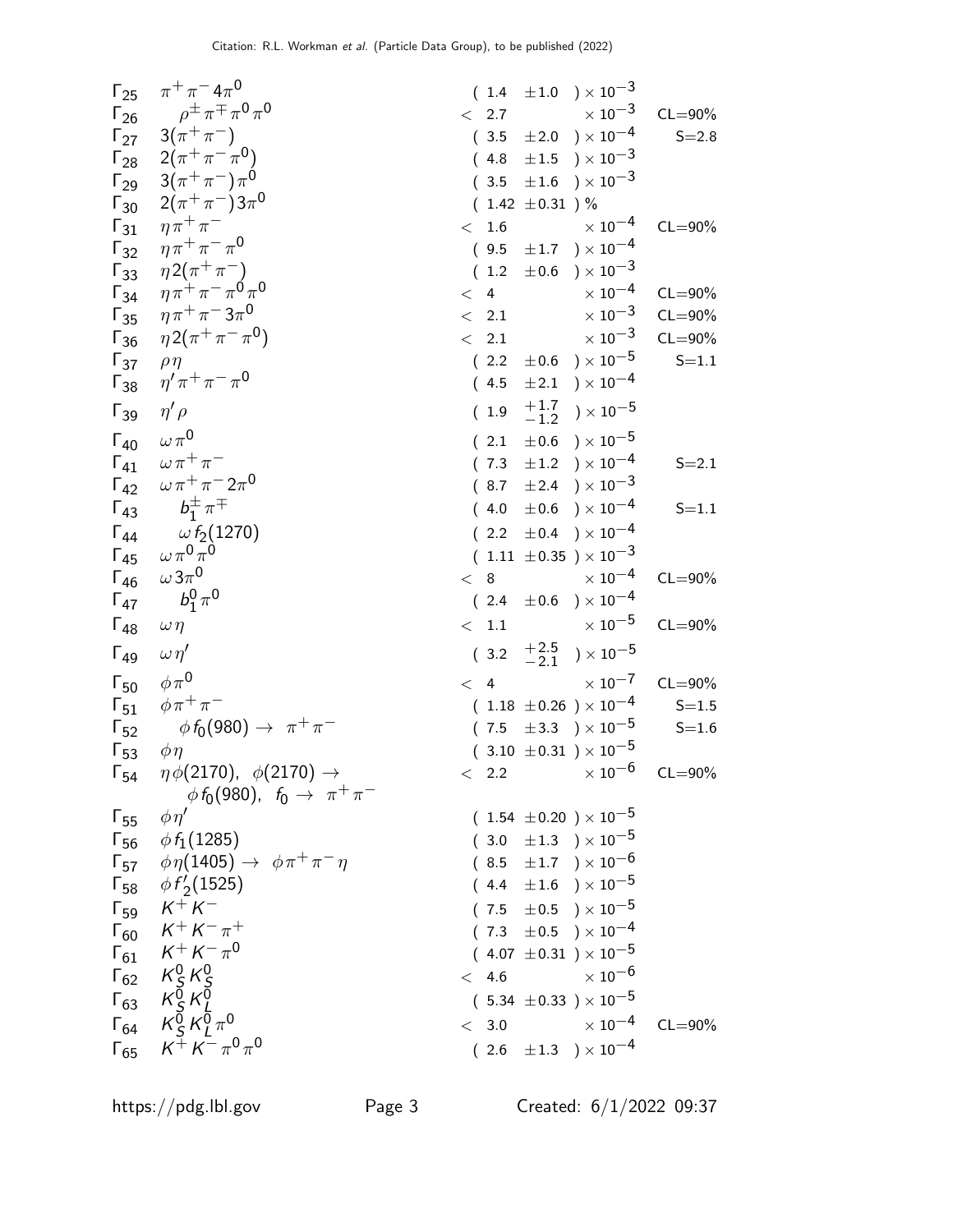| Mode | Decay | Fraction ($\Gamma_i/\Gamma$) | Scale factor/Confidence level |
|---|---|---|---|
| $\Gamma_{25}$ | $\pi^+\pi^- 4\pi^0$ | $(1.4 \pm 1.0) \times 10^{-3}$ | |
| $\Gamma_{26}$ | $\rho^\pm \pi^\mp \pi^0 \pi^0$ | $< 2.7 \times 10^{-3}$ | CL=90% |
| $\Gamma_{27}$ | $3(\pi^+\pi^-)$ | $(3.5 \pm 2.0) \times 10^{-4}$ | S=2.8 |
| $\Gamma_{28}$ | $2(\pi^+\pi^-\pi^0)$ | $(4.8 \pm 1.5) \times 10^{-3}$ | |
| $\Gamma_{29}$ | $3(\pi^+\pi^-)\pi^0$ | $(3.5 \pm 1.6) \times 10^{-3}$ | |
| $\Gamma_{30}$ | $2(\pi^+\pi^-)3\pi^0$ | $(1.42 \pm 0.31)$ % | |
| $\Gamma_{31}$ | $\eta\pi^+\pi^-$ | $< 1.6 \times 10^{-4}$ | CL=90% |
| $\Gamma_{32}$ | $\eta\pi^+\pi^-\pi^0$ | $(9.5 \pm 1.7) \times 10^{-4}$ | |
| $\Gamma_{33}$ | $\eta 2(\pi^+\pi^-)$ | $(1.2 \pm 0.6) \times 10^{-3}$ | |
| $\Gamma_{34}$ | $\eta\pi^+\pi^-\pi^0\pi^0$ | $< 4 \times 10^{-4}$ | CL=90% |
| $\Gamma_{35}$ | $\eta\pi^+\pi^- 3\pi^0$ | $< 2.1 \times 10^{-3}$ | CL=90% |
| $\Gamma_{36}$ | $\eta 2(\pi^+\pi^-\pi^0)$ | $< 2.1 \times 10^{-3}$ | CL=90% |
| $\Gamma_{37}$ | $\rho\eta$ | $(2.2 \pm 0.6) \times 10^{-5}$ | S=1.1 |
| $\Gamma_{38}$ | $\eta'\pi^+\pi^-\pi^0$ | $(4.5 \pm 2.1) \times 10^{-4}$ | |
| $\Gamma_{39}$ | $\eta'\rho$ | $(1.9 {}^{+1.7}_{-1.2}) \times 10^{-5}$ | |
| $\Gamma_{40}$ | $\omega\pi^0$ | $(2.1 \pm 0.6) \times 10^{-5}$ | |
| $\Gamma_{41}$ | $\omega\pi^+\pi^-$ | $(7.3 \pm 1.2) \times 10^{-4}$ | S=2.1 |
| $\Gamma_{42}$ | $\omega\pi^+\pi^- 2\pi^0$ | $(8.7 \pm 2.4) \times 10^{-3}$ | |
| $\Gamma_{43}$ | $b_1^\pm \pi^\mp$ | $(4.0 \pm 0.6) \times 10^{-4}$ | S=1.1 |
| $\Gamma_{44}$ | $\omega f_2(1270)$ | $(2.2 \pm 0.4) \times 10^{-4}$ | |
| $\Gamma_{45}$ | $\omega\pi^0\pi^0$ | $(1.11 \pm 0.35) \times 10^{-3}$ | |
| $\Gamma_{46}$ | $\omega 3\pi^0$ | $< 8 \times 10^{-4}$ | CL=90% |
| $\Gamma_{47}$ | $b_1^0 \pi^0$ | $(2.4 \pm 0.6) \times 10^{-4}$ | |
| $\Gamma_{48}$ | $\omega\eta$ | $< 1.1 \times 10^{-5}$ | CL=90% |
| $\Gamma_{49}$ | $\omega\eta'$ | $(3.2 {}^{+2.5}_{-2.1}) \times 10^{-5}$ | |
| $\Gamma_{50}$ | $\phi\pi^0$ | $< 4 \times 10^{-7}$ | CL=90% |
| $\Gamma_{51}$ | $\phi\pi^+\pi^-$ | $(1.18 \pm 0.26) \times 10^{-4}$ | S=1.5 |
| $\Gamma_{52}$ | $\phi f_0(980) \to \pi^+\pi^-$ | $(7.5 \pm 3.3) \times 10^{-5}$ | S=1.6 |
| $\Gamma_{53}$ | $\phi\eta$ | $(3.10 \pm 0.31) \times 10^{-5}$ | |
| $\Gamma_{54}$ | $\eta\phi(2170)$, $\phi(2170) \to \phi f_0(980)$, $f_0 \to \pi^+\pi^-$ | $< 2.2 \times 10^{-6}$ | CL=90% |
| $\Gamma_{55}$ | $\phi\eta'$ | $(1.54 \pm 0.20) \times 10^{-5}$ | |
| $\Gamma_{56}$ | $\phi f_1(1285)$ | $(3.0 \pm 1.3) \times 10^{-5}$ | |
| $\Gamma_{57}$ | $\phi\eta(1405) \to \phi\pi^+\pi^-\eta$ | $(8.5 \pm 1.7) \times 10^{-6}$ | |
| $\Gamma_{58}$ | $\phi f_2'(1525)$ | $(4.4 \pm 1.6) \times 10^{-5}$ | |
| $\Gamma_{59}$ | $K^+K^-$ | $(7.5 \pm 0.5) \times 10^{-5}$ | |
| $\Gamma_{60}$ | $K^+K^-\pi^+$ | $(7.3 \pm 0.5) \times 10^{-4}$ | |
| $\Gamma_{61}$ | $K^+K^-\pi^0$ | $(4.07 \pm 0.31) \times 10^{-5}$ | |
| $\Gamma_{62}$ | $K_S^0 K_S^0$ | $< 4.6 \times 10^{-6}$ | |
| $\Gamma_{63}$ | $K_S^0 K_L^0$ | $(5.34 \pm 0.33) \times 10^{-5}$ | |
| $\Gamma_{64}$ | $K_S^0 K_L^0 \pi^0$ | $< 3.0 \times 10^{-4}$ | CL=90% |
| $\Gamma_{65}$ | $K^+K^-\pi^0\pi^0$ | $(2.6 \pm 1.3) \times 10^{-4}$ | |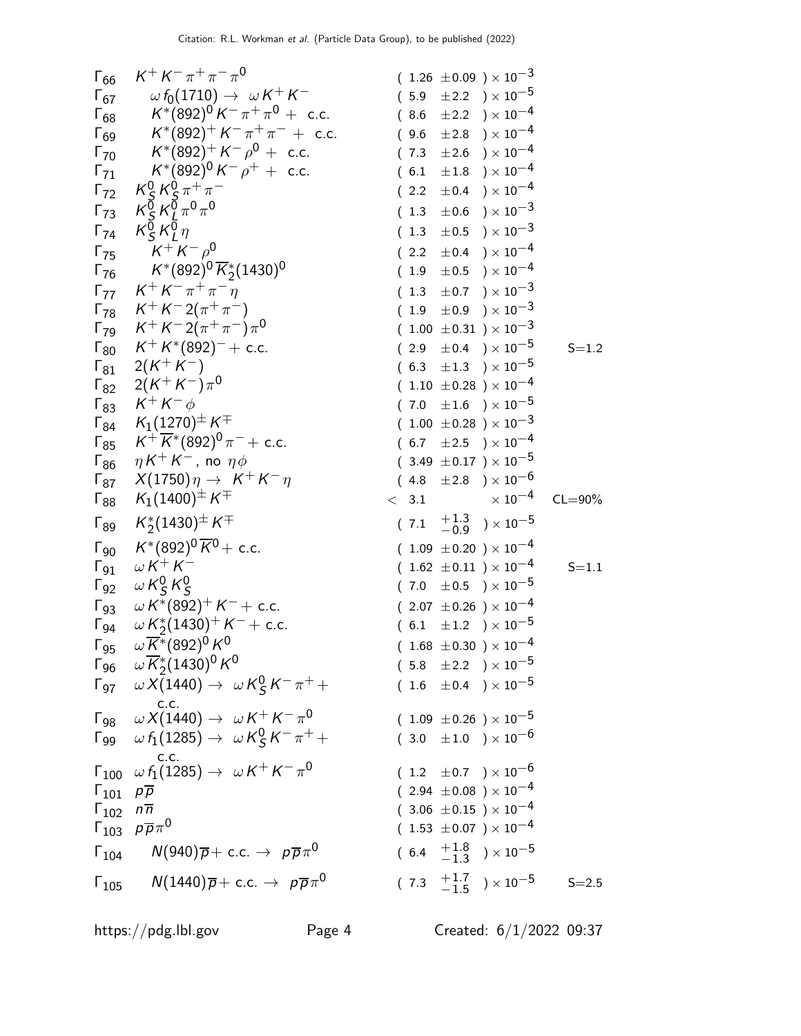| | Mode | Fraction $(\Gamma_i/\Gamma)$ | Scale factor/ Confidence level |
|---|---|---|---|
| $\Gamma_{66}$ | $K^+ K^- \pi^+ \pi^- \pi^0$ | $(1.26 \pm 0.09) \times 10^{-3}$ | |
| $\Gamma_{67}$ | $\omega f_0(1710) \to \omega K^+ K^-$ | $(5.9 \pm 2.2) \times 10^{-5}$ | |
| $\Gamma_{68}$ | $K^*(892)^0 K^- \pi^+ \pi^0 +$ c.c. | $(8.6 \pm 2.2) \times 10^{-4}$ | |
| $\Gamma_{69}$ | $K^*(892)^+ K^- \pi^+ \pi^- +$ c.c. | $(9.6 \pm 2.8) \times 10^{-4}$ | |
| $\Gamma_{70}$ | $K^*(892)^+ K^- \rho^0 +$ c.c. | $(7.3 \pm 2.6) \times 10^{-4}$ | |
| $\Gamma_{71}$ | $K^*(892)^0 K^- \rho^+ +$ c.c. | $(6.1 \pm 1.8) \times 10^{-4}$ | |
| $\Gamma_{72}$ | $K^0_S K^0_S \pi^+ \pi^-$ | $(2.2 \pm 0.4) \times 10^{-4}$ | |
| $\Gamma_{73}$ | $K^0_S K^0_L \pi^0 \pi^0$ | $(1.3 \pm 0.6) \times 10^{-3}$ | |
| $\Gamma_{74}$ | $K^0_S K^0_L \eta$ | $(1.3 \pm 0.5) \times 10^{-3}$ | |
| $\Gamma_{75}$ | $K^+ K^- \rho^0$ | $(2.2 \pm 0.4) \times 10^{-4}$ | |
| $\Gamma_{76}$ | $K^*(892)^0 \overline{K}^*_2(1430)^0$ | $(1.9 \pm 0.5) \times 10^{-4}$ | |
| $\Gamma_{77}$ | $K^+ K^- \pi^+ \pi^- \eta$ | $(1.3 \pm 0.7) \times 10^{-3}$ | |
| $\Gamma_{78}$ | $K^+ K^- 2(\pi^+ \pi^-)$ | $(1.9 \pm 0.9) \times 10^{-3}$ | |
| $\Gamma_{79}$ | $K^+ K^- 2(\pi^+ \pi^-) \pi^0$ | $(1.00 \pm 0.31) \times 10^{-3}$ | |
| $\Gamma_{80}$ | $K^+ K^*(892)^- +$ c.c. | $(2.9 \pm 0.4) \times 10^{-5}$ | S=1.2 |
| $\Gamma_{81}$ | $2(K^+ K^-)$ | $(6.3 \pm 1.3) \times 10^{-5}$ | |
| $\Gamma_{82}$ | $2(K^+ K^-) \pi^0$ | $(1.10 \pm 0.28) \times 10^{-4}$ | |
| $\Gamma_{83}$ | $K^+ K^- \phi$ | $(7.0 \pm 1.6) \times 10^{-5}$ | |
| $\Gamma_{84}$ | $K_1(1270)^\pm K^\mp$ | $(1.00 \pm 0.28) \times 10^{-3}$ | |
| $\Gamma_{85}$ | $K^+ \overline{K}^*(892)^0 \pi^- +$ c.c. | $(6.7 \pm 2.5) \times 10^{-4}$ | |
| $\Gamma_{86}$ | $\eta K^+ K^-$, no $\eta \phi$ | $(3.49 \pm 0.17) \times 10^{-5}$ | |
| $\Gamma_{87}$ | $X(1750) \eta \to K^+ K^- \eta$ | $(4.8 \pm 2.8) \times 10^{-6}$ | |
| $\Gamma_{88}$ | $K_1(1400)^\pm K^\mp$ | $< 3.1 \times 10^{-4}$ | CL=90% |
| $\Gamma_{89}$ | $K^*_2(1430)^\pm K^\mp$ | $(7.1 \, {}^{+1.3}_{-0.9}) \times 10^{-5}$ | |
| $\Gamma_{90}$ | $K^*(892)^0 \overline{K}^0 +$ c.c. | $(1.09 \pm 0.20) \times 10^{-4}$ | |
| $\Gamma_{91}$ | $\omega K^+ K^-$ | $(1.62 \pm 0.11) \times 10^{-4}$ | S=1.1 |
| $\Gamma_{92}$ | $\omega K^0_S K^0_S$ | $(7.0 \pm 0.5) \times 10^{-5}$ | |
| $\Gamma_{93}$ | $\omega K^*(892)^+ K^- +$ c.c. | $(2.07 \pm 0.26) \times 10^{-4}$ | |
| $\Gamma_{94}$ | $\omega K^*_2(1430)^+ K^- +$ c.c. | $(6.1 \pm 1.2) \times 10^{-5}$ | |
| $\Gamma_{95}$ | $\omega \overline{K}^*(892)^0 K^0$ | $(1.68 \pm 0.30) \times 10^{-4}$ | |
| $\Gamma_{96}$ | $\omega \overline{K}^*_2(1430)^0 K^0$ | $(5.8 \pm 2.2) \times 10^{-5}$ | |
| $\Gamma_{97}$ | $\omega X(1440) \to \omega K^0_S K^- \pi^+ +$ c.c. | $(1.6 \pm 0.4) \times 10^{-5}$ | |
| $\Gamma_{98}$ | $\omega X(1440) \to \omega K^+ K^- \pi^0$ | $(1.09 \pm 0.26) \times 10^{-5}$ | |
| $\Gamma_{99}$ | $\omega f_1(1285) \to \omega K^0_S K^- \pi^+ +$ c.c. | $(3.0 \pm 1.0) \times 10^{-6}$ | |
| $\Gamma_{100}$ | $\omega f_1(1285) \to \omega K^+ K^- \pi^0$ | $(1.2 \pm 0.7) \times 10^{-6}$ | |
| $\Gamma_{101}$ | $p \overline{p}$ | $(2.94 \pm 0.08) \times 10^{-4}$ | |
| $\Gamma_{102}$ | $n \overline{n}$ | $(3.06 \pm 0.15) \times 10^{-4}$ | |
| $\Gamma_{103}$ | $p \overline{p} \pi^0$ | $(1.53 \pm 0.07) \times 10^{-4}$ | |
| $\Gamma_{104}$ | $N(940) \overline{p} +$ c.c. $\to p \overline{p} \pi^0$ | $(6.4 \, {}^{+1.8}_{-1.3}) \times 10^{-5}$ | |
| $\Gamma_{105}$ | $N(1440) \overline{p} +$ c.c. $\to p \overline{p} \pi^0$ | $(7.3 \, {}^{+1.7}_{-1.5}) \times 10^{-5}$ | S=2.5 |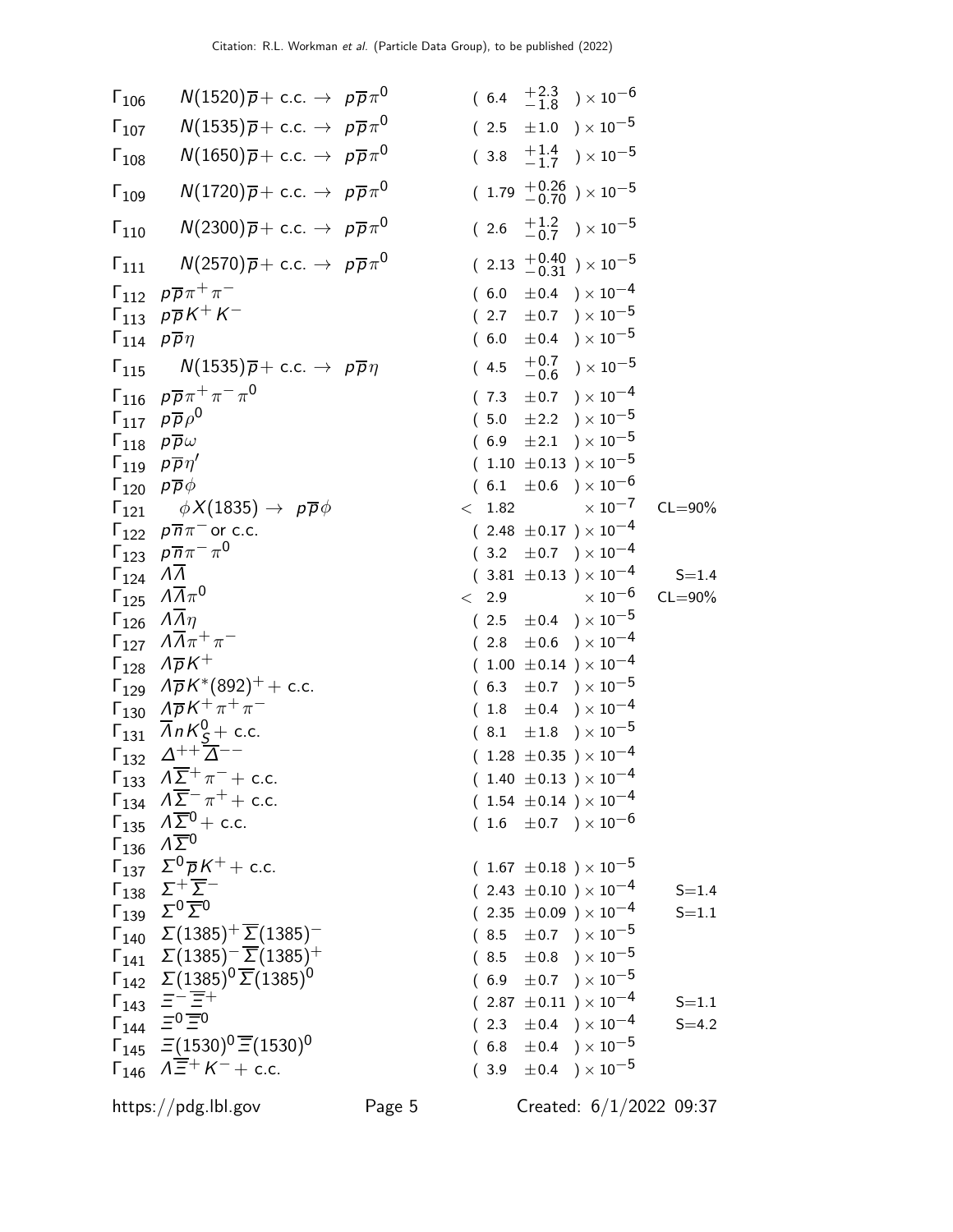| | Mode | Fraction ($\Gamma_i/\Gamma$) | Scale factor/ Confidence level |
|---|---|---|---|
| $\Gamma_{106}$ | $N(1520)\overline{p}$+ c.c. $\to$ $p\overline{p}\pi^0$ | $(6.4\ ^{+2.3}_{-1.8}\ )\times 10^{-6}$ | |
| $\Gamma_{107}$ | $N(1535)\overline{p}$+ c.c. $\to$ $p\overline{p}\pi^0$ | $(2.5\ \pm 1.0\ )\times 10^{-5}$ | |
| $\Gamma_{108}$ | $N(1650)\overline{p}$+ c.c. $\to$ $p\overline{p}\pi^0$ | $(3.8\ ^{+1.4}_{-1.7}\ )\times 10^{-5}$ | |
| $\Gamma_{109}$ | $N(1720)\overline{p}$+ c.c. $\to$ $p\overline{p}\pi^0$ | $(1.79\ ^{+0.26}_{-0.70}\ )\times 10^{-5}$ | |
| $\Gamma_{110}$ | $N(2300)\overline{p}$+ c.c. $\to$ $p\overline{p}\pi^0$ | $(2.6\ ^{+1.2}_{-0.7}\ )\times 10^{-5}$ | |
| $\Gamma_{111}$ | $N(2570)\overline{p}$+ c.c. $\to$ $p\overline{p}\pi^0$ | $(2.13\ ^{+0.40}_{-0.31}\ )\times 10^{-5}$ | |
| $\Gamma_{112}$ | $p\overline{p}\pi^+\pi^-$ | $(6.0\ \pm 0.4\ )\times 10^{-4}$ | |
| $\Gamma_{113}$ | $p\overline{p}K^+K^-$ | $(2.7\ \pm 0.7\ )\times 10^{-5}$ | |
| $\Gamma_{114}$ | $p\overline{p}\eta$ | $(6.0\ \pm 0.4\ )\times 10^{-5}$ | |
| $\Gamma_{115}$ | $N(1535)\overline{p}$+ c.c. $\to$ $p\overline{p}\eta$ | $(4.5\ ^{+0.7}_{-0.6}\ )\times 10^{-5}$ | |
| $\Gamma_{116}$ | $p\overline{p}\pi^+\pi^-\pi^0$ | $(7.3\ \pm 0.7\ )\times 10^{-4}$ | |
| $\Gamma_{117}$ | $p\overline{p}\rho^0$ | $(5.0\ \pm 2.2\ )\times 10^{-5}$ | |
| $\Gamma_{118}$ | $p\overline{p}\omega$ | $(6.9\ \pm 2.1\ )\times 10^{-5}$ | |
| $\Gamma_{119}$ | $p\overline{p}\eta'$ | $(1.10\ \pm 0.13\ )\times 10^{-5}$ | |
| $\Gamma_{120}$ | $p\overline{p}\phi$ | $(6.1\ \pm 0.6\ )\times 10^{-6}$ | |
| $\Gamma_{121}$ | $\phi X(1835)\to\ p\overline{p}\phi$ | $<\ 1.82\ \times 10^{-7}$ | CL=90% |
| $\Gamma_{122}$ | $p\overline{n}\pi^-$ or c.c. | $(2.48\ \pm 0.17\ )\times 10^{-4}$ | |
| $\Gamma_{123}$ | $p\overline{n}\pi^-\pi^0$ | $(3.2\ \pm 0.7\ )\times 10^{-4}$ | |
| $\Gamma_{124}$ | $\Lambda\overline{\Lambda}$ | $(3.81\ \pm 0.13\ )\times 10^{-4}$ | S=1.4 |
| $\Gamma_{125}$ | $\Lambda\overline{\Lambda}\pi^0$ | $<\ 2.9\ \times 10^{-6}$ | CL=90% |
| $\Gamma_{126}$ | $\Lambda\overline{\Lambda}\eta$ | $(2.5\ \pm 0.4\ )\times 10^{-5}$ | |
| $\Gamma_{127}$ | $\Lambda\overline{\Lambda}\pi^+\pi^-$ | $(2.8\ \pm 0.6\ )\times 10^{-4}$ | |
| $\Gamma_{128}$ | $\Lambda\overline{p}K^+$ | $(1.00\ \pm 0.14\ )\times 10^{-4}$ | |
| $\Gamma_{129}$ | $\Lambda\overline{p}K^*(892)^+$ + c.c. | $(6.3\ \pm 0.7\ )\times 10^{-5}$ | |
| $\Gamma_{130}$ | $\Lambda\overline{p}K^+\pi^+\pi^-$ | $(1.8\ \pm 0.4\ )\times 10^{-4}$ | |
| $\Gamma_{131}$ | $\overline{\Lambda}nK^0_S$ + c.c. | $(8.1\ \pm 1.8\ )\times 10^{-5}$ | |
| $\Gamma_{132}$ | $\Delta^{++}\overline{\Delta}^{--}$ | $(1.28\ \pm 0.35\ )\times 10^{-4}$ | |
| $\Gamma_{133}$ | $\Lambda\overline{\Sigma}^+\pi^-$ + c.c. | $(1.40\ \pm 0.13\ )\times 10^{-4}$ | |
| $\Gamma_{134}$ | $\Lambda\overline{\Sigma}^-\pi^+$ + c.c. | $(1.54\ \pm 0.14\ )\times 10^{-4}$ | |
| $\Gamma_{135}$ | $\Lambda\overline{\Sigma}^0$ + c.c. | $(1.6\ \pm 0.7\ )\times 10^{-6}$ | |
| $\Gamma_{136}$ | $\Lambda\overline{\Sigma}^0$ | | |
| $\Gamma_{137}$ | $\Sigma^0\overline{p}K^+$ + c.c. | $(1.67\ \pm 0.18\ )\times 10^{-5}$ | |
| $\Gamma_{138}$ | $\Sigma^+\overline{\Sigma}^-$ | $(2.43\ \pm 0.10\ )\times 10^{-4}$ | S=1.4 |
| $\Gamma_{139}$ | $\Sigma^0\overline{\Sigma}^0$ | $(2.35\ \pm 0.09\ )\times 10^{-4}$ | S=1.1 |
| $\Gamma_{140}$ | $\Sigma(1385)^+\overline{\Sigma}(1385)^-$ | $(8.5\ \pm 0.7\ )\times 10^{-5}$ | |
| $\Gamma_{141}$ | $\Sigma(1385)^-\overline{\Sigma}(1385)^+$ | $(8.5\ \pm 0.8\ )\times 10^{-5}$ | |
| $\Gamma_{142}$ | $\Sigma(1385)^0\overline{\Sigma}(1385)^0$ | $(6.9\ \pm 0.7\ )\times 10^{-5}$ | |
| $\Gamma_{143}$ | $\Xi^-\overline{\Xi}^+$ | $(2.87\ \pm 0.11\ )\times 10^{-4}$ | S=1.1 |
| $\Gamma_{144}$ | $\Xi^0\overline{\Xi}^0$ | $(2.3\ \pm 0.4\ )\times 10^{-4}$ | S=4.2 |
| $\Gamma_{145}$ | $\Xi(1530)^0\overline{\Xi}(1530)^0$ | $(6.8\ \pm 0.4\ )\times 10^{-5}$ | |
| $\Gamma_{146}$ | $\Lambda\overline{\Xi}^+K^-$ + c.c. | $(3.9\ \pm 0.4\ )\times 10^{-5}$ | |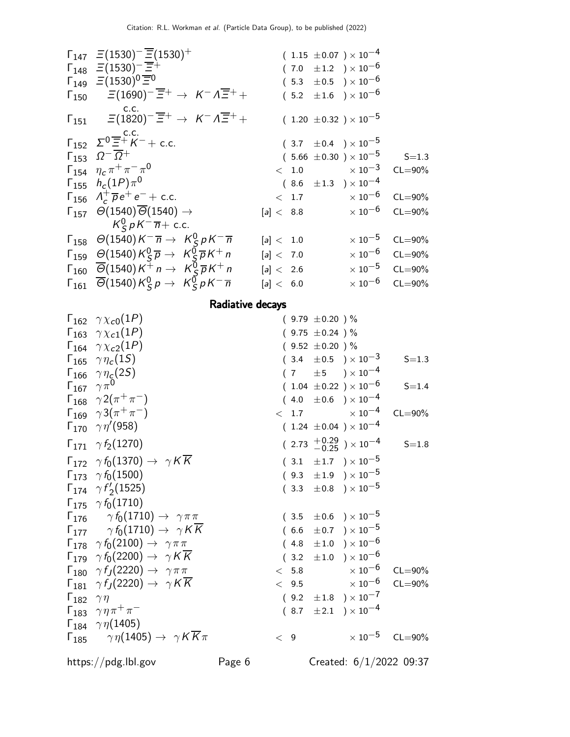| Mode | | Fraction ($\Gamma_i/\Gamma$) | Scale factor/ Confidence level |
|---|---|---|---|
| $\Gamma_{147}$ | $\Xi(1530)^- \overline{\Xi}(1530)^+$ | $(1.15 \pm 0.07) \times 10^{-4}$ | |
| $\Gamma_{148}$ | $\Xi(1530)^- \overline{\Xi}^+$ | $(7.0 \pm 1.2) \times 10^{-6}$ | |
| $\Gamma_{149}$ | $\Xi(1530)^0 \overline{\Xi}^0$ | $(5.3 \pm 0.5) \times 10^{-6}$ | |
| $\Gamma_{150}$ | $\Xi(1690)^- \overline{\Xi}^+ \to K^- \Lambda \overline{\Xi}^+ +$ c.c. | $(5.2 \pm 1.6) \times 10^{-6}$ | |
| $\Gamma_{151}$ | $\Xi(1820)^- \overline{\Xi}^+ \to K^- \Lambda \overline{\Xi}^+ +$ c.c. | $(1.20 \pm 0.32) \times 10^{-5}$ | |
| $\Gamma_{152}$ | $\Sigma^0 \overline{\Xi}^+ K^- +$ c.c. | $(3.7 \pm 0.4) \times 10^{-5}$ | |
| $\Gamma_{153}$ | $\Omega^- \overline{\Omega}^+$ | $(5.66 \pm 0.30) \times 10^{-5}$ | S=1.3 |
| $\Gamma_{154}$ | $\eta_c \pi^+ \pi^- \pi^0$ | $< 1.0 \times 10^{-3}$ | CL=90% |
| $\Gamma_{155}$ | $h_c(1P) \pi^0$ | $(8.6 \pm 1.3) \times 10^{-4}$ | |
| $\Gamma_{156}$ | $\Lambda_c^+ \overline{p} e^+ e^- +$ c.c. | $< 1.7 \times 10^{-6}$ | CL=90% |
| $\Gamma_{157}$ | $\Theta(1540) \overline{\Theta}(1540) \to K_S^0 p K^- \overline{n} +$ c.c. | [a] $< 8.8 \times 10^{-6}$ | CL=90% |
| $\Gamma_{158}$ | $\Theta(1540) K^- \overline{n} \to K_S^0 p K^- \overline{n}$ | [a] $< 1.0 \times 10^{-5}$ | CL=90% |
| $\Gamma_{159}$ | $\Theta(1540) K_S^0 \overline{p} \to K_S^0 \overline{p} K^+ n$ | [a] $< 7.0 \times 10^{-6}$ | CL=90% |
| $\Gamma_{160}$ | $\overline{\Theta}(1540) K^+ n \to K_S^0 \overline{p} K^+ n$ | [a] $< 2.6 \times 10^{-5}$ | CL=90% |
| $\Gamma_{161}$ | $\overline{\Theta}(1540) K_S^0 p \to K_S^0 p K^- \overline{n}$ | [a] $< 6.0 \times 10^{-6}$ | CL=90% |

## Radiative decays

| Mode | | Fraction ($\Gamma_i/\Gamma$) | Scale factor/ Confidence level |
|---|---|---|---|
| $\Gamma_{162}$ | $\gamma \chi_{c0}(1P)$ | $(9.79 \pm 0.20)$ % | |
| $\Gamma_{163}$ | $\gamma \chi_{c1}(1P)$ | $(9.75 \pm 0.24)$ % | |
| $\Gamma_{164}$ | $\gamma \chi_{c2}(1P)$ | $(9.52 \pm 0.20)$ % | |
| $\Gamma_{165}$ | $\gamma \eta_c(1S)$ | $(3.4 \pm 0.5) \times 10^{-3}$ | S=1.3 |
| $\Gamma_{166}$ | $\gamma \eta_c(2S)$ | $(7 \pm 5) \times 10^{-4}$ | |
| $\Gamma_{167}$ | $\gamma \pi^0$ | $(1.04 \pm 0.22) \times 10^{-6}$ | S=1.4 |
| $\Gamma_{168}$ | $\gamma 2(\pi^+ \pi^-)$ | $(4.0 \pm 0.6) \times 10^{-4}$ | |
| $\Gamma_{169}$ | $\gamma 3(\pi^+ \pi^-)$ | $< 1.7 \times 10^{-4}$ | CL=90% |
| $\Gamma_{170}$ | $\gamma \eta'(958)$ | $(1.24 \pm 0.04) \times 10^{-4}$ | |
| $\Gamma_{171}$ | $\gamma f_2(1270)$ | $(2.73 ^{+0.29}_{-0.25}) \times 10^{-4}$ | S=1.8 |
| $\Gamma_{172}$ | $\gamma f_0(1370) \to \gamma K \overline{K}$ | $(3.1 \pm 1.7) \times 10^{-5}$ | |
| $\Gamma_{173}$ | $\gamma f_0(1500)$ | $(9.3 \pm 1.9) \times 10^{-5}$ | |
| $\Gamma_{174}$ | $\gamma f'_2(1525)$ | $(3.3 \pm 0.8) \times 10^{-5}$ | |
| $\Gamma_{175}$ | $\gamma f_0(1710)$ | | |
| $\Gamma_{176}$ | $\gamma f_0(1710) \to \gamma \pi \pi$ | $(3.5 \pm 0.6) \times 10^{-5}$ | |
| $\Gamma_{177}$ | $\gamma f_0(1710) \to \gamma K \overline{K}$ | $(6.6 \pm 0.7) \times 10^{-5}$ | |
| $\Gamma_{178}$ | $\gamma f_0(2100) \to \gamma \pi \pi$ | $(4.8 \pm 1.0) \times 10^{-6}$ | |
| $\Gamma_{179}$ | $\gamma f_0(2200) \to \gamma K \overline{K}$ | $(3.2 \pm 1.0) \times 10^{-6}$ | |
| $\Gamma_{180}$ | $\gamma f_J(2220) \to \gamma \pi \pi$ | $< 5.8 \times 10^{-6}$ | CL=90% |
| $\Gamma_{181}$ | $\gamma f_J(2220) \to \gamma K \overline{K}$ | $< 9.5 \times 10^{-6}$ | CL=90% |
| $\Gamma_{182}$ | $\gamma \eta$ | $(9.2 \pm 1.8) \times 10^{-7}$ | |
| $\Gamma_{183}$ | $\gamma \eta \pi^+ \pi^-$ | $(8.7 \pm 2.1) \times 10^{-4}$ | |
| $\Gamma_{184}$ | $\gamma \eta(1405)$ | | |
| $\Gamma_{185}$ | $\gamma \eta(1405) \to \gamma K \overline{K} \pi$ | $< 9 \times 10^{-5}$ | CL=90% |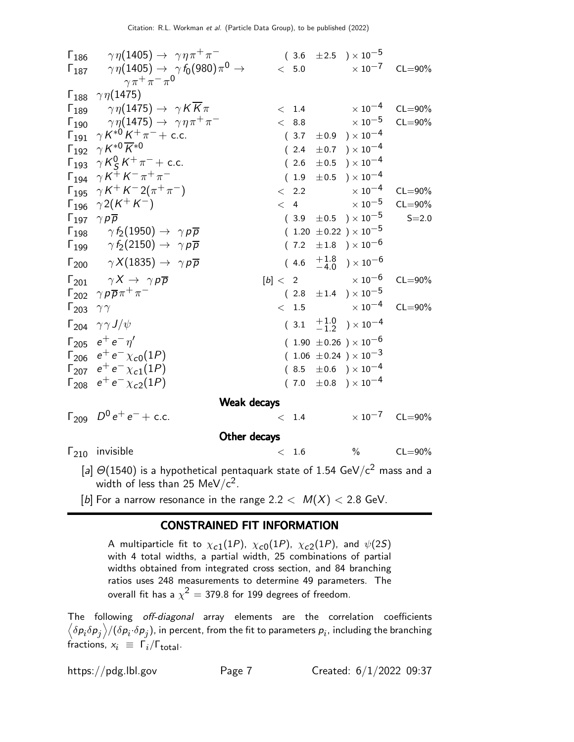| | Mode | | Fraction ($\Gamma_i/\Gamma$) | Scale factor/ Confidence level |
|---|---|---|---|---|
| $\Gamma_{186}$ | $\gamma\eta(1405) \rightarrow \gamma\eta\pi^+\pi^-$ | | $(3.6 \pm 2.5) \times 10^{-5}$ | |
| $\Gamma_{187}$ | $\gamma\eta(1405) \rightarrow \gamma f_0(980)\pi^0 \rightarrow \gamma\pi^+\pi^-\pi^0$ | | $< 5.0 \times 10^{-7}$ | CL=90% |
| $\Gamma_{188}$ | $\gamma\eta(1475)$ | | | |
| $\Gamma_{189}$ | $\gamma\eta(1475) \rightarrow \gamma K\overline{K}\pi$ | | $< 1.4 \times 10^{-4}$ | CL=90% |
| $\Gamma_{190}$ | $\gamma\eta(1475) \rightarrow \gamma\eta\pi^+\pi^-$ | | $< 8.8 \times 10^{-5}$ | CL=90% |
| $\Gamma_{191}$ | $\gamma K^{*0}K^+\pi^-$ + c.c. | | $(3.7 \pm 0.9) \times 10^{-4}$ | |
| $\Gamma_{192}$ | $\gamma K^{*0}\overline{K}^{*0}$ | | $(2.4 \pm 0.7) \times 10^{-4}$ | |
| $\Gamma_{193}$ | $\gamma K^0_S K^+\pi^-$ + c.c. | | $(2.6 \pm 0.5) \times 10^{-4}$ | |
| $\Gamma_{194}$ | $\gamma K^+K^-\pi^+\pi^-$ | | $(1.9 \pm 0.5) \times 10^{-4}$ | |
| $\Gamma_{195}$ | $\gamma K^+K^-2(\pi^+\pi^-)$ | | $< 2.2 \times 10^{-4}$ | CL=90% |
| $\Gamma_{196}$ | $\gamma 2(K^+K^-)$ | | $< 4 \times 10^{-5}$ | CL=90% |
| $\Gamma_{197}$ | $\gamma p\overline{p}$ | | $(3.9 \pm 0.5) \times 10^{-5}$ | S=2.0 |
| $\Gamma_{198}$ | $\gamma f_2(1950) \rightarrow \gamma p\overline{p}$ | | $(1.20 \pm 0.22) \times 10^{-5}$ | |
| $\Gamma_{199}$ | $\gamma f_2(2150) \rightarrow \gamma p\overline{p}$ | | $(7.2 \pm 1.8) \times 10^{-6}$ | |
| $\Gamma_{200}$ | $\gamma X(1835) \rightarrow \gamma p\overline{p}$ | | $(4.6 {}^{+1.8}_{-4.0}) \times 10^{-6}$ | |
| $\Gamma_{201}$ | $\gamma X \rightarrow \gamma p\overline{p}$ | [b] | $< 2 \times 10^{-6}$ | CL=90% |
| $\Gamma_{202}$ | $\gamma p\overline{p}\pi^+\pi^-$ | | $(2.8 \pm 1.4) \times 10^{-5}$ | |
| $\Gamma_{203}$ | $\gamma\gamma$ | | $< 1.5 \times 10^{-4}$ | CL=90% |
| $\Gamma_{204}$ | $\gamma\gamma J/\psi$ | | $(3.1 {}^{+1.0}_{-1.2}) \times 10^{-4}$ | |
| $\Gamma_{205}$ | $e^+e^-\eta'$ | | $(1.90 \pm 0.26) \times 10^{-6}$ | |
| $\Gamma_{206}$ | $e^+e^-\chi_{c0}(1P)$ | | $(1.06 \pm 0.24) \times 10^{-3}$ | |
| $\Gamma_{207}$ | $e^+e^-\chi_{c1}(1P)$ | | $(8.5 \pm 0.6) \times 10^{-4}$ | |
| $\Gamma_{208}$ | $e^+e^-\chi_{c2}(1P)$ | | $(7.0 \pm 0.8) \times 10^{-4}$ | |
| | **Weak decays** | | | |
| $\Gamma_{209}$ | $D^0e^+e^-$ + c.c. | | $< 1.4 \times 10^{-7}$ | CL=90% |
| | **Other decays** | | | |
| $\Gamma_{210}$ | invisible | | $< 1.6$ % | CL=90% |

[a] $\Theta(1540)$ is a hypothetical pentaquark state of 1.54 GeV/c$^2$ mass and a width of less than 25 MeV/c$^2$.

[b] For a narrow resonance in the range $2.2 < M(X) < 2.8$ GeV.

## CONSTRAINED FIT INFORMATION

A multiparticle fit to $\chi_{c1}(1P)$, $\chi_{c0}(1P)$, $\chi_{c2}(1P)$, and $\psi(2S)$ with 4 total widths, a partial width, 25 combinations of partial widths obtained from integrated cross section, and 84 branching ratios uses 248 measurements to determine 49 parameters. The overall fit has a $\chi^2 = 379.8$ for 199 degrees of freedom.

The following *off-diagonal* array elements are the correlation coefficients $\left\langle\delta p_i \delta p_j\right\rangle/(\delta p_i{\cdot}\delta p_j)$, in percent, from the fit to parameters $p_i$, including the branching fractions, $x_i \equiv \Gamma_i/\Gamma_{\text{total}}$.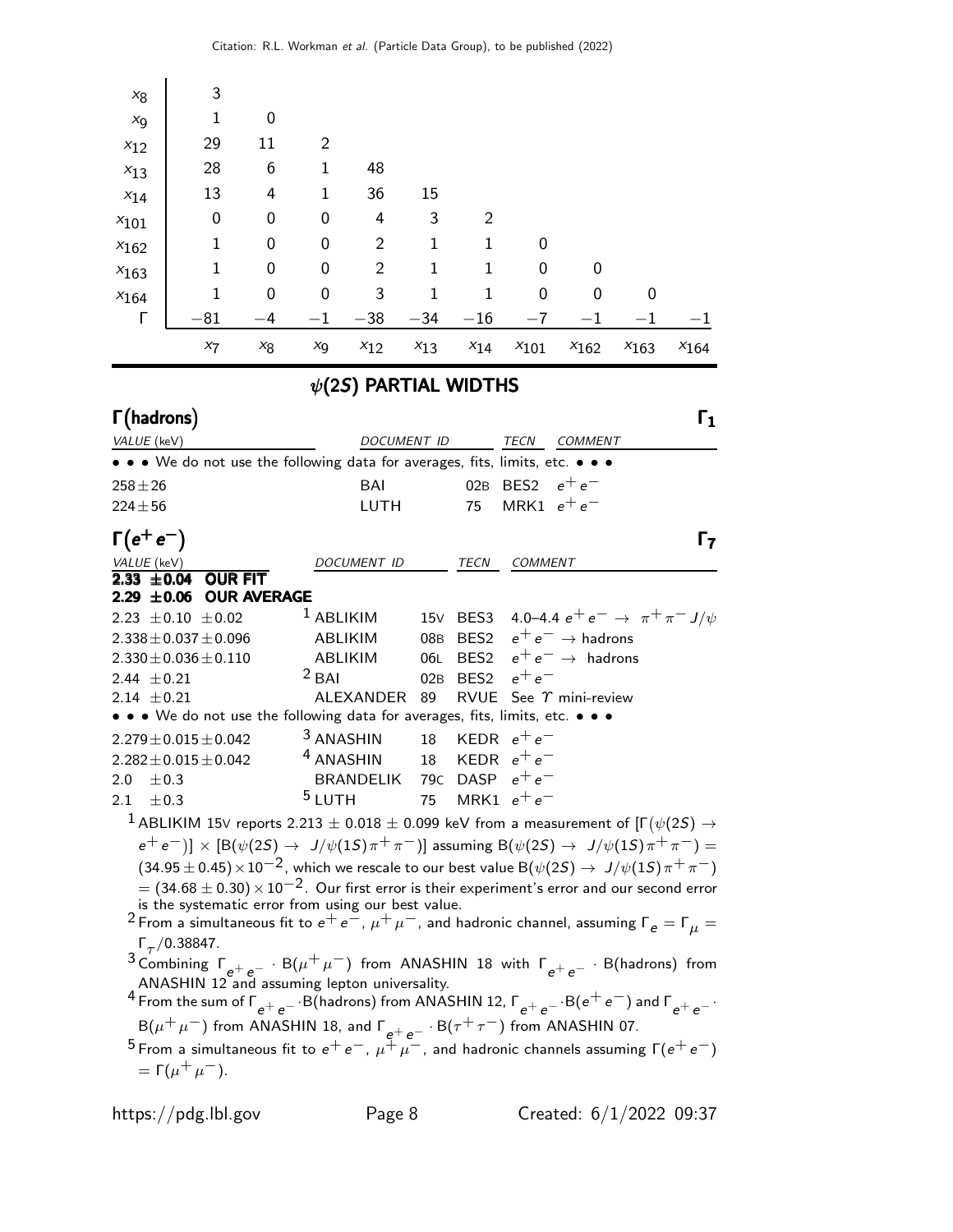| | | | | | | | | | | |
|---|---|---|---|---|---|---|---|---|---|---|
| $x_8$ | 3 | | | | | | | | | |
| $x_9$ | 1 | 0 | | | | | | | | |
| $x_{12}$ | 29 | 11 | 2 | | | | | | | |
| $x_{13}$ | 28 | 6 | 1 | 48 | | | | | | |
| $x_{14}$ | 13 | 4 | 1 | 36 | 15 | | | | | |
| $x_{101}$ | 0 | 0 | 0 | 4 | 3 | 2 | | | | |
| $x_{162}$ | 1 | 0 | 0 | 2 | 1 | 1 | 0 | | | |
| $x_{163}$ | 1 | 0 | 0 | 2 | 1 | 1 | 0 | 0 | | |
| $x_{164}$ | 1 | 0 | 0 | 3 | 1 | 1 | 0 | 0 | 0 | |
| $\Gamma$ | −81 | −4 | −1 | −38 | −34 | −16 | −7 | −1 | −1 | −1 |
| | $x_7$ | $x_8$ | $x_9$ | $x_{12}$ | $x_{13}$ | $x_{14}$ | $x_{101}$ | $x_{162}$ | $x_{163}$ | $x_{164}$ |

## $\psi(2S)$ PARTIAL WIDTHS

### $\Gamma$(hadrons) $\qquad\qquad\qquad\qquad\qquad\qquad \Gamma_1$

| VALUE (keV) | DOCUMENT ID | | TECN | COMMENT |
|---|---|---|---|---|
| • • • We do not use the following data for averages, fits, limits, etc. • • • | | | | |
| $258 \pm 26$ | BAI | 02B | BES2 | $e^+e^-$ |
| $224 \pm 56$ | LUTH | 75 | MRK1 | $e^+e^-$ |

### $\Gamma(e^+e^-)$ $\qquad\qquad\qquad\qquad\qquad\qquad \Gamma_7$

| VALUE (keV) | DOCUMENT ID | | TECN | COMMENT |
|---|---|---|---|---|
| **$2.33 \pm 0.04$ OUR FIT** | | | | |
| **$2.29 \pm 0.06$ OUR AVERAGE** | | | | |
| $2.23 \pm 0.10 \pm 0.02$ | [1] ABLIKIM | 15V | BES3 | 4.0–4.4 $e^+e^- \to \pi^+\pi^- J/\psi$ |
| $2.338 \pm 0.037 \pm 0.096$ | ABLIKIM | 08B | BES2 | $e^+e^- \to$ hadrons |
| $2.330 \pm 0.036 \pm 0.110$ | ABLIKIM | 06L | BES2 | $e^+e^- \to$ hadrons |
| $2.44 \pm 0.21$ | [2] BAI | 02B | BES2 | $e^+e^-$ |
| $2.14 \pm 0.21$ | ALEXANDER | 89 | RVUE | See $\Upsilon$ mini-review |
| • • • We do not use the following data for averages, fits, limits, etc. • • • | | | | |
| $2.279 \pm 0.015 \pm 0.042$ | [3] ANASHIN | 18 | KEDR | $e^+e^-$ |
| $2.282 \pm 0.015 \pm 0.042$ | [4] ANASHIN | 18 | KEDR | $e^+e^-$ |
| $2.0 \pm 0.3$ | BRANDELIK | 79C | DASP | $e^+e^-$ |
| $2.1 \pm 0.3$ | [5] LUTH | 75 | MRK1 | $e^+e^-$ |

[1] ABLIKIM 15V reports $2.213 \pm 0.018 \pm 0.099$ keV from a measurement of $[\Gamma(\psi(2S) \to e^+e^-)] \times [B(\psi(2S) \to J/\psi(1S)\pi^+\pi^-)]$ assuming $B(\psi(2S) \to J/\psi(1S)\pi^+\pi^-) = (34.95 \pm 0.45) \times 10^{-2}$, which we rescale to our best value $B(\psi(2S) \to J/\psi(1S)\pi^+\pi^-) = (34.68 \pm 0.30) \times 10^{-2}$. Our first error is their experiment's error and our second error is the systematic error from using our best value.

[2] From a simultaneous fit to $e^+e^-$, $\mu^+\mu^-$, and hadronic channel, assuming $\Gamma_e = \Gamma_\mu = \Gamma_\tau/0.38847$.

[3] Combining $\Gamma_{e^+e^-} \cdot B(\mu^+\mu^-)$ from ANASHIN 18 with $\Gamma_{e^+e^-} \cdot B(\text{hadrons})$ from ANASHIN 12 and assuming lepton universality.

[4] From the sum of $\Gamma_{e^+e^-} \cdot B(\text{hadrons})$ from ANASHIN 12, $\Gamma_{e^+e^-} \cdot B(e^+e^-)$ and $\Gamma_{e^+e^-} \cdot B(\mu^+\mu^-)$ from ANASHIN 18, and $\Gamma_{e^+e^-} \cdot B(\tau^+\tau^-)$ from ANASHIN 07.

[5] From a simultaneous fit to $e^+e^-$, $\mu^+\mu^-$, and hadronic channels assuming $\Gamma(e^+e^-) = \Gamma(\mu^+\mu^-)$.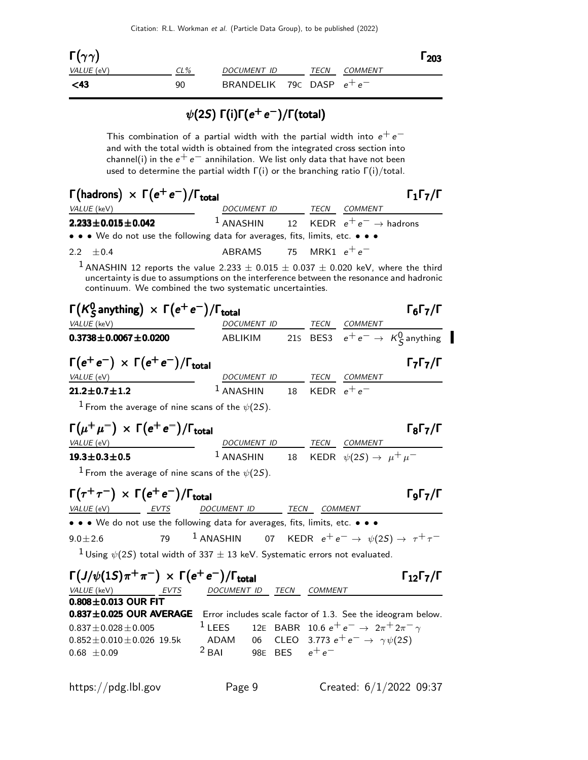### $\Gamma(\gamma\gamma)$ $\qquad\Gamma_{203}$

| VALUE (eV) | CL% | DOCUMENT ID | | TECN | COMMENT |
|---|---|---|---|---|---|
| **<43** | 90 | BRANDELIK | 79C | DASP | $e^+e^-$ |

## $\psi(2S)$ $\Gamma(i)\Gamma(e^+e^-)/\Gamma(\text{total})$

This combination of a partial width with the partial width into $e^+e^-$ and with the total width is obtained from the integrated cross section into channel(i) in the $e^+e^-$ annihilation. We list only data that have not been used to determine the partial width $\Gamma(i)$ or the branching ratio $\Gamma(i)/\text{total}$.

### $\Gamma(\text{hadrons}) \times \Gamma(e^+e^-)/\Gamma_{\text{total}}$ $\qquad\Gamma_1\Gamma_7/\Gamma$

| VALUE (keV) | DOCUMENT ID | | TECN | COMMENT |
|---|---|---|---|---|
| **2.233±0.015±0.042** | [1] ANASHIN | 12 | KEDR | $e^+e^- \rightarrow$ hadrons |
| • • • We do not use the following data for averages, fits, limits, etc. • • • | | | | |
| 2.2 ±0.4 | ABRAMS | 75 | MRK1 | $e^+e^-$ |

[1] ANASHIN 12 reports the value 2.233 ± 0.015 ± 0.037 ± 0.020 keV, where the third uncertainty is due to assumptions on the interference between the resonance and hadronic continuum. We combined the two systematic uncertainties.

### $\Gamma(K^0_S\,\text{anything}) \times \Gamma(e^+e^-)/\Gamma_{\text{total}}$ $\qquad\Gamma_6\Gamma_7/\Gamma$

| VALUE (keV) | DOCUMENT ID | | TECN | COMMENT |
|---|---|---|---|---|
| **0.3738±0.0067±0.0200** | ABLIKIM | 21S | BES3 | $e^+e^- \rightarrow K^0_S$ anything |

### $\Gamma(e^+e^-) \times \Gamma(e^+e^-)/\Gamma_{\text{total}}$ $\qquad\Gamma_7\Gamma_7/\Gamma$

| VALUE (eV) | DOCUMENT ID | | TECN | COMMENT |
|---|---|---|---|---|
| **21.2±0.7±1.2** | [1] ANASHIN | 18 | KEDR | $e^+e^-$ |

[1] From the average of nine scans of the $\psi(2S)$.

### $\Gamma(\mu^+\mu^-) \times \Gamma(e^+e^-)/\Gamma_{\text{total}}$ $\qquad\Gamma_8\Gamma_7/\Gamma$

| VALUE (eV) | DOCUMENT ID | | TECN | COMMENT |
|---|---|---|---|---|
| **19.3±0.3±0.5** | [1] ANASHIN | 18 | KEDR | $\psi(2S) \rightarrow \mu^+\mu^-$ |

[1] From the average of nine scans of the $\psi(2S)$.

### $\Gamma(\tau^+\tau^-) \times \Gamma(e^+e^-)/\Gamma_{\text{total}}$ $\qquad\Gamma_9\Gamma_7/\Gamma$

| VALUE (eV) | EVTS | DOCUMENT ID | | TECN | COMMENT |
|---|---|---|---|---|---|
| • • • We do not use the following data for averages, fits, limits, etc. • • • | | | | | |
| 9.0±2.6 | 79 | [1] ANASHIN | 07 | KEDR | $e^+e^- \rightarrow \psi(2S) \rightarrow \tau^+\tau^-$ |

[1] Using $\psi(2S)$ total width of 337 ± 13 keV. Systematic errors not evaluated.

### $\Gamma(J/\psi(1S)\pi^+\pi^-) \times \Gamma(e^+e^-)/\Gamma_{\text{total}}$ $\qquad\Gamma_{12}\Gamma_7/\Gamma$

| VALUE (keV) | EVTS | DOCUMENT ID | | TECN | COMMENT |
|---|---|---|---|---|---|
| **0.808±0.013 OUR FIT** | | | | | |
| **0.837±0.025 OUR AVERAGE** | | Error includes scale factor of 1.3. See the ideogram below. | | | |
| 0.837±0.028±0.005 | | [1] LEES | 12E | BABR | 10.6 $e^+e^- \rightarrow 2\pi^+2\pi^-\gamma$ |
| 0.852±0.010±0.026 | 19.5k | ADAM | 06 | CLEO | 3.773 $e^+e^- \rightarrow \gamma\psi(2S)$ |
| 0.68 ±0.09 | | [2] BAI | 98E | BES | $e^+e^-$ |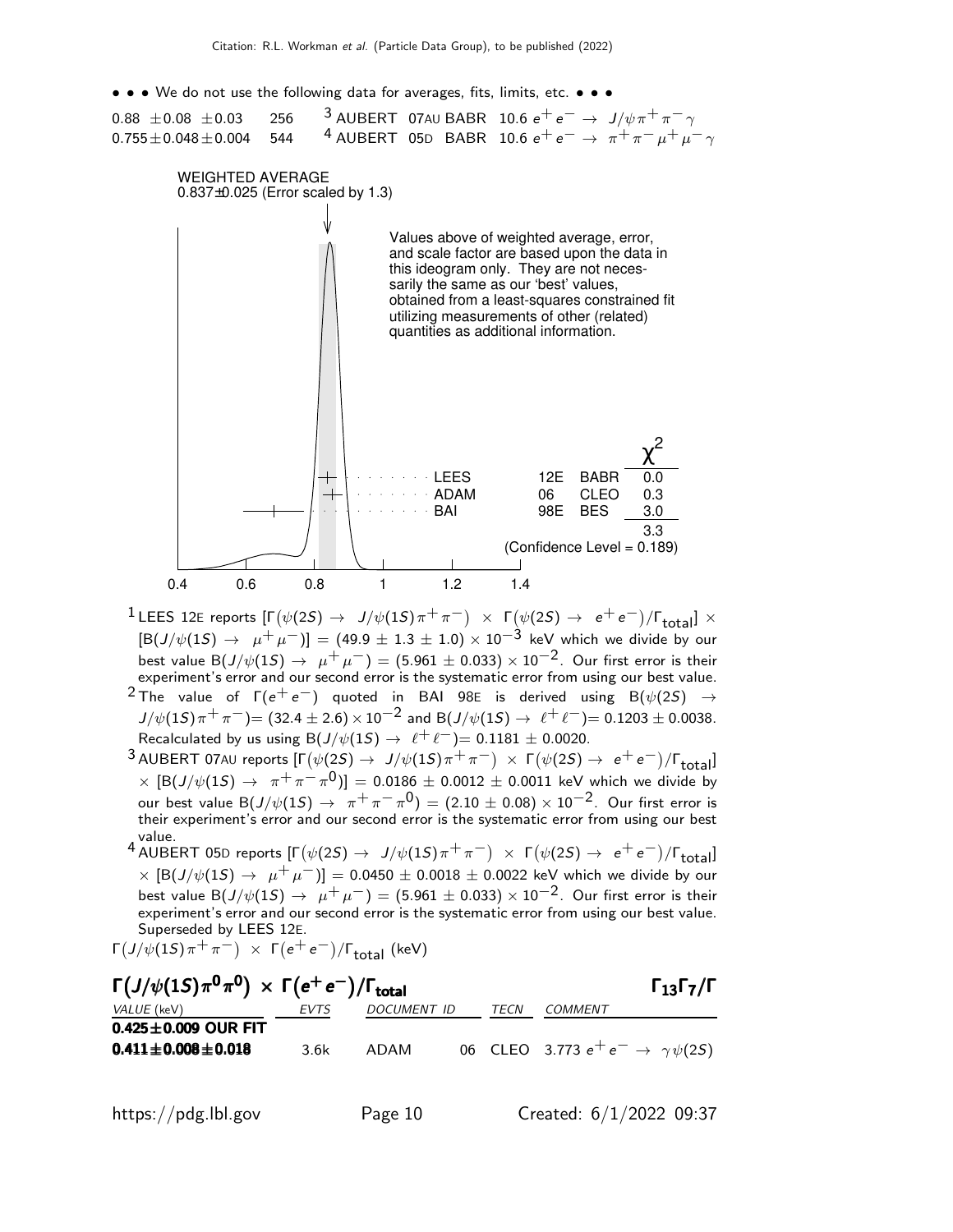• • • We do not use the following data for averages, fits, limits, etc. • • •

| | | | | |
|---|---|---|---|---|
| $0.88 \pm 0.08 \pm 0.03$ | 256 | [3] AUBERT 07AU | BABR | 10.6 $e^+e^- \to J/\psi\pi^+\pi^-\gamma$ |
| $0.755 \pm 0.048 \pm 0.004$ | 544 | [4] AUBERT 05D | BABR | 10.6 $e^+e^- \to \pi^+\pi^-\mu^+\mu^-\gamma$ |

WEIGHTED AVERAGE
0.837±0.025 (Error scaled by 1.3)

Values above of weighted average, error, and scale factor are based upon the data in this ideogram only. They are not necessarily the same as our 'best' values, obtained from a least-squares constrained fit utilizing measurements of other (related) quantities as additional information.

| | | | $\chi^2$ |
|---|---|---|---|
| LEES | 12E | BABR | 0.0 |
| ADAM | 06 | CLEO | 0.3 |
| BAI | 98E | BES | 3.0 |
| | | | 3.3 |

(Confidence Level = 0.189)

$\Gamma(J/\psi(1S)\pi^+\pi^-) \times \Gamma(e^+e^-)/\Gamma_{total}$ (keV)

[1] LEES 12E reports $[\Gamma(\psi(2S) \to J/\psi(1S)\pi^+\pi^-) \times \Gamma(\psi(2S) \to e^+e^-)/\Gamma_{total}] \times [B(J/\psi(1S) \to \mu^+\mu^-)] = (49.9 \pm 1.3 \pm 1.0) \times 10^{-3}$ keV which we divide by our best value $B(J/\psi(1S) \to \mu^+\mu^-) = (5.961 \pm 0.033) \times 10^{-2}$. Our first error is their experiment's error and our second error is the systematic error from using our best value.

[2] The value of $\Gamma(e^+e^-)$ quoted in BAI 98E is derived using $B(\psi(2S) \to J/\psi(1S)\pi^+\pi^-) = (32.4 \pm 2.6) \times 10^{-2}$ and $B(J/\psi(1S) \to \ell^+\ell^-) = 0.1203 \pm 0.0038$. Recalculated by us using $B(J/\psi(1S) \to \ell^+\ell^-) = 0.1181 \pm 0.0020$.

[3] AUBERT 07AU reports $[\Gamma(\psi(2S) \to J/\psi(1S)\pi^+\pi^-) \times \Gamma(\psi(2S) \to e^+e^-)/\Gamma_{total}] \times [B(J/\psi(1S) \to \pi^+\pi^-\pi^0)] = 0.0186 \pm 0.0012 \pm 0.0011$ keV which we divide by our best value $B(J/\psi(1S) \to \pi^+\pi^-\pi^0) = (2.10 \pm 0.08) \times 10^{-2}$. Our first error is their experiment's error and our second error is the systematic error from using our best value.

[4] AUBERT 05D reports $[\Gamma(\psi(2S) \to J/\psi(1S)\pi^+\pi^-) \times \Gamma(\psi(2S) \to e^+e^-)/\Gamma_{total}] \times [B(J/\psi(1S) \to \mu^+\mu^-)] = 0.0450 \pm 0.0018 \pm 0.0022$ keV which we divide by our best value $B(J/\psi(1S) \to \mu^+\mu^-) = (5.961 \pm 0.033) \times 10^{-2}$. Our first error is their experiment's error and our second error is the systematic error from using our best value. Superseded by LEES 12E.

### $\Gamma(J/\psi(1S)\pi^0\pi^0) \times \Gamma(e^+e^-)/\Gamma_{total}$ — $\Gamma_{13}\Gamma_7/\Gamma$

| VALUE (keV) | EVTS | DOCUMENT ID | | TECN | COMMENT |
|---|---|---|---|---|---|
| **0.425±0.009 OUR FIT** | | | | | |
| **0.411±0.008±0.018** | 3.6k | ADAM | 06 | CLEO | 3.773 $e^+e^- \to \gamma\psi(2S)$ |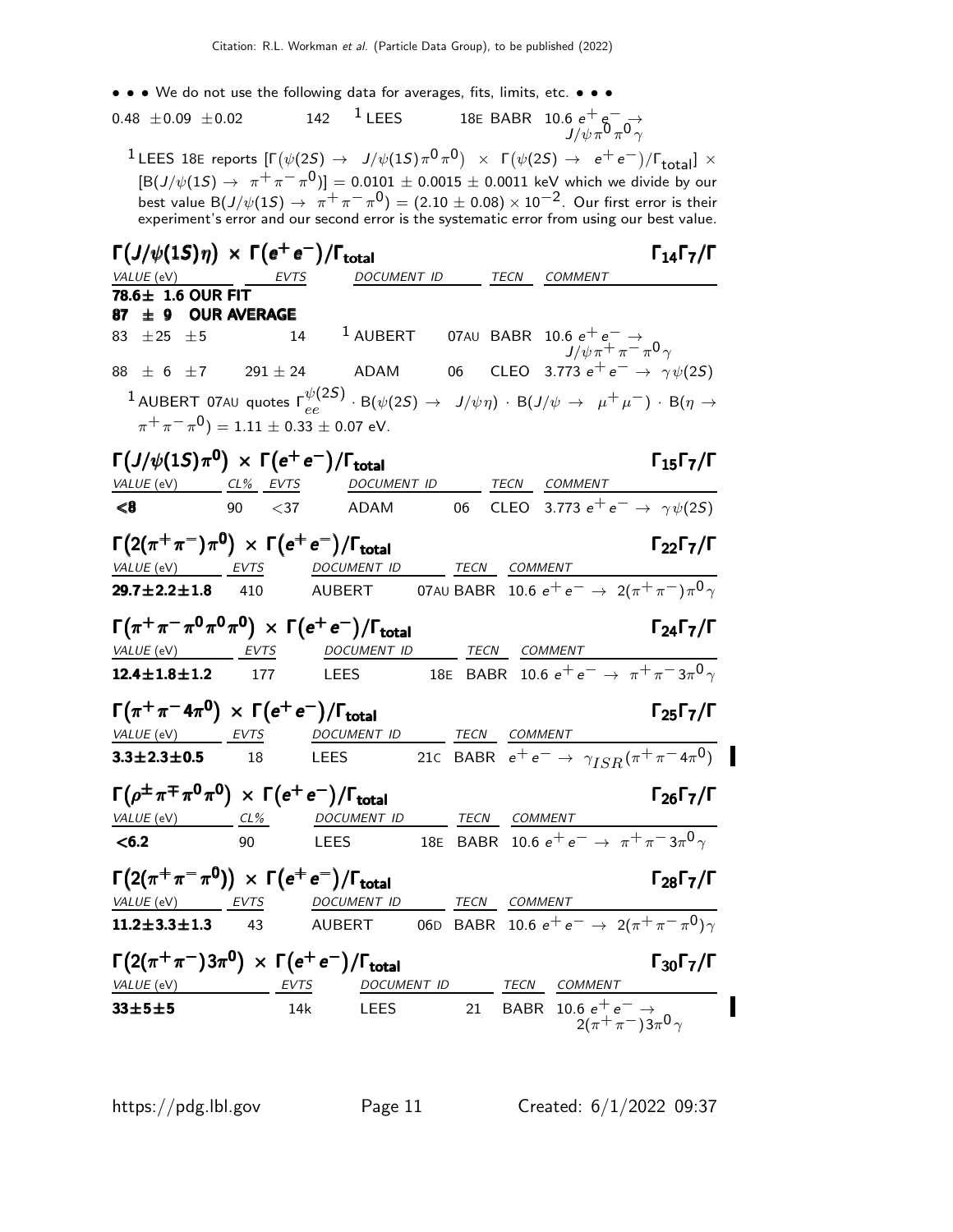• • • We do not use the following data for averages, fits, limits, etc. • • •

| | | | | |
|---|---|---|---|---|
| $0.48 \pm 0.09 \pm 0.02$ | 142 | [1] LEES | 18E BABR | $10.6\ e^+e^- \to J/\psi\pi^0\pi^0\gamma$ |

[1] LEES 18E reports $[\Gamma(\psi(2S) \to J/\psi(1S)\pi^0\pi^0) \times \Gamma(\psi(2S) \to e^+e^-)/\Gamma_{\rm total}] \times [B(J/\psi(1S) \to \pi^+\pi^-\pi^0)] = 0.0101 \pm 0.0015 \pm 0.0011$ keV which we divide by our best value $B(J/\psi(1S) \to \pi^+\pi^-\pi^0) = (2.10 \pm 0.08) \times 10^{-2}$. Our first error is their experiment's error and our second error is the systematic error from using our best value.

### $\Gamma(J/\psi(1S)\eta) \times \Gamma(e^+e^-)/\Gamma_{\rm total}$ — $\Gamma_{14}\Gamma_7/\Gamma$

| VALUE (eV) | EVTS | DOCUMENT ID | | TECN | COMMENT |
|---|---|---|---|---|---|
| **78.6± 1.6 OUR FIT** | | | | | |
| **87 ± 9 OUR AVERAGE** | | | | | |
| $83 \pm 25 \pm 5$ | 14 | [1] AUBERT | 07AU | BABR | $10.6\ e^+e^- \to J/\psi\pi^+\pi^-\pi^0\gamma$ |
| $88 \pm 6 \pm 7$ | $291 \pm 24$ | ADAM | 06 | CLEO | $3.773\ e^+e^- \to \gamma\psi(2S)$ |

[1] AUBERT 07AU quotes $\Gamma_{ee}^{\psi(2S)} \cdot B(\psi(2S) \to J/\psi\eta) \cdot B(J/\psi \to \mu^+\mu^-) \cdot B(\eta \to \pi^+\pi^-\pi^0) = 1.11 \pm 0.33 \pm 0.07$ eV.

### $\Gamma(J/\psi(1S)\pi^0) \times \Gamma(e^+e^-)/\Gamma_{\rm total}$ — $\Gamma_{15}\Gamma_7/\Gamma$

| VALUE (eV) | CL% | EVTS | DOCUMENT ID | | TECN | COMMENT |
|---|---|---|---|---|---|---|
| **<8** | 90 | <37 | ADAM | 06 | CLEO | $3.773\ e^+e^- \to \gamma\psi(2S)$ |

### $\Gamma(2(\pi^+\pi^-)\pi^0) \times \Gamma(e^+e^-)/\Gamma_{\rm total}$ — $\Gamma_{22}\Gamma_7/\Gamma$

| VALUE (eV) | EVTS | DOCUMENT ID | | TECN | COMMENT |
|---|---|---|---|---|---|
| **29.7±2.2±1.8** | 410 | AUBERT | 07AU | BABR | $10.6\ e^+e^- \to 2(\pi^+\pi^-)\pi^0\gamma$ |

### $\Gamma(\pi^+\pi^-\pi^0\pi^0\pi^0) \times \Gamma(e^+e^-)/\Gamma_{\rm total}$ — $\Gamma_{24}\Gamma_7/\Gamma$

| VALUE (eV) | EVTS | DOCUMENT ID | | TECN | COMMENT |
|---|---|---|---|---|---|
| **12.4±1.8±1.2** | 177 | LEES | 18E | BABR | $10.6\ e^+e^- \to \pi^+\pi^-3\pi^0\gamma$ |

### $\Gamma(\pi^+\pi^-4\pi^0) \times \Gamma(e^+e^-)/\Gamma_{\rm total}$ — $\Gamma_{25}\Gamma_7/\Gamma$

| VALUE (eV) | EVTS | DOCUMENT ID | | TECN | COMMENT |
|---|---|---|---|---|---|
| **3.3±2.3±0.5** | 18 | LEES | 21C | BABR | $e^+e^- \to \gamma_{ISR}(\pi^+\pi^-4\pi^0)$ |

### $\Gamma(\rho^\pm\pi^\mp\pi^0\pi^0) \times \Gamma(e^+e^-)/\Gamma_{\rm total}$ — $\Gamma_{26}\Gamma_7/\Gamma$

| VALUE (eV) | CL% | DOCUMENT ID | | TECN | COMMENT |
|---|---|---|---|---|---|
| **<6.2** | 90 | LEES | 18E | BABR | $10.6\ e^+e^- \to \pi^+\pi^-3\pi^0\gamma$ |

### $\Gamma(2(\pi^+\pi^-\pi^0)) \times \Gamma(e^+e^-)/\Gamma_{\rm total}$ — $\Gamma_{28}\Gamma_7/\Gamma$

| VALUE (eV) | EVTS | DOCUMENT ID | | TECN | COMMENT |
|---|---|---|---|---|---|
| **11.2±3.3±1.3** | 43 | AUBERT | 06D | BABR | $10.6\ e^+e^- \to 2(\pi^+\pi^-\pi^0)\gamma$ |

### $\Gamma(2(\pi^+\pi^-)3\pi^0) \times \Gamma(e^+e^-)/\Gamma_{\rm total}$ — $\Gamma_{30}\Gamma_7/\Gamma$

| VALUE (eV) | EVTS | DOCUMENT ID | | TECN | COMMENT |
|---|---|---|---|---|---|
| **33±5±5** | 14k | LEES | 21 | BABR | $10.6\ e^+e^- \to 2(\pi^+\pi^-)3\pi^0\gamma$ |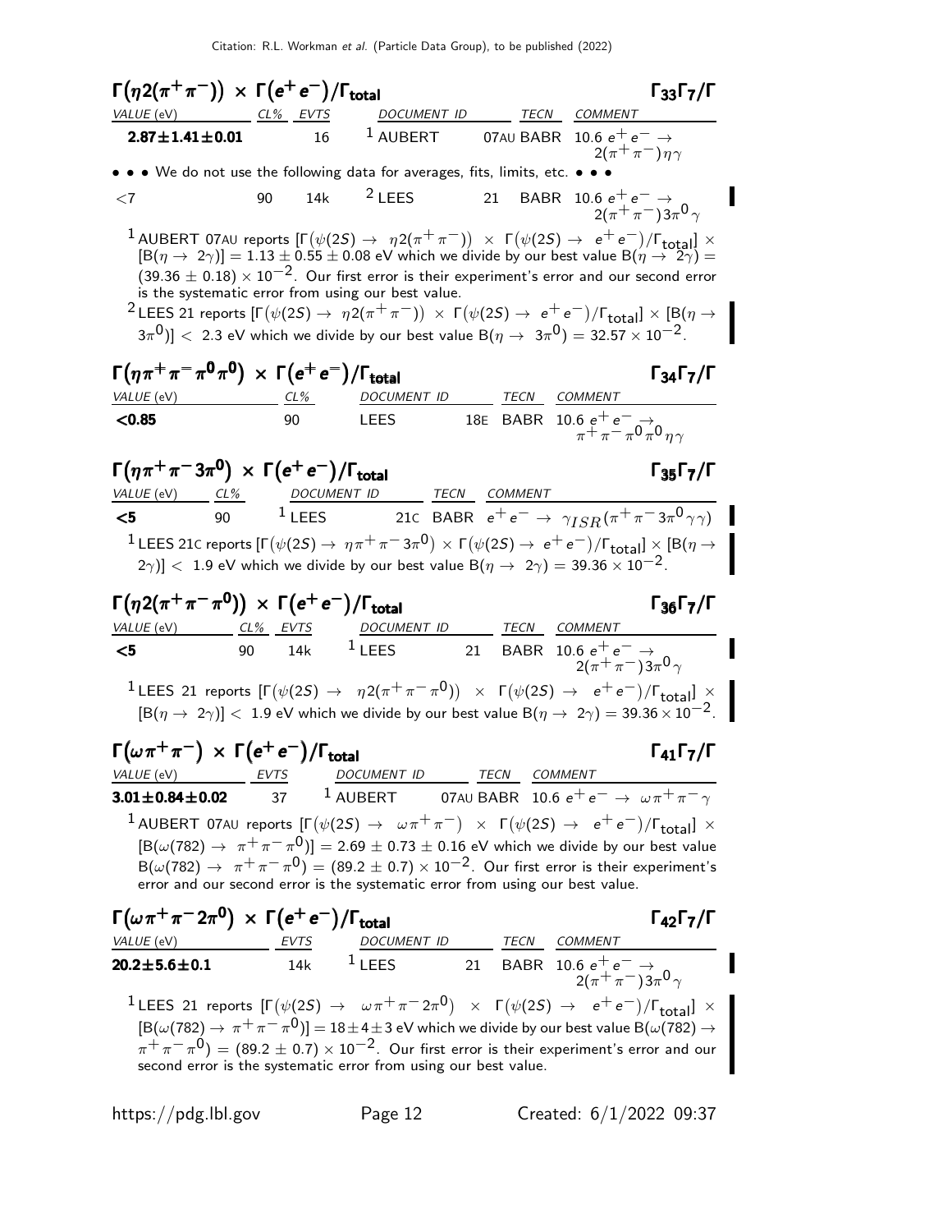Citation: R.L. Workman et al. (Particle Data Group), to be published (2022)

### $\Gamma(\eta 2(\pi^+\pi^-)) \times \Gamma(e^+e^-)/\Gamma_{\text{total}}$ — $\Gamma_{33}\Gamma_7/\Gamma$

| VALUE (eV) | CL% | EVTS | DOCUMENT ID | | TECN | COMMENT |
|---|---|---|---|---|---|---|
| **2.87±1.41±0.01** | | 16 | [1] AUBERT | 07AU | BABR | $10.6\ e^+e^- \to 2(\pi^+\pi^-)\eta\gamma$ |
| • • • We do not use the following data for averages, fits, limits, etc. • • • | | | | | | |
| <7 | 90 | 14k | [2] LEES | 21 | BABR | $10.6\ e^+e^- \to 2(\pi^+\pi^-)3\pi^0\gamma$ |

[1] AUBERT 07AU reports $[\Gamma(\psi(2S) \to \eta 2(\pi^+\pi^-)) \times \Gamma(\psi(2S) \to e^+e^-)/\Gamma_{\text{total}}] \times [B(\eta \to 2\gamma)] = 1.13 \pm 0.55 \pm 0.08$ eV which we divide by our best value $B(\eta \to 2\gamma) = (39.36 \pm 0.18) \times 10^{-2}$. Our first error is their experiment's error and our second error is the systematic error from using our best value.

[2] LEES 21 reports $[\Gamma(\psi(2S) \to \eta 2(\pi^+\pi^-)) \times \Gamma(\psi(2S) \to e^+e^-)/\Gamma_{\text{total}}] \times [B(\eta \to 3\pi^0)] < 2.3$ eV which we divide by our best value $B(\eta \to 3\pi^0) = 32.57 \times 10^{-2}$.

### $\Gamma(\eta\pi^+\pi^-\pi^0\pi^0) \times \Gamma(e^+e^-)/\Gamma_{\text{total}}$ — $\Gamma_{34}\Gamma_7/\Gamma$

| VALUE (eV) | CL% | DOCUMENT ID | | TECN | COMMENT |
|---|---|---|---|---|---|
| **<0.85** | 90 | LEES | 18E | BABR | $10.6\ e^+e^- \to \pi^+\pi^-\pi^0\pi^0\eta\gamma$ |

### $\Gamma(\eta\pi^+\pi^- 3\pi^0) \times \Gamma(e^+e^-)/\Gamma_{\text{total}}$ — $\Gamma_{35}\Gamma_7/\Gamma$

| VALUE (eV) | CL% | DOCUMENT ID | | TECN | COMMENT |
|---|---|---|---|---|---|
| **<5** | 90 | [1] LEES | 21C | BABR | $e^+e^- \to \gamma_{ISR}(\pi^+\pi^-3\pi^0\gamma\gamma)$ |

[1] LEES 21C reports $[\Gamma(\psi(2S) \to \eta\pi^+\pi^-3\pi^0) \times \Gamma(\psi(2S) \to e^+e^-)/\Gamma_{\text{total}}] \times [B(\eta \to 2\gamma)] < 1.9$ eV which we divide by our best value $B(\eta \to 2\gamma) = 39.36 \times 10^{-2}$.

### $\Gamma(\eta 2(\pi^+\pi^-\pi^0)) \times \Gamma(e^+e^-)/\Gamma_{\text{total}}$ — $\Gamma_{36}\Gamma_7/\Gamma$

| VALUE (eV) | CL% | EVTS | DOCUMENT ID | | TECN | COMMENT |
|---|---|---|---|---|---|---|
| **<5** | 90 | 14k | [1] LEES | 21 | BABR | $10.6\ e^+e^- \to 2(\pi^+\pi^-)3\pi^0\gamma$ |

[1] LEES 21 reports $[\Gamma(\psi(2S) \to \eta 2(\pi^+\pi^-\pi^0)) \times \Gamma(\psi(2S) \to e^+e^-)/\Gamma_{\text{total}}] \times [B(\eta \to 2\gamma)] < 1.9$ eV which we divide by our best value $B(\eta \to 2\gamma) = 39.36 \times 10^{-2}$.

### $\Gamma(\omega\pi^+\pi^-) \times \Gamma(e^+e^-)/\Gamma_{\text{total}}$ — $\Gamma_{41}\Gamma_7/\Gamma$

| VALUE (eV) | EVTS | DOCUMENT ID | | TECN | COMMENT |
|---|---|---|---|---|---|
| **3.01±0.84±0.02** | 37 | [1] AUBERT | 07AU | BABR | $10.6\ e^+e^- \to \omega\pi^+\pi^-\gamma$ |

[1] AUBERT 07AU reports $[\Gamma(\psi(2S) \to \omega\pi^+\pi^-) \times \Gamma(\psi(2S) \to e^+e^-)/\Gamma_{\text{total}}] \times [B(\omega(782) \to \pi^+\pi^-\pi^0)] = 2.69 \pm 0.73 \pm 0.16$ eV which we divide by our best value $B(\omega(782) \to \pi^+\pi^-\pi^0) = (89.2 \pm 0.7) \times 10^{-2}$. Our first error is their experiment's error and our second error is the systematic error from using our best value.

### $\Gamma(\omega\pi^+\pi^- 2\pi^0) \times \Gamma(e^+e^-)/\Gamma_{\text{total}}$ — $\Gamma_{42}\Gamma_7/\Gamma$

| VALUE (eV) | EVTS | DOCUMENT ID | | TECN | COMMENT |
|---|---|---|---|---|---|
| **20.2±5.6±0.1** | 14k | [1] LEES | 21 | BABR | $10.6\ e^+e^- \to 2(\pi^+\pi^-)3\pi^0\gamma$ |

[1] LEES 21 reports $[\Gamma(\psi(2S) \to \omega\pi^+\pi^-2\pi^0) \times \Gamma(\psi(2S) \to e^+e^-)/\Gamma_{\text{total}}] \times [B(\omega(782) \to \pi^+\pi^-\pi^0)] = 18 \pm 4 \pm 3$ eV which we divide by our best value $B(\omega(782) \to \pi^+\pi^-\pi^0) = (89.2 \pm 0.7) \times 10^{-2}$. Our first error is their experiment's error and our second error is the systematic error from using our best value.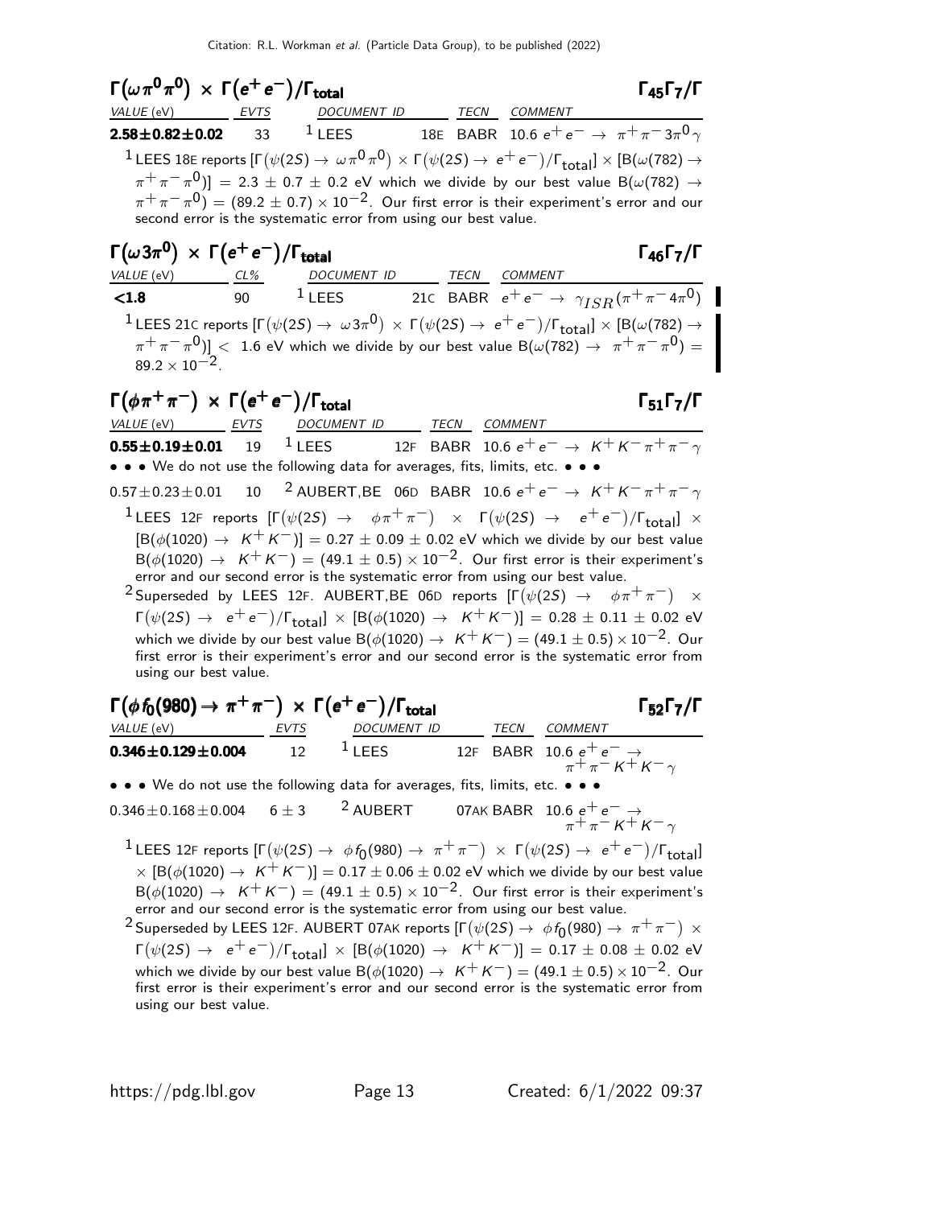### $\Gamma(\omega\pi^0\pi^0) \times \Gamma(e^+e^-)/\Gamma_{\text{total}}$ $\Gamma_{45}\Gamma_7/\Gamma$

| VALUE (eV) | EVTS | DOCUMENT ID | | TECN | COMMENT |
|---|---|---|---|---|---|
| **2.58±0.82±0.02** | 33 | [1] LEES | 18E | BABR | 10.6 $e^+e^- \rightarrow \pi^+\pi^-3\pi^0\gamma$ |

[1] LEES 18E reports $[\Gamma(\psi(2S) \rightarrow \omega\pi^0\pi^0) \times \Gamma(\psi(2S) \rightarrow e^+e^-)/\Gamma_{\text{total}}] \times [B(\omega(782) \rightarrow \pi^+\pi^-\pi^0)] = 2.3 \pm 0.7 \pm 0.2$ eV which we divide by our best value $B(\omega(782) \rightarrow \pi^+\pi^-\pi^0) = (89.2 \pm 0.7) \times 10^{-2}$. Our first error is their experiment's error and our second error is the systematic error from using our best value.

### $\Gamma(\omega 3\pi^0) \times \Gamma(e^+e^-)/\Gamma_{\text{total}}$ $\Gamma_{46}\Gamma_7/\Gamma$

| VALUE (eV) | CL% | DOCUMENT ID | | TECN | COMMENT |
|---|---|---|---|---|---|
| **<1.8** | 90 | [1] LEES | 21C | BABR | $e^+e^- \rightarrow \gamma_{ISR}(\pi^+\pi^-4\pi^0)$ |

[1] LEES 21C reports $[\Gamma(\psi(2S) \rightarrow \omega 3\pi^0) \times \Gamma(\psi(2S) \rightarrow e^+e^-)/\Gamma_{\text{total}}] \times [B(\omega(782) \rightarrow \pi^+\pi^-\pi^0)] <$ 1.6 eV which we divide by our best value $B(\omega(782) \rightarrow \pi^+\pi^-\pi^0) = 89.2 \times 10^{-2}$.

### $\Gamma(\phi\pi^+\pi^-) \times \Gamma(e^+e^-)/\Gamma_{\text{total}}$ $\Gamma_{51}\Gamma_7/\Gamma$

| VALUE (eV) | EVTS | DOCUMENT ID | | TECN | COMMENT |
|---|---|---|---|---|---|
| **0.55±0.19±0.01** | 19 | [1] LEES | 12F | BABR | 10.6 $e^+e^- \rightarrow K^+K^-\pi^+\pi^-\gamma$ |
| • • • We do not use the following data for averages, fits, limits, etc. • • • | | | | | |
| 0.57±0.23±0.01 | 10 | [2] AUBERT,BE | 06D | BABR | 10.6 $e^+e^- \rightarrow K^+K^-\pi^+\pi^-\gamma$ |

[1] LEES 12F reports $[\Gamma(\psi(2S) \rightarrow \phi\pi^+\pi^-) \times \Gamma(\psi(2S) \rightarrow e^+e^-)/\Gamma_{\text{total}}] \times [B(\phi(1020) \rightarrow K^+K^-)] = 0.27 \pm 0.09 \pm 0.02$ eV which we divide by our best value $B(\phi(1020) \rightarrow K^+K^-) = (49.1 \pm 0.5) \times 10^{-2}$. Our first error is their experiment's error and our second error is the systematic error from using our best value.

[2] Superseded by LEES 12F. AUBERT,BE 06D reports $[\Gamma(\psi(2S) \rightarrow \phi\pi^+\pi^-) \times \Gamma(\psi(2S) \rightarrow e^+e^-)/\Gamma_{\text{total}}] \times [B(\phi(1020) \rightarrow K^+K^-)] = 0.28 \pm 0.11 \pm 0.02$ eV which we divide by our best value $B(\phi(1020) \rightarrow K^+K^-) = (49.1 \pm 0.5) \times 10^{-2}$. Our first error is their experiment's error and our second error is the systematic error from using our best value.

### $\Gamma(\phi f_0(980) \rightarrow \pi^+\pi^-) \times \Gamma(e^+e^-)/\Gamma_{\text{total}}$ $\Gamma_{52}\Gamma_7/\Gamma$

| VALUE (eV) | EVTS | DOCUMENT ID | | TECN | COMMENT |
|---|---|---|---|---|---|
| **0.346±0.129±0.004** | 12 | [1] LEES | 12F | BABR | 10.6 $e^+e^- \rightarrow \pi^+\pi^-K^+K^-\gamma$ |
| • • • We do not use the following data for averages, fits, limits, etc. • • • | | | | | |
| 0.346±0.168±0.004 | 6 ± 3 | [2] AUBERT | 07AK | BABR | 10.6 $e^+e^- \rightarrow \pi^+\pi^-K^+K^-\gamma$ |

[1] LEES 12F reports $[\Gamma(\psi(2S) \rightarrow \phi f_0(980) \rightarrow \pi^+\pi^-) \times \Gamma(\psi(2S) \rightarrow e^+e^-)/\Gamma_{\text{total}}] \times [B(\phi(1020) \rightarrow K^+K^-)] = 0.17 \pm 0.06 \pm 0.02$ eV which we divide by our best value $B(\phi(1020) \rightarrow K^+K^-) = (49.1 \pm 0.5) \times 10^{-2}$. Our first error is their experiment's error and our second error is the systematic error from using our best value.

[2] Superseded by LEES 12F. AUBERT 07AK reports $[\Gamma(\psi(2S) \rightarrow \phi f_0(980) \rightarrow \pi^+\pi^-) \times \Gamma(\psi(2S) \rightarrow e^+e^-)/\Gamma_{\text{total}}] \times [B(\phi(1020) \rightarrow K^+K^-)] = 0.17 \pm 0.08 \pm 0.02$ eV which we divide by our best value $B(\phi(1020) \rightarrow K^+K^-) = (49.1 \pm 0.5) \times 10^{-2}$. Our first error is their experiment's error and our second error is the systematic error from using our best value.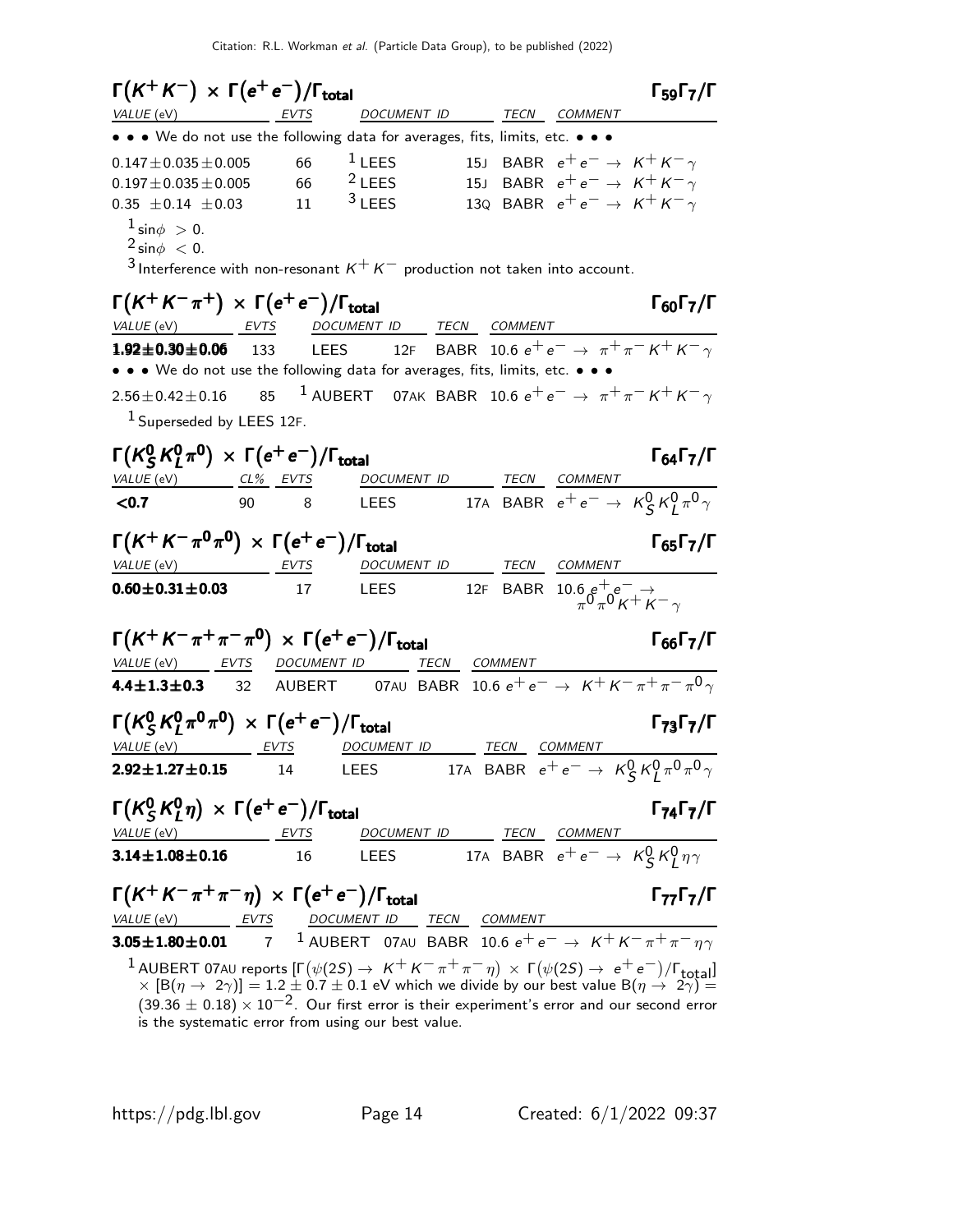### $\Gamma(K^+K^-) \times \Gamma(e^+e^-)/\Gamma_{\text{total}}$ — $\Gamma_{59}\Gamma_7/\Gamma$

| VALUE (eV) | EVTS | DOCUMENT ID | TECN | COMMENT |
|---|---|---|---|---|
| • • • We do not use the following data for averages, fits, limits, etc. • • • | | | | |
| $0.147 \pm 0.035 \pm 0.005$ | 66 | [1] LEES 15J | BABR | $e^+e^- \rightarrow K^+K^-\gamma$ |
| $0.197 \pm 0.035 \pm 0.005$ | 66 | [2] LEES 15J | BABR | $e^+e^- \rightarrow K^+K^-\gamma$ |
| $0.35 \pm 0.14 \pm 0.03$ | 11 | [3] LEES 13Q | BABR | $e^+e^- \rightarrow K^+K^-\gamma$ |

[1] $\sin\phi > 0$.
[2] $\sin\phi < 0$.
[3] Interference with non-resonant $K^+K^-$ production not taken into account.

### $\Gamma(K^+K^-\pi^+) \times \Gamma(e^+e^-)/\Gamma_{\text{total}}$ — $\Gamma_{60}\Gamma_7/\Gamma$

| VALUE (eV) | EVTS | DOCUMENT ID | TECN | COMMENT |
|---|---|---|---|---|
| **$1.92 \pm 0.30 \pm 0.06$** | 133 | LEES 12F | BABR | $10.6\ e^+e^- \rightarrow \pi^+\pi^-K^+K^-\gamma$ |
| • • • We do not use the following data for averages, fits, limits, etc. • • • | | | | |
| $2.56 \pm 0.42 \pm 0.16$ | 85 | [1] AUBERT 07AK | BABR | $10.6\ e^+e^- \rightarrow \pi^+\pi^-K^+K^-\gamma$ |

[1] Superseded by LEES 12F.

### $\Gamma(K^0_S K^0_L \pi^0) \times \Gamma(e^+e^-)/\Gamma_{\text{total}}$ — $\Gamma_{64}\Gamma_7/\Gamma$

| VALUE (eV) | CL% | EVTS | DOCUMENT ID | TECN | COMMENT |
|---|---|---|---|---|---|
| **<0.7** | 90 | 8 | LEES 17A | BABR | $e^+e^- \rightarrow K^0_S K^0_L \pi^0\gamma$ |

### $\Gamma(K^+K^-\pi^0\pi^0) \times \Gamma(e^+e^-)/\Gamma_{\text{total}}$ — $\Gamma_{65}\Gamma_7/\Gamma$

| VALUE (eV) | EVTS | DOCUMENT ID | TECN | COMMENT |
|---|---|---|---|---|
| **$0.60 \pm 0.31 \pm 0.03$** | 17 | LEES 12F | BABR | $10.6\ e^+e^- \rightarrow \pi^0\pi^0K^+K^-\gamma$ |

### $\Gamma(K^+K^-\pi^+\pi^-\pi^0) \times \Gamma(e^+e^-)/\Gamma_{\text{total}}$ — $\Gamma_{66}\Gamma_7/\Gamma$

| VALUE (eV) | EVTS | DOCUMENT ID | TECN | COMMENT |
|---|---|---|---|---|
| **$4.4 \pm 1.3 \pm 0.3$** | 32 | AUBERT 07AU | BABR | $10.6\ e^+e^- \rightarrow K^+K^-\pi^+\pi^-\pi^0\gamma$ |

### $\Gamma(K^0_S K^0_L \pi^0\pi^0) \times \Gamma(e^+e^-)/\Gamma_{\text{total}}$ — $\Gamma_{73}\Gamma_7/\Gamma$

| VALUE (eV) | EVTS | DOCUMENT ID | TECN | COMMENT |
|---|---|---|---|---|
| **$2.92 \pm 1.27 \pm 0.15$** | 14 | LEES 17A | BABR | $e^+e^- \rightarrow K^0_S K^0_L \pi^0\pi^0\gamma$ |

### $\Gamma(K^0_S K^0_L \eta) \times \Gamma(e^+e^-)/\Gamma_{\text{total}}$ — $\Gamma_{74}\Gamma_7/\Gamma$

| VALUE (eV) | EVTS | DOCUMENT ID | TECN | COMMENT |
|---|---|---|---|---|
| **$3.14 \pm 1.08 \pm 0.16$** | 16 | LEES 17A | BABR | $e^+e^- \rightarrow K^0_S K^0_L \eta\gamma$ |

### $\Gamma(K^+K^-\pi^+\pi^-\eta) \times \Gamma(e^+e^-)/\Gamma_{\text{total}}$ — $\Gamma_{77}\Gamma_7/\Gamma$

| VALUE (eV) | EVTS | DOCUMENT ID | TECN | COMMENT |
|---|---|---|---|---|
| **$3.05 \pm 1.80 \pm 0.01$** | 7 | [1] AUBERT 07AU | BABR | $10.6\ e^+e^- \rightarrow K^+K^-\pi^+\pi^-\eta\gamma$ |

[1] AUBERT 07AU reports $[\Gamma(\psi(2S) \rightarrow K^+K^-\pi^+\pi^-\eta) \times \Gamma(\psi(2S) \rightarrow e^+e^-)/\Gamma_{\text{total}}] \times [B(\eta \rightarrow 2\gamma)] = 1.2 \pm 0.7 \pm 0.1$ eV which we divide by our best value $B(\eta \rightarrow 2\gamma) = (39.36 \pm 0.18) \times 10^{-2}$. Our first error is their experiment's error and our second error is the systematic error from using our best value.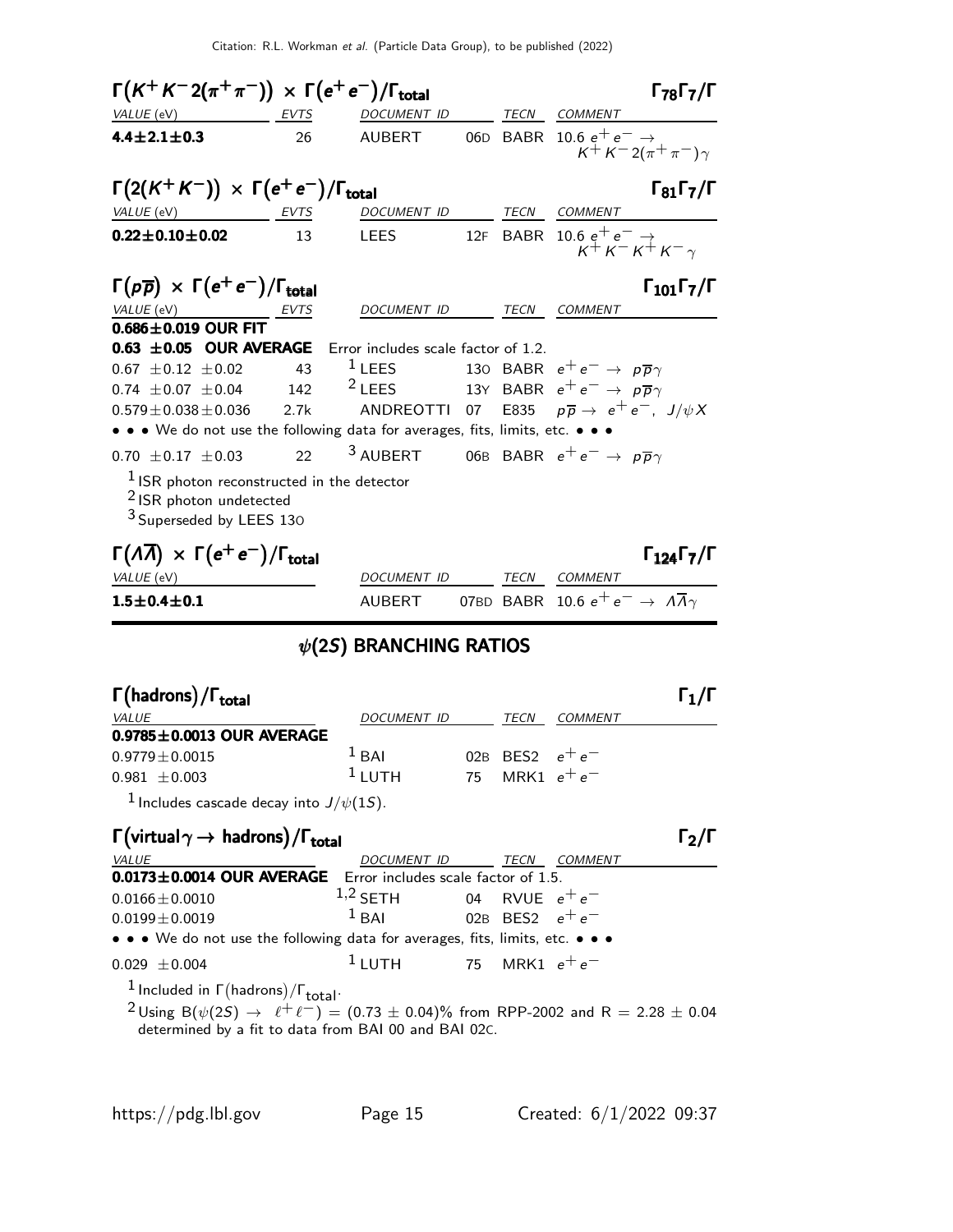### $\Gamma(K^+K^-2(\pi^+\pi^-)) \times \Gamma(e^+e^-)/\Gamma_{\text{total}}$ — $\Gamma_{78}\Gamma_7/\Gamma$

| VALUE (eV) | EVTS | DOCUMENT ID | | TECN | COMMENT |
|---|---|---|---|---|---|
| **4.4±2.1±0.3** | 26 | AUBERT | 06D | BABR | 10.6 $e^+e^- \to K^+K^-2(\pi^+\pi^-)\gamma$ |

### $\Gamma(2(K^+K^-)) \times \Gamma(e^+e^-)/\Gamma_{\text{total}}$ — $\Gamma_{81}\Gamma_7/\Gamma$

| VALUE (eV) | EVTS | DOCUMENT ID | | TECN | COMMENT |
|---|---|---|---|---|---|
| **0.22±0.10±0.02** | 13 | LEES | 12F | BABR | 10.6 $e^+e^- \to K^+K^-K^+K^-\gamma$ |

### $\Gamma(p\overline{p}) \times \Gamma(e^+e^-)/\Gamma_{\text{total}}$ — $\Gamma_{101}\Gamma_7/\Gamma$

| VALUE (eV) | EVTS | DOCUMENT ID | | TECN | COMMENT |
|---|---|---|---|---|---|
| **0.686±0.019 OUR FIT** | | | | | |
| **0.63 ±0.05 OUR AVERAGE** | | Error includes scale factor of 1.2. | | | |
| 0.67 ±0.12 ±0.02 | 43 | [1] LEES | 13O | BABR | $e^+e^- \to p\overline{p}\gamma$ |
| 0.74 ±0.07 ±0.04 | 142 | [2] LEES | 13Y | BABR | $e^+e^- \to p\overline{p}\gamma$ |
| 0.579±0.038±0.036 | 2.7k | ANDREOTTI | 07 | E835 | $p\overline{p} \to e^+e^-$, $J/\psi X$ |
| • • • We do not use the following data for averages, fits, limits, etc. • • • | | | | | |
| 0.70 ±0.17 ±0.03 | 22 | [3] AUBERT | 06B | BABR | $e^+e^- \to p\overline{p}\gamma$ |

[1] ISR photon reconstructed in the detector
[2] ISR photon undetected
[3] Superseded by LEES 13O

### $\Gamma(\Lambda\overline{\Lambda}) \times \Gamma(e^+e^-)/\Gamma_{\text{total}}$ — $\Gamma_{124}\Gamma_7/\Gamma$

| VALUE (eV) | DOCUMENT ID | | TECN | COMMENT |
|---|---|---|---|---|
| **1.5±0.4±0.1** | AUBERT | 07BD | BABR | 10.6 $e^+e^- \to \Lambda\overline{\Lambda}\gamma$ |

## $\psi(2S)$ BRANCHING RATIOS

### $\Gamma(\text{hadrons})/\Gamma_{\text{total}}$ — $\Gamma_1/\Gamma$

| VALUE | DOCUMENT ID | | TECN | COMMENT |
|---|---|---|---|---|
| **0.9785±0.0013 OUR AVERAGE** | | | | |
| 0.9779±0.0015 | [1] BAI | 02B | BES2 | $e^+e^-$ |
| 0.981 ±0.003 | [1] LUTH | 75 | MRK1 | $e^+e^-$ |

[1] Includes cascade decay into $J/\psi(1S)$.

### $\Gamma(\text{virtual}\gamma \to \text{hadrons})/\Gamma_{\text{total}}$ — $\Gamma_2/\Gamma$

| VALUE | DOCUMENT ID | | TECN | COMMENT |
|---|---|---|---|---|
| **0.0173±0.0014 OUR AVERAGE** | Error includes scale factor of 1.5. | | | |
| 0.0166±0.0010 | [1,2] SETH | 04 | RVUE | $e^+e^-$ |
| 0.0199±0.0019 | [1] BAI | 02B | BES2 | $e^+e^-$ |
| • • • We do not use the following data for averages, fits, limits, etc. • • • | | | | |
| 0.029 ±0.004 | [1] LUTH | 75 | MRK1 | $e^+e^-$ |

[1] Included in $\Gamma(\text{hadrons})/\Gamma_{\text{total}}$.
[2] Using $B(\psi(2S) \to \ell^+\ell^-) = (0.73 \pm 0.04)\%$ from RPP-2002 and $R = 2.28 \pm 0.04$ determined by a fit to data from BAI 00 and BAI 02C.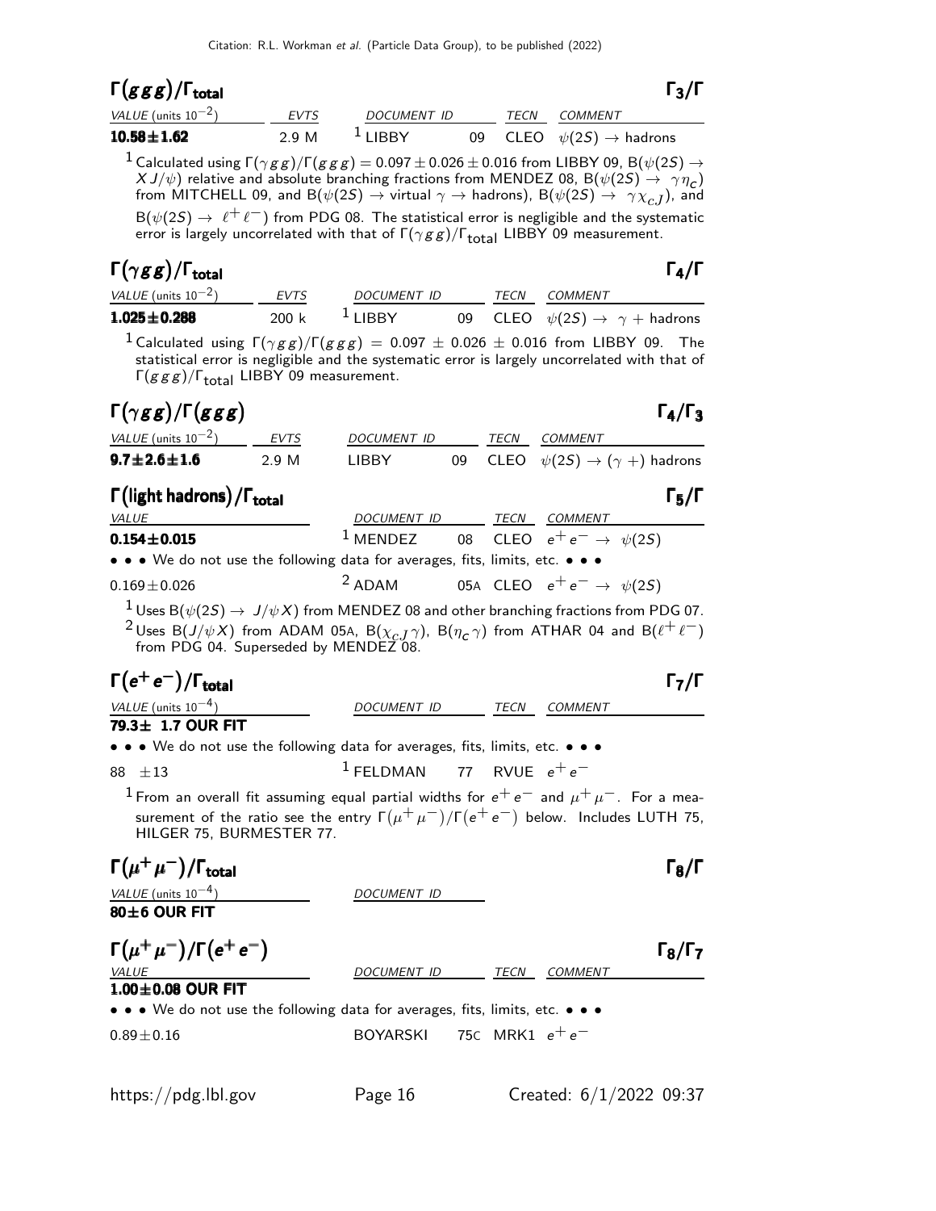## $\Gamma(ggg)/\Gamma_{\text{total}}$ — $\Gamma_3/\Gamma$

| VALUE (units $10^{-2}$) | EVTS | DOCUMENT ID | | TECN | COMMENT |
|---|---|---|---|---|---|
| **10.58±1.62** | 2.9 M | [1] LIBBY | 09 | CLEO | $\psi(2S) \rightarrow$ hadrons |

[1] Calculated using $\Gamma(\gamma gg)/\Gamma(ggg) = 0.097 \pm 0.026 \pm 0.016$ from LIBBY 09, $B(\psi(2S) \rightarrow X J/\psi)$ relative and absolute branching fractions from MENDEZ 08, $B(\psi(2S) \rightarrow \gamma \eta_c)$ from MITCHELL 09, and $B(\psi(2S) \rightarrow$ virtual $\gamma \rightarrow$ hadrons), $B(\psi(2S) \rightarrow \gamma \chi_{cJ})$, and $B(\psi(2S) \rightarrow \ell^+ \ell^-)$ from PDG 08. The statistical error is negligible and the systematic error is largely uncorrelated with that of $\Gamma(\gamma gg)/\Gamma_{\text{total}}$ LIBBY 09 measurement.

## $\Gamma(\gamma gg)/\Gamma_{\text{total}}$ — $\Gamma_4/\Gamma$

| VALUE (units $10^{-2}$) | EVTS | DOCUMENT ID | | TECN | COMMENT |
|---|---|---|---|---|---|
| **1.025±0.288** | 200 k | [1] LIBBY | 09 | CLEO | $\psi(2S) \rightarrow \gamma +$ hadrons |

[1] Calculated using $\Gamma(\gamma gg)/\Gamma(ggg) = 0.097 \pm 0.026 \pm 0.016$ from LIBBY 09. The statistical error is negligible and the systematic error is largely uncorrelated with that of $\Gamma(ggg)/\Gamma_{\text{total}}$ LIBBY 09 measurement.

## $\Gamma(\gamma gg)/\Gamma(ggg)$ — $\Gamma_4/\Gamma_3$

| VALUE (units $10^{-2}$) | EVTS | DOCUMENT ID | | TECN | COMMENT |
|---|---|---|---|---|---|
| **9.7±2.6±1.6** | 2.9 M | LIBBY | 09 | CLEO | $\psi(2S) \rightarrow (\gamma +)$ hadrons |

## $\Gamma(\text{light hadrons})/\Gamma_{\text{total}}$ — $\Gamma_5/\Gamma$

| VALUE | DOCUMENT ID | | TECN | COMMENT |
|---|---|---|---|---|
| **0.154±0.015** | [1] MENDEZ | 08 | CLEO | $e^+e^- \rightarrow \psi(2S)$ |
| • • • We do not use the following data for averages, fits, limits, etc. • • • | | | | |
| 0.169±0.026 | [2] ADAM | 05A | CLEO | $e^+e^- \rightarrow \psi(2S)$ |

[1] Uses $B(\psi(2S) \rightarrow J/\psi X)$ from MENDEZ 08 and other branching fractions from PDG 07.

[2] Uses $B(J/\psi X)$ from ADAM 05A, $B(\chi_{cJ}\gamma)$, $B(\eta_c \gamma)$ from ATHAR 04 and $B(\ell^+\ell^-)$ from PDG 04. Superseded by MENDEZ 08.

## $\Gamma(e^+e^-)/\Gamma_{\text{total}}$ — $\Gamma_7/\Gamma$

| VALUE (units $10^{-4}$) | DOCUMENT ID | | TECN | COMMENT |
|---|---|---|---|---|
| **79.3± 1.7 OUR FIT** | | | | |
| • • • We do not use the following data for averages, fits, limits, etc. • • • | | | | |
| 88 ±13 | [1] FELDMAN | 77 | RVUE | $e^+e^-$ |

[1] From an overall fit assuming equal partial widths for $e^+e^-$ and $\mu^+\mu^-$. For a measurement of the ratio see the entry $\Gamma(\mu^+\mu^-)/\Gamma(e^+e^-)$ below. Includes LUTH 75, HILGER 75, BURMESTER 77.

## $\Gamma(\mu^+\mu^-)/\Gamma_{\text{total}}$ — $\Gamma_8/\Gamma$

| VALUE (units $10^{-4}$) | DOCUMENT ID |
|---|---|
| **80±6 OUR FIT** | |

## $\Gamma(\mu^+\mu^-)/\Gamma(e^+e^-)$ — $\Gamma_8/\Gamma_7$

| VALUE | DOCUMENT ID | | TECN | COMMENT |
|---|---|---|---|---|
| **1.00±0.08 OUR FIT** | | | | |
| • • • We do not use the following data for averages, fits, limits, etc. • • • | | | | |
| 0.89±0.16 | BOYARSKI | 75C | MRK1 | $e^+e^-$ |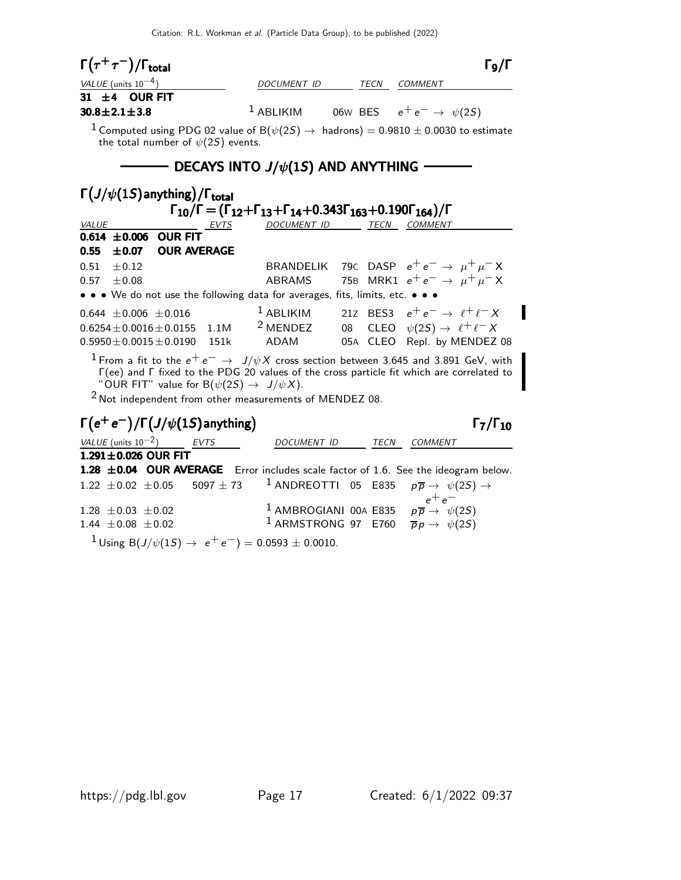### $\Gamma(\tau^+\tau^-)/\Gamma_{\text{total}}$ $\Gamma_9/\Gamma$

| VALUE (units $10^{-4}$) | DOCUMENT ID | TECN | COMMENT |
|---|---|---|---|
| **31 ±4 OUR FIT** | | | |
| **30.8±2.1±3.8** | [1] ABLIKIM 06W | BES | $e^+e^- \to \psi(2S)$ |

[1] Computed using PDG 02 value of $B(\psi(2S) \to$ hadrons$) = 0.9810 \pm 0.0030$ to estimate the total number of $\psi(2S)$ events.

## DECAYS INTO $J/\psi(1S)$ AND ANYTHING

### $\Gamma(J/\psi(1S)\text{anything})/\Gamma_{\text{total}}$

$$\Gamma_{10}/\Gamma = (\Gamma_{12}+\Gamma_{13}+\Gamma_{14}+0.343\Gamma_{163}+0.190\Gamma_{164})/\Gamma$$

| VALUE | EVTS | DOCUMENT ID | TECN | COMMENT |
|---|---|---|---|---|
| **0.614 ±0.006 OUR FIT** | | | | |
| **0.55 ±0.07 OUR AVERAGE** | | | | |
| 0.51 ±0.12 | | BRANDELIK 79C | DASP | $e^+e^- \to \mu^+\mu^- X$ |
| 0.57 ±0.08 | | ABRAMS 75B | MRK1 | $e^+e^- \to \mu^+\mu^- X$ |
| • • • We do not use the following data for averages, fits, limits, etc. • • • | | | | |
| 0.644 ±0.006 ±0.016 | | [1] ABLIKIM 21Z | BES3 | $e^+e^- \to \ell^+\ell^- X$ |
| 0.6254±0.0016±0.0155 | 1.1M | [2] MENDEZ 08 | CLEO | $\psi(2S) \to \ell^+\ell^- X$ |
| 0.5950±0.0015±0.0190 | 151k | ADAM 05A | CLEO | Repl. by MENDEZ 08 |

[1] From a fit to the $e^+e^- \to J/\psi X$ cross section between 3.645 and 3.891 GeV, with $\Gamma(ee)$ and $\Gamma$ fixed to the PDG 20 values of the cross particle fit which are correlated to "OUR FIT" value for $B(\psi(2S) \to J/\psi X)$.

[2] Not independent from other measurements of MENDEZ 08.

### $\Gamma(e^+e^-)/\Gamma(J/\psi(1S)\text{anything})$ $\Gamma_7/\Gamma_{10}$

| VALUE (units $10^{-2}$) | EVTS | DOCUMENT ID | TECN | COMMENT |
|---|---|---|---|---|
| **1.291±0.026 OUR FIT** | | | | |
| **1.28 ±0.04 OUR AVERAGE** Error includes scale factor of 1.6. See the ideogram below. | | | | |
| 1.22 ±0.02 ±0.05 | 5097 ± 73 | [1] ANDREOTTI 05 | E835 | $p\overline{p} \to \psi(2S) \to e^+e^-$ |
| 1.28 ±0.03 ±0.02 | | [1] AMBROGIANI 00A | E835 | $p\overline{p} \to \psi(2S)$ |
| 1.44 ±0.08 ±0.02 | | [1] ARMSTRONG 97 | E760 | $\overline{p}p \to \psi(2S)$ |

[1] Using $B(J/\psi(1S) \to e^+e^-) = 0.0593 \pm 0.0010$.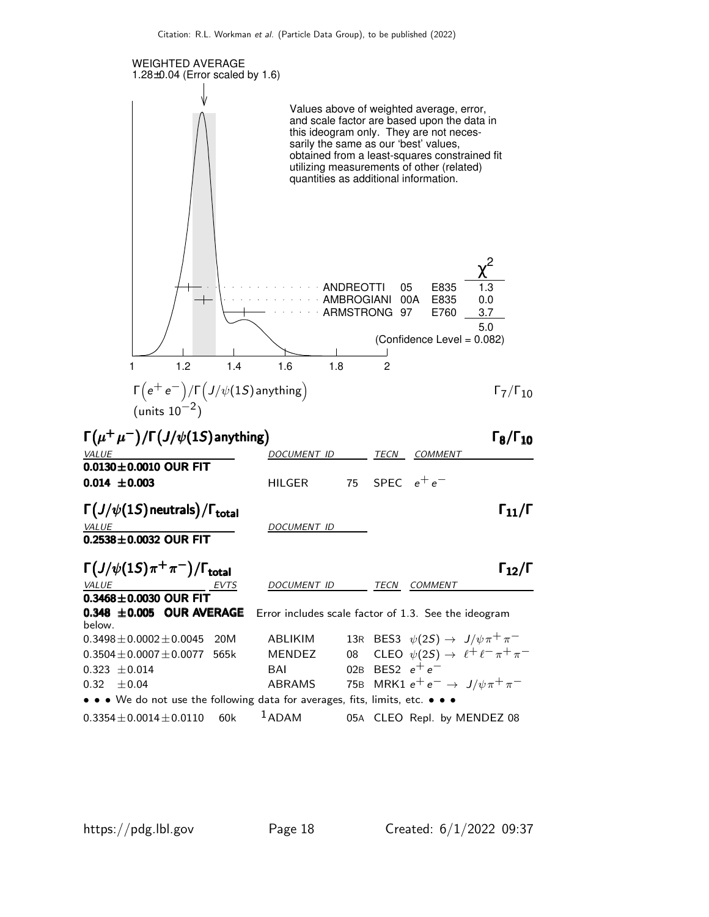WEIGHTED AVERAGE
1.28±0.04 (Error scaled by 1.6)

Values above of weighted average, error, and scale factor are based upon the data in this ideogram only. They are not necessarily the same as our 'best' values, obtained from a least-squares constrained fit utilizing measurements of other (related) quantities as additional information.

| | | | $\chi^2$ |
|---|---|---|---|
| ANDREOTTI | 05 | E835 | 1.3 |
| AMBROGIANI | 00A | E835 | 0.0 |
| ARMSTRONG | 97 | E760 | 3.7 |
| | | | 5.0 |

(Confidence Level = 0.082)

$\Gamma(e^+e^-)/\Gamma(J/\psi(1S)\,\text{anything})$ (units $10^{-2}$) $\Gamma_7/\Gamma_{10}$

## $\Gamma(\mu^+\mu^-)/\Gamma(J/\psi(1S)\,\text{anything})$ $\Gamma_8/\Gamma_{10}$

| VALUE | DOCUMENT ID | | TECN | COMMENT |
|---|---|---|---|---|
| **0.0130±0.0010 OUR FIT** | | | | |
| **0.014 ±0.003** | HILGER | 75 | SPEC | $e^+e^-$ |

## $\Gamma(J/\psi(1S)\,\text{neutrals})/\Gamma_{\text{total}}$ $\Gamma_{11}/\Gamma$

| VALUE | DOCUMENT ID |
|---|---|
| **0.2538±0.0032 OUR FIT** | |

## $\Gamma(J/\psi(1S)\pi^+\pi^-)/\Gamma_{\text{total}}$ $\Gamma_{12}/\Gamma$

| VALUE | EVTS | DOCUMENT ID | | TECN | COMMENT |
|---|---|---|---|---|---|
| **0.3468±0.0030 OUR FIT** | | | | | |
| **0.348 ±0.005 OUR AVERAGE** Error includes scale factor of 1.3. See the ideogram below. | | | | | |
| 0.3498±0.0002±0.0045 | 20M | ABLIKIM | 13R | BES3 | $\psi(2S) \rightarrow J/\psi\pi^+\pi^-$ |
| 0.3504±0.0007±0.0077 | 565k | MENDEZ | 08 | CLEO | $\psi(2S) \rightarrow \ell^+\ell^-\pi^+\pi^-$ |
| 0.323 ±0.014 | | BAI | 02B | BES2 | $e^+e^-$ |
| 0.32 ±0.04 | | ABRAMS | 75B | MRK1 | $e^+e^- \rightarrow J/\psi\pi^+\pi^-$ |
| • • • We do not use the following data for averages, fits, limits, etc. • • • | | | | | |
| 0.3354±0.0014±0.0110 | 60k | [1] ADAM | 05A | CLEO | Repl. by MENDEZ 08 |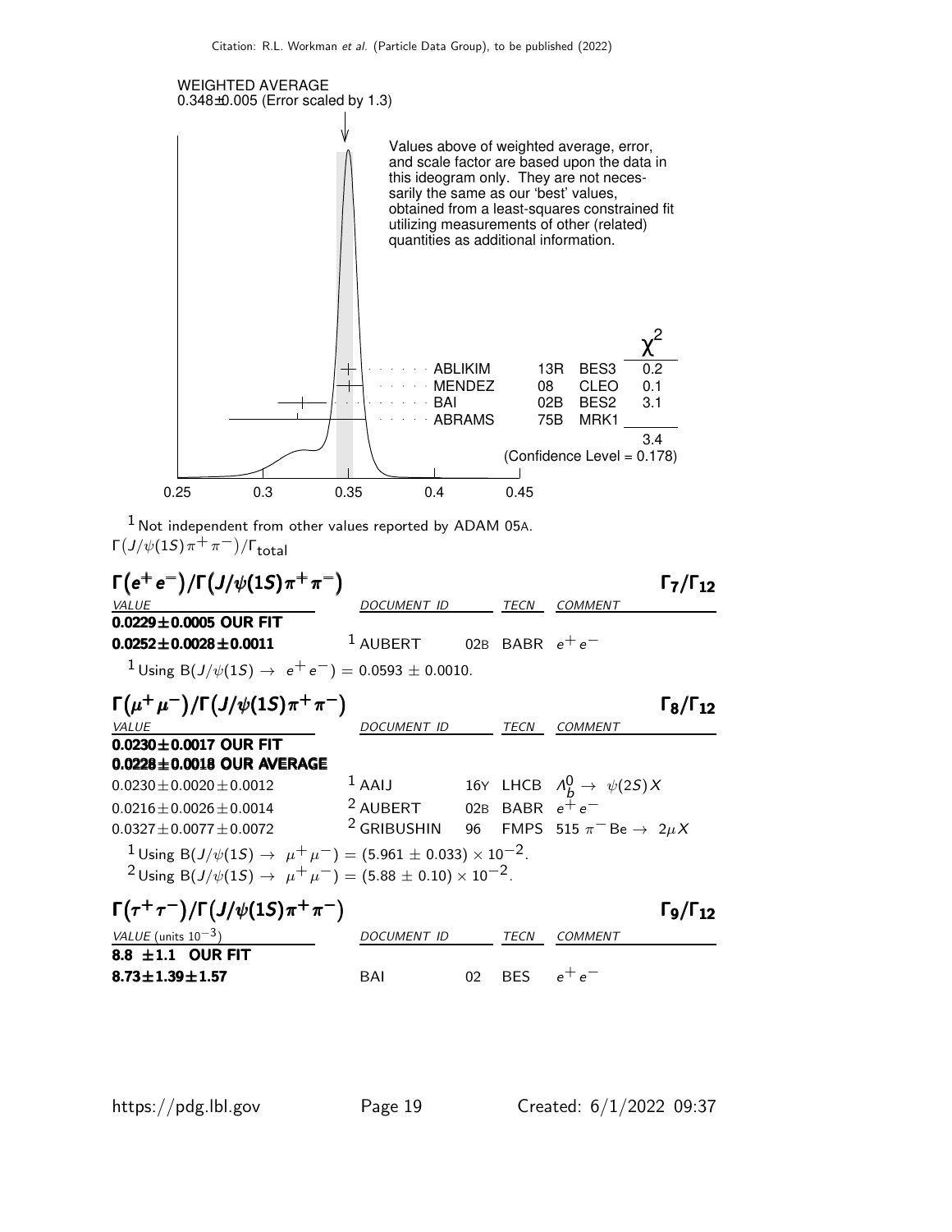WEIGHTED AVERAGE
0.348±0.005 (Error scaled by 1.3)

Values above of weighted average, error, and scale factor are based upon the data in this ideogram only. They are not necessarily the same as our 'best' values, obtained from a least-squares constrained fit utilizing measurements of other (related) quantities as additional information.

| | | | $\chi^2$ |
|---|---|---|---|
| ABLIKIM | 13R | BES3 | 0.2 |
| MENDEZ | 08 | CLEO | 0.1 |
| BAI | 02B | BES2 | 3.1 |
| ABRAMS | 75B | MRK1 | |
| | | | 3.4 |

(Confidence Level = 0.178)

0.25 0.3 0.35 0.4 0.45

[1] Not independent from other values reported by ADAM 05A.

$\Gamma(J/\psi(1S)\pi^+\pi^-)/\Gamma_{\text{total}}$

### $\Gamma(e^+e^-)/\Gamma(J/\psi(1S)\pi^+\pi^-)$ $\qquad\Gamma_7/\Gamma_{12}$

| VALUE | DOCUMENT ID | | TECN | COMMENT |
|---|---|---|---|---|
| **0.0229±0.0005 OUR FIT** | | | | |
| **0.0252±0.0028±0.0011** | [1] AUBERT | 02B | BABR | $e^+e^-$ |

[1] Using $B(J/\psi(1S) \to e^+e^-) = 0.0593 \pm 0.0010$.

### $\Gamma(\mu^+\mu^-)/\Gamma(J/\psi(1S)\pi^+\pi^-)$ $\qquad\Gamma_8/\Gamma_{12}$

| VALUE | DOCUMENT ID | | TECN | COMMENT |
|---|---|---|---|---|
| **0.0230±0.0017 OUR FIT** | | | | |
| **0.0228±0.0018 OUR AVERAGE** | | | | |
| 0.0230±0.0020±0.0012 | [1] AAIJ | 16Y | LHCB | $\Lambda_b^0 \to \psi(2S)X$ |
| 0.0216±0.0026±0.0014 | [2] AUBERT | 02B | BABR | $e^+e^-$ |
| 0.0327±0.0077±0.0072 | [2] GRIBUSHIN | 96 | FMPS | 515 $\pi^-$ Be $\to 2\mu X$ |

[1] Using $B(J/\psi(1S) \to \mu^+\mu^-) = (5.961 \pm 0.033) \times 10^{-2}$.
[2] Using $B(J/\psi(1S) \to \mu^+\mu^-) = (5.88 \pm 0.10) \times 10^{-2}$.

### $\Gamma(\tau^+\tau^-)/\Gamma(J/\psi(1S)\pi^+\pi^-)$ $\qquad\Gamma_9/\Gamma_{12}$

| VALUE (units $10^{-3}$) | DOCUMENT ID | | TECN | COMMENT |
|---|---|---|---|---|
| **8.8 ±1.1 OUR FIT** | | | | |
| **8.73±1.39±1.57** | BAI | 02 | BES | $e^+e^-$ |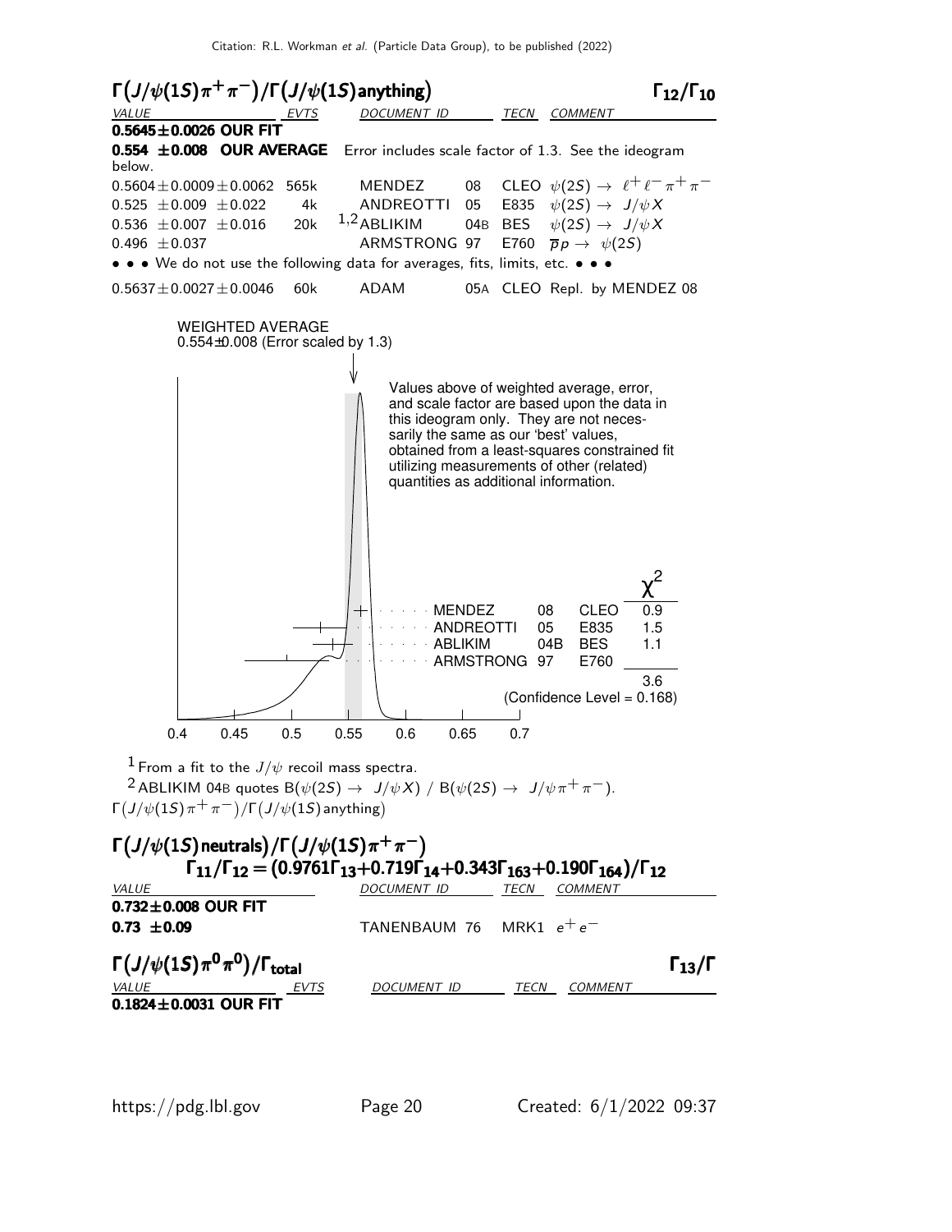## $\Gamma(J/\psi(1S)\pi^+\pi^-)/\Gamma(J/\psi(1S)\text{anything})$ $\Gamma_{12}/\Gamma_{10}$

| VALUE | EVTS | DOCUMENT ID | | TECN | COMMENT |
|---|---|---|---|---|---|
| **0.5645±0.0026 OUR FIT** | | | | | |
| **0.554 ±0.008 OUR AVERAGE** Error includes scale factor of 1.3. See the ideogram below. | | | | | |
| 0.5604±0.0009±0.0062 | 565k | MENDEZ | 08 | CLEO | $\psi(2S) \to \ell^+\ell^-\pi^+\pi^-$ |
| 0.525 ±0.009 ±0.022 | 4k | ANDREOTTI | 05 | E835 | $\psi(2S) \to J/\psi X$ |
| 0.536 ±0.007 ±0.016 | 20k | [1,2] ABLIKIM | 04B | BES | $\psi(2S) \to J/\psi X$ |
| 0.496 ±0.037 | | ARMSTRONG | 97 | E760 | $\overline{p}p \to \psi(2S)$ |
| • • • We do not use the following data for averages, fits, limits, etc. • • • | | | | | |
| 0.5637±0.0027±0.0046 | 60k | ADAM | 05A | CLEO | Repl. by MENDEZ 08 |

WEIGHTED AVERAGE
0.554±0.008 (Error scaled by 1.3)

Values above of weighted average, error, and scale factor are based upon the data in this ideogram only. They are not necessarily the same as our 'best' values, obtained from a least-squares constrained fit utilizing measurements of other (related) quantities as additional information.

| | | | $\chi^2$ |
|---|---|---|---|
| MENDEZ | 08 | CLEO | 0.9 |
| ANDREOTTI | 05 | E835 | 1.5 |
| ABLIKIM | 04B | BES | 1.1 |
| ARMSTRONG | 97 | E760 | |
| | | | 3.6 |

(Confidence Level = 0.168)

$\Gamma(J/\psi(1S)\pi^+\pi^-)/\Gamma(J/\psi(1S)\text{anything})$

[1] From a fit to the $J/\psi$ recoil mass spectra.

[2] ABLIKIM 04B quotes $B(\psi(2S) \to J/\psi X)$ / $B(\psi(2S) \to J/\psi\pi^+\pi^-)$.

## $\Gamma(J/\psi(1S)\text{neutrals})/\Gamma(J/\psi(1S)\pi^+\pi^-)$

$$\Gamma_{11}/\Gamma_{12} = (0.9761\Gamma_{13}+0.719\Gamma_{14}+0.343\Gamma_{163}+0.190\Gamma_{164})/\Gamma_{12}$$

| VALUE | DOCUMENT ID | | TECN | COMMENT |
|---|---|---|---|---|
| **0.732±0.008 OUR FIT** | | | | |
| **0.73 ±0.09** | TANENBAUM | 76 | MRK1 | $e^+e^-$ |

## $\Gamma(J/\psi(1S)\pi^0\pi^0)/\Gamma_{\text{total}}$ $\Gamma_{13}/\Gamma$

| VALUE | EVTS | DOCUMENT ID | TECN | COMMENT |
|---|---|---|---|---|
| **0.1824±0.0031 OUR FIT** | | | | |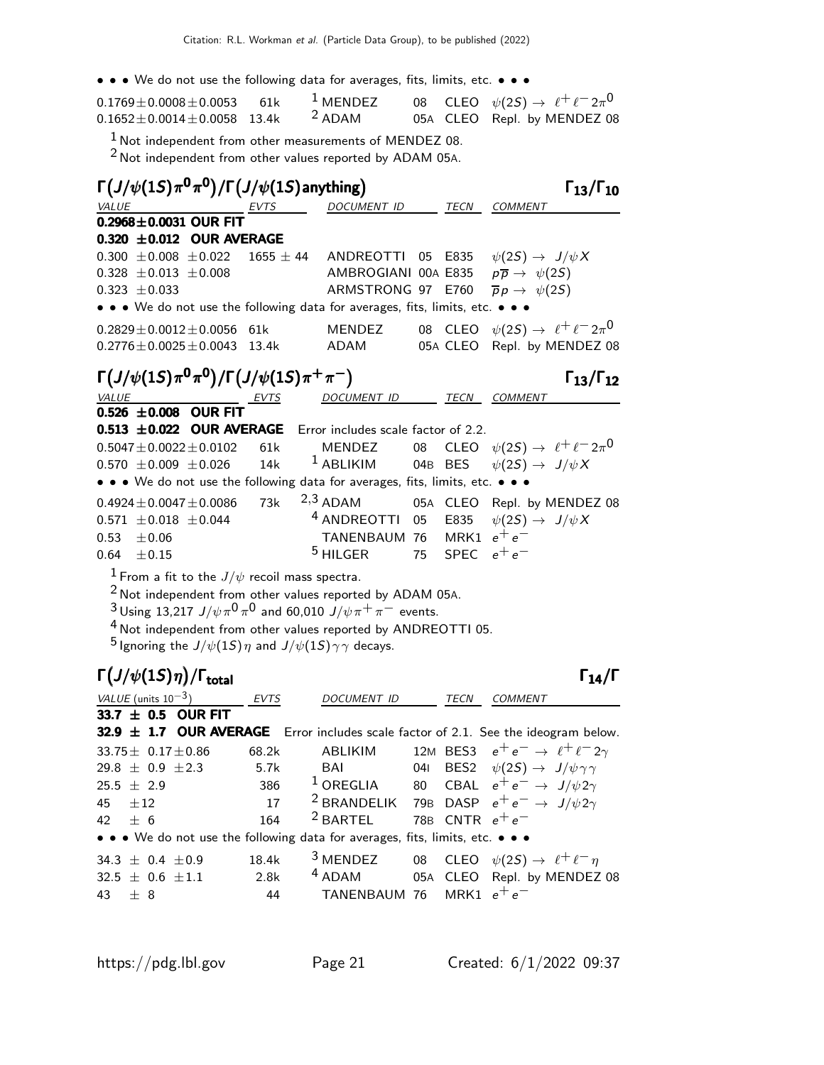• • • We do not use the following data for averages, fits, limits, etc. • • •

| | | | | | |
|---|---|---|---|---|---|
| $0.1769 \pm 0.0008 \pm 0.0053$ | 61k | [1] MENDEZ | 08 | CLEO | $\psi(2S) \rightarrow \ell^+ \ell^- 2\pi^0$ |
| $0.1652 \pm 0.0014 \pm 0.0058$ | 13.4k | [2] ADAM | 05A | CLEO | Repl. by MENDEZ 08 |

[1] Not independent from other measurements of MENDEZ 08.
[2] Not independent from other values reported by ADAM 05A.

## $\Gamma(J/\psi(1S)\pi^0\pi^0)/\Gamma(J/\psi(1S)\text{anything})$ — $\Gamma_{13}/\Gamma_{10}$

| VALUE | EVTS | DOCUMENT ID | | TECN | COMMENT |
|---|---|---|---|---|---|
| **$0.2968 \pm 0.0031$ OUR FIT** | | | | | |
| **$0.320 \pm 0.012$ OUR AVERAGE** | | | | | |
| $0.300 \pm 0.008 \pm 0.022$ | $1655 \pm 44$ | ANDREOTTI | 05 | E835 | $\psi(2S) \rightarrow J/\psi X$ |
| $0.328 \pm 0.013 \pm 0.008$ | | AMBROGIANI | 00A | E835 | $p\overline{p} \rightarrow \psi(2S)$ |
| $0.323 \pm 0.033$ | | ARMSTRONG | 97 | E760 | $\overline{p}p \rightarrow \psi(2S)$ |
| • • • We do not use the following data for averages, fits, limits, etc. • • • | | | | | |
| $0.2829 \pm 0.0012 \pm 0.0056$ | 61k | MENDEZ | 08 | CLEO | $\psi(2S) \rightarrow \ell^+ \ell^- 2\pi^0$ |
| $0.2776 \pm 0.0025 \pm 0.0043$ | 13.4k | ADAM | 05A | CLEO | Repl. by MENDEZ 08 |

## $\Gamma(J/\psi(1S)\pi^0\pi^0)/\Gamma(J/\psi(1S)\pi^+\pi^-)$ — $\Gamma_{13}/\Gamma_{12}$

| VALUE | EVTS | DOCUMENT ID | | TECN | COMMENT |
|---|---|---|---|---|---|
| **$0.526 \pm 0.008$ OUR FIT** | | | | | |
| **$0.513 \pm 0.022$ OUR AVERAGE** Error includes scale factor of 2.2. | | | | | |
| $0.5047 \pm 0.0022 \pm 0.0102$ | 61k | MENDEZ | 08 | CLEO | $\psi(2S) \rightarrow \ell^+ \ell^- 2\pi^0$ |
| $0.570 \pm 0.009 \pm 0.026$ | 14k | [1] ABLIKIM | 04B | BES | $\psi(2S) \rightarrow J/\psi X$ |
| • • • We do not use the following data for averages, fits, limits, etc. • • • | | | | | |
| $0.4924 \pm 0.0047 \pm 0.0086$ | 73k | [2,3] ADAM | 05A | CLEO | Repl. by MENDEZ 08 |
| $0.571 \pm 0.018 \pm 0.044$ | | [4] ANDREOTTI | 05 | E835 | $\psi(2S) \rightarrow J/\psi X$ |
| $0.53 \pm 0.06$ | | TANENBAUM | 76 | MRK1 | $e^+ e^-$ |
| $0.64 \pm 0.15$ | | [5] HILGER | 75 | SPEC | $e^+ e^-$ |

[1] From a fit to the $J/\psi$ recoil mass spectra.
[2] Not independent from other values reported by ADAM 05A.
[3] Using 13,217 $J/\psi\pi^0\pi^0$ and 60,010 $J/\psi\pi^+\pi^-$ events.
[4] Not independent from other values reported by ANDREOTTI 05.
[5] Ignoring the $J/\psi(1S)\eta$ and $J/\psi(1S)\gamma\gamma$ decays.

## $\Gamma(J/\psi(1S)\eta)/\Gamma_{\text{total}}$ — $\Gamma_{14}/\Gamma$

| VALUE (units $10^{-3}$) | EVTS | DOCUMENT ID | | TECN | COMMENT |
|---|---|---|---|---|---|
| **$33.7 \pm 0.5$ OUR FIT** | | | | | |
| **$32.9 \pm 1.7$ OUR AVERAGE** Error includes scale factor of 2.1. See the ideogram below. | | | | | |
| $33.75 \pm 0.17 \pm 0.86$ | 68.2k | ABLIKIM | 12M | BES3 | $e^+ e^- \rightarrow \ell^+ \ell^- 2\gamma$ |
| $29.8 \pm 0.9 \pm 2.3$ | 5.7k | BAI | 04I | BES2 | $\psi(2S) \rightarrow J/\psi\gamma\gamma$ |
| $25.5 \pm 2.9$ | 386 | [1] OREGLIA | 80 | CBAL | $e^+ e^- \rightarrow J/\psi 2\gamma$ |
| $45 \pm 12$ | 17 | [2] BRANDELIK | 79B | DASP | $e^+ e^- \rightarrow J/\psi 2\gamma$ |
| $42 \pm 6$ | 164 | [2] BARTEL | 78B | CNTR | $e^+ e^-$ |
| • • • We do not use the following data for averages, fits, limits, etc. • • • | | | | | |
| $34.3 \pm 0.4 \pm 0.9$ | 18.4k | [3] MENDEZ | 08 | CLEO | $\psi(2S) \rightarrow \ell^+ \ell^- \eta$ |
| $32.5 \pm 0.6 \pm 1.1$ | 2.8k | [4] ADAM | 05A | CLEO | Repl. by MENDEZ 08 |
| $43 \pm 8$ | 44 | TANENBAUM | 76 | MRK1 | $e^+ e^-$ |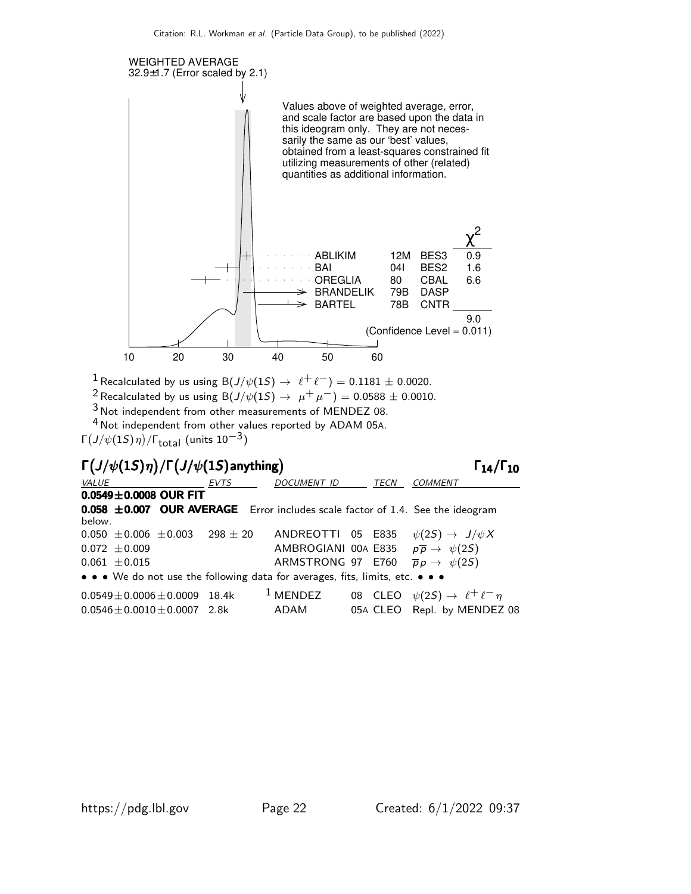WEIGHTED AVERAGE
32.9±1.7 (Error scaled by 2.1)

Values above of weighted average, error, and scale factor are based upon the data in this ideogram only. They are not necessarily the same as our 'best' values, obtained from a least-squares constrained fit utilizing measurements of other (related) quantities as additional information.

| | | | $\chi^2$ |
|---|---|---|---|
| ABLIKIM | 12M | BES3 | 0.9 |
| BAI | 04I | BES2 | 1.6 |
| OREGLIA | 80 | CBAL | 6.6 |
| BRANDELIK | 79B | DASP | |
| BARTEL | 78B | CNTR | |
| | | | 9.0 |

(Confidence Level = 0.011)

10 20 30 40 50 60

$\Gamma(J/\psi(1S)\eta)/\Gamma_{\rm total}$ (units $10^{-3}$)

[1] Recalculated by us using $B(J/\psi(1S) \rightarrow \ell^+\ell^-) = 0.1181 \pm 0.0020$.

[2] Recalculated by us using $B(J/\psi(1S) \rightarrow \mu^+\mu^-) = 0.0588 \pm 0.0010$.

[3] Not independent from other measurements of MENDEZ 08.

[4] Not independent from other values reported by ADAM 05A.

## $\Gamma(J/\psi(1S)\eta)/\Gamma(J/\psi(1S)\text{anything})$ — $\Gamma_{14}/\Gamma_{10}$

| VALUE | EVTS | DOCUMENT ID | | TECN | COMMENT |
|---|---|---|---|---|---|
| **0.0549±0.0008 OUR FIT** | | | | | |
| **0.058 ±0.007 OUR AVERAGE** Error includes scale factor of 1.4. See the ideogram below. | | | | | |
| 0.050 ±0.006 ±0.003 | 298 ± 20 | ANDREOTTI | 05 | E835 | $\psi(2S) \rightarrow J/\psi X$ |
| 0.072 ±0.009 | | AMBROGIANI | 00A | E835 | $p\overline{p} \rightarrow \psi(2S)$ |
| 0.061 ±0.015 | | ARMSTRONG | 97 | E760 | $\overline{p}p \rightarrow \psi(2S)$ |
| • • • We do not use the following data for averages, fits, limits, etc. • • • | | | | | |
| 0.0549±0.0006±0.0009 | 18.4k | MENDEZ [1] | 08 | CLEO | $\psi(2S) \rightarrow \ell^+\ell^-\eta$ |
| 0.0546±0.0010±0.0007 | 2.8k | ADAM | 05A | CLEO | Repl. by MENDEZ 08 |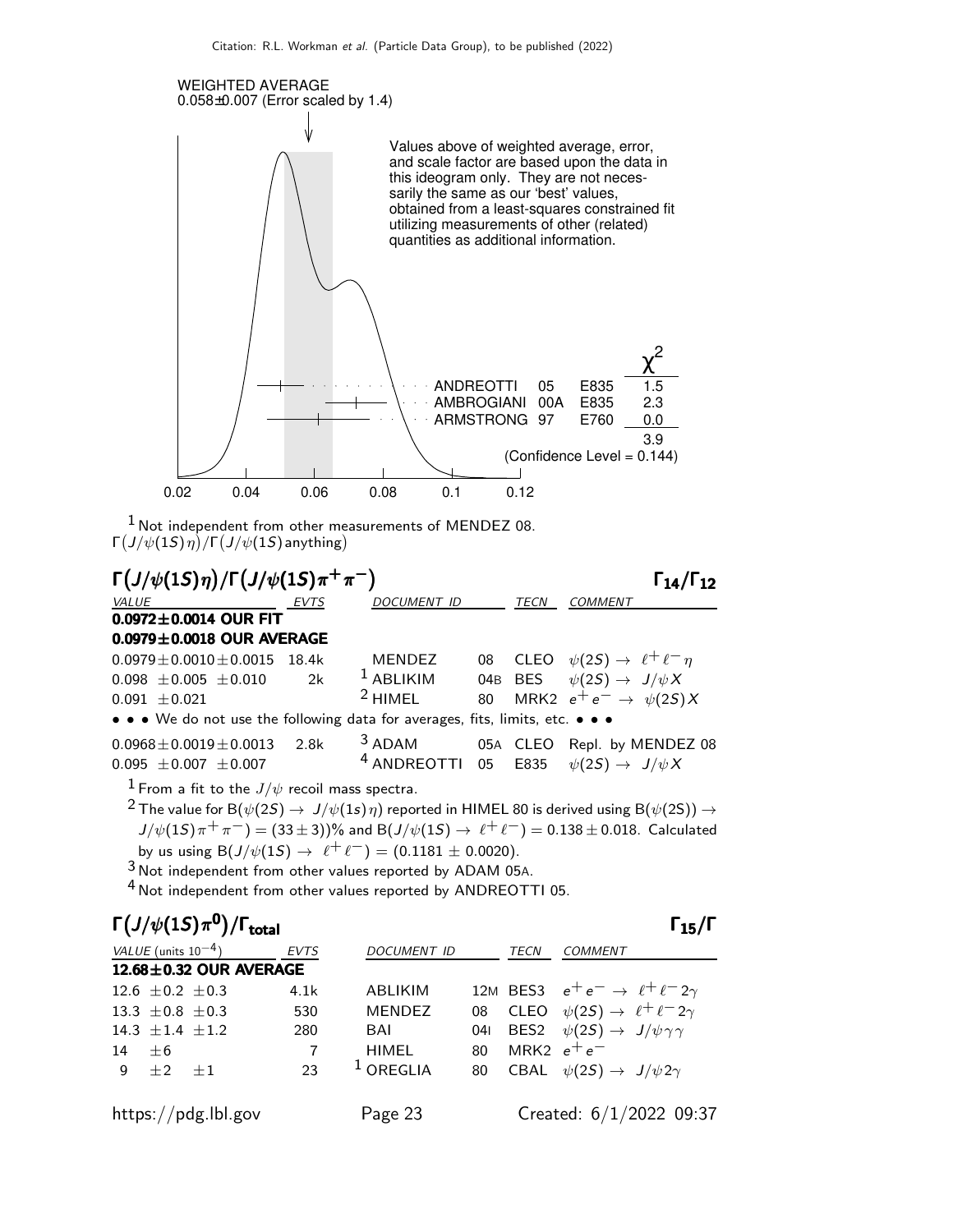WEIGHTED AVERAGE
0.058±0.007 (Error scaled by 1.4)

Values above of weighted average, error, and scale factor are based upon the data in this ideogram only. They are not necessarily the same as our 'best' values, obtained from a least-squares constrained fit utilizing measurements of other (related) quantities as additional information.

| | | | $\chi^2$ |
|---|---|---|---|
| ANDREOTTI | 05 | E835 | 1.5 |
| AMBROGIANI | 00A | E835 | 2.3 |
| ARMSTRONG | 97 | E760 | 0.0 |
| | | | 3.9 |

(Confidence Level = 0.144)

0.02 0.04 0.06 0.08 0.1 0.12

[1] Not independent from other measurements of MENDEZ 08.

$\Gamma(J/\psi(1S)\eta)/\Gamma(J/\psi(1S)\text{anything})$

## $\Gamma(J/\psi(1S)\eta)/\Gamma(J/\psi(1S)\pi^+\pi^-)$ — $\Gamma_{14}/\Gamma_{12}$

| VALUE | EVTS | DOCUMENT ID | | TECN | COMMENT |
|---|---|---|---|---|---|
| **0.0972±0.0014 OUR FIT** | | | | | |
| **0.0979±0.0018 OUR AVERAGE** | | | | | |
| 0.0979±0.0010±0.0015 | 18.4k | MENDEZ | 08 | CLEO | $\psi(2S) \to \ell^+\ell^-\eta$ |
| 0.098 ±0.005 ±0.010 | 2k | [1] ABLIKIM | 04B | BES | $\psi(2S) \to J/\psi X$ |
| 0.091 ±0.021 | | [2] HIMEL | 80 | MRK2 | $e^+e^- \to \psi(2S) X$ |
| • • • We do not use the following data for averages, fits, limits, etc. • • • | | | | | |
| 0.0968±0.0019±0.0013 | 2.8k | [3] ADAM | 05A | CLEO | Repl. by MENDEZ 08 |
| 0.095 ±0.007 ±0.007 | | [4] ANDREOTTI | 05 | E835 | $\psi(2S) \to J/\psi X$ |

[1] From a fit to the $J/\psi$ recoil mass spectra.

[2] The value for $B(\psi(2S) \to J/\psi(1s)\eta)$ reported in HIMEL 80 is derived using $B(\psi(2S)) \to J/\psi(1S)\pi^+\pi^-) = (33\pm3))\%$ and $B(J/\psi(1S) \to \ell^+\ell^-) = 0.138\pm0.018$. Calculated by us using $B(J/\psi(1S) \to \ell^+\ell^-) = (0.1181 \pm 0.0020)$.

[3] Not independent from other values reported by ADAM 05A.

[4] Not independent from other values reported by ANDREOTTI 05.

## $\Gamma(J/\psi(1S)\pi^0)/\Gamma_{\text{total}}$ — $\Gamma_{15}/\Gamma$

| VALUE (units $10^{-4}$) | EVTS | DOCUMENT ID | | TECN | COMMENT |
|---|---|---|---|---|---|
| **12.68±0.32 OUR AVERAGE** | | | | | |
| 12.6 ±0.2 ±0.3 | 4.1k | ABLIKIM | 12M | BES3 | $e^+e^- \to \ell^+\ell^- 2\gamma$ |
| 13.3 ±0.8 ±0.3 | 530 | MENDEZ | 08 | CLEO | $\psi(2S) \to \ell^+\ell^- 2\gamma$ |
| 14.3 ±1.4 ±1.2 | 280 | BAI | 04I | BES2 | $\psi(2S) \to J/\psi\gamma\gamma$ |
| 14 ±6 | 7 | HIMEL | 80 | MRK2 | $e^+e^-$ |
| 9 ±2 ±1 | 23 | [1] OREGLIA | 80 | CBAL | $\psi(2S) \to J/\psi 2\gamma$ |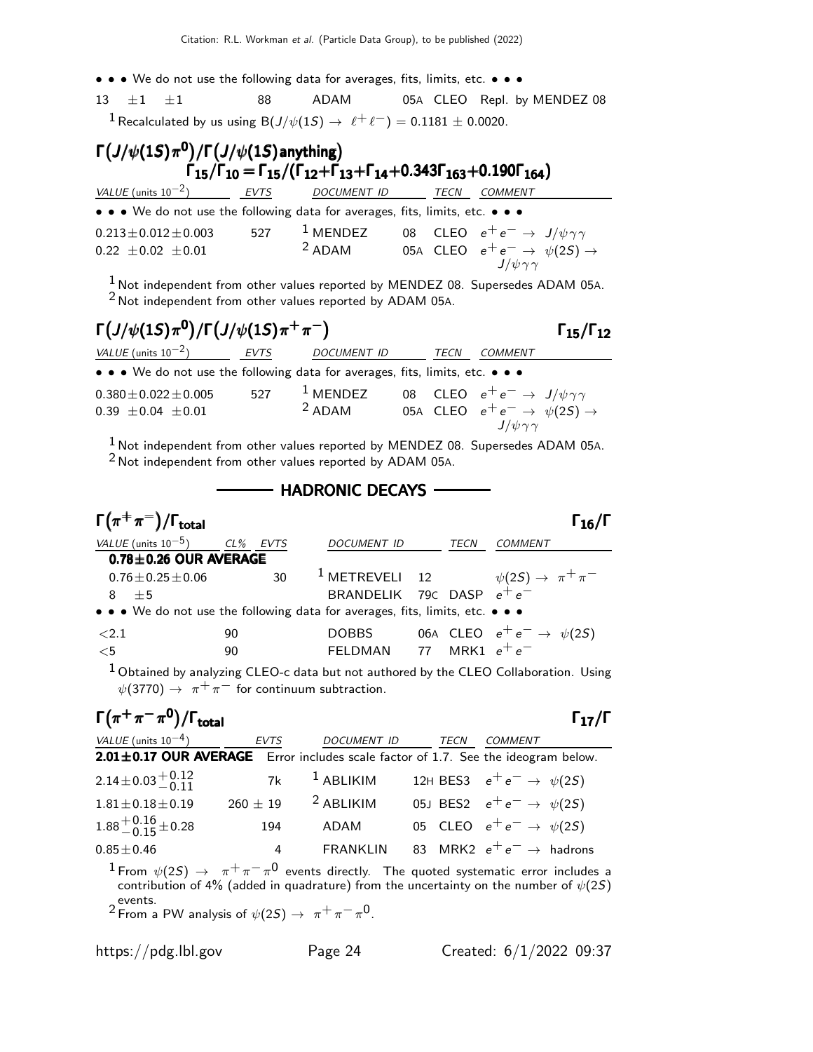• • • We do not use the following data for averages, fits, limits, etc. • • •

| | | | | |
|---|---|---|---|---|
| 13 ±1 ±1 | 88 | ADAM | 05A CLEO | Repl. by MENDEZ 08 |

[1] Recalculated by us using $B(J/\psi(1S) \to \ell^+\ell^-) = 0.1181 \pm 0.0020$.

### $\Gamma(J/\psi(1S)\pi^0)/\Gamma(J/\psi(1S)\text{anything})$ $\qquad \Gamma_{15}/\Gamma_{10} = \Gamma_{15}/(\Gamma_{12}+\Gamma_{13}+\Gamma_{14}+0.343\Gamma_{163}+0.190\Gamma_{164})$

| VALUE (units $10^{-2}$) | EVTS | DOCUMENT ID | TECN | COMMENT |
|---|---|---|---|---|
| • • • We do not use the following data for averages, fits, limits, etc. • • • | | | | |
| $0.213 \pm 0.012 \pm 0.003$ | 527 | [1] MENDEZ 08 | CLEO | $e^+e^- \to J/\psi\gamma\gamma$ |
| $0.22 \pm 0.02 \pm 0.01$ | | [2] ADAM 05A | CLEO | $e^+e^- \to \psi(2S) \to J/\psi\gamma\gamma$ |

[1] Not independent from other values reported by MENDEZ 08. Supersedes ADAM 05A.
[2] Not independent from other values reported by ADAM 05A.

### $\Gamma(J/\psi(1S)\pi^0)/\Gamma(J/\psi(1S)\pi^+\pi^-)$ $\qquad \Gamma_{15}/\Gamma_{12}$

| VALUE (units $10^{-2}$) | EVTS | DOCUMENT ID | TECN | COMMENT |
|---|---|---|---|---|
| • • • We do not use the following data for averages, fits, limits, etc. • • • | | | | |
| $0.380 \pm 0.022 \pm 0.005$ | 527 | [1] MENDEZ 08 | CLEO | $e^+e^- \to J/\psi\gamma\gamma$ |
| $0.39 \pm 0.04 \pm 0.01$ | | [2] ADAM 05A | CLEO | $e^+e^- \to \psi(2S) \to J/\psi\gamma\gamma$ |

[1] Not independent from other values reported by MENDEZ 08. Supersedes ADAM 05A.
[2] Not independent from other values reported by ADAM 05A.

## HADRONIC DECAYS

### $\Gamma(\pi^+\pi^-)/\Gamma_{\text{total}}$ $\qquad \Gamma_{16}/\Gamma$

| VALUE (units $10^{-5}$) | CL% | EVTS | DOCUMENT ID | TECN | COMMENT |
|---|---|---|---|---|---|
| **0.78±0.26 OUR AVERAGE** | | | | | |
| $0.76 \pm 0.25 \pm 0.06$ | | 30 | [1] METREVELI 12 | | $\psi(2S) \to \pi^+\pi^-$ |
| $8 \pm 5$ | | | BRANDELIK 79C | DASP | $e^+e^-$ |
| • • • We do not use the following data for averages, fits, limits, etc. • • • | | | | | |
| $<2.1$ | 90 | | DOBBS 06A | CLEO | $e^+e^- \to \psi(2S)$ |
| $<5$ | 90 | | FELDMAN 77 | MRK1 | $e^+e^-$ |

[1] Obtained by analyzing CLEO-c data but not authored by the CLEO Collaboration. Using $\psi(3770) \to \pi^+\pi^-$ for continuum subtraction.

### $\Gamma(\pi^+\pi^-\pi^0)/\Gamma_{\text{total}}$ $\qquad \Gamma_{17}/\Gamma$

| VALUE (units $10^{-4}$) | EVTS | DOCUMENT ID | TECN | COMMENT |
|---|---|---|---|---|
| **2.01±0.17 OUR AVERAGE** Error includes scale factor of 1.7. See the ideogram below. | | | | |
| $2.14 \pm 0.03^{+0.12}_{-0.11}$ | 7k | [1] ABLIKIM 12H | BES3 | $e^+e^- \to \psi(2S)$ |
| $1.81 \pm 0.18 \pm 0.19$ | $260 \pm 19$ | [2] ABLIKIM 05J | BES2 | $e^+e^- \to \psi(2S)$ |
| $1.88^{+0.16}_{-0.15} \pm 0.28$ | 194 | ADAM 05 | CLEO | $e^+e^- \to \psi(2S)$ |
| $0.85 \pm 0.46$ | 4 | FRANKLIN 83 | MRK2 | $e^+e^- \to$ hadrons |

[1] From $\psi(2S) \to \pi^+\pi^-\pi^0$ events directly. The quoted systematic error includes a contribution of 4% (added in quadrature) from the uncertainty on the number of $\psi(2S)$ events.
[2] From a PW analysis of $\psi(2S) \to \pi^+\pi^-\pi^0$.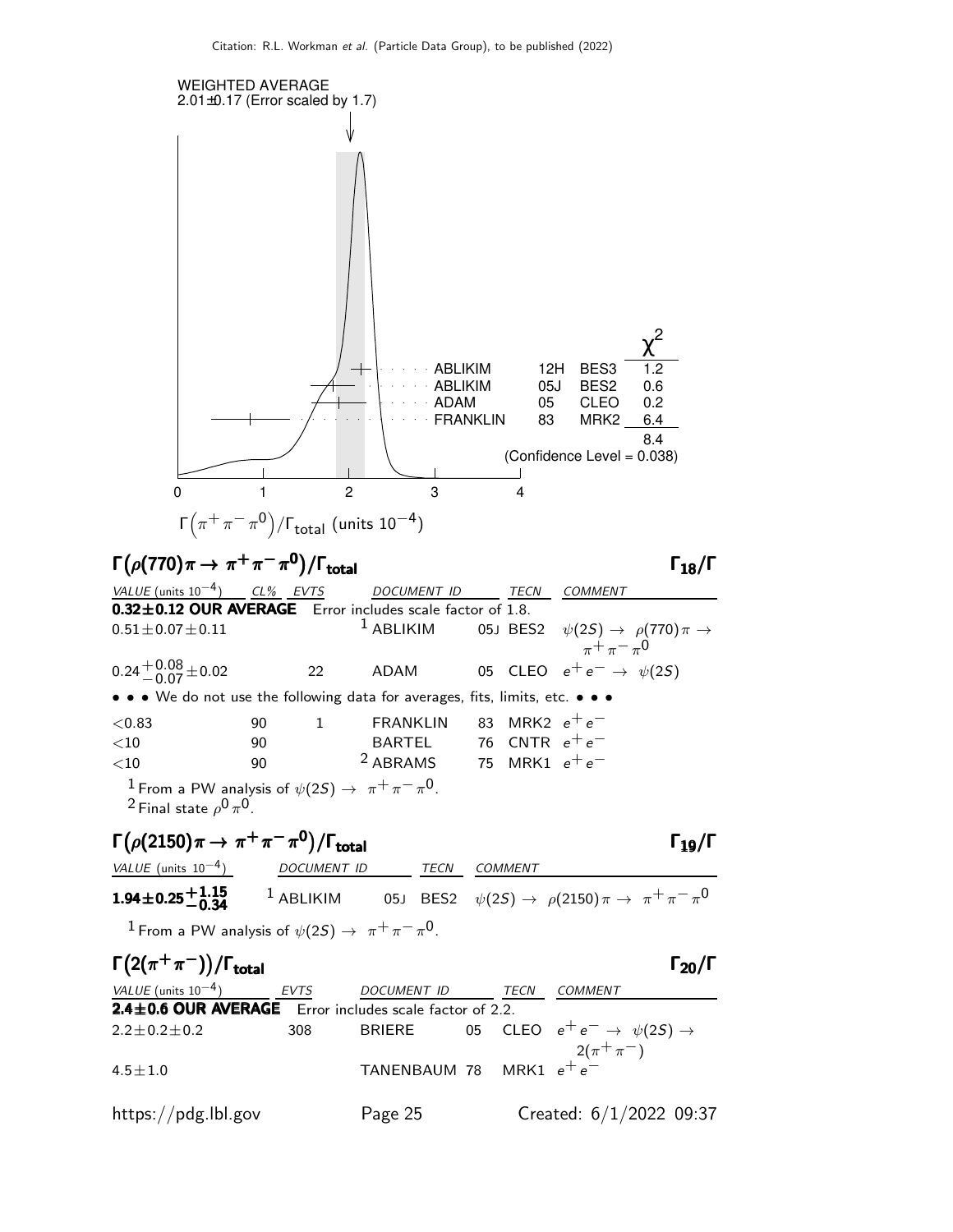WEIGHTED AVERAGE
2.01±0.17 (Error scaled by 1.7)

| | | | $\chi^2$ |
|---|---|---|---|
| ABLIKIM | 12H | BES3 | 1.2 |
| ABLIKIM | 05J | BES2 | 0.6 |
| ADAM | 05 | CLEO | 0.2 |
| FRANKLIN | 83 | MRK2 | 6.4 |
| | | | 8.4 |

(Confidence Level = 0.038)

$\Gamma(\pi^+\pi^-\pi^0)/\Gamma_{total}$ (units $10^{-4}$)

## $\Gamma(\rho(770)\pi \to \pi^+\pi^-\pi^0)/\Gamma_{total}$ — $\Gamma_{18}/\Gamma$

| VALUE (units $10^{-4}$) | CL% | EVTS | DOCUMENT ID | | TECN | COMMENT |
|---|---|---|---|---|---|---|
| **0.32±0.12 OUR AVERAGE** | | | Error includes scale factor of 1.8. | | | |
| $0.51 \pm 0.07 \pm 0.11$ | | | [1] ABLIKIM | 05J | BES2 | $\psi(2S) \to \rho(770)\pi \to \pi^+\pi^-\pi^0$ |
| $0.24^{+0.08}_{-0.07} \pm 0.02$ | | 22 | ADAM | 05 | CLEO | $e^+e^- \to \psi(2S)$ |
| • • • We do not use the following data for averages, fits, limits, etc. • • • | | | | | | |
| $<0.83$ | 90 | 1 | FRANKLIN | 83 | MRK2 | $e^+e^-$ |
| $<10$ | 90 | | BARTEL | 76 | CNTR | $e^+e^-$ |
| $<10$ | 90 | | [2] ABRAMS | 75 | MRK1 | $e^+e^-$ |

[1] From a PW analysis of $\psi(2S) \to \pi^+\pi^-\pi^0$.
[2] Final state $\rho^0\pi^0$.

## $\Gamma(\rho(2150)\pi \to \pi^+\pi^-\pi^0)/\Gamma_{total}$ — $\Gamma_{19}/\Gamma$

| VALUE (units $10^{-4}$) | DOCUMENT ID | | TECN | COMMENT |
|---|---|---|---|---|
| $\mathbf{1.94 \pm 0.25^{+1.15}_{-0.34}}$ | [1] ABLIKIM | 05J | BES2 | $\psi(2S) \to \rho(2150)\pi \to \pi^+\pi^-\pi^0$ |

[1] From a PW analysis of $\psi(2S) \to \pi^+\pi^-\pi^0$.

## $\Gamma(2(\pi^+\pi^-))/\Gamma_{total}$ — $\Gamma_{20}/\Gamma$

| VALUE (units $10^{-4}$) | EVTS | DOCUMENT ID | | TECN | COMMENT |
|---|---|---|---|---|---|
| **2.4±0.6 OUR AVERAGE** | | Error includes scale factor of 2.2. | | | |
| $2.2 \pm 0.2 \pm 0.2$ | 308 | BRIERE | 05 | CLEO | $e^+e^- \to \psi(2S) \to 2(\pi^+\pi^-)$ |
| $4.5 \pm 1.0$ | | TANENBAUM | 78 | MRK1 | $e^+e^-$ |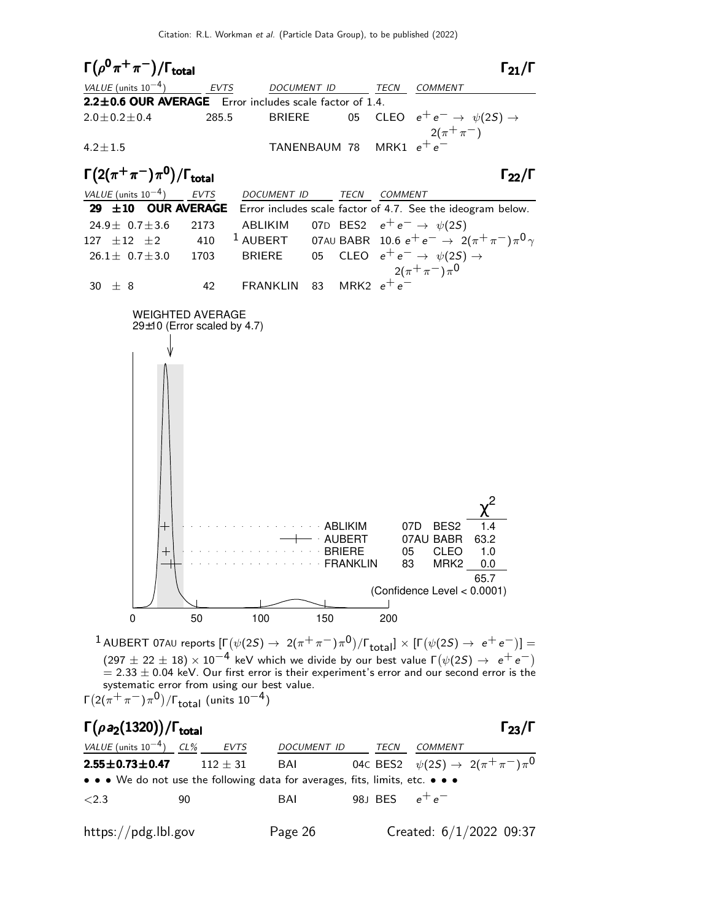## $\Gamma(\rho^0\pi^+\pi^-)/\Gamma_{\rm total}$ — $\Gamma_{21}/\Gamma$

| VALUE (units $10^{-4}$) | EVTS | DOCUMENT ID | | TECN | COMMENT |
|---|---|---|---|---|---|
| **2.2±0.6 OUR AVERAGE** | Error includes scale factor of 1.4. | | | | |
| $2.0\pm0.2\pm0.4$ | 285.5 | BRIERE | 05 | CLEO | $e^+e^- \rightarrow \psi(2S) \rightarrow 2(\pi^+\pi^-)$ |
| $4.2\pm1.5$ | | TANENBAUM | 78 | MRK1 | $e^+e^-$ |

## $\Gamma(2(\pi^+\pi^-)\pi^0)/\Gamma_{\rm total}$ — $\Gamma_{22}/\Gamma$

| VALUE (units $10^{-4}$) | EVTS | DOCUMENT ID | | TECN | COMMENT |
|---|---|---|---|---|---|
| **29 ±10 OUR AVERAGE** | Error includes scale factor of 4.7. See the ideogram below. | | | | |
| $24.9\pm\ 0.7\pm3.6$ | 2173 | ABLIKIM | 07D | BES2 | $e^+e^- \rightarrow \psi(2S)$ |
| $127\ \pm12\ \pm2$ | 410 | [1] AUBERT | 07AU | BABR | $10.6\ e^+e^- \rightarrow 2(\pi^+\pi^-)\pi^0\gamma$ |
| $26.1\pm\ 0.7\pm3.0$ | 1703 | BRIERE | 05 | CLEO | $e^+e^- \rightarrow \psi(2S) \rightarrow 2(\pi^+\pi^-)\pi^0$ |
| $30\ \pm\ 8$ | 42 | FRANKLIN | 83 | MRK2 | $e^+e^-$ |

WEIGHTED AVERAGE
29±10 (Error scaled by 4.7)

| | | | $\chi^2$ |
|---|---|---|---|
| ABLIKIM | 07D | BES2 | 1.4 |
| AUBERT | 07AU | BABR | 63.2 |
| BRIERE | 05 | CLEO | 1.0 |
| FRANKLIN | 83 | MRK2 | 0.0 |
| | | | 65.7 |

(Confidence Level < 0.0001)

[1] AUBERT 07AU reports $[\Gamma(\psi(2S) \rightarrow 2(\pi^+\pi^-)\pi^0)/\Gamma_{\rm total}] \times [\Gamma(\psi(2S) \rightarrow e^+e^-)] = (297 \pm 22 \pm 18) \times 10^{-4}$ keV which we divide by our best value $\Gamma(\psi(2S) \rightarrow e^+e^-) = 2.33 \pm 0.04$ keV. Our first error is their experiment's error and our second error is the systematic error from using our best value.

$\Gamma(2(\pi^+\pi^-)\pi^0)/\Gamma_{\rm total}$ (units $10^{-4}$)

## $\Gamma(\rho a_2(1320))/\Gamma_{\rm total}$ — $\Gamma_{23}/\Gamma$

| VALUE (units $10^{-4}$) | CL% | EVTS | DOCUMENT ID | | TECN | COMMENT |
|---|---|---|---|---|---|---|
| **2.55±0.73±0.47** | | $112\pm31$ | BAI | 04C | BES2 | $\psi(2S) \rightarrow 2(\pi^+\pi^-)\pi^0$ |
| • • • We do not use the following data for averages, fits, limits, etc. • • • | | | | | | |
| $<2.3$ | 90 | | BAI | 98J | BES | $e^+e^-$ |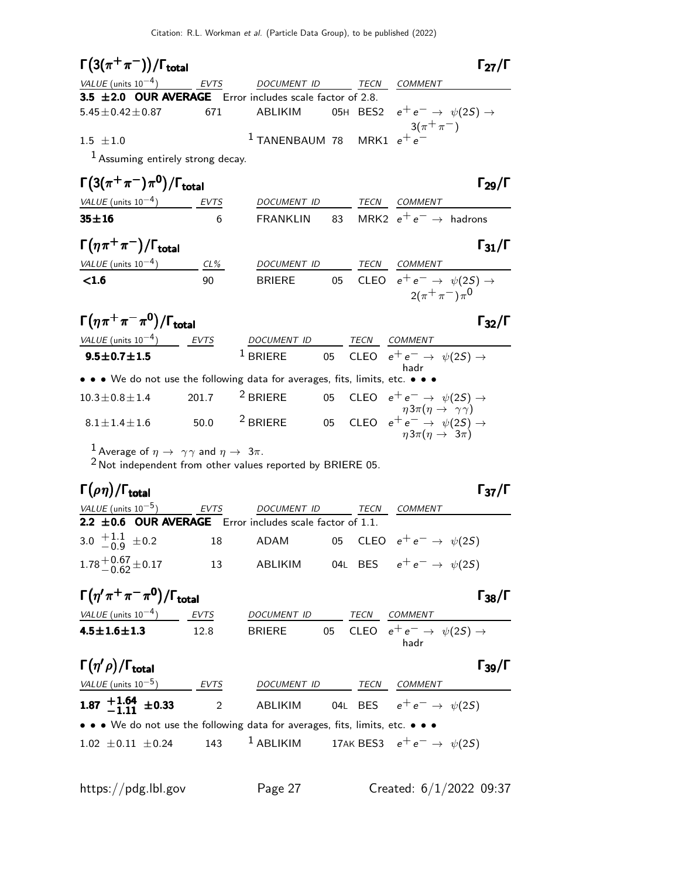### $\Gamma(3(\pi^+\pi^-))/\Gamma_{total}$ — $\Gamma_{27}/\Gamma$

| VALUE (units $10^{-4}$) | EVTS | DOCUMENT ID | | TECN | COMMENT |
|---|---|---|---|---|---|
| **3.5 ±2.0 OUR AVERAGE** Error includes scale factor of 2.8. | | | | | |
| $5.45\pm0.42\pm0.87$ | 671 | ABLIKIM | 05H | BES2 | $e^+e^- \to \psi(2S) \to 3(\pi^+\pi^-)$ |
| $1.5 \pm1.0$ | | [1] TANENBAUM | 78 | MRK1 | $e^+e^-$ |

[1] Assuming entirely strong decay.

### $\Gamma(3(\pi^+\pi^-)\pi^0)/\Gamma_{total}$ — $\Gamma_{29}/\Gamma$

| VALUE (units $10^{-4}$) | EVTS | DOCUMENT ID | | TECN | COMMENT |
|---|---|---|---|---|---|
| **35±16** | 6 | FRANKLIN | 83 | MRK2 | $e^+e^- \to$ hadrons |

### $\Gamma(\eta\pi^+\pi^-)/\Gamma_{total}$ — $\Gamma_{31}/\Gamma$

| VALUE (units $10^{-4}$) | CL% | DOCUMENT ID | | TECN | COMMENT |
|---|---|---|---|---|---|
| **<1.6** | 90 | BRIERE | 05 | CLEO | $e^+e^- \to \psi(2S) \to 2(\pi^+\pi^-)\pi^0$ |

### $\Gamma(\eta\pi^+\pi^-\pi^0)/\Gamma_{total}$ — $\Gamma_{32}/\Gamma$

| VALUE (units $10^{-4}$) | EVTS | DOCUMENT ID | | TECN | COMMENT |
|---|---|---|---|---|---|
| **9.5±0.7±1.5** | | [1] BRIERE | 05 | CLEO | $e^+e^- \to \psi(2S) \to$ hadr |
| • • • We do not use the following data for averages, fits, limits, etc. • • • | | | | | |
| $10.3\pm0.8\pm1.4$ | 201.7 | [2] BRIERE | 05 | CLEO | $e^+e^- \to \psi(2S) \to \eta3\pi(\eta \to \gamma\gamma)$ |
| $8.1\pm1.4\pm1.6$ | 50.0 | [2] BRIERE | 05 | CLEO | $e^+e^- \to \psi(2S) \to \eta3\pi(\eta \to 3\pi)$ |

[1] Average of $\eta \to \gamma\gamma$ and $\eta \to 3\pi$.
[2] Not independent from other values reported by BRIERE 05.

### $\Gamma(\rho\eta)/\Gamma_{total}$ — $\Gamma_{37}/\Gamma$

| VALUE (units $10^{-5}$) | EVTS | DOCUMENT ID | | TECN | COMMENT |
|---|---|---|---|---|---|
| **2.2 ±0.6 OUR AVERAGE** Error includes scale factor of 1.1. | | | | | |
| $3.0\ ^{+1.1}_{-0.9}\ \pm0.2$ | 18 | ADAM | 05 | CLEO | $e^+e^- \to \psi(2S)$ |
| $1.78^{+0.67}_{-0.62}\pm0.17$ | 13 | ABLIKIM | 04L | BES | $e^+e^- \to \psi(2S)$ |

### $\Gamma(\eta'\pi^+\pi^-\pi^0)/\Gamma_{total}$ — $\Gamma_{38}/\Gamma$

| VALUE (units $10^{-4}$) | EVTS | DOCUMENT ID | | TECN | COMMENT |
|---|---|---|---|---|---|
| **4.5±1.6±1.3** | 12.8 | BRIERE | 05 | CLEO | $e^+e^- \to \psi(2S) \to$ hadr |

### $\Gamma(\eta'\rho)/\Gamma_{total}$ — $\Gamma_{39}/\Gamma$

| VALUE (units $10^{-5}$) | EVTS | DOCUMENT ID | | TECN | COMMENT |
|---|---|---|---|---|---|
| **1.87 $^{+1.64}_{-1.11}$ ±0.33** | 2 | ABLIKIM | 04L | BES | $e^+e^- \to \psi(2S)$ |
| • • • We do not use the following data for averages, fits, limits, etc. • • • | | | | | |
| $1.02\ \pm0.11\ \pm0.24$ | 143 | [1] ABLIKIM | 17AK | BES3 | $e^+e^- \to \psi(2S)$ |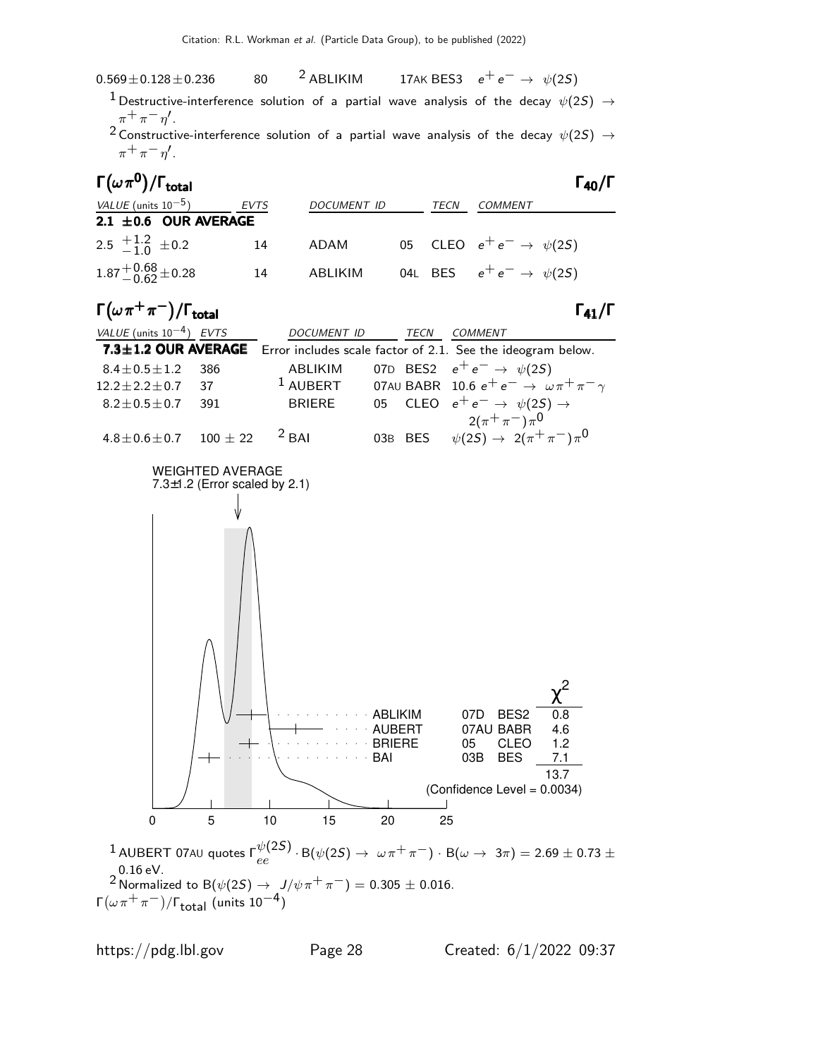| | | | | |
|---|---|---|---|---|
| $0.569 \pm 0.128 \pm 0.236$ | 80 | [2] ABLIKIM | 17AK BES3 | $e^+e^- \rightarrow \psi(2S)$ |

[1] Destructive-interference solution of a partial wave analysis of the decay $\psi(2S) \rightarrow \pi^+\pi^-\eta'$.

[2] Constructive-interference solution of a partial wave analysis of the decay $\psi(2S) \rightarrow \pi^+\pi^-\eta'$.

## $\Gamma(\omega\pi^0)/\Gamma_{\text{total}}$ $\Gamma_{40}/\Gamma$

| VALUE (units $10^{-5}$) | EVTS | DOCUMENT ID | | TECN | COMMENT |
|---|---|---|---|---|---|
| **2.1 ±0.6 OUR AVERAGE** | | | | | |
| $2.5 \ ^{+1.2}_{-1.0} \pm 0.2$ | 14 | ADAM | 05 | CLEO | $e^+e^- \rightarrow \psi(2S)$ |
| $1.87^{+0.68}_{-0.62} \pm 0.28$ | 14 | ABLIKIM | 04L | BES | $e^+e^- \rightarrow \psi(2S)$ |

## $\Gamma(\omega\pi^+\pi^-)/\Gamma_{\text{total}}$ $\Gamma_{41}/\Gamma$

| VALUE (units $10^{-4}$) | EVTS | DOCUMENT ID | | TECN | COMMENT |
|---|---|---|---|---|---|
| **7.3±1.2 OUR AVERAGE** | | Error includes scale factor of 2.1. See the ideogram below. | | | |
| $8.4 \pm 0.5 \pm 1.2$ | 386 | ABLIKIM | 07D | BES2 | $e^+e^- \rightarrow \psi(2S)$ |
| $12.2 \pm 2.2 \pm 0.7$ | 37 | [1] AUBERT | 07AU | BABR | $10.6 \ e^+e^- \rightarrow \omega\pi^+\pi^-\gamma$ |
| $8.2 \pm 0.5 \pm 0.7$ | 391 | BRIERE | 05 | CLEO | $e^+e^- \rightarrow \psi(2S) \rightarrow 2(\pi^+\pi^-)\pi^0$ |
| $4.8 \pm 0.6 \pm 0.7$ | $100 \pm 22$ | [2] BAI | 03B | BES | $\psi(2S) \rightarrow 2(\pi^+\pi^-)\pi^0$ |

WEIGHTED AVERAGE
7.3±1.2 (Error scaled by 2.1)

| | | | $\chi^2$ |
|---|---|---|---|
| ABLIKIM | 07D | BES2 | 0.8 |
| AUBERT | 07AU | BABR | 4.6 |
| BRIERE | 05 | CLEO | 1.2 |
| BAI | 03B | BES | 7.1 |
| | | | 13.7 |

(Confidence Level = 0.0034)

[1] AUBERT 07AU quotes $\Gamma_{ee}^{\psi(2S)} \cdot \text{B}(\psi(2S) \rightarrow \omega\pi^+\pi^-) \cdot \text{B}(\omega \rightarrow 3\pi) = 2.69 \pm 0.73 \pm 0.16$ eV.

[2] Normalized to $\text{B}(\psi(2S) \rightarrow J/\psi\pi^+\pi^-) = 0.305 \pm 0.016$.

$\Gamma(\omega\pi^+\pi^-)/\Gamma_{\text{total}}$ (units $10^{-4}$)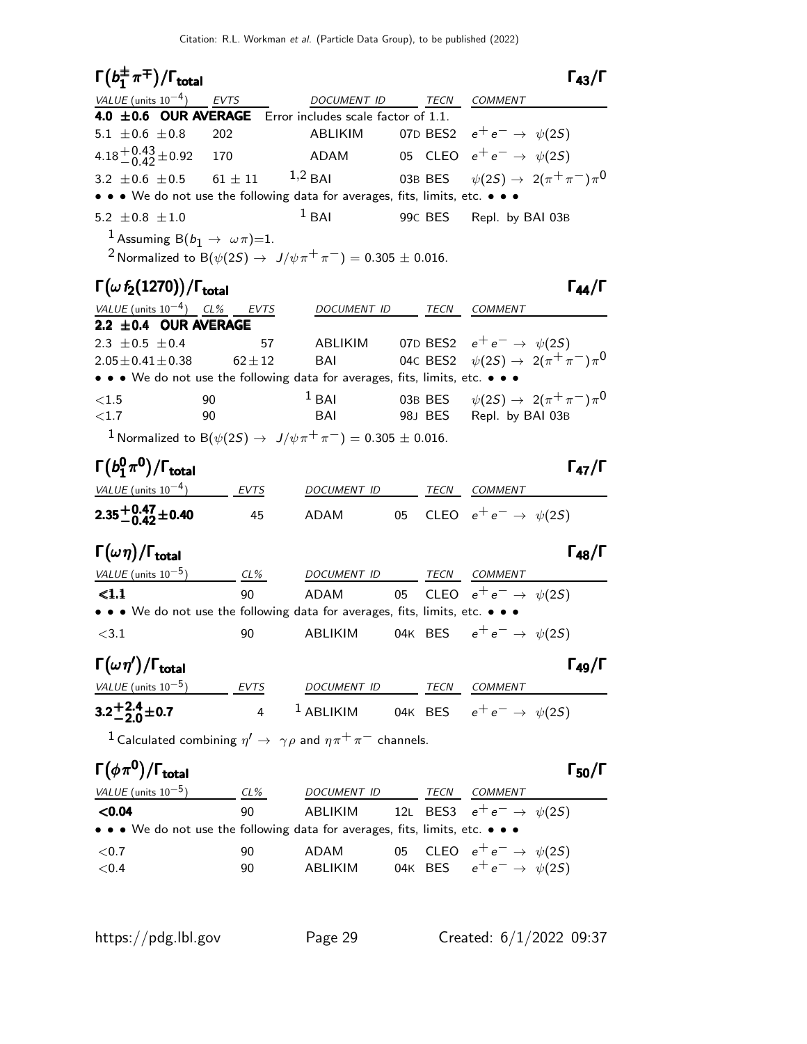## $\Gamma(b_1^{\pm}\pi^{\mp})/\Gamma_{\rm total}$ $\qquad\Gamma_{43}/\Gamma$

| VALUE (units $10^{-4}$) | EVTS | DOCUMENT ID | TECN | COMMENT |
|---|---|---|---|---|
| **4.0 ±0.6 OUR AVERAGE** Error includes scale factor of 1.1. | | | | |
| $5.1 \pm 0.6 \pm 0.8$ | 202 | ABLIKIM 07D | BES2 | $e^+e^- \rightarrow \psi(2S)$ |
| $4.18^{+0.43}_{-0.42} \pm 0.92$ | 170 | ADAM 05 | CLEO | $e^+e^- \rightarrow \psi(2S)$ |
| $3.2 \pm 0.6 \pm 0.5$ | $61 \pm 11$ | [1,2] BAI 03B | BES | $\psi(2S) \rightarrow 2(\pi^+\pi^-)\pi^0$ |
| • • • We do not use the following data for averages, fits, limits, etc. • • • | | | | |
| $5.2 \pm 0.8 \pm 1.0$ | | [1] BAI 99C | BES | Repl. by BAI 03B |

[1] Assuming $B(b_1 \rightarrow \omega\pi)=1$.

[2] Normalized to $B(\psi(2S) \rightarrow J/\psi\pi^+\pi^-) = 0.305 \pm 0.016$.

## $\Gamma(\omega f_2(1270))/\Gamma_{\rm total}$ $\qquad\Gamma_{44}/\Gamma$

| VALUE (units $10^{-4}$) | CL% | EVTS | DOCUMENT ID | TECN | COMMENT |
|---|---|---|---|---|---|
| **2.2 ±0.4 OUR AVERAGE** | | | | | |
| $2.3 \pm 0.5 \pm 0.4$ | | 57 | ABLIKIM 07D | BES2 | $e^+e^- \rightarrow \psi(2S)$ |
| $2.05 \pm 0.41 \pm 0.38$ | | $62 \pm 12$ | BAI 04C | BES2 | $\psi(2S) \rightarrow 2(\pi^+\pi^-)\pi^0$ |
| • • • We do not use the following data for averages, fits, limits, etc. • • • | | | | | |
| $<1.5$ | 90 | | [1] BAI 03B | BES | $\psi(2S) \rightarrow 2(\pi^+\pi^-)\pi^0$ |
| $<1.7$ | 90 | | BAI 98J | BES | Repl. by BAI 03B |

[1] Normalized to $B(\psi(2S) \rightarrow J/\psi\pi^+\pi^-) = 0.305 \pm 0.016$.

## $\Gamma(b_1^0\pi^0)/\Gamma_{\rm total}$ $\qquad\Gamma_{47}/\Gamma$

| VALUE (units $10^{-4}$) | EVTS | DOCUMENT ID | TECN | COMMENT |
|---|---|---|---|---|
| $\mathbf{2.35^{+0.47}_{-0.42} \pm 0.40}$ | 45 | ADAM 05 | CLEO | $e^+e^- \rightarrow \psi(2S)$ |

## $\Gamma(\omega\eta)/\Gamma_{\rm total}$ $\qquad\Gamma_{48}/\Gamma$

| VALUE (units $10^{-5}$) | CL% | DOCUMENT ID | TECN | COMMENT |
|---|---|---|---|---|
| **<1.1** | 90 | ADAM 05 | CLEO | $e^+e^- \rightarrow \psi(2S)$ |
| • • • We do not use the following data for averages, fits, limits, etc. • • • | | | | |
| $<3.1$ | 90 | ABLIKIM 04K | BES | $e^+e^- \rightarrow \psi(2S)$ |

## $\Gamma(\omega\eta')/\Gamma_{\rm total}$ $\qquad\Gamma_{49}/\Gamma$

| VALUE (units $10^{-5}$) | EVTS | DOCUMENT ID | TECN | COMMENT |
|---|---|---|---|---|
| $\mathbf{3.2^{+2.4}_{-2.0} \pm 0.7}$ | 4 | [1] ABLIKIM 04K | BES | $e^+e^- \rightarrow \psi(2S)$ |

[1] Calculated combining $\eta' \rightarrow \gamma\rho$ and $\eta\pi^+\pi^-$ channels.

## $\Gamma(\phi\pi^0)/\Gamma_{\rm total}$ $\qquad\Gamma_{50}/\Gamma$

| VALUE (units $10^{-5}$) | CL% | DOCUMENT ID | TECN | COMMENT |
|---|---|---|---|---|
| **<0.04** | 90 | ABLIKIM 12L | BES3 | $e^+e^- \rightarrow \psi(2S)$ |
| • • • We do not use the following data for averages, fits, limits, etc. • • • | | | | |
| $<0.7$ | 90 | ADAM 05 | CLEO | $e^+e^- \rightarrow \psi(2S)$ |
| $<0.4$ | 90 | ABLIKIM 04K | BES | $e^+e^- \rightarrow \psi(2S)$ |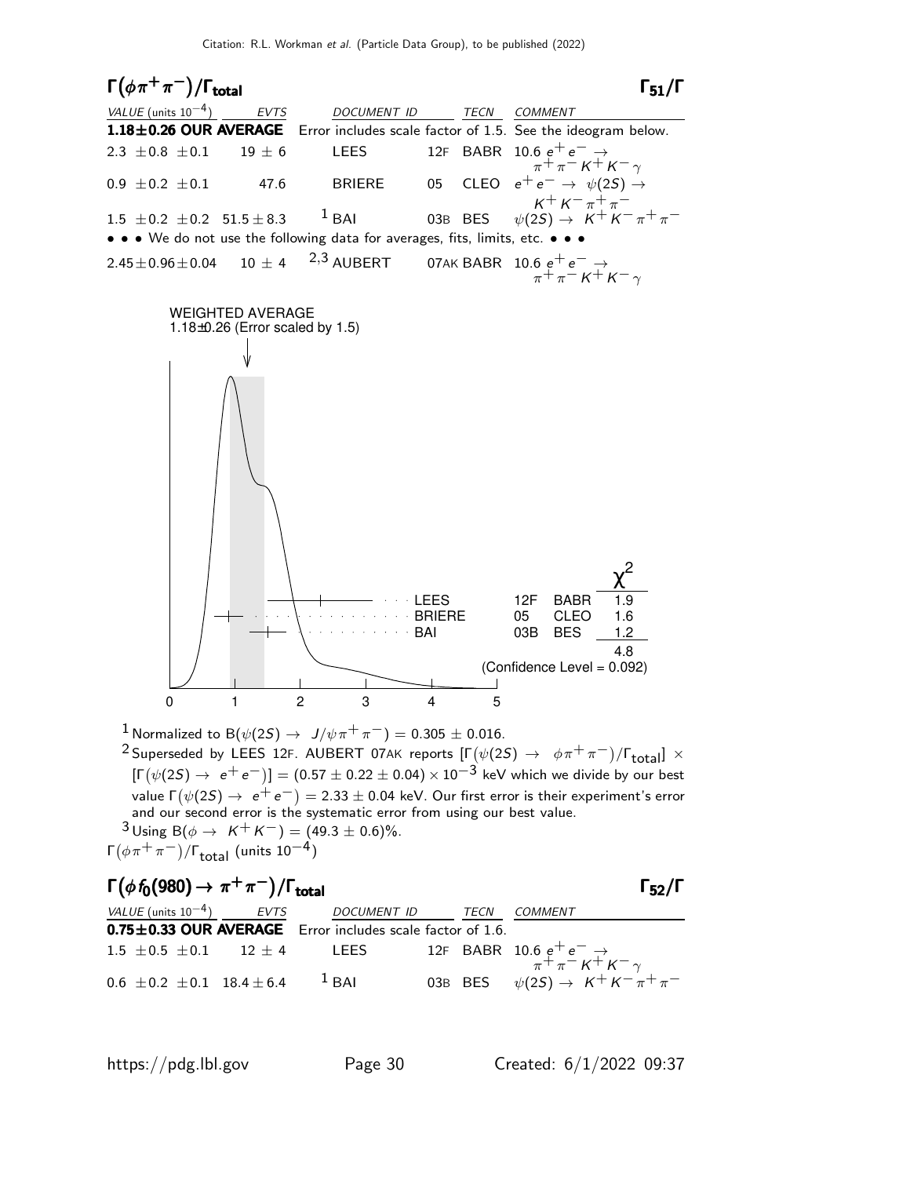## $\Gamma(\phi\pi^+\pi^-)/\Gamma_{\text{total}}$ $\Gamma_{51}/\Gamma$

| VALUE (units $10^{-4}$) | EVTS | DOCUMENT ID | | TECN | COMMENT |
|---|---|---|---|---|---|
| **1.18±0.26 OUR AVERAGE** | Error includes scale factor of 1.5. See the ideogram below. | | | | |
| $2.3 \pm 0.8 \pm 0.1$ | $19 \pm 6$ | LEES | 12F | BABR | $10.6\ e^+e^- \to \pi^+\pi^-K^+K^-\gamma$ |
| $0.9 \pm 0.2 \pm 0.1$ | 47.6 | BRIERE | 05 | CLEO | $e^+e^- \to \psi(2S) \to K^+K^-\pi^+\pi^-$ |
| $1.5 \pm 0.2 \pm 0.2$ | $51.5 \pm 8.3$ | [1] BAI | 03B | BES | $\psi(2S) \to K^+K^-\pi^+\pi^-$ |
| • • • We do not use the following data for averages, fits, limits, etc. • • • | | | | | |
| $2.45 \pm 0.96 \pm 0.04$ | $10 \pm 4$ | [2,3] AUBERT | 07AK | BABR | $10.6\ e^+e^- \to \pi^+\pi^-K^+K^-\gamma$ |

WEIGHTED AVERAGE
1.18±0.26 (Error scaled by 1.5)

| | | | $\chi^2$ |
|---|---|---|---|
| LEES | 12F | BABR | 1.9 |
| BRIERE | 05 | CLEO | 1.6 |
| BAI | 03B | BES | 1.2 |
| | | | 4.8 |

(Confidence Level = 0.092)

$\Gamma(\phi\pi^+\pi^-)/\Gamma_{\text{total}}$ (units $10^{-4}$)

[1] Normalized to $B(\psi(2S) \to J/\psi\pi^+\pi^-) = 0.305 \pm 0.016$.

[2] Superseded by LEES 12F. AUBERT 07AK reports $[\Gamma(\psi(2S) \to \phi\pi^+\pi^-)/\Gamma_{\text{total}}] \times [\Gamma(\psi(2S) \to e^+e^-)] = (0.57 \pm 0.22 \pm 0.04) \times 10^{-3}$ keV which we divide by our best value $\Gamma(\psi(2S) \to e^+e^-) = 2.33 \pm 0.04$ keV. Our first error is their experiment's error and our second error is the systematic error from using our best value.

[3] Using $B(\phi \to K^+K^-) = (49.3 \pm 0.6)\%$.

## $\Gamma(\phi f_0(980) \to \pi^+\pi^-)/\Gamma_{\text{total}}$ $\Gamma_{52}/\Gamma$

| VALUE (units $10^{-4}$) | EVTS | DOCUMENT ID | | TECN | COMMENT |
|---|---|---|---|---|---|
| **0.75±0.33 OUR AVERAGE** | Error includes scale factor of 1.6. | | | | |
| $1.5 \pm 0.5 \pm 0.1$ | $12 \pm 4$ | LEES | 12F | BABR | $10.6\ e^+e^- \to \pi^+\pi^-K^+K^-\gamma$ |
| $0.6 \pm 0.2 \pm 0.1$ | $18.4 \pm 6.4$ | [1] BAI | 03B | BES | $\psi(2S) \to K^+K^-\pi^+\pi^-$ |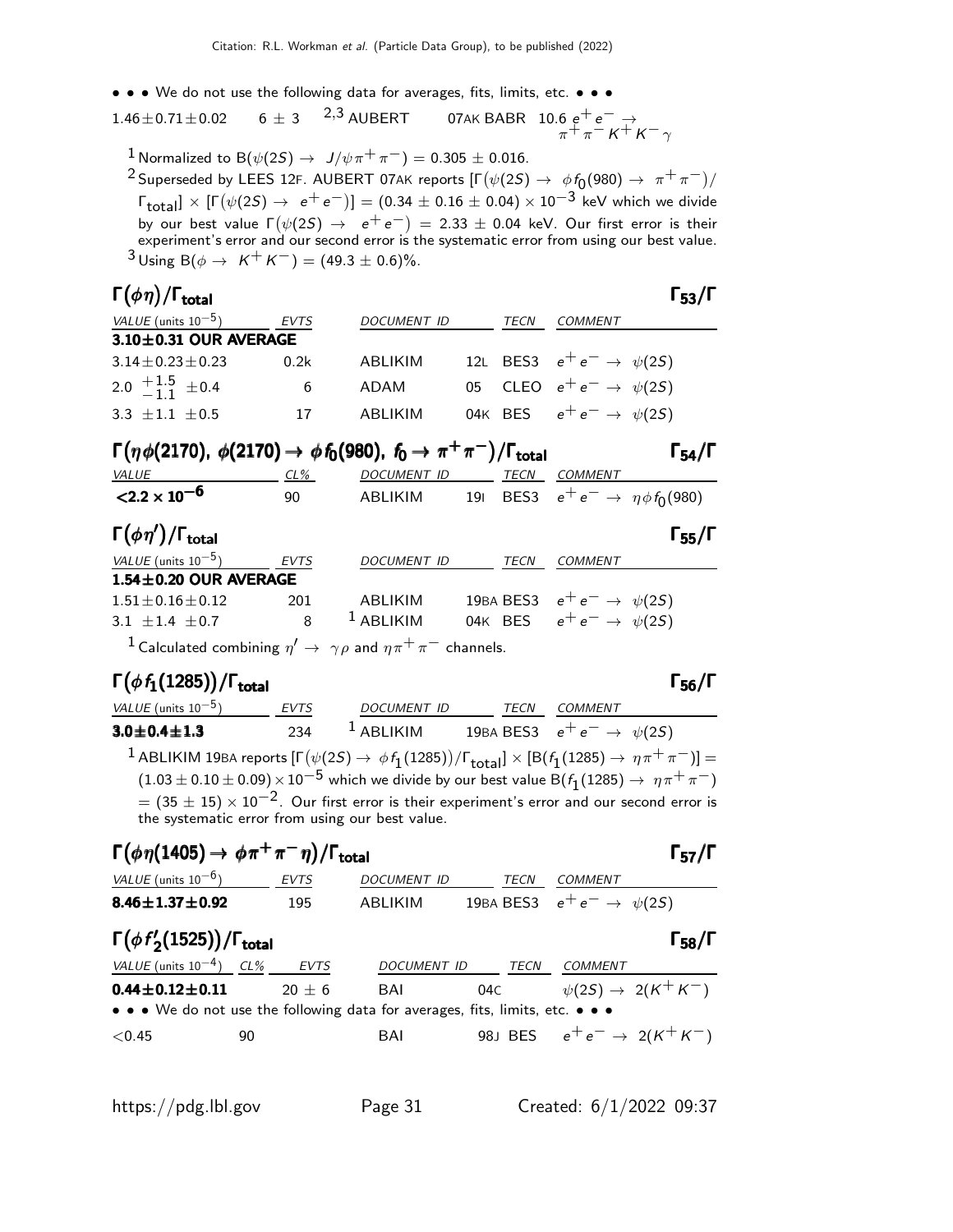• • • We do not use the following data for averages, fits, limits, etc. • • •

| | | | | |
|---|---|---|---|---|
| $1.46 \pm 0.71 \pm 0.02$ | $6 \pm 3$ | [2,3] AUBERT | 07AK BABR | $10.6\ e^+e^- \to \pi^+\pi^-K^+K^-\gamma$ |

[1] Normalized to $B(\psi(2S) \to J/\psi\pi^+\pi^-) = 0.305 \pm 0.016$.

[2] Superseded by LEES 12F. AUBERT 07AK reports $[\Gamma(\psi(2S) \to \phi f_0(980) \to \pi^+\pi^-)/\Gamma_{total}] \times [\Gamma(\psi(2S) \to e^+e^-)] = (0.34 \pm 0.16 \pm 0.04) \times 10^{-3}$ keV which we divide by our best value $\Gamma(\psi(2S) \to e^+e^-) = 2.33 \pm 0.04$ keV. Our first error is their experiment's error and our second error is the systematic error from using our best value.

[3] Using $B(\phi \to K^+K^-) = (49.3 \pm 0.6)\%$.

## $\Gamma(\phi\eta)/\Gamma_{total}$ $\Gamma_{53}/\Gamma$

| VALUE (units $10^{-5}$) | EVTS | DOCUMENT ID | | TECN | COMMENT |
|---|---|---|---|---|---|
| **3.10±0.31 OUR AVERAGE** | | | | | |
| $3.14 \pm 0.23 \pm 0.23$ | 0.2k | ABLIKIM | 12L | BES3 | $e^+e^- \to \psi(2S)$ |
| $2.0\ ^{+1.5}_{-1.1} \pm 0.4$ | 6 | ADAM | 05 | CLEO | $e^+e^- \to \psi(2S)$ |
| $3.3 \pm 1.1 \pm 0.5$ | 17 | ABLIKIM | 04K | BES | $e^+e^- \to \psi(2S)$ |

## $\Gamma(\eta\phi(2170),\ \phi(2170) \to \phi f_0(980),\ f_0 \to \pi^+\pi^-)/\Gamma_{total}$ $\Gamma_{54}/\Gamma$

| VALUE | CL% | DOCUMENT ID | | TECN | COMMENT |
|---|---|---|---|---|---|
| **$<2.2 \times 10^{-6}$** | 90 | ABLIKIM | 19I | BES3 | $e^+e^- \to \eta\phi f_0(980)$ |

## $\Gamma(\phi\eta')/\Gamma_{total}$ $\Gamma_{55}/\Gamma$

| VALUE (units $10^{-5}$) | EVTS | DOCUMENT ID | | TECN | COMMENT |
|---|---|---|---|---|---|
| **1.54±0.20 OUR AVERAGE** | | | | | |
| $1.51 \pm 0.16 \pm 0.12$ | 201 | ABLIKIM | 19BA | BES3 | $e^+e^- \to \psi(2S)$ |
| $3.1 \pm 1.4 \pm 0.7$ | 8 | [1] ABLIKIM | 04K | BES | $e^+e^- \to \psi(2S)$ |

[1] Calculated combining $\eta' \to \gamma\rho$ and $\eta\pi^+\pi^-$ channels.

## $\Gamma(\phi f_1(1285))/\Gamma_{total}$ $\Gamma_{56}/\Gamma$

| VALUE (units $10^{-5}$) | EVTS | DOCUMENT ID | | TECN | COMMENT |
|---|---|---|---|---|---|
| **3.0±0.4±1.3** | 234 | [1] ABLIKIM | 19BA | BES3 | $e^+e^- \to \psi(2S)$ |

[1] ABLIKIM 19BA reports $[\Gamma(\psi(2S) \to \phi f_1(1285))/\Gamma_{total}] \times [B(f_1(1285) \to \eta\pi^+\pi^-)] = (1.03 \pm 0.10 \pm 0.09) \times 10^{-5}$ which we divide by our best value $B(f_1(1285) \to \eta\pi^+\pi^-) = (35 \pm 15) \times 10^{-2}$. Our first error is their experiment's error and our second error is the systematic error from using our best value.

## $\Gamma(\phi\eta(1405) \to \phi\pi^+\pi^-\eta)/\Gamma_{total}$ $\Gamma_{57}/\Gamma$

| VALUE (units $10^{-6}$) | EVTS | DOCUMENT ID | | TECN | COMMENT |
|---|---|---|---|---|---|
| **8.46±1.37±0.92** | 195 | ABLIKIM | 19BA | BES3 | $e^+e^- \to \psi(2S)$ |

## $\Gamma(\phi f_2'(1525))/\Gamma_{total}$ $\Gamma_{58}/\Gamma$

| VALUE (units $10^{-4}$) | CL% | EVTS | DOCUMENT ID | | TECN | COMMENT |
|---|---|---|---|---|---|---|
| **0.44±0.12±0.11** | | $20 \pm 6$ | BAI | 04C | | $\psi(2S) \to 2(K^+K^-)$ |
| • • • We do not use the following data for averages, fits, limits, etc. • • • | | | | | | |
| $<0.45$ | 90 | | BAI | 98J | BES | $e^+e^- \to 2(K^+K^-)$ |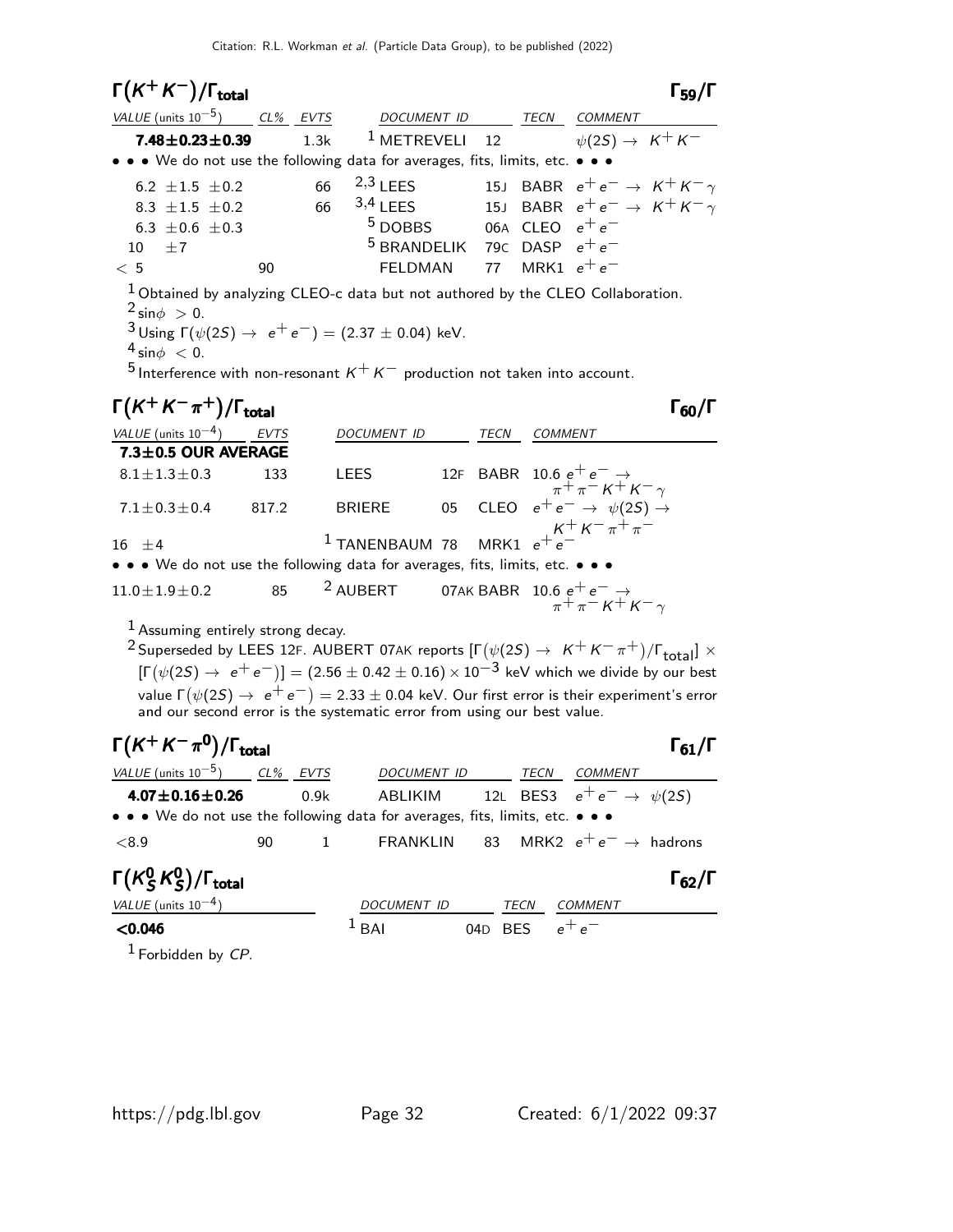## $\Gamma(K^+K^-)/\Gamma_{\text{total}}$ $\Gamma_{59}/\Gamma$

| VALUE (units $10^{-5}$) | CL% | EVTS | DOCUMENT ID | | TECN | COMMENT |
|---|---|---|---|---|---|---|
| **7.48±0.23±0.39** | | 1.3k | [1] METREVELI | 12 | | $\psi(2S) \to K^+K^-$ |
| • • • We do not use the following data for averages, fits, limits, etc. • • • | | | | | | |
| 6.2 ±1.5 ±0.2 | | 66 | [2,3] LEES | 15J | BABR | $e^+e^- \to K^+K^-\gamma$ |
| 8.3 ±1.5 ±0.2 | | 66 | [3,4] LEES | 15J | BABR | $e^+e^- \to K^+K^-\gamma$ |
| 6.3 ±0.6 ±0.3 | | | [5] DOBBS | 06A | CLEO | $e^+e^-$ |
| 10 ±7 | | | [5] BRANDELIK | 79C | DASP | $e^+e^-$ |
| < 5 | 90 | | FELDMAN | 77 | MRK1 | $e^+e^-$ |

[1] Obtained by analyzing CLEO-c data but not authored by the CLEO Collaboration.
[2] $\sin\phi > 0$.
[3] Using $\Gamma(\psi(2S) \to e^+e^-) = (2.37 \pm 0.04)$ keV.
[4] $\sin\phi < 0$.
[5] Interference with non-resonant $K^+K^-$ production not taken into account.

## $\Gamma(K^+K^-\pi^+)/\Gamma_{\text{total}}$ $\Gamma_{60}/\Gamma$

| VALUE (units $10^{-4}$) | EVTS | DOCUMENT ID | | TECN | COMMENT |
|---|---|---|---|---|---|
| **7.3±0.5 OUR AVERAGE** | | | | | |
| 8.1±1.3±0.3 | 133 | LEES | 12F | BABR | 10.6 $e^+e^- \to \pi^+\pi^-K^+K^-\gamma$ |
| 7.1±0.3±0.4 | 817.2 | BRIERE | 05 | CLEO | $e^+e^- \to \psi(2S) \to K^+K^-\pi^+\pi^-$ |
| 16 ±4 | | [1] TANENBAUM | 78 | MRK1 | $e^+e^-$ |
| • • • We do not use the following data for averages, fits, limits, etc. • • • | | | | | |
| 11.0±1.9±0.2 | 85 | [2] AUBERT | 07AK | BABR | 10.6 $e^+e^- \to \pi^+\pi^-K^+K^-\gamma$ |

[1] Assuming entirely strong decay.
[2] Superseded by LEES 12F. AUBERT 07AK reports $[\Gamma(\psi(2S) \to K^+K^-\pi^+)/\Gamma_{\text{total}}] \times [\Gamma(\psi(2S) \to e^+e^-)] = (2.56 \pm 0.42 \pm 0.16) \times 10^{-3}$ keV which we divide by our best value $\Gamma(\psi(2S) \to e^+e^-) = 2.33 \pm 0.04$ keV. Our first error is their experiment's error and our second error is the systematic error from using our best value.

## $\Gamma(K^+K^-\pi^0)/\Gamma_{\text{total}}$ $\Gamma_{61}/\Gamma$

| VALUE (units $10^{-5}$) | CL% | EVTS | DOCUMENT ID | | TECN | COMMENT |
|---|---|---|---|---|---|---|
| **4.07±0.16±0.26** | | 0.9k | ABLIKIM | 12L | BES3 | $e^+e^- \to \psi(2S)$ |
| • • • We do not use the following data for averages, fits, limits, etc. • • • | | | | | | |
| <8.9 | 90 | 1 | FRANKLIN | 83 | MRK2 | $e^+e^- \to$ hadrons |

## $\Gamma(K^0_S K^0_S)/\Gamma_{\text{total}}$ $\Gamma_{62}/\Gamma$

| VALUE (units $10^{-4}$) | DOCUMENT ID | | TECN | COMMENT |
|---|---|---|---|---|
| **<0.046** | [1] BAI | 04D | BES | $e^+e^-$ |

[1] Forbidden by *CP*.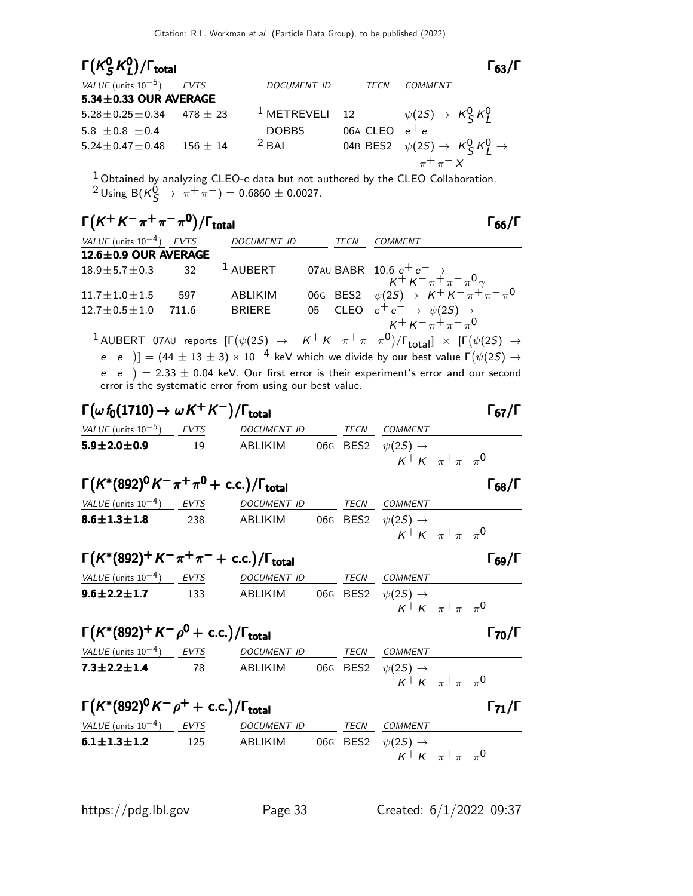### $\Gamma(K^0_S K^0_L)/\Gamma_{\text{total}}$ $\Gamma_{63}/\Gamma$

| VALUE (units $10^{-5}$) | EVTS | DOCUMENT ID | | TECN | COMMENT |
|---|---|---|---|---|---|
| **5.34±0.33 OUR AVERAGE** | | | | | |
| $5.28 \pm 0.25 \pm 0.34$ | $478 \pm 23$ | [1] METREVELI | 12 | | $\psi(2S) \rightarrow K^0_S K^0_L$ |
| $5.8 \pm 0.8 \pm 0.4$ | | DOBBS | 06A | CLEO | $e^+ e^-$ |
| $5.24 \pm 0.47 \pm 0.48$ | $156 \pm 14$ | [2] BAI | 04B | BES2 | $\psi(2S) \rightarrow K^0_S K^0_L \rightarrow \pi^+ \pi^- X$ |

[1] Obtained by analyzing CLEO-c data but not authored by the CLEO Collaboration.
[2] Using $B(K^0_S \rightarrow \pi^+ \pi^-) = 0.6860 \pm 0.0027$.

### $\Gamma(K^+ K^- \pi^+ \pi^- \pi^0)/\Gamma_{\text{total}}$ $\Gamma_{66}/\Gamma$

| VALUE (units $10^{-4}$) | EVTS | DOCUMENT ID | | TECN | COMMENT |
|---|---|---|---|---|---|
| **12.6±0.9 OUR AVERAGE** | | | | | |
| $18.9 \pm 5.7 \pm 0.3$ | 32 | [1] AUBERT | 07AU | BABR | $10.6\ e^+ e^- \rightarrow K^+ K^- \pi^+ \pi^- \pi^0 \gamma$ |
| $11.7 \pm 1.0 \pm 1.5$ | 597 | ABLIKIM | 06G | BES2 | $\psi(2S) \rightarrow K^+ K^- \pi^+ \pi^- \pi^0$ |
| $12.7 \pm 0.5 \pm 1.0$ | 711.6 | BRIERE | 05 | CLEO | $e^+ e^- \rightarrow \psi(2S) \rightarrow K^+ K^- \pi^+ \pi^- \pi^0$ |

[1] AUBERT 07AU reports $[\Gamma(\psi(2S) \rightarrow K^+ K^- \pi^+ \pi^- \pi^0)/\Gamma_{\text{total}}] \times [\Gamma(\psi(2S) \rightarrow e^+ e^-)] = (44 \pm 13 \pm 3) \times 10^{-4}$ keV which we divide by our best value $\Gamma(\psi(2S) \rightarrow e^+ e^-) = 2.33 \pm 0.04$ keV. Our first error is their experiment's error and our second error is the systematic error from using our best value.

### $\Gamma(\omega f_0(1710) \rightarrow \omega K^+ K^-)/\Gamma_{\text{total}}$ $\Gamma_{67}/\Gamma$

| VALUE (units $10^{-5}$) | EVTS | DOCUMENT ID | | TECN | COMMENT |
|---|---|---|---|---|---|
| **5.9±2.0±0.9** | 19 | ABLIKIM | 06G | BES2 | $\psi(2S) \rightarrow K^+ K^- \pi^+ \pi^- \pi^0$ |

### $\Gamma(K^*(892)^0 K^- \pi^+ \pi^0 + \text{c.c.})/\Gamma_{\text{total}}$ $\Gamma_{68}/\Gamma$

| VALUE (units $10^{-4}$) | EVTS | DOCUMENT ID | | TECN | COMMENT |
|---|---|---|---|---|---|
| **8.6±1.3±1.8** | 238 | ABLIKIM | 06G | BES2 | $\psi(2S) \rightarrow K^+ K^- \pi^+ \pi^- \pi^0$ |

### $\Gamma(K^*(892)^+ K^- \pi^+ \pi^- + \text{c.c.})/\Gamma_{\text{total}}$ $\Gamma_{69}/\Gamma$

| VALUE (units $10^{-4}$) | EVTS | DOCUMENT ID | | TECN | COMMENT |
|---|---|---|---|---|---|
| **9.6±2.2±1.7** | 133 | ABLIKIM | 06G | BES2 | $\psi(2S) \rightarrow K^+ K^- \pi^+ \pi^- \pi^0$ |

### $\Gamma(K^*(892)^+ K^- \rho^0 + \text{c.c.})/\Gamma_{\text{total}}$ $\Gamma_{70}/\Gamma$

| VALUE (units $10^{-4}$) | EVTS | DOCUMENT ID | | TECN | COMMENT |
|---|---|---|---|---|---|
| **7.3±2.2±1.4** | 78 | ABLIKIM | 06G | BES2 | $\psi(2S) \rightarrow K^+ K^- \pi^+ \pi^- \pi^0$ |

### $\Gamma(K^*(892)^0 K^- \rho^+ + \text{c.c.})/\Gamma_{\text{total}}$ $\Gamma_{71}/\Gamma$

| VALUE (units $10^{-4}$) | EVTS | DOCUMENT ID | | TECN | COMMENT |
|---|---|---|---|---|---|
| **6.1±1.3±1.2** | 125 | ABLIKIM | 06G | BES2 | $\psi(2S) \rightarrow K^+ K^- \pi^+ \pi^- \pi^0$ |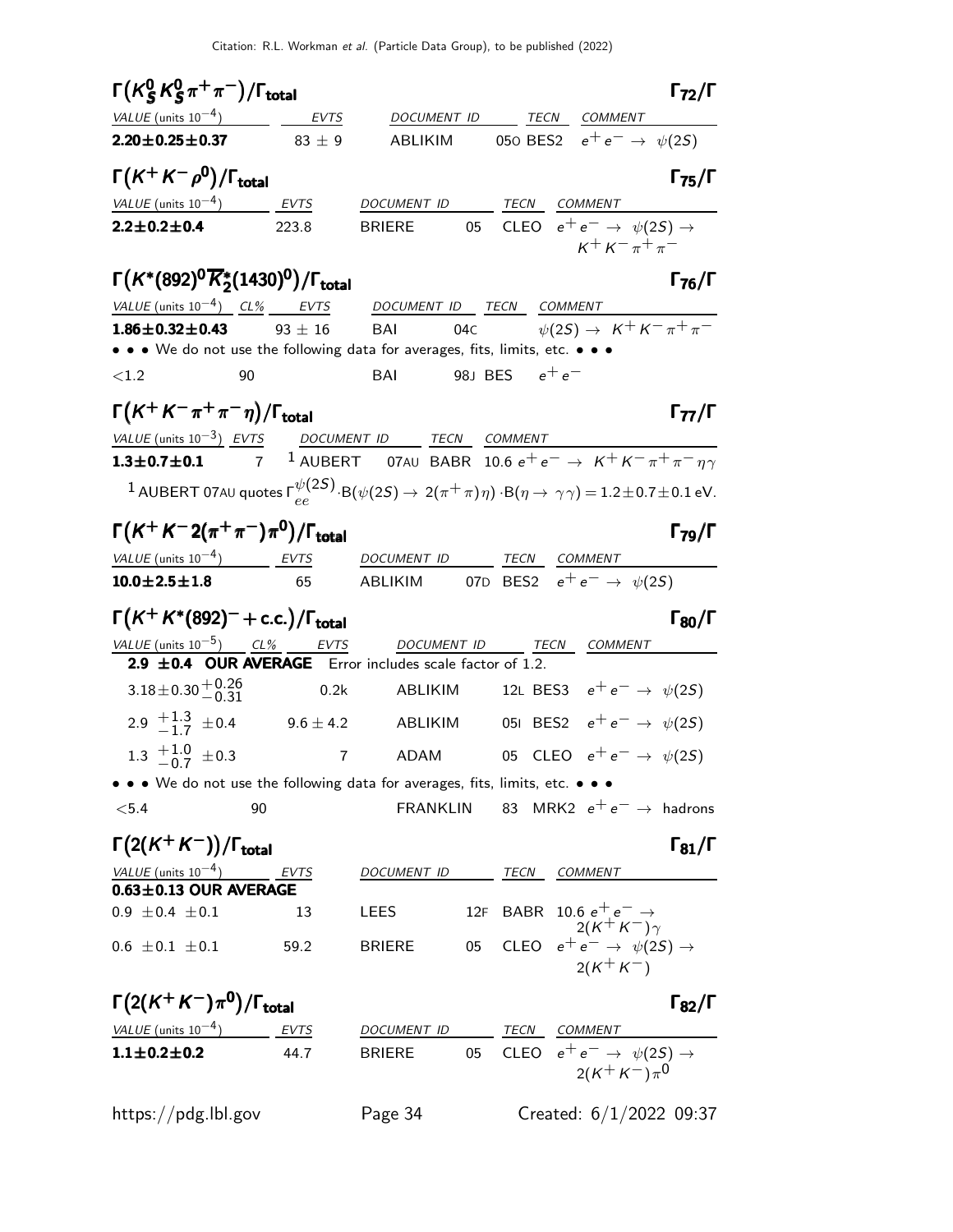### $\Gamma(K^0_S K^0_S \pi^+\pi^-)/\Gamma_{\text{total}}$ — $\Gamma_{72}/\Gamma$

| VALUE (units $10^{-4}$) | EVTS | DOCUMENT ID | | TECN | COMMENT |
|---|---|---|---|---|---|
| **2.20±0.25±0.37** | 83 ± 9 | ABLIKIM | 05O | BES2 | $e^+e^- \to \psi(2S)$ |

### $\Gamma(K^+K^-\rho^0)/\Gamma_{\text{total}}$ — $\Gamma_{75}/\Gamma$

| VALUE (units $10^{-4}$) | EVTS | DOCUMENT ID | | TECN | COMMENT |
|---|---|---|---|---|---|
| **2.2±0.2±0.4** | 223.8 | BRIERE | 05 | CLEO | $e^+e^- \to \psi(2S) \to K^+K^-\pi^+\pi^-$ |

### $\Gamma(K^*(892)^0 \overline{K}^*_2(1430)^0)/\Gamma_{\text{total}}$ — $\Gamma_{76}/\Gamma$

| VALUE (units $10^{-4}$) | CL% | EVTS | DOCUMENT ID | | TECN | COMMENT |
|---|---|---|---|---|---|---|
| **1.86±0.32±0.43** | | 93 ± 16 | BAI | 04C | | $\psi(2S) \to K^+K^-\pi^+\pi^-$ |
| • • • We do not use the following data for averages, fits, limits, etc. • • • | | | | | | |
| <1.2 | 90 | | BAI | 98J | BES | $e^+e^-$ |

### $\Gamma(K^+K^-\pi^+\pi^-\eta)/\Gamma_{\text{total}}$ — $\Gamma_{77}/\Gamma$

| VALUE (units $10^{-3}$) | EVTS | DOCUMENT ID | | TECN | COMMENT |
|---|---|---|---|---|---|
| **1.3±0.7±0.1** | 7 | [1] AUBERT | 07AU | BABR | 10.6 $e^+e^- \to K^+K^-\pi^+\pi^-\eta\gamma$ |

[1] AUBERT 07AU quotes $\Gamma^{\psi(2S)}_{ee} \cdot B(\psi(2S) \to 2(\pi^+\pi)\eta) \cdot B(\eta \to \gamma\gamma) = 1.2 \pm 0.7 \pm 0.1$ eV.

### $\Gamma(K^+K^-2(\pi^+\pi^-)\pi^0)/\Gamma_{\text{total}}$ — $\Gamma_{79}/\Gamma$

| VALUE (units $10^{-4}$) | EVTS | DOCUMENT ID | | TECN | COMMENT |
|---|---|---|---|---|---|
| **10.0±2.5±1.8** | 65 | ABLIKIM | 07D | BES2 | $e^+e^- \to \psi(2S)$ |

### $\Gamma(K^+K^*(892)^- + \text{c.c.})/\Gamma_{\text{total}}$ — $\Gamma_{80}/\Gamma$

| VALUE (units $10^{-5}$) | CL% | EVTS | DOCUMENT ID | | TECN | COMMENT |
|---|---|---|---|---|---|---|
| **2.9 ±0.4 OUR AVERAGE** Error includes scale factor of 1.2. | | | | | | |
| $3.18 \pm 0.30 ^{+0.26}_{-0.31}$ | | 0.2k | ABLIKIM | 12L | BES3 | $e^+e^- \to \psi(2S)$ |
| $2.9 \ ^{+1.3}_{-1.7} \pm 0.4$ | | 9.6 ± 4.2 | ABLIKIM | 05I | BES2 | $e^+e^- \to \psi(2S)$ |
| $1.3 \ ^{+1.0}_{-0.7} \pm 0.3$ | | 7 | ADAM | 05 | CLEO | $e^+e^- \to \psi(2S)$ |
| • • • We do not use the following data for averages, fits, limits, etc. • • • | | | | | | |
| <5.4 | 90 | | FRANKLIN | 83 | MRK2 | $e^+e^- \to$ hadrons |

### $\Gamma(2(K^+K^-))/\Gamma_{\text{total}}$ — $\Gamma_{81}/\Gamma$

| VALUE (units $10^{-4}$) | EVTS | DOCUMENT ID | | TECN | COMMENT |
|---|---|---|---|---|---|
| **0.63±0.13 OUR AVERAGE** | | | | | |
| 0.9 ±0.4 ±0.1 | 13 | LEES | 12F | BABR | 10.6 $e^+e^- \to 2(K^+K^-)\gamma$ |
| 0.6 ±0.1 ±0.1 | 59.2 | BRIERE | 05 | CLEO | $e^+e^- \to \psi(2S) \to 2(K^+K^-)$ |

### $\Gamma(2(K^+K^-)\pi^0)/\Gamma_{\text{total}}$ — $\Gamma_{82}/\Gamma$

| VALUE (units $10^{-4}$) | EVTS | DOCUMENT ID | | TECN | COMMENT |
|---|---|---|---|---|---|
| **1.1±0.2±0.2** | 44.7 | BRIERE | 05 | CLEO | $e^+e^- \to \psi(2S) \to 2(K^+K^-)\pi^0$ |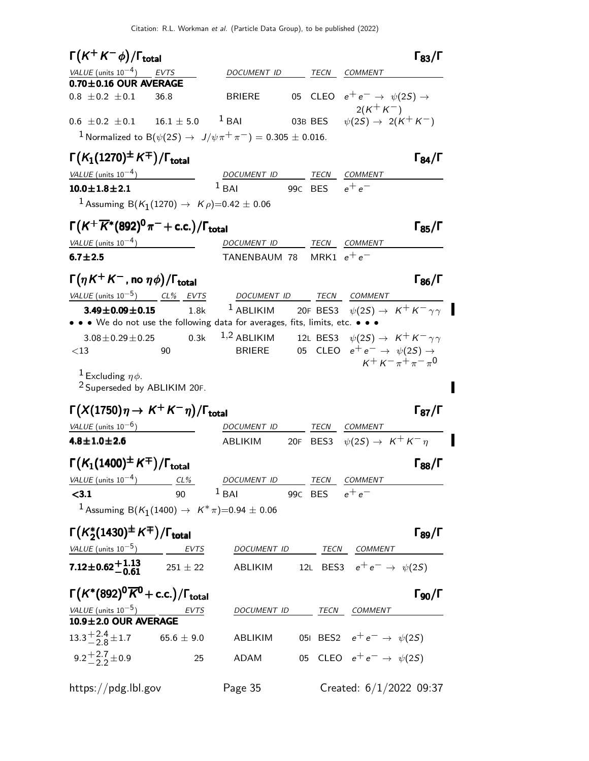## $\Gamma(K^+K^-\phi)/\Gamma_{total}$ $\Gamma_{83}/\Gamma$

| VALUE (units $10^{-4}$) | EVTS | DOCUMENT ID | | TECN | COMMENT |
|---|---|---|---|---|---|
| **0.70±0.16 OUR AVERAGE** | | | | | |
| $0.8 \pm 0.2 \pm 0.1$ | 36.8 | BRIERE | 05 | CLEO | $e^+e^- \rightarrow \psi(2S) \rightarrow 2(K^+K^-)$ |
| $0.6 \pm 0.2 \pm 0.1$ | $16.1 \pm 5.0$ | [1] BAI | 03B | BES | $\psi(2S) \rightarrow 2(K^+K^-)$ |

[1] Normalized to $B(\psi(2S) \rightarrow J/\psi\pi^+\pi^-) = 0.305 \pm 0.016$.

## $\Gamma(K_1(1270)^{\pm}K^{\mp})/\Gamma_{total}$ $\Gamma_{84}/\Gamma$

| VALUE (units $10^{-4}$) | DOCUMENT ID | | TECN | COMMENT |
|---|---|---|---|---|
| **$10.0\pm1.8\pm2.1$** | [1] BAI | 99C | BES | $e^+e^-$ |

[1] Assuming $B(K_1(1270) \rightarrow K\rho)=0.42 \pm 0.06$

## $\Gamma(K^+\overline{K}^*(892)^0\pi^- + c.c.)/\Gamma_{total}$ $\Gamma_{85}/\Gamma$

| VALUE (units $10^{-4}$) | DOCUMENT ID | | TECN | COMMENT |
|---|---|---|---|---|
| **$6.7\pm2.5$** | TANENBAUM | 78 | MRK1 | $e^+e^-$ |

## $\Gamma(\eta K^+K^-, \text{no } \eta\phi)/\Gamma_{total}$ $\Gamma_{86}/\Gamma$

| VALUE (units $10^{-5}$) | CL% | EVTS | DOCUMENT ID | | TECN | COMMENT |
|---|---|---|---|---|---|---|
| **$3.49\pm0.09\pm0.15$** | | 1.8k | [1] ABLIKIM | 20F | BES3 | $\psi(2S) \rightarrow K^+K^-\gamma\gamma$ |
| • • • We do not use the following data for averages, fits, limits, etc. • • • | | | | | | |
| $3.08\pm0.29\pm0.25$ | | 0.3k | [1,2] ABLIKIM | 12L | BES3 | $\psi(2S) \rightarrow K^+K^-\gamma\gamma$ |
| $<13$ | 90 | | BRIERE | 05 | CLEO | $e^+e^- \rightarrow \psi(2S) \rightarrow K^+K^-\pi^+\pi^-\pi^0$ |

[1] Excluding $\eta\phi$.
[2] Superseded by ABLIKIM 20F.

## $\Gamma(X(1750)\eta \rightarrow K^+K^-\eta)/\Gamma_{total}$ $\Gamma_{87}/\Gamma$

| VALUE (units $10^{-6}$) | DOCUMENT ID | | TECN | COMMENT |
|---|---|---|---|---|
| **$4.8\pm1.0\pm2.6$** | ABLIKIM | 20F | BES3 | $\psi(2S) \rightarrow K^+K^-\eta$ |

## $\Gamma(K_1(1400)^{\pm}K^{\mp})/\Gamma_{total}$ $\Gamma_{88}/\Gamma$

| VALUE (units $10^{-4}$) | CL% | DOCUMENT ID | | TECN | COMMENT |
|---|---|---|---|---|---|
| **$<3.1$** | 90 | [1] BAI | 99C | BES | $e^+e^-$ |

[1] Assuming $B(K_1(1400) \rightarrow K^*\pi)=0.94 \pm 0.06$

## $\Gamma(K_2^*(1430)^{\pm}K^{\mp})/\Gamma_{total}$ $\Gamma_{89}/\Gamma$

| VALUE (units $10^{-5}$) | EVTS | DOCUMENT ID | | TECN | COMMENT |
|---|---|---|---|---|---|
| **$7.12\pm0.62^{+1.13}_{-0.61}$** | $251 \pm 22$ | ABLIKIM | 12L | BES3 | $e^+e^- \rightarrow \psi(2S)$ |

## $\Gamma(K^*(892)^0\overline{K}^0 + c.c.)/\Gamma_{total}$ $\Gamma_{90}/\Gamma$

| VALUE (units $10^{-5}$) | EVTS | DOCUMENT ID | | TECN | COMMENT |
|---|---|---|---|---|---|
| **10.9±2.0 OUR AVERAGE** | | | | | |
| $13.3^{+2.4}_{-2.8}\pm1.7$ | $65.6 \pm 9.0$ | ABLIKIM | 05I | BES2 | $e^+e^- \rightarrow \psi(2S)$ |
| $9.2^{+2.7}_{-2.2}\pm0.9$ | 25 | ADAM | 05 | CLEO | $e^+e^- \rightarrow \psi(2S)$ |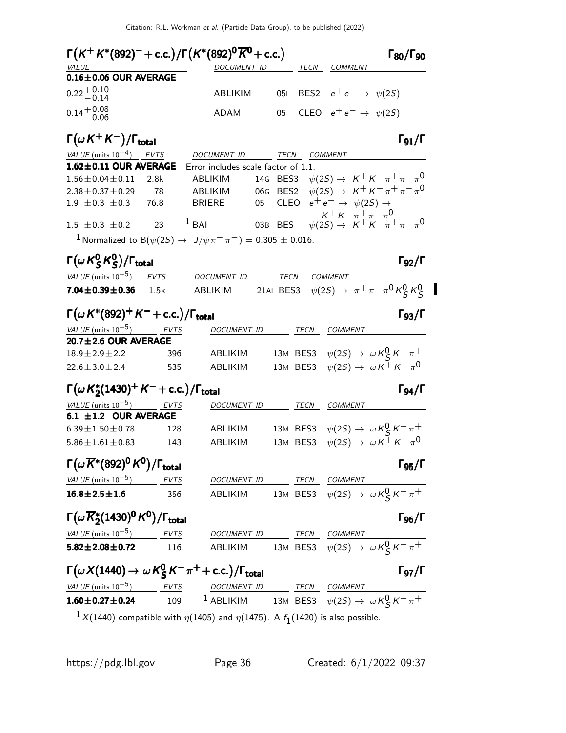### $\Gamma(K^+ K^*(892)^- + \text{c.c.})/\Gamma(K^*(892)^0 \overline{K}^0 + \text{c.c.})$ $\Gamma_{80}/\Gamma_{90}$

| VALUE | DOCUMENT ID | | TECN | COMMENT |
|---|---|---|---|---|
| **0.16±0.06 OUR AVERAGE** | | | | |
| $0.22^{+0.10}_{-0.14}$ | ABLIKIM | 05I | BES2 | $e^+ e^- \rightarrow \psi(2S)$ |
| $0.14^{+0.08}_{-0.06}$ | ADAM | 05 | CLEO | $e^+ e^- \rightarrow \psi(2S)$ |

### $\Gamma(\omega K^+ K^-)/\Gamma_{\text{total}}$ $\Gamma_{91}/\Gamma$

| VALUE (units $10^{-4}$) | EVTS | DOCUMENT ID | | TECN | COMMENT |
|---|---|---|---|---|---|
| **1.62±0.11 OUR AVERAGE** | | Error includes scale factor of 1.1. | | | |
| $1.56\pm0.04\pm0.11$ | 2.8k | ABLIKIM | 14G | BES3 | $\psi(2S) \rightarrow K^+ K^- \pi^+ \pi^- \pi^0$ |
| $2.38\pm0.37\pm0.29$ | 78 | ABLIKIM | 06G | BES2 | $\psi(2S) \rightarrow K^+ K^- \pi^+ \pi^- \pi^0$ |
| $1.9\ \pm0.3\ \pm0.3$ | 76.8 | BRIERE | 05 | CLEO | $e^+ e^- \rightarrow \psi(2S) \rightarrow K^+ K^- \pi^+ \pi^- \pi^0$ |
| $1.5\ \pm0.3\ \pm0.2$ | 23 | [1] BAI | 03B | BES | $\psi(2S) \rightarrow K^+ K^- \pi^+ \pi^- \pi^0$ |

[1] Normalized to $B(\psi(2S) \rightarrow J/\psi \pi^+ \pi^-) = 0.305 \pm 0.016$.

### $\Gamma(\omega K^0_S K^0_S)/\Gamma_{\text{total}}$ $\Gamma_{92}/\Gamma$

| VALUE (units $10^{-5}$) | EVTS | DOCUMENT ID | | TECN | COMMENT |
|---|---|---|---|---|---|
| **7.04±0.39±0.36** | 1.5k | ABLIKIM | 21AL | BES3 | $\psi(2S) \rightarrow \pi^+ \pi^- \pi^0 K^0_S K^0_S$ |

### $\Gamma(\omega K^*(892)^+ K^- + \text{c.c.})/\Gamma_{\text{total}}$ $\Gamma_{93}/\Gamma$

| VALUE (units $10^{-5}$) | EVTS | DOCUMENT ID | | TECN | COMMENT |
|---|---|---|---|---|---|
| **20.7±2.6 OUR AVERAGE** | | | | | |
| $18.9\pm2.9\pm2.2$ | 396 | ABLIKIM | 13M | BES3 | $\psi(2S) \rightarrow \omega K^0_S K^- \pi^+$ |
| $22.6\pm3.0\pm2.4$ | 535 | ABLIKIM | 13M | BES3 | $\psi(2S) \rightarrow \omega K^+ K^- \pi^0$ |

### $\Gamma(\omega K^*_2(1430)^+ K^- + \text{c.c.})/\Gamma_{\text{total}}$ $\Gamma_{94}/\Gamma$

| VALUE (units $10^{-5}$) | EVTS | DOCUMENT ID | | TECN | COMMENT |
|---|---|---|---|---|---|
| **6.1 ±1.2 OUR AVERAGE** | | | | | |
| $6.39\pm1.50\pm0.78$ | 128 | ABLIKIM | 13M | BES3 | $\psi(2S) \rightarrow \omega K^0_S K^- \pi^+$ |
| $5.86\pm1.61\pm0.83$ | 143 | ABLIKIM | 13M | BES3 | $\psi(2S) \rightarrow \omega K^+ K^- \pi^0$ |

### $\Gamma(\omega \overline{K}^*(892)^0 K^0)/\Gamma_{\text{total}}$ $\Gamma_{95}/\Gamma$

| VALUE (units $10^{-5}$) | EVTS | DOCUMENT ID | | TECN | COMMENT |
|---|---|---|---|---|---|
| **16.8±2.5±1.6** | 356 | ABLIKIM | 13M | BES3 | $\psi(2S) \rightarrow \omega K^0_S K^- \pi^+$ |

### $\Gamma(\omega \overline{K}^*_2(1430)^0 K^0)/\Gamma_{\text{total}}$ $\Gamma_{96}/\Gamma$

| VALUE (units $10^{-5}$) | EVTS | DOCUMENT ID | | TECN | COMMENT |
|---|---|---|---|---|---|
| **5.82±2.08±0.72** | 116 | ABLIKIM | 13M | BES3 | $\psi(2S) \rightarrow \omega K^0_S K^- \pi^+$ |

### $\Gamma(\omega X(1440) \rightarrow \omega K^0_S K^- \pi^+ + \text{c.c.})/\Gamma_{\text{total}}$ $\Gamma_{97}/\Gamma$

| VALUE (units $10^{-5}$) | EVTS | DOCUMENT ID | | TECN | COMMENT |
|---|---|---|---|---|---|
| **1.60±0.27±0.24** | 109 | [1] ABLIKIM | 13M | BES3 | $\psi(2S) \rightarrow \omega K^0_S K^- \pi^+$ |

[1] $X(1440)$ compatible with $\eta(1405)$ and $\eta(1475)$. A $f_1(1420)$ is also possible.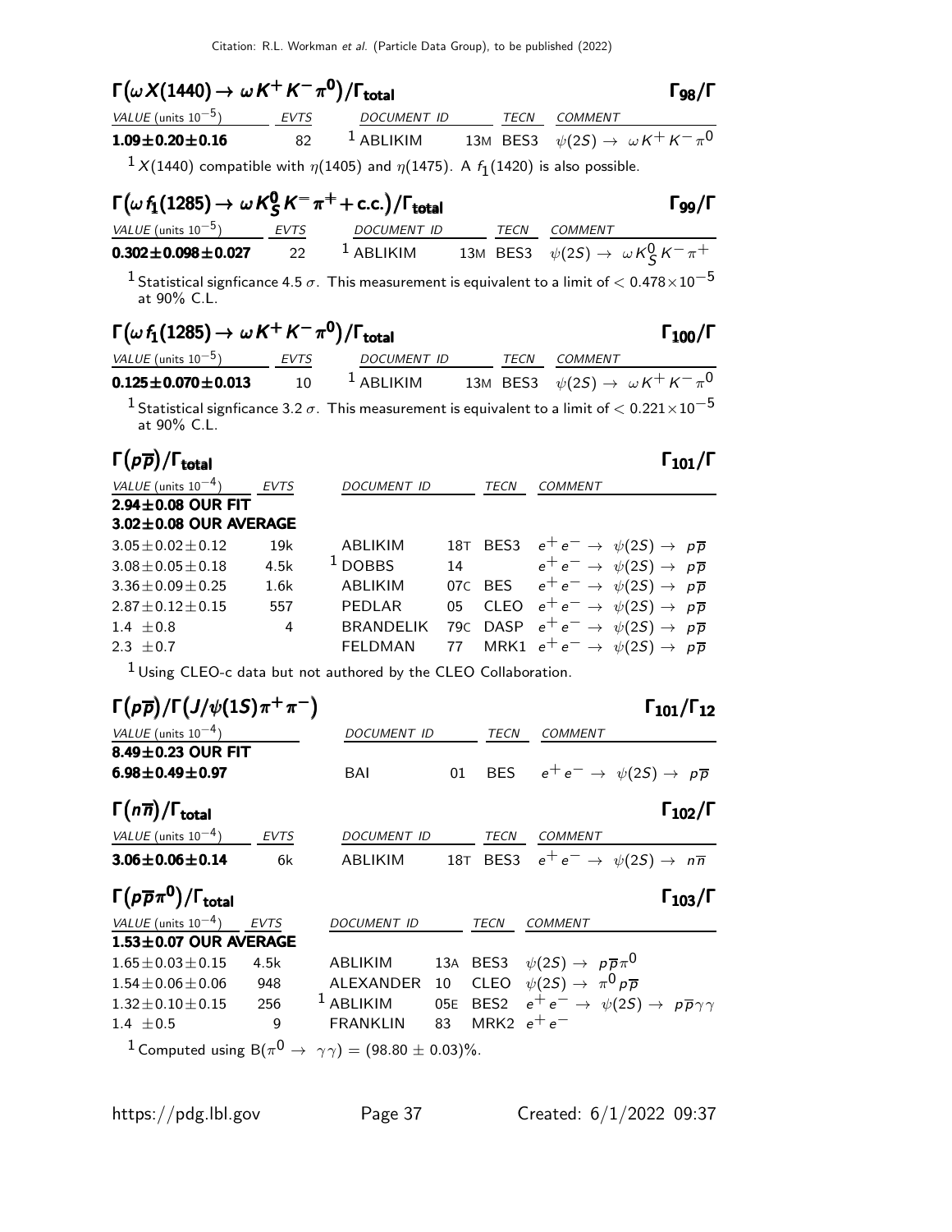### $\Gamma(\omega X(1440) \to \omega K^+ K^- \pi^0)/\Gamma_{\rm total}$ $\Gamma_{98}/\Gamma$

| VALUE (units $10^{-5}$) | EVTS | DOCUMENT ID | | TECN | COMMENT |
|---|---|---|---|---|---|
| **1.09±0.20±0.16** | 82 | [1] ABLIKIM | 13M | BES3 | $\psi(2S) \to \omega K^+ K^- \pi^0$ |

[1] $X(1440)$ compatible with $\eta(1405)$ and $\eta(1475)$. A $f_1(1420)$ is also possible.

### $\Gamma(\omega f_1(1285) \to \omega K^0_S K^- \pi^+ + \text{c.c.})/\Gamma_{\rm total}$ $\Gamma_{99}/\Gamma$

| VALUE (units $10^{-5}$) | EVTS | DOCUMENT ID | | TECN | COMMENT |
|---|---|---|---|---|---|
| **0.302±0.098±0.027** | 22 | [1] ABLIKIM | 13M | BES3 | $\psi(2S) \to \omega K^0_S K^- \pi^+$ |

[1] Statistical signficance 4.5 $\sigma$. This measurement is equivalent to a limit of $< 0.478 \times 10^{-5}$ at 90% C.L.

### $\Gamma(\omega f_1(1285) \to \omega K^+ K^- \pi^0)/\Gamma_{\rm total}$ $\Gamma_{100}/\Gamma$

| VALUE (units $10^{-5}$) | EVTS | DOCUMENT ID | | TECN | COMMENT |
|---|---|---|---|---|---|
| **0.125±0.070±0.013** | 10 | [1] ABLIKIM | 13M | BES3 | $\psi(2S) \to \omega K^+ K^- \pi^0$ |

[1] Statistical signficance 3.2 $\sigma$. This measurement is equivalent to a limit of $< 0.221 \times 10^{-5}$ at 90% C.L.

### $\Gamma(p\overline{p})/\Gamma_{\rm total}$ $\Gamma_{101}/\Gamma$

| VALUE (units $10^{-4}$) | EVTS | DOCUMENT ID | | TECN | COMMENT |
|---|---|---|---|---|---|
| **2.94±0.08 OUR FIT** | | | | | |
| **3.02±0.08 OUR AVERAGE** | | | | | |
| 3.05±0.02±0.12 | 19k | ABLIKIM | 18T | BES3 | $e^+e^- \to \psi(2S) \to p\overline{p}$ |
| 3.08±0.05±0.18 | 4.5k | [1] DOBBS | 14 | | $e^+e^- \to \psi(2S) \to p\overline{p}$ |
| 3.36±0.09±0.25 | 1.6k | ABLIKIM | 07C | BES | $e^+e^- \to \psi(2S) \to p\overline{p}$ |
| 2.87±0.12±0.15 | 557 | PEDLAR | 05 | CLEO | $e^+e^- \to \psi(2S) \to p\overline{p}$ |
| 1.4 ±0.8 | 4 | BRANDELIK | 79C | DASP | $e^+e^- \to \psi(2S) \to p\overline{p}$ |
| 2.3 ±0.7 | | FELDMAN | 77 | MRK1 | $e^+e^- \to \psi(2S) \to p\overline{p}$ |

[1] Using CLEO-c data but not authored by the CLEO Collaboration.

### $\Gamma(p\overline{p})/\Gamma(J/\psi(1S)\pi^+\pi^-)$ $\Gamma_{101}/\Gamma_{12}$

| VALUE (units $10^{-4}$) | DOCUMENT ID | | TECN | COMMENT |
|---|---|---|---|---|
| **8.49±0.23 OUR FIT** | | | | |
| **6.98±0.49±0.97** | BAI | 01 | BES | $e^+e^- \to \psi(2S) \to p\overline{p}$ |

### $\Gamma(n\overline{n})/\Gamma_{\rm total}$ $\Gamma_{102}/\Gamma$

| VALUE (units $10^{-4}$) | EVTS | DOCUMENT ID | | TECN | COMMENT |
|---|---|---|---|---|---|
| **3.06±0.06±0.14** | 6k | ABLIKIM | 18T | BES3 | $e^+e^- \to \psi(2S) \to n\overline{n}$ |

### $\Gamma(p\overline{p}\pi^0)/\Gamma_{\rm total}$ $\Gamma_{103}/\Gamma$

| VALUE (units $10^{-4}$) | EVTS | DOCUMENT ID | | TECN | COMMENT |
|---|---|---|---|---|---|
| **1.53±0.07 OUR AVERAGE** | | | | | |
| 1.65±0.03±0.15 | 4.5k | ABLIKIM | 13A | BES3 | $\psi(2S) \to p\overline{p}\pi^0$ |
| 1.54±0.06±0.06 | 948 | ALEXANDER | 10 | CLEO | $\psi(2S) \to \pi^0 p\overline{p}$ |
| 1.32±0.10±0.15 | 256 | [1] ABLIKIM | 05E | BES2 | $e^+e^- \to \psi(2S) \to p\overline{p}\gamma\gamma$ |
| 1.4 ±0.5 | 9 | FRANKLIN | 83 | MRK2 | $e^+e^-$ |

[1] Computed using $B(\pi^0 \to \gamma\gamma) = (98.80 \pm 0.03)\%$.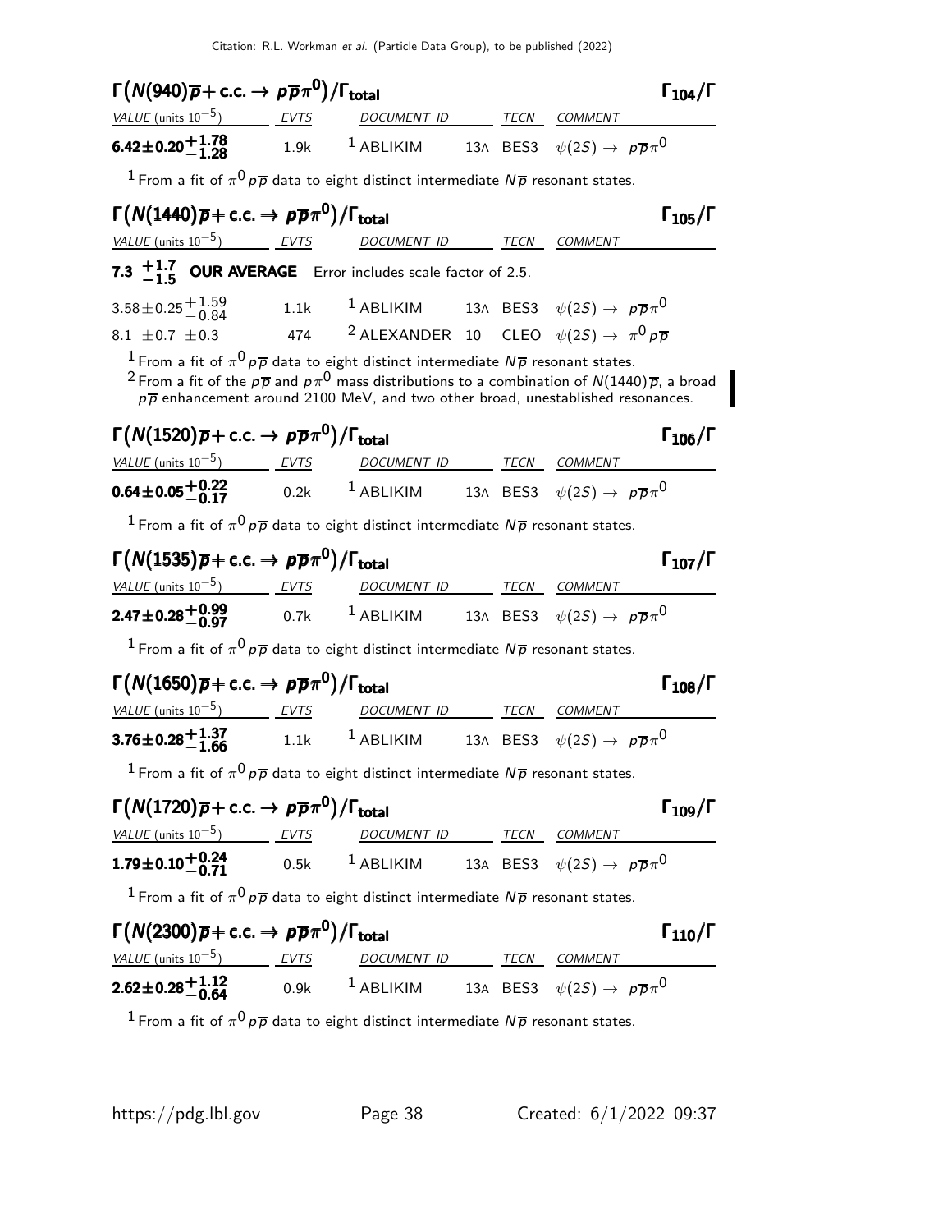### $\Gamma(N(940)\overline{p} + \text{c.c.} \to p\overline{p}\pi^0)/\Gamma_{\text{total}}$ $\Gamma_{104}/\Gamma$

| VALUE (units $10^{-5}$) | EVTS | DOCUMENT ID | | TECN | COMMENT |
|---|---|---|---|---|---|
| $\mathbf{6.42 \pm 0.20 ^{+1.78}_{-1.28}}$ | 1.9k | [1] ABLIKIM | 13A | BES3 | $\psi(2S) \to p\overline{p}\pi^0$ |

[1] From a fit of $\pi^0 p\overline{p}$ data to eight distinct intermediate $N\overline{p}$ resonant states.

### $\Gamma(N(1440)\overline{p} + \text{c.c.} \to p\overline{p}\pi^0)/\Gamma_{\text{total}}$ $\Gamma_{105}/\Gamma$

| VALUE (units $10^{-5}$) | EVTS | DOCUMENT ID | | TECN | COMMENT |
|---|---|---|---|---|---|
| $\mathbf{7.3 ^{+1.7}_{-1.5}}$ **OUR AVERAGE** Error includes scale factor of 2.5. | | | | | |
| $3.58 \pm 0.25 ^{+1.59}_{-0.84}$ | 1.1k | [1] ABLIKIM | 13A | BES3 | $\psi(2S) \to p\overline{p}\pi^0$ |
| $8.1 \pm 0.7 \pm 0.3$ | 474 | [2] ALEXANDER | 10 | CLEO | $\psi(2S) \to \pi^0 p\overline{p}$ |

[1] From a fit of $\pi^0 p\overline{p}$ data to eight distinct intermediate $N\overline{p}$ resonant states.
[2] From a fit of the $p\overline{p}$ and $p\pi^0$ mass distributions to a combination of $N(1440)\overline{p}$, a broad $p\overline{p}$ enhancement around 2100 MeV, and two other broad, unestablished resonances.

### $\Gamma(N(1520)\overline{p} + \text{c.c.} \to p\overline{p}\pi^0)/\Gamma_{\text{total}}$ $\Gamma_{106}/\Gamma$

| VALUE (units $10^{-5}$) | EVTS | DOCUMENT ID | | TECN | COMMENT |
|---|---|---|---|---|---|
| $\mathbf{0.64 \pm 0.05 ^{+0.22}_{-0.17}}$ | 0.2k | [1] ABLIKIM | 13A | BES3 | $\psi(2S) \to p\overline{p}\pi^0$ |

[1] From a fit of $\pi^0 p\overline{p}$ data to eight distinct intermediate $N\overline{p}$ resonant states.

### $\Gamma(N(1535)\overline{p} + \text{c.c.} \to p\overline{p}\pi^0)/\Gamma_{\text{total}}$ $\Gamma_{107}/\Gamma$

| VALUE (units $10^{-5}$) | EVTS | DOCUMENT ID | | TECN | COMMENT |
|---|---|---|---|---|---|
| $\mathbf{2.47 \pm 0.28 ^{+0.99}_{-0.97}}$ | 0.7k | [1] ABLIKIM | 13A | BES3 | $\psi(2S) \to p\overline{p}\pi^0$ |

[1] From a fit of $\pi^0 p\overline{p}$ data to eight distinct intermediate $N\overline{p}$ resonant states.

### $\Gamma(N(1650)\overline{p} + \text{c.c.} \to p\overline{p}\pi^0)/\Gamma_{\text{total}}$ $\Gamma_{108}/\Gamma$

| VALUE (units $10^{-5}$) | EVTS | DOCUMENT ID | | TECN | COMMENT |
|---|---|---|---|---|---|
| $\mathbf{3.76 \pm 0.28 ^{+1.37}_{-1.66}}$ | 1.1k | [1] ABLIKIM | 13A | BES3 | $\psi(2S) \to p\overline{p}\pi^0$ |

[1] From a fit of $\pi^0 p\overline{p}$ data to eight distinct intermediate $N\overline{p}$ resonant states.

### $\Gamma(N(1720)\overline{p} + \text{c.c.} \to p\overline{p}\pi^0)/\Gamma_{\text{total}}$ $\Gamma_{109}/\Gamma$

| VALUE (units $10^{-5}$) | EVTS | DOCUMENT ID | | TECN | COMMENT |
|---|---|---|---|---|---|
| $\mathbf{1.79 \pm 0.10 ^{+0.24}_{-0.71}}$ | 0.5k | [1] ABLIKIM | 13A | BES3 | $\psi(2S) \to p\overline{p}\pi^0$ |

[1] From a fit of $\pi^0 p\overline{p}$ data to eight distinct intermediate $N\overline{p}$ resonant states.

### $\Gamma(N(2300)\overline{p} + \text{c.c.} \to p\overline{p}\pi^0)/\Gamma_{\text{total}}$ $\Gamma_{110}/\Gamma$

| VALUE (units $10^{-5}$) | EVTS | DOCUMENT ID | | TECN | COMMENT |
|---|---|---|---|---|---|
| $\mathbf{2.62 \pm 0.28 ^{+1.12}_{-0.64}}$ | 0.9k | [1] ABLIKIM | 13A | BES3 | $\psi(2S) \to p\overline{p}\pi^0$ |

[1] From a fit of $\pi^0 p\overline{p}$ data to eight distinct intermediate $N\overline{p}$ resonant states.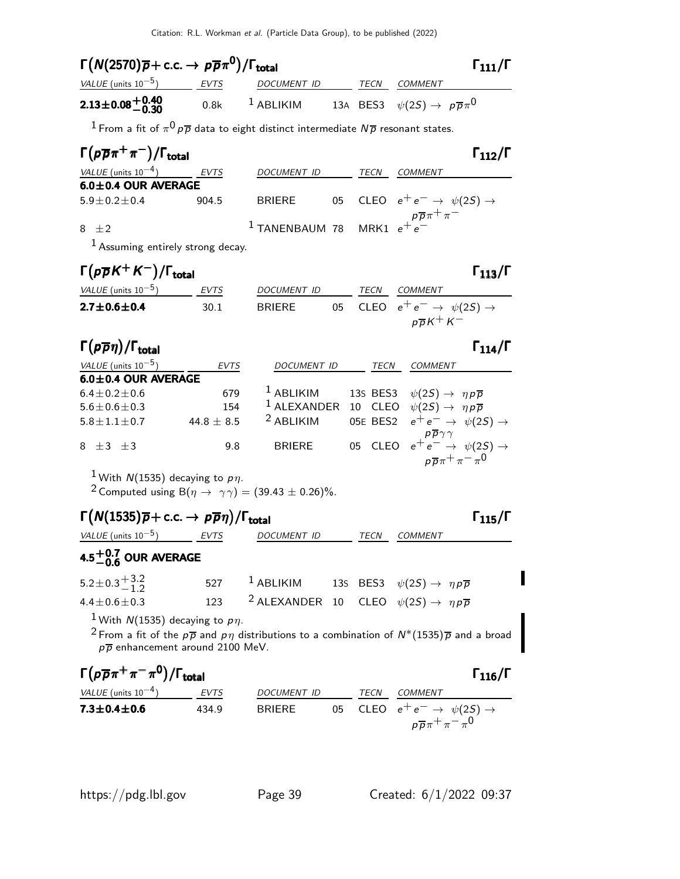### $\Gamma\big(N(2570)\overline{p} + \text{c.c.} \to p\overline{p}\pi^0\big)/\Gamma_{\text{total}}$ $\Gamma_{111}/\Gamma$

| VALUE (units $10^{-5}$) | EVTS | DOCUMENT ID | | TECN | COMMENT |
|---|---|---|---|---|---|
| **$2.13\pm0.08^{+0.40}_{-0.30}$** | 0.8k | [1] ABLIKIM | 13A | BES3 | $\psi(2S) \to p\overline{p}\pi^0$ |

[1] From a fit of $\pi^0 p\overline{p}$ data to eight distinct intermediate $N\overline{p}$ resonant states.

### $\Gamma(p\overline{p}\pi^+\pi^-)/\Gamma_{\text{total}}$ $\Gamma_{112}/\Gamma$

| VALUE (units $10^{-4}$) | EVTS | DOCUMENT ID | | TECN | COMMENT |
|---|---|---|---|---|---|
| **6.0±0.4 OUR AVERAGE** | | | | | |
| $5.9\pm0.2\pm0.4$ | 904.5 | BRIERE | 05 | CLEO | $e^+e^- \to \psi(2S) \to p\overline{p}\pi^+\pi^-$ |
| $8 \pm2$ | | [1] TANENBAUM | 78 | MRK1 | $e^+e^-$ |

[1] Assuming entirely strong decay.

### $\Gamma(p\overline{p}K^+K^-)/\Gamma_{\text{total}}$ $\Gamma_{113}/\Gamma$

| VALUE (units $10^{-5}$) | EVTS | DOCUMENT ID | | TECN | COMMENT |
|---|---|---|---|---|---|
| **$2.7\pm0.6\pm0.4$** | 30.1 | BRIERE | 05 | CLEO | $e^+e^- \to \psi(2S) \to p\overline{p}K^+K^-$ |

### $\Gamma(p\overline{p}\eta)/\Gamma_{\text{total}}$ $\Gamma_{114}/\Gamma$

| VALUE (units $10^{-5}$) | EVTS | DOCUMENT ID | | TECN | COMMENT |
|---|---|---|---|---|---|
| **6.0±0.4 OUR AVERAGE** | | | | | |
| $6.4\pm0.2\pm0.6$ | 679 | [1] ABLIKIM | 13S | BES3 | $\psi(2S) \to \eta p\overline{p}$ |
| $5.6\pm0.6\pm0.3$ | 154 | [1] ALEXANDER | 10 | CLEO | $\psi(2S) \to \eta p\overline{p}$ |
| $5.8\pm1.1\pm0.7$ | $44.8\pm8.5$ | [2] ABLIKIM | 05E | BES2 | $e^+e^- \to \psi(2S) \to p\overline{p}\gamma\gamma$ |
| $8 \pm3 \pm3$ | 9.8 | BRIERE | 05 | CLEO | $e^+e^- \to \psi(2S) \to p\overline{p}\pi^+\pi^-\pi^0$ |

[1] With $N(1535)$ decaying to $p\eta$.

[2] Computed using $B(\eta \to \gamma\gamma) = (39.43 \pm 0.26)\%$.

### $\Gamma\big(N(1535)\overline{p} + \text{c.c.} \to p\overline{p}\eta\big)/\Gamma_{\text{total}}$ $\Gamma_{115}/\Gamma$

| VALUE (units $10^{-5}$) | EVTS | DOCUMENT ID | | TECN | COMMENT |
|---|---|---|---|---|---|
| **$4.5^{+0.7}_{-0.6}$ OUR AVERAGE** | | | | | |
| $5.2\pm0.3^{+3.2}_{-1.2}$ | 527 | [1] ABLIKIM | 13S | BES3 | $\psi(2S) \to \eta p\overline{p}$ |
| $4.4\pm0.6\pm0.3$ | 123 | [2] ALEXANDER | 10 | CLEO | $\psi(2S) \to \eta p\overline{p}$ |

[1] With $N(1535)$ decaying to $p\eta$.

[2] From a fit of the $p\overline{p}$ and $p\eta$ distributions to a combination of $N^*(1535)\overline{p}$ and a broad $p\overline{p}$ enhancement around 2100 MeV.

### $\Gamma(p\overline{p}\pi^+\pi^-\pi^0)/\Gamma_{\text{total}}$ $\Gamma_{116}/\Gamma$

| VALUE (units $10^{-4}$) | EVTS | DOCUMENT ID | | TECN | COMMENT |
|---|---|---|---|---|---|
| **$7.3\pm0.4\pm0.6$** | 434.9 | BRIERE | 05 | CLEO | $e^+e^- \to \psi(2S) \to p\overline{p}\pi^+\pi^-\pi^0$ |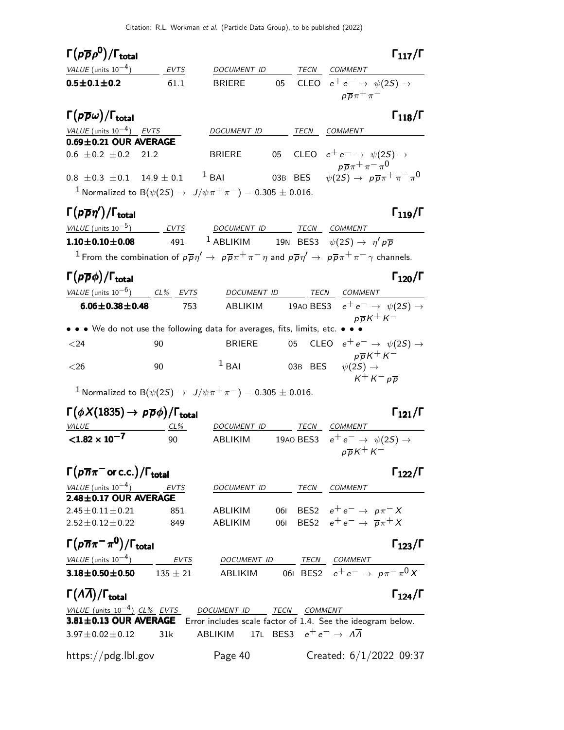## $\Gamma(p\overline{p}\rho^0)/\Gamma_{total}$ $\Gamma_{117}/\Gamma$

| VALUE (units $10^{-4}$) | EVTS | DOCUMENT ID | | TECN | COMMENT |
|---|---|---|---|---|---|
| **$0.5\pm0.1\pm0.2$** | 61.1 | BRIERE | 05 | CLEO | $e^+e^- \to \psi(2S) \to p\overline{p}\pi^+\pi^-$ |

## $\Gamma(p\overline{p}\omega)/\Gamma_{total}$ $\Gamma_{118}/\Gamma$

| VALUE (units $10^{-4}$) | EVTS | DOCUMENT ID | | TECN | COMMENT |
|---|---|---|---|---|---|
| **$0.69\pm0.21$ OUR AVERAGE** | | | | | |
| $0.6\ \pm0.2\ \pm0.2$ | 21.2 | BRIERE | 05 | CLEO | $e^+e^- \to \psi(2S) \to p\overline{p}\pi^+\pi^-\pi^0$ |
| $0.8\ \pm0.3\ \pm0.1$ | $14.9\pm0.1$ | BAI [1] | 03B | BES | $\psi(2S) \to p\overline{p}\pi^+\pi^-\pi^0$ |

[1] Normalized to $B(\psi(2S) \to J/\psi\pi^+\pi^-) = 0.305 \pm 0.016$.

## $\Gamma(p\overline{p}\eta')/\Gamma_{total}$ $\Gamma_{119}/\Gamma$

| VALUE (units $10^{-5}$) | EVTS | DOCUMENT ID | | TECN | COMMENT |
|---|---|---|---|---|---|
| **$1.10\pm0.10\pm0.08$** | 491 | ABLIKIM [1] | 19N | BES3 | $\psi(2S) \to \eta' p\overline{p}$ |

[1] From the combination of $p\overline{p}\eta' \to p\overline{p}\pi^+\pi^-\eta$ and $p\overline{p}\eta' \to p\overline{p}\pi^+\pi^-\gamma$ channels.

## $\Gamma(p\overline{p}\phi)/\Gamma_{total}$ $\Gamma_{120}/\Gamma$

| VALUE (units $10^{-6}$) | CL% | EVTS | DOCUMENT ID | | TECN | COMMENT |
|---|---|---|---|---|---|---|
| **$6.06\pm0.38\pm0.48$** | | 753 | ABLIKIM | 19AO | BES3 | $e^+e^- \to \psi(2S) \to p\overline{p}K^+K^-$ |
| • • • We do not use the following data for averages, fits, limits, etc. • • • | | | | | | |
| $<24$ | 90 | | BRIERE | 05 | CLEO | $e^+e^- \to \psi(2S) \to p\overline{p}K^+K^-$ |
| $<26$ | 90 | | BAI [1] | 03B | BES | $\psi(2S) \to K^+K^-p\overline{p}$ |

[1] Normalized to $B(\psi(2S) \to J/\psi\pi^+\pi^-) = 0.305 \pm 0.016$.

## $\Gamma(\phi X(1835) \to p\overline{p}\phi)/\Gamma_{total}$ $\Gamma_{121}/\Gamma$

| VALUE | CL% | DOCUMENT ID | | TECN | COMMENT |
|---|---|---|---|---|---|
| **$<1.82\times10^{-7}$** | 90 | ABLIKIM | 19AO | BES3 | $e^+e^- \to \psi(2S) \to p\overline{p}K^+K^-$ |

## $\Gamma(p\overline{n}\pi^-$ or c.c.$)/\Gamma_{total}$ $\Gamma_{122}/\Gamma$

| VALUE (units $10^{-4}$) | EVTS | DOCUMENT ID | | TECN | COMMENT |
|---|---|---|---|---|---|
| **$2.48\pm0.17$ OUR AVERAGE** | | | | | |
| $2.45\pm0.11\pm0.21$ | 851 | ABLIKIM | 06I | BES2 | $e^+e^- \to p\pi^-X$ |
| $2.52\pm0.12\pm0.22$ | 849 | ABLIKIM | 06I | BES2 | $e^+e^- \to \overline{p}\pi^+X$ |

## $\Gamma(p\overline{n}\pi^-\pi^0)/\Gamma_{total}$ $\Gamma_{123}/\Gamma$

| VALUE (units $10^{-4}$) | EVTS | DOCUMENT ID | | TECN | COMMENT |
|---|---|---|---|---|---|
| **$3.18\pm0.50\pm0.50$** | $135\pm21$ | ABLIKIM | 06I | BES2 | $e^+e^- \to p\pi^-\pi^0X$ |

## $\Gamma(\Lambda\overline{\Lambda})/\Gamma_{total}$ $\Gamma_{124}/\Gamma$

| VALUE (units $10^{-4}$) | CL% | EVTS | DOCUMENT ID | | TECN | COMMENT |
|---|---|---|---|---|---|---|
| **$3.81\pm0.13$ OUR AVERAGE** | | | Error includes scale factor of 1.4. See the ideogram below. | | | |
| $3.97\pm0.02\pm0.12$ | | 31k | ABLIKIM | 17L | BES3 | $e^+e^- \to \Lambda\overline{\Lambda}$ |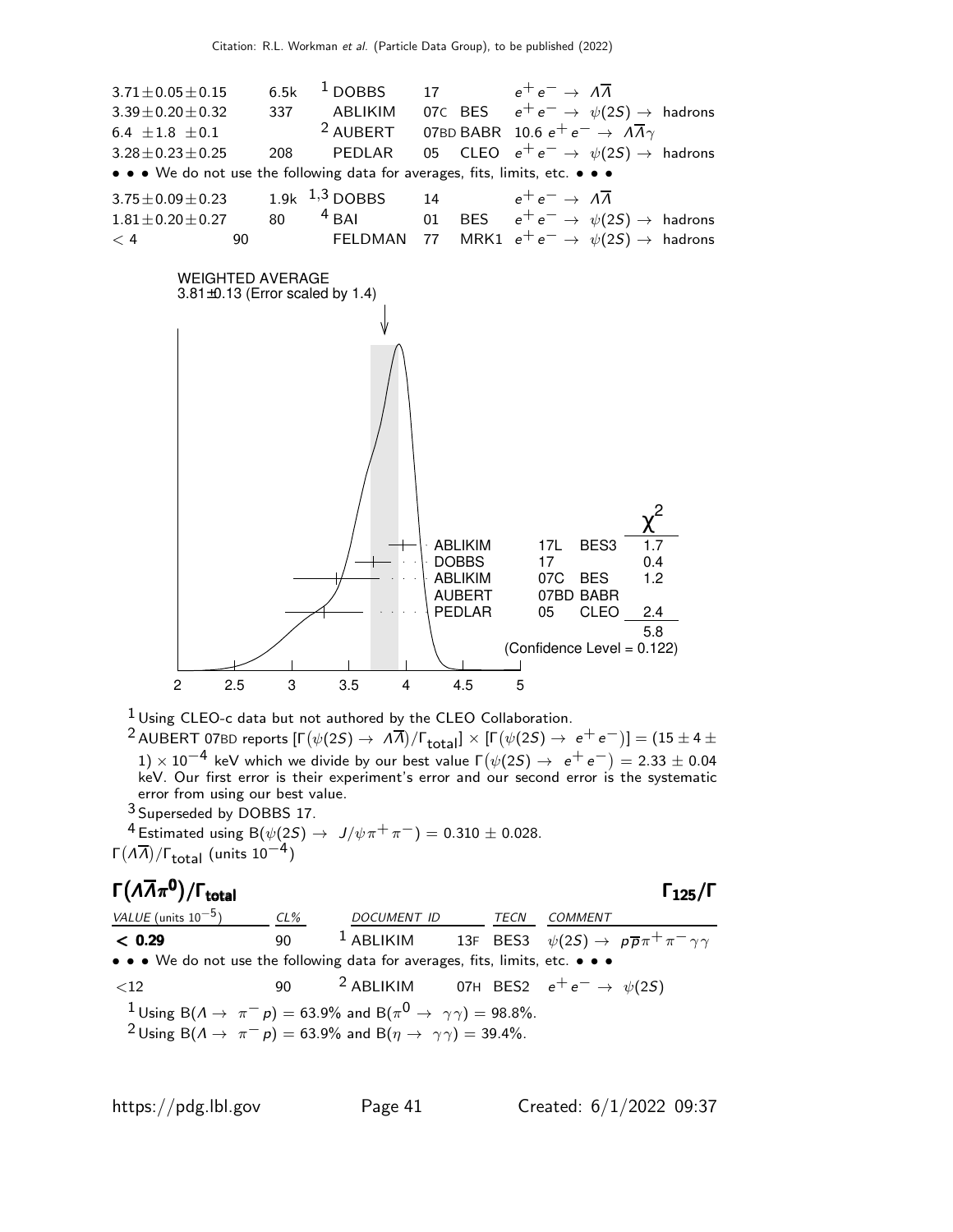| | | | | | |
|---|---|---|---|---|---|
| $3.71 \pm 0.05 \pm 0.15$ | 6.5k | [1] DOBBS | 17 | | $e^+e^- \rightarrow \Lambda\overline{\Lambda}$ |
| $3.39 \pm 0.20 \pm 0.32$ | 337 | ABLIKIM | 07C | BES | $e^+e^- \rightarrow \psi(2S) \rightarrow$ hadrons |
| $6.4 \pm 1.8 \pm 0.1$ | | [2] AUBERT | 07BD | BABR | $10.6\ e^+e^- \rightarrow \Lambda\overline{\Lambda}\gamma$ |
| $3.28 \pm 0.23 \pm 0.25$ | 208 | PEDLAR | 05 | CLEO | $e^+e^- \rightarrow \psi(2S) \rightarrow$ hadrons |

• • • We do not use the following data for averages, fits, limits, etc. • • •

| | | | | | | |
|---|---|---|---|---|---|---|
| $3.75 \pm 0.09 \pm 0.23$ | | 1.9k | [1,3] DOBBS | 14 | | $e^+e^- \rightarrow \Lambda\overline{\Lambda}$ |
| $1.81 \pm 0.20 \pm 0.27$ | | 80 | [4] BAI | 01 | BES | $e^+e^- \rightarrow \psi(2S) \rightarrow$ hadrons |
| $< 4$ | 90 | | FELDMAN | 77 | MRK1 | $e^+e^- \rightarrow \psi(2S) \rightarrow$ hadrons |

WEIGHTED AVERAGE
3.81±0.13 (Error scaled by 1.4)

| | | | $\chi^2$ |
|---|---|---|---|
| ABLIKIM | 17L | BES3 | 1.7 |
| DOBBS | 17 | | 0.4 |
| ABLIKIM | 07C | BES | 1.2 |
| AUBERT | 07BD | BABR | |
| PEDLAR | 05 | CLEO | 2.4 |
| | | | 5.8 |

(Confidence Level = 0.122)

[1] Using CLEO-c data but not authored by the CLEO Collaboration.

[2] AUBERT 07BD reports $[\Gamma(\psi(2S) \rightarrow \Lambda\overline{\Lambda})/\Gamma_{\rm total}] \times [\Gamma(\psi(2S) \rightarrow e^+e^-)] = (15 \pm 4 \pm 1) \times 10^{-4}$ keV which we divide by our best value $\Gamma(\psi(2S) \rightarrow e^+e^-) = 2.33 \pm 0.04$ keV. Our first error is their experiment's error and our second error is the systematic error from using our best value.

[3] Superseded by DOBBS 17.

[4] Estimated using $B(\psi(2S) \rightarrow J/\psi\pi^+\pi^-) = 0.310 \pm 0.028$.

$\Gamma(\Lambda\overline{\Lambda})/\Gamma_{\rm total}$ (units $10^{-4}$)

## $\Gamma(\Lambda\overline{\Lambda}\pi^0)/\Gamma_{\rm total}$ $\qquad\qquad$ $\Gamma_{125}/\Gamma$

| VALUE (units $10^{-5}$) | CL% | DOCUMENT ID | | TECN | COMMENT |
|---|---|---|---|---|---|
| **< 0.29** | 90 | [1] ABLIKIM | 13F | BES3 | $\psi(2S) \rightarrow p\overline{p}\pi^+\pi^-\gamma\gamma$ |

• • • We do not use the following data for averages, fits, limits, etc. • • •

| | | | | | |
|---|---|---|---|---|---|
| $<12$ | 90 | [2] ABLIKIM | 07H | BES2 | $e^+e^- \rightarrow \psi(2S)$ |

[1] Using $B(\Lambda \rightarrow \pi^- p) = 63.9\%$ and $B(\pi^0 \rightarrow \gamma\gamma) = 98.8\%$.

[2] Using $B(\Lambda \rightarrow \pi^- p) = 63.9\%$ and $B(\eta \rightarrow \gamma\gamma) = 39.4\%$.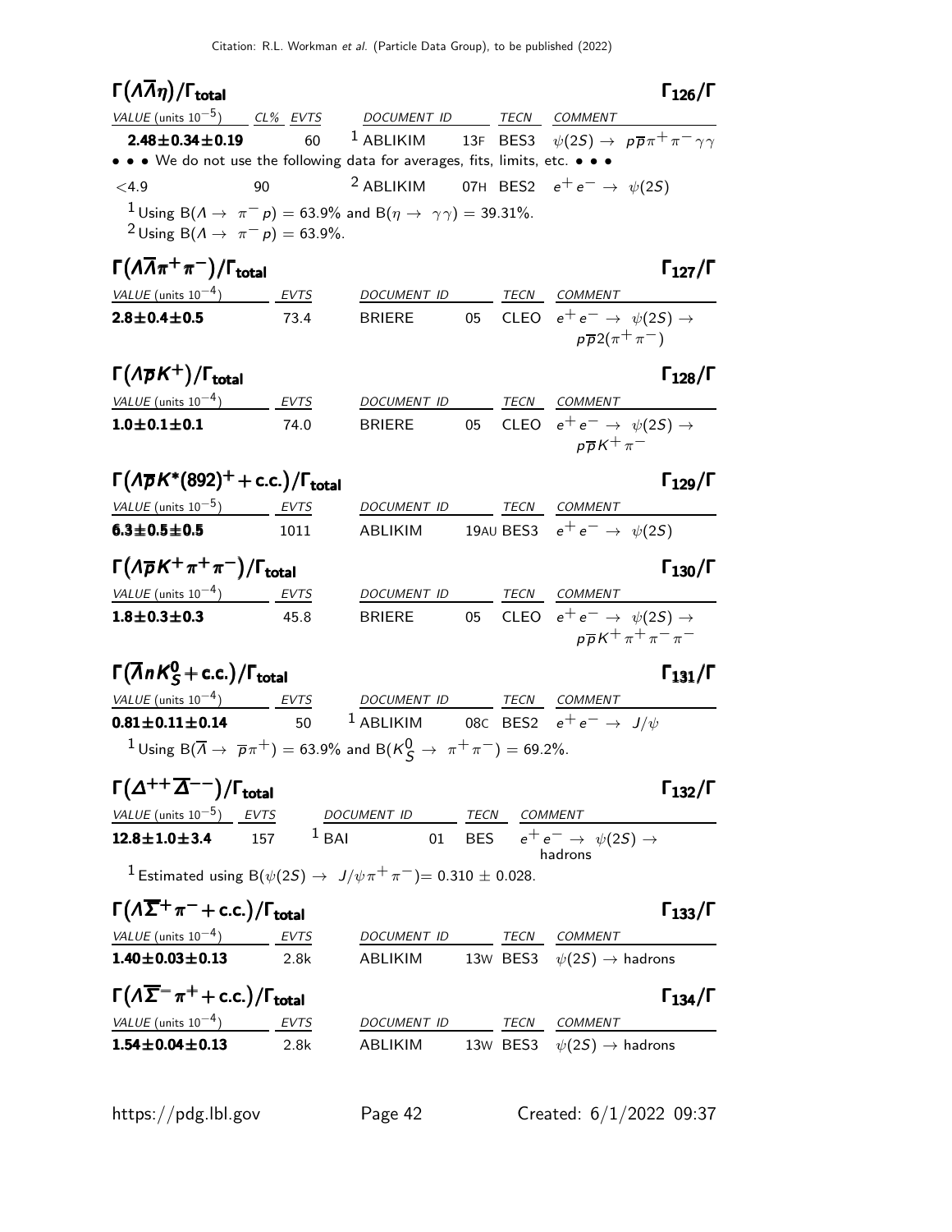### $\Gamma(\Lambda\overline{\Lambda}\eta)/\Gamma_{\text{total}}$ $\Gamma_{126}/\Gamma$

| VALUE (units $10^{-5}$) | CL% | EVTS | DOCUMENT ID | | TECN | COMMENT |
|---|---|---|---|---|---|---|
| **2.48±0.34±0.19** | | 60 | [1] ABLIKIM | 13F | BES3 | $\psi(2S) \to p\overline{p}\pi^+\pi^-\gamma\gamma$ |
| • • • We do not use the following data for averages, fits, limits, etc. • • • | | | | | | |
| $<4.9$ | 90 | | [2] ABLIKIM | 07H | BES2 | $e^+e^- \to \psi(2S)$ |

[1] Using B($\Lambda \to \pi^- p$) = 63.9% and B($\eta \to \gamma\gamma$) = 39.31%.
[2] Using B($\Lambda \to \pi^- p$) = 63.9%.

### $\Gamma(\Lambda\overline{\Lambda}\pi^+\pi^-)/\Gamma_{\text{total}}$ $\Gamma_{127}/\Gamma$

| VALUE (units $10^{-4}$) | EVTS | DOCUMENT ID | | TECN | COMMENT |
|---|---|---|---|---|---|
| **2.8±0.4±0.5** | 73.4 | BRIERE | 05 | CLEO | $e^+e^- \to \psi(2S) \to p\overline{p}2(\pi^+\pi^-)$ |

### $\Gamma(\Lambda\overline{p}K^+)/\Gamma_{\text{total}}$ $\Gamma_{128}/\Gamma$

| VALUE (units $10^{-4}$) | EVTS | DOCUMENT ID | | TECN | COMMENT |
|---|---|---|---|---|---|
| **1.0±0.1±0.1** | 74.0 | BRIERE | 05 | CLEO | $e^+e^- \to \psi(2S) \to p\overline{p}K^+\pi^-$ |

### $\Gamma(\Lambda\overline{p}K^*(892)^+ + \text{c.c.})/\Gamma_{\text{total}}$ $\Gamma_{129}/\Gamma$

| VALUE (units $10^{-5}$) | EVTS | DOCUMENT ID | | TECN | COMMENT |
|---|---|---|---|---|---|
| **6.3±0.5±0.5** | 1011 | ABLIKIM | 19AU | BES3 | $e^+e^- \to \psi(2S)$ |

### $\Gamma(\Lambda\overline{p}K^+\pi^+\pi^-)/\Gamma_{\text{total}}$ $\Gamma_{130}/\Gamma$

| VALUE (units $10^{-4}$) | EVTS | DOCUMENT ID | | TECN | COMMENT |
|---|---|---|---|---|---|
| **1.8±0.3±0.3** | 45.8 | BRIERE | 05 | CLEO | $e^+e^- \to \psi(2S) \to p\overline{p}K^+\pi^+\pi^-\pi^-$ |

### $\Gamma(\overline{\Lambda}nK^0_S + \text{c.c.})/\Gamma_{\text{total}}$ $\Gamma_{131}/\Gamma$

| VALUE (units $10^{-4}$) | EVTS | DOCUMENT ID | | TECN | COMMENT |
|---|---|---|---|---|---|
| **0.81±0.11±0.14** | 50 | [1] ABLIKIM | 08C | BES2 | $e^+e^- \to J/\psi$ |

[1] Using B($\overline{\Lambda} \to \overline{p}\pi^+$) = 63.9% and B($K^0_S \to \pi^+\pi^-$) = 69.2%.

### $\Gamma(\Delta^{++}\overline{\Delta}^{--})/\Gamma_{\text{total}}$ $\Gamma_{132}/\Gamma$

| VALUE (units $10^{-5}$) | EVTS | DOCUMENT ID | | TECN | COMMENT |
|---|---|---|---|---|---|
| **12.8±1.0±3.4** | 157 | [1] BAI | 01 | BES | $e^+e^- \to \psi(2S) \to$ hadrons |

[1] Estimated using B($\psi(2S) \to J/\psi\pi^+\pi^-$)= 0.310 ± 0.028.

### $\Gamma(\Lambda\overline{\Sigma}^+\pi^- + \text{c.c.})/\Gamma_{\text{total}}$ $\Gamma_{133}/\Gamma$

| VALUE (units $10^{-4}$) | EVTS | DOCUMENT ID | | TECN | COMMENT |
|---|---|---|---|---|---|
| **1.40±0.03±0.13** | 2.8k | ABLIKIM | 13W | BES3 | $\psi(2S) \to$ hadrons |

### $\Gamma(\Lambda\overline{\Sigma}^-\pi^+ + \text{c.c.})/\Gamma_{\text{total}}$ $\Gamma_{134}/\Gamma$

| VALUE (units $10^{-4}$) | EVTS | DOCUMENT ID | | TECN | COMMENT |
|---|---|---|---|---|---|
| **1.54±0.04±0.13** | 2.8k | ABLIKIM | 13W | BES3 | $\psi(2S) \to$ hadrons |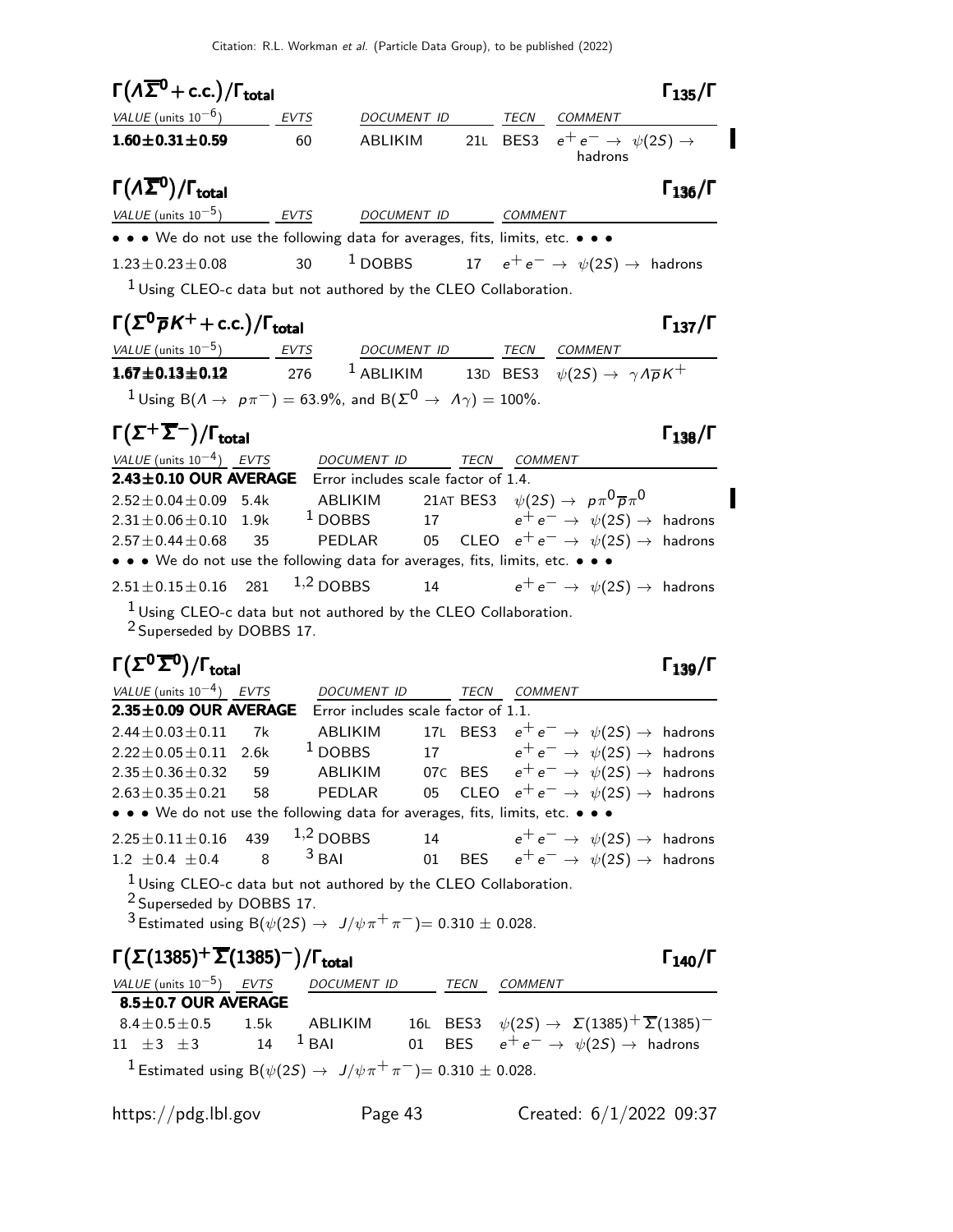## $\Gamma(\Lambda\overline{\Sigma}^0 + c.c.)/\Gamma_{total}$ — $\Gamma_{135}/\Gamma$

| VALUE (units $10^{-6}$) | EVTS | DOCUMENT ID | | TECN | COMMENT |
|---|---|---|---|---|---|
| **1.60±0.31±0.59** | 60 | ABLIKIM | 21L | BES3 | $e^+e^- \to \psi(2S) \to$ hadrons |

## $\Gamma(\Lambda\overline{\Sigma}^0)/\Gamma_{total}$ — $\Gamma_{136}/\Gamma$

| VALUE (units $10^{-5}$) | EVTS | DOCUMENT ID | | COMMENT |
|---|---|---|---|---|
| • • • We do not use the following data for averages, fits, limits, etc. • • • | | | | |
| 1.23±0.23±0.08 | 30 | DOBBS [1] | 17 | $e^+e^- \to \psi(2S) \to$ hadrons |

[1] Using CLEO-c data but not authored by the CLEO Collaboration.

## $\Gamma(\Sigma^0\overline{p}K^+ + c.c.)/\Gamma_{total}$ — $\Gamma_{137}/\Gamma$

| VALUE (units $10^{-5}$) | EVTS | DOCUMENT ID | | TECN | COMMENT |
|---|---|---|---|---|---|
| **1.67±0.13±0.12** | 276 | ABLIKIM [1] | 13D | BES3 | $\psi(2S) \to \gamma\Lambda\overline{p}K^+$ |

[1] Using $B(\Lambda \to p\pi^-) = 63.9\%$, and $B(\Sigma^0 \to \Lambda\gamma) = 100\%$.

## $\Gamma(\Sigma^+\overline{\Sigma}^-)/\Gamma_{total}$ — $\Gamma_{138}/\Gamma$

| VALUE (units $10^{-4}$) | EVTS | DOCUMENT ID | | TECN | COMMENT |
|---|---|---|---|---|---|
| **2.43±0.10 OUR AVERAGE** | | Error includes scale factor of 1.4. | | | |
| 2.52±0.04±0.09 | 5.4k | ABLIKIM | 21AT | BES3 | $\psi(2S) \to p\pi^0\overline{p}\pi^0$ |
| 2.31±0.06±0.10 | 1.9k | DOBBS [1] | 17 | | $e^+e^- \to \psi(2S) \to$ hadrons |
| 2.57±0.44±0.68 | 35 | PEDLAR | 05 | CLEO | $e^+e^- \to \psi(2S) \to$ hadrons |
| • • • We do not use the following data for averages, fits, limits, etc. • • • | | | | | |
| 2.51±0.15±0.16 | 281 | DOBBS [1,2] | 14 | | $e^+e^- \to \psi(2S) \to$ hadrons |

[1] Using CLEO-c data but not authored by the CLEO Collaboration.
[2] Superseded by DOBBS 17.

## $\Gamma(\Sigma^0\overline{\Sigma}^0)/\Gamma_{total}$ — $\Gamma_{139}/\Gamma$

| VALUE (units $10^{-4}$) | EVTS | DOCUMENT ID | | TECN | COMMENT |
|---|---|---|---|---|---|
| **2.35±0.09 OUR AVERAGE** | | Error includes scale factor of 1.1. | | | |
| 2.44±0.03±0.11 | 7k | ABLIKIM | 17L | BES3 | $e^+e^- \to \psi(2S) \to$ hadrons |
| 2.22±0.05±0.11 | 2.6k | DOBBS [1] | 17 | | $e^+e^- \to \psi(2S) \to$ hadrons |
| 2.35±0.36±0.32 | 59 | ABLIKIM | 07C | BES | $e^+e^- \to \psi(2S) \to$ hadrons |
| 2.63±0.35±0.21 | 58 | PEDLAR | 05 | CLEO | $e^+e^- \to \psi(2S) \to$ hadrons |
| • • • We do not use the following data for averages, fits, limits, etc. • • • | | | | | |
| 2.25±0.11±0.16 | 439 | DOBBS [1,2] | 14 | | $e^+e^- \to \psi(2S) \to$ hadrons |
| 1.2 ±0.4 ±0.4 | 8 | BAI [3] | 01 | BES | $e^+e^- \to \psi(2S) \to$ hadrons |

[1] Using CLEO-c data but not authored by the CLEO Collaboration.
[2] Superseded by DOBBS 17.
[3] Estimated using $B(\psi(2S) \to J/\psi\pi^+\pi^-) = 0.310 \pm 0.028$.

## $\Gamma(\Sigma(1385)^+\overline{\Sigma}(1385)^-)/\Gamma_{total}$ — $\Gamma_{140}/\Gamma$

| VALUE (units $10^{-5}$) | EVTS | DOCUMENT ID | | TECN | COMMENT |
|---|---|---|---|---|---|
| **8.5±0.7 OUR AVERAGE** | | | | | |
| 8.4±0.5±0.5 | 1.5k | ABLIKIM | 16L | BES3 | $\psi(2S) \to \Sigma(1385)^+\overline{\Sigma}(1385)^-$ |
| 11 ±3 ±3 | 14 | BAI [1] | 01 | BES | $e^+e^- \to \psi(2S) \to$ hadrons |

[1] Estimated using $B(\psi(2S) \to J/\psi\pi^+\pi^-) = 0.310 \pm 0.028$.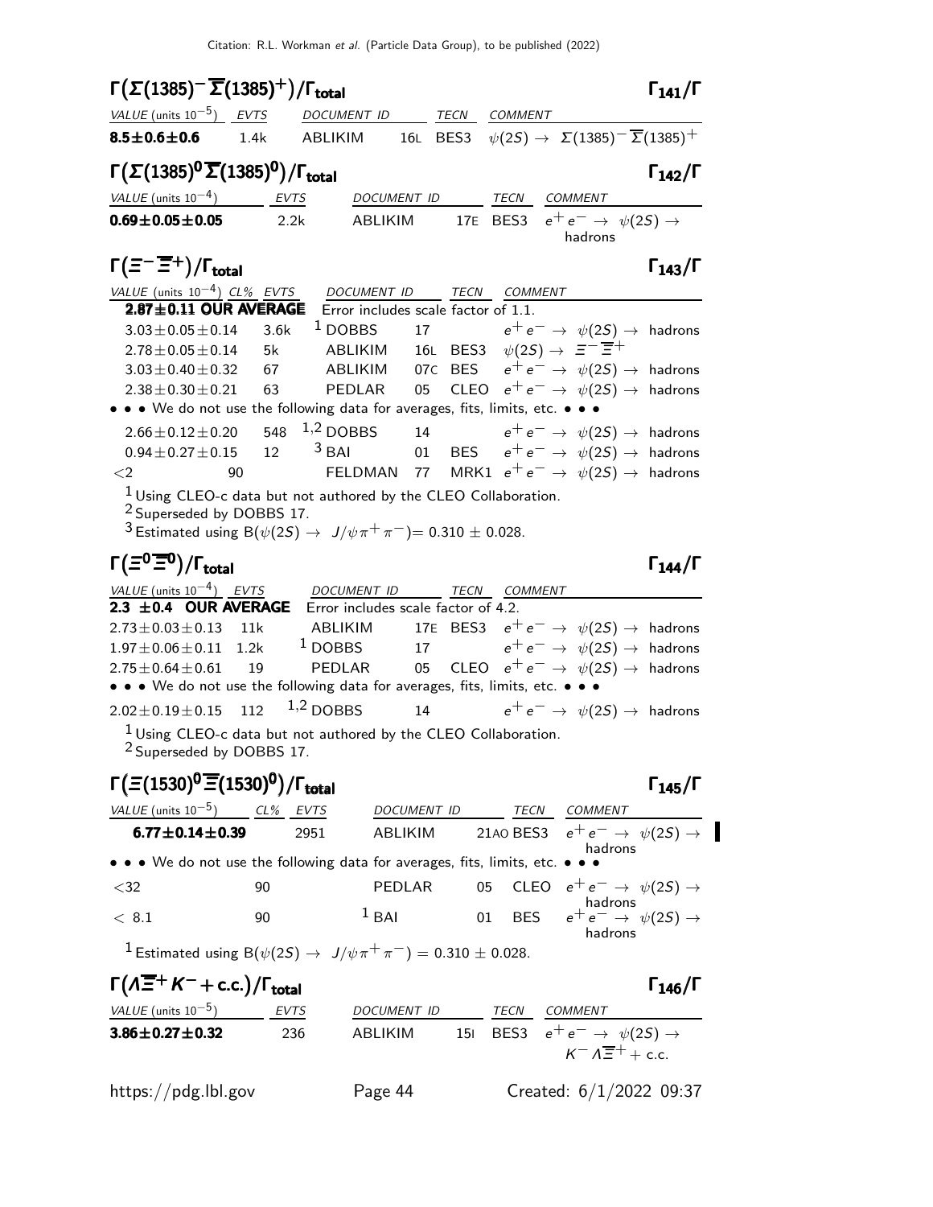### $\Gamma(\Sigma(1385)^- \overline{\Sigma}(1385)^+)/\Gamma_{total}$ — $\Gamma_{141}/\Gamma$

| VALUE (units $10^{-5}$) | EVTS | DOCUMENT ID | | TECN | COMMENT |
|---|---|---|---|---|---|
| **8.5±0.6±0.6** | 1.4k | ABLIKIM | 16L | BES3 | $\psi(2S) \rightarrow \Sigma(1385)^- \overline{\Sigma}(1385)^+$ |

### $\Gamma(\Sigma(1385)^0 \overline{\Sigma}(1385)^0)/\Gamma_{total}$ — $\Gamma_{142}/\Gamma$

| VALUE (units $10^{-4}$) | EVTS | DOCUMENT ID | | TECN | COMMENT |
|---|---|---|---|---|---|
| **0.69±0.05±0.05** | 2.2k | ABLIKIM | 17E | BES3 | $e^+ e^- \rightarrow \psi(2S) \rightarrow$ hadrons |

### $\Gamma(\Xi^- \overline{\Xi}^+)/\Gamma_{total}$ — $\Gamma_{143}/\Gamma$

| VALUE (units $10^{-4}$) | CL% | EVTS | DOCUMENT ID | | TECN | COMMENT |
|---|---|---|---|---|---|---|
| **2.87±0.11 OUR AVERAGE** | | | Error includes scale factor of 1.1. | | | |
| 3.03±0.05±0.14 | | 3.6k | [1] DOBBS | 17 | | $e^+ e^- \rightarrow \psi(2S) \rightarrow$ hadrons |
| 2.78±0.05±0.14 | | 5k | ABLIKIM | 16L | BES3 | $\psi(2S) \rightarrow \Xi^- \overline{\Xi}^+$ |
| 3.03±0.40±0.32 | | 67 | ABLIKIM | 07C | BES | $e^+ e^- \rightarrow \psi(2S) \rightarrow$ hadrons |
| 2.38±0.30±0.21 | | 63 | PEDLAR | 05 | CLEO | $e^+ e^- \rightarrow \psi(2S) \rightarrow$ hadrons |
| • • • We do not use the following data for averages, fits, limits, etc. • • • | | | | | | |
| 2.66±0.12±0.20 | | 548 | [1,2] DOBBS | 14 | | $e^+ e^- \rightarrow \psi(2S) \rightarrow$ hadrons |
| 0.94±0.27±0.15 | | 12 | [3] BAI | 01 | BES | $e^+ e^- \rightarrow \psi(2S) \rightarrow$ hadrons |
| <2 | 90 | | FELDMAN | 77 | MRK1 | $e^+ e^- \rightarrow \psi(2S) \rightarrow$ hadrons |

[1] Using CLEO-c data but not authored by the CLEO Collaboration.
[2] Superseded by DOBBS 17.
[3] Estimated using $B(\psi(2S) \rightarrow J/\psi \pi^+ \pi^-) = 0.310 \pm 0.028$.

### $\Gamma(\Xi^0 \overline{\Xi}^0)/\Gamma_{total}$ — $\Gamma_{144}/\Gamma$

| VALUE (units $10^{-4}$) | EVTS | DOCUMENT ID | | TECN | COMMENT |
|---|---|---|---|---|---|
| **2.3 ±0.4 OUR AVERAGE** | | Error includes scale factor of 4.2. | | | |
| 2.73±0.03±0.13 | 11k | ABLIKIM | 17E | BES3 | $e^+ e^- \rightarrow \psi(2S) \rightarrow$ hadrons |
| 1.97±0.06±0.11 | 1.2k | [1] DOBBS | 17 | | $e^+ e^- \rightarrow \psi(2S) \rightarrow$ hadrons |
| 2.75±0.64±0.61 | 19 | PEDLAR | 05 | CLEO | $e^+ e^- \rightarrow \psi(2S) \rightarrow$ hadrons |
| • • • We do not use the following data for averages, fits, limits, etc. • • • | | | | | |
| 2.02±0.19±0.15 | 112 | [1,2] DOBBS | 14 | | $e^+ e^- \rightarrow \psi(2S) \rightarrow$ hadrons |

[1] Using CLEO-c data but not authored by the CLEO Collaboration.
[2] Superseded by DOBBS 17.

### $\Gamma(\Xi(1530)^0 \overline{\Xi}(1530)^0)/\Gamma_{total}$ — $\Gamma_{145}/\Gamma$

| VALUE (units $10^{-5}$) | CL% | EVTS | DOCUMENT ID | | TECN | COMMENT |
|---|---|---|---|---|---|---|
| **6.77±0.14±0.39** | | 2951 | ABLIKIM | 21AO | BES3 | $e^+ e^- \rightarrow \psi(2S) \rightarrow$ hadrons |
| • • • We do not use the following data for averages, fits, limits, etc. • • • | | | | | | |
| <32 | 90 | | PEDLAR | 05 | CLEO | $e^+ e^- \rightarrow \psi(2S) \rightarrow$ hadrons |
| < 8.1 | 90 | | [1] BAI | 01 | BES | $e^+ e^- \rightarrow \psi(2S) \rightarrow$ hadrons |

[1] Estimated using $B(\psi(2S) \rightarrow J/\psi \pi^+ \pi^-) = 0.310 \pm 0.028$.

### $\Gamma(\Lambda \overline{\Xi}^+ K^- + c.c.)/\Gamma_{total}$ — $\Gamma_{146}/\Gamma$

| VALUE (units $10^{-5}$) | EVTS | DOCUMENT ID | | TECN | COMMENT |
|---|---|---|---|---|---|
| **3.86±0.27±0.32** | 236 | ABLIKIM | 15I | BES3 | $e^+ e^- \rightarrow \psi(2S) \rightarrow K^- \Lambda \overline{\Xi}^+ +$ c.c. |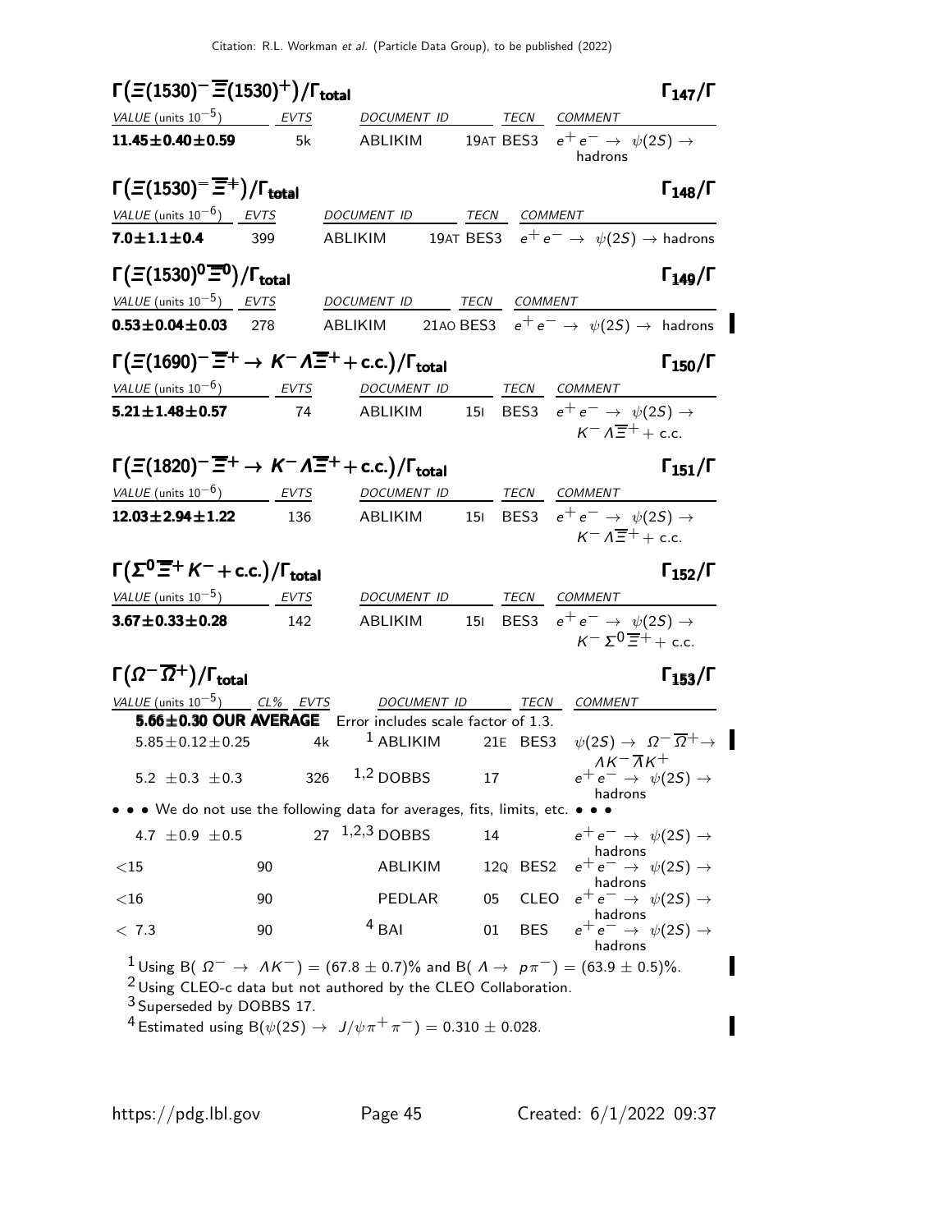### $\Gamma(\Xi(1530)^- \overline{\Xi}(1530)^+)/\Gamma_{total}$ — $\Gamma_{147}/\Gamma$

| VALUE (units $10^{-5}$) | EVTS | DOCUMENT ID | TECN | COMMENT |
|---|---|---|---|---|
| **$11.45 \pm 0.40 \pm 0.59$** | 5k | ABLIKIM 19AT | BES3 | $e^+ e^- \rightarrow \psi(2S) \rightarrow$ hadrons |

### $\Gamma(\Xi(1530)^- \overline{\Xi}^+)/\Gamma_{total}$ — $\Gamma_{148}/\Gamma$

| VALUE (units $10^{-6}$) | EVTS | DOCUMENT ID | TECN | COMMENT |
|---|---|---|---|---|
| **$7.0 \pm 1.1 \pm 0.4$** | 399 | ABLIKIM 19AT | BES3 | $e^+ e^- \rightarrow \psi(2S) \rightarrow$ hadrons |

### $\Gamma(\Xi(1530)^0 \overline{\Xi}^0)/\Gamma_{total}$ — $\Gamma_{149}/\Gamma$

| VALUE (units $10^{-5}$) | EVTS | DOCUMENT ID | TECN | COMMENT |
|---|---|---|---|---|
| **$0.53 \pm 0.04 \pm 0.03$** | 278 | ABLIKIM 21AO | BES3 | $e^+ e^- \rightarrow \psi(2S) \rightarrow$ hadrons |

### $\Gamma(\Xi(1690)^- \overline{\Xi}^+ \rightarrow K^- \Lambda \overline{\Xi}^+ + \text{c.c.})/\Gamma_{total}$ — $\Gamma_{150}/\Gamma$

| VALUE (units $10^{-6}$) | EVTS | DOCUMENT ID | TECN | COMMENT |
|---|---|---|---|---|
| **$5.21 \pm 1.48 \pm 0.57$** | 74 | ABLIKIM 15I | BES3 | $e^+ e^- \rightarrow \psi(2S) \rightarrow K^- \Lambda \overline{\Xi}^+ + \text{c.c.}$ |

### $\Gamma(\Xi(1820)^- \overline{\Xi}^+ \rightarrow K^- \Lambda \overline{\Xi}^+ + \text{c.c.})/\Gamma_{total}$ — $\Gamma_{151}/\Gamma$

| VALUE (units $10^{-6}$) | EVTS | DOCUMENT ID | TECN | COMMENT |
|---|---|---|---|---|
| **$12.03 \pm 2.94 \pm 1.22$** | 136 | ABLIKIM 15I | BES3 | $e^+ e^- \rightarrow \psi(2S) \rightarrow K^- \Lambda \overline{\Xi}^+ + \text{c.c.}$ |

### $\Gamma(\Sigma^0 \overline{\Xi}^+ K^- + \text{c.c.})/\Gamma_{total}$ — $\Gamma_{152}/\Gamma$

| VALUE (units $10^{-5}$) | EVTS | DOCUMENT ID | TECN | COMMENT |
|---|---|---|---|---|
| **$3.67 \pm 0.33 \pm 0.28$** | 142 | ABLIKIM 15I | BES3 | $e^+ e^- \rightarrow \psi(2S) \rightarrow K^- \Sigma^0 \overline{\Xi}^+ + \text{c.c.}$ |

### $\Gamma(\Omega^- \overline{\Omega}^+)/\Gamma_{total}$ — $\Gamma_{153}/\Gamma$

| VALUE (units $10^{-5}$) | CL% | EVTS | DOCUMENT ID | TECN | COMMENT |
|---|---|---|---|---|---|
| **$5.66 \pm 0.30$ OUR AVERAGE** | | | Error includes scale factor of 1.3. | | |
| $5.85 \pm 0.12 \pm 0.25$ | | 4k | [1] ABLIKIM 21E | BES3 | $\psi(2S) \rightarrow \Omega^- \overline{\Omega}^+ \rightarrow \Lambda K^- \overline{\Lambda} K^+$ |
| $5.2 \pm 0.3 \pm 0.3$ | | 326 | [1,2] DOBBS 17 | | $e^+ e^- \rightarrow \psi(2S) \rightarrow$ hadrons |
| • • • We do not use the following data for averages, fits, limits, etc. • • • | | | | | |
| $4.7 \pm 0.9 \pm 0.5$ | | 27 | [1,2,3] DOBBS 14 | | $e^+ e^- \rightarrow \psi(2S) \rightarrow$ hadrons |
| $<15$ | 90 | | ABLIKIM 12Q | BES2 | $e^+ e^- \rightarrow \psi(2S) \rightarrow$ hadrons |
| $<16$ | 90 | | PEDLAR 05 | CLEO | $e^+ e^- \rightarrow \psi(2S) \rightarrow$ hadrons |
| $<7.3$ | 90 | | [4] BAI 01 | BES | $e^+ e^- \rightarrow \psi(2S) \rightarrow$ hadrons |

[1] Using B( $\Omega^- \rightarrow \Lambda K^-$) = (67.8 ± 0.7)% and B( $\Lambda \rightarrow p \pi^-$) = (63.9 ± 0.5)%.

[2] Using CLEO-c data but not authored by the CLEO Collaboration.

[3] Superseded by DOBBS 17.

[4] Estimated using B($\psi(2S) \rightarrow J/\psi \pi^+ \pi^-$) = 0.310 ± 0.028.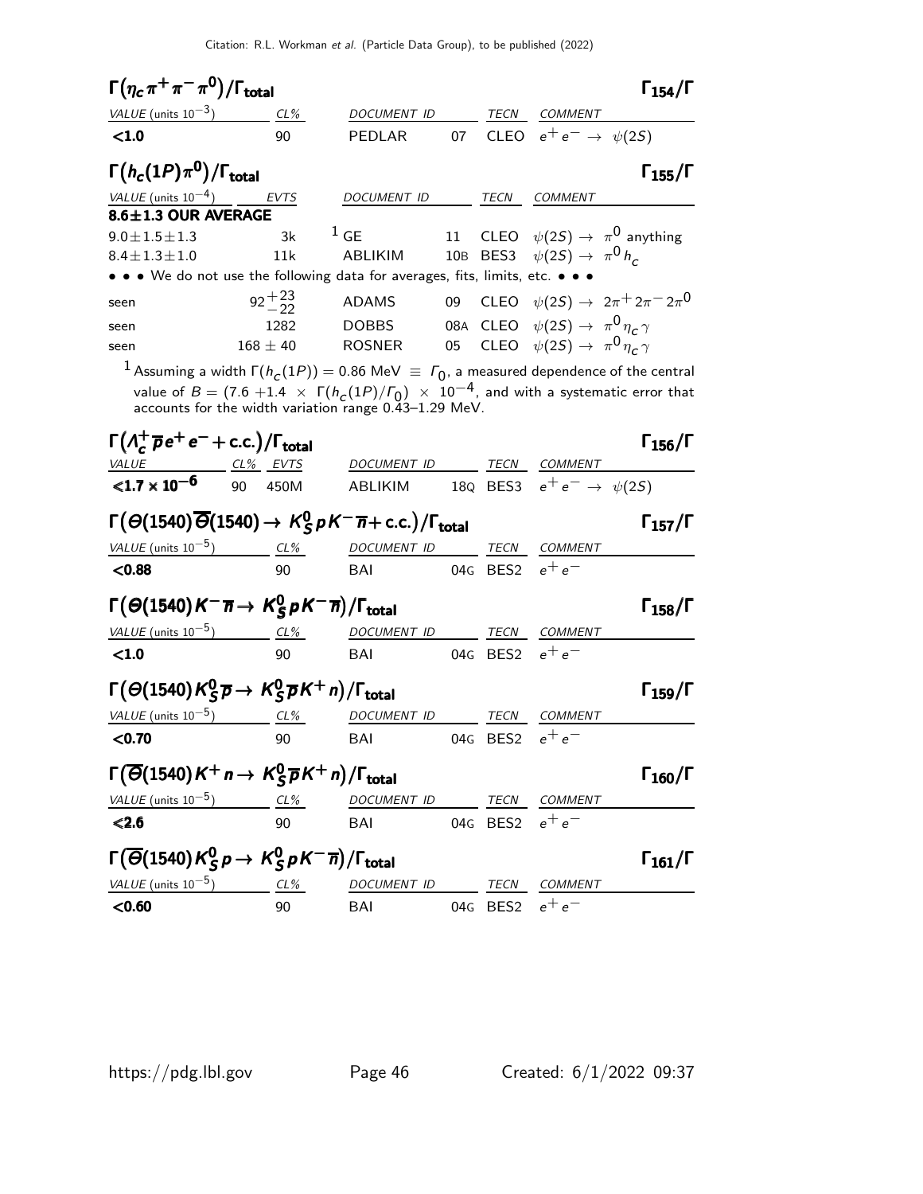### $\Gamma(\eta_c \pi^+ \pi^- \pi^0)/\Gamma_{\text{total}}$ $\Gamma_{154}/\Gamma$

| VALUE (units $10^{-3}$) | CL% | DOCUMENT ID | | TECN | COMMENT |
|---|---|---|---|---|---|
| **<1.0** | 90 | PEDLAR | 07 | CLEO | $e^+e^- \rightarrow \psi(2S)$ |

### $\Gamma(h_c(1P)\pi^0)/\Gamma_{\text{total}}$ $\Gamma_{155}/\Gamma$

| VALUE (units $10^{-4}$) | EVTS | DOCUMENT ID | | TECN | COMMENT |
|---|---|---|---|---|---|
| **8.6±1.3 OUR AVERAGE** | | | | | |
| $9.0\pm1.5\pm1.3$ | 3k | [1] GE | 11 | CLEO | $\psi(2S) \rightarrow \pi^0$ anything |
| $8.4\pm1.3\pm1.0$ | 11k | ABLIKIM | 10B | BES3 | $\psi(2S) \rightarrow \pi^0 h_c$ |
| • • • We do not use the following data for averages, fits, limits, etc. • • • | | | | | |
| seen | $92^{+23}_{-22}$ | ADAMS | 09 | CLEO | $\psi(2S) \rightarrow 2\pi^+ 2\pi^- 2\pi^0$ |
| seen | 1282 | DOBBS | 08A | CLEO | $\psi(2S) \rightarrow \pi^0 \eta_c \gamma$ |
| seen | $168\pm40$ | ROSNER | 05 | CLEO | $\psi(2S) \rightarrow \pi^0 \eta_c \gamma$ |

[1] Assuming a width $\Gamma(h_c(1P)) = 0.86$ MeV $\equiv \Gamma_0$, a measured dependence of the central value of $B = (7.6 + 1.4 \times \Gamma(h_c(1P)/\Gamma_0) \times 10^{-4}$, and with a systematic error that accounts for the width variation range 0.43–1.29 MeV.

### $\Gamma(\Lambda_c^+ \overline{p} e^+ e^- + \text{c.c.})/\Gamma_{\text{total}}$ $\Gamma_{156}/\Gamma$

| VALUE | CL% | EVTS | DOCUMENT ID | | TECN | COMMENT |
|---|---|---|---|---|---|---|
| $\mathbf{<1.7 \times 10^{-6}}$ | 90 | 450M | ABLIKIM | 18Q | BES3 | $e^+e^- \rightarrow \psi(2S)$ |

### $\Gamma(\Theta(1540)\overline{\Theta}(1540) \rightarrow K_S^0 p K^- \overline{n} + \text{c.c.})/\Gamma_{\text{total}}$ $\Gamma_{157}/\Gamma$

| VALUE (units $10^{-5}$) | CL% | DOCUMENT ID | | TECN | COMMENT |
|---|---|---|---|---|---|
| **<0.88** | 90 | BAI | 04G | BES2 | $e^+e^-$ |

### $\Gamma(\Theta(1540) K^- \overline{n} \rightarrow K_S^0 p K^- \overline{n})/\Gamma_{\text{total}}$ $\Gamma_{158}/\Gamma$

| VALUE (units $10^{-5}$) | CL% | DOCUMENT ID | | TECN | COMMENT |
|---|---|---|---|---|---|
| **<1.0** | 90 | BAI | 04G | BES2 | $e^+e^-$ |

### $\Gamma(\Theta(1540) K_S^0 \overline{p} \rightarrow K_S^0 \overline{p} K^+ n)/\Gamma_{\text{total}}$ $\Gamma_{159}/\Gamma$

| VALUE (units $10^{-5}$) | CL% | DOCUMENT ID | | TECN | COMMENT |
|---|---|---|---|---|---|
| **<0.70** | 90 | BAI | 04G | BES2 | $e^+e^-$ |

### $\Gamma(\overline{\Theta}(1540) K^+ n \rightarrow K_S^0 \overline{p} K^+ n)/\Gamma_{\text{total}}$ $\Gamma_{160}/\Gamma$

| VALUE (units $10^{-5}$) | CL% | DOCUMENT ID | | TECN | COMMENT |
|---|---|---|---|---|---|
| **<2.6** | 90 | BAI | 04G | BES2 | $e^+e^-$ |

### $\Gamma(\overline{\Theta}(1540) K_S^0 p \rightarrow K_S^0 p K^- \overline{n})/\Gamma_{\text{total}}$ $\Gamma_{161}/\Gamma$

| VALUE (units $10^{-5}$) | CL% | DOCUMENT ID | | TECN | COMMENT |
|---|---|---|---|---|---|
| **<0.60** | 90 | BAI | 04G | BES2 | $e^+e^-$ |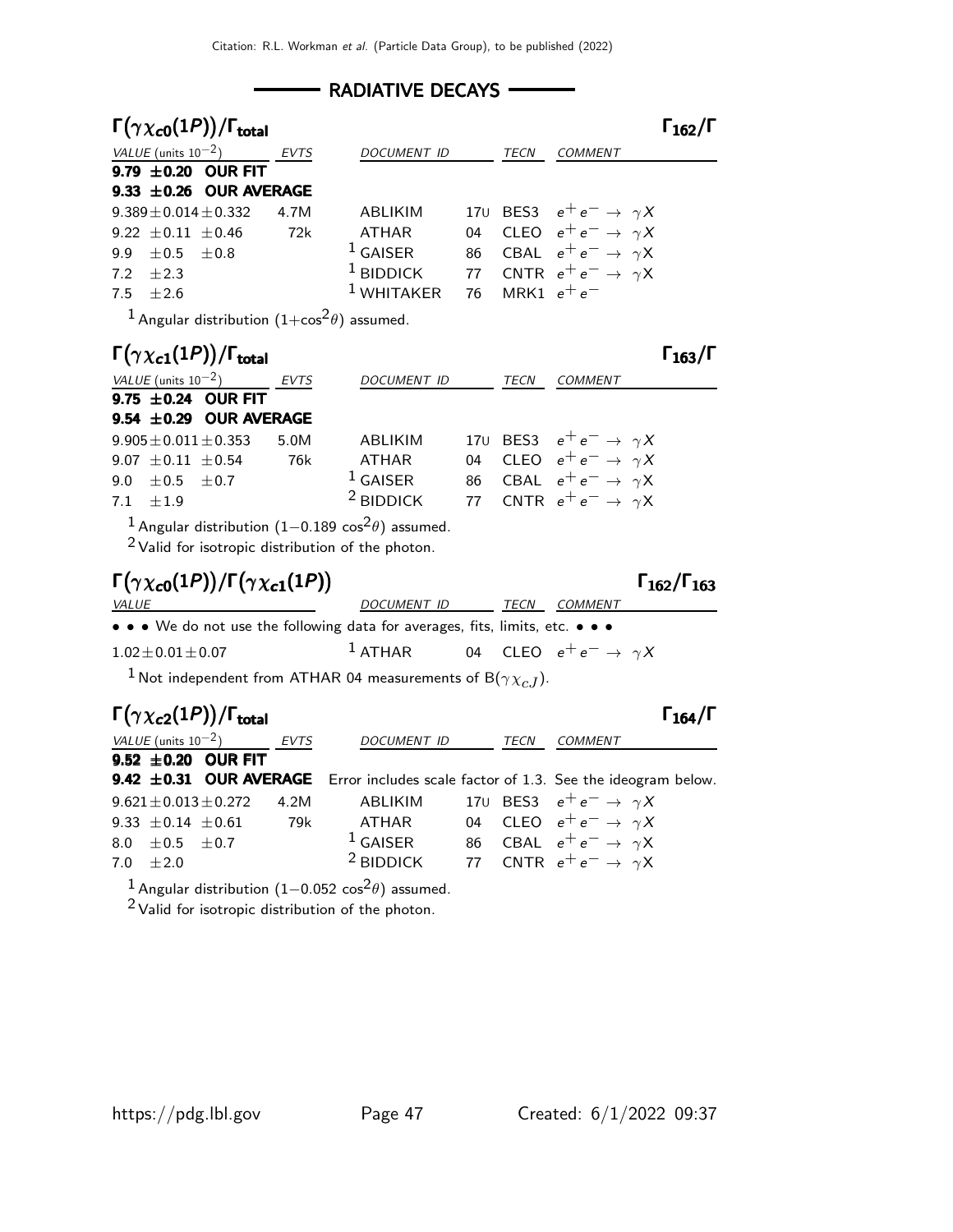## RADIATIVE DECAYS

### $\Gamma(\gamma \chi_{c0}(1P))/\Gamma_{\text{total}}$ $\Gamma_{162}/\Gamma$

| VALUE (units $10^{-2}$) | EVTS | DOCUMENT ID | | TECN | COMMENT |
|---|---|---|---|---|---|
| **9.79 ±0.20 OUR FIT** | | | | | |
| **9.33 ±0.26 OUR AVERAGE** | | | | | |
| $9.389 \pm 0.014 \pm 0.332$ | 4.7M | ABLIKIM | 17U | BES3 | $e^+e^- \to \gamma X$ |
| $9.22 \pm 0.11 \pm 0.46$ | 72k | ATHAR | 04 | CLEO | $e^+e^- \to \gamma X$ |
| $9.9 \pm 0.5 \pm 0.8$ | | [1] GAISER | 86 | CBAL | $e^+e^- \to \gamma X$ |
| $7.2 \pm 2.3$ | | [1] BIDDICK | 77 | CNTR | $e^+e^- \to \gamma X$ |
| $7.5 \pm 2.6$ | | [1] WHITAKER | 76 | MRK1 | $e^+e^-$ |

[1] Angular distribution $(1+\cos^2\theta)$ assumed.

### $\Gamma(\gamma \chi_{c1}(1P))/\Gamma_{\text{total}}$ $\Gamma_{163}/\Gamma$

| VALUE (units $10^{-2}$) | EVTS | DOCUMENT ID | | TECN | COMMENT |
|---|---|---|---|---|---|
| **9.75 ±0.24 OUR FIT** | | | | | |
| **9.54 ±0.29 OUR AVERAGE** | | | | | |
| $9.905 \pm 0.011 \pm 0.353$ | 5.0M | ABLIKIM | 17U | BES3 | $e^+e^- \to \gamma X$ |
| $9.07 \pm 0.11 \pm 0.54$ | 76k | ATHAR | 04 | CLEO | $e^+e^- \to \gamma X$ |
| $9.0 \pm 0.5 \pm 0.7$ | | [1] GAISER | 86 | CBAL | $e^+e^- \to \gamma X$ |
| $7.1 \pm 1.9$ | | [2] BIDDICK | 77 | CNTR | $e^+e^- \to \gamma X$ |

[1] Angular distribution $(1-0.189 \cos^2\theta)$ assumed.

[2] Valid for isotropic distribution of the photon.

### $\Gamma(\gamma \chi_{c0}(1P))/\Gamma(\gamma \chi_{c1}(1P))$ $\Gamma_{162}/\Gamma_{163}$

| VALUE | DOCUMENT ID | | TECN | COMMENT |
|---|---|---|---|---|
| • • • We do not use the following data for averages, fits, limits, etc. • • • | | | | |
| $1.02 \pm 0.01 \pm 0.07$ | [1] ATHAR | 04 | CLEO | $e^+e^- \to \gamma X$ |

[1] Not independent from ATHAR 04 measurements of $B(\gamma \chi_{cJ})$.

### $\Gamma(\gamma \chi_{c2}(1P))/\Gamma_{\text{total}}$ $\Gamma_{164}/\Gamma$

| VALUE (units $10^{-2}$) | EVTS | DOCUMENT ID | | TECN | COMMENT |
|---|---|---|---|---|---|
| **9.52 ±0.20 OUR FIT** | | | | | |
| **9.42 ±0.31 OUR AVERAGE** | Error includes scale factor of 1.3. See the ideogram below. | | | | |
| $9.621 \pm 0.013 \pm 0.272$ | 4.2M | ABLIKIM | 17U | BES3 | $e^+e^- \to \gamma X$ |
| $9.33 \pm 0.14 \pm 0.61$ | 79k | ATHAR | 04 | CLEO | $e^+e^- \to \gamma X$ |
| $8.0 \pm 0.5 \pm 0.7$ | | [1] GAISER | 86 | CBAL | $e^+e^- \to \gamma X$ |
| $7.0 \pm 2.0$ | | [2] BIDDICK | 77 | CNTR | $e^+e^- \to \gamma X$ |

[1] Angular distribution $(1-0.052 \cos^2\theta)$ assumed.

[2] Valid for isotropic distribution of the photon.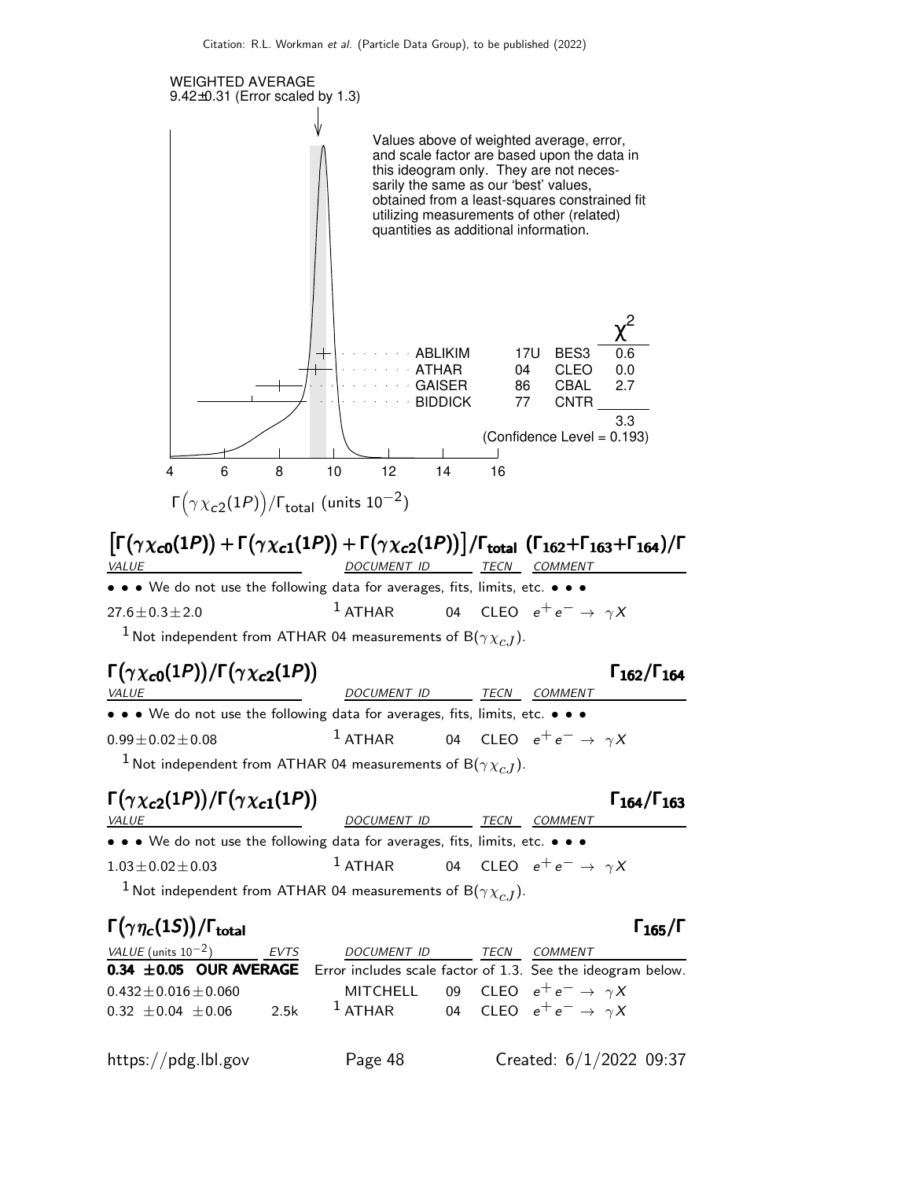WEIGHTED AVERAGE
9.42±0.31 (Error scaled by 1.3)

Values above of weighted average, error, and scale factor are based upon the data in this ideogram only. They are not necessarily the same as our 'best' values, obtained from a least-squares constrained fit utilizing measurements of other (related) quantities as additional information.

| | | | $\chi^2$ |
|---|---|---|---|
| ABLIKIM | 17U | BES3 | 0.6 |
| ATHAR | 04 | CLEO | 0.0 |
| GAISER | 86 | CBAL | 2.7 |
| BIDDICK | 77 | CNTR | |
| | | | 3.3 |

(Confidence Level = 0.193)

$\Gamma\big(\gamma\chi_{c2}(1P)\big)/\Gamma_{\text{total}}$ (units $10^{-2}$)

### $\big[\Gamma(\gamma\chi_{c0}(1P)) + \Gamma(\gamma\chi_{c1}(1P)) + \Gamma(\gamma\chi_{c2}(1P))\big]/\Gamma_{\text{total}}$ $(\Gamma_{162}+\Gamma_{163}+\Gamma_{164})/\Gamma$

| VALUE | DOCUMENT ID | | TECN | COMMENT |
|---|---|---|---|---|
| • • • We do not use the following data for averages, fits, limits, etc. • • • | | | | |
| $27.6\pm0.3\pm2.0$ | [1] ATHAR | 04 | CLEO | $e^+e^- \to \gamma X$ |

[1] Not independent from ATHAR 04 measurements of $B(\gamma\chi_{cJ})$.

### $\Gamma(\gamma\chi_{c0}(1P))/\Gamma(\gamma\chi_{c2}(1P))$ $\Gamma_{162}/\Gamma_{164}$

| VALUE | DOCUMENT ID | | TECN | COMMENT |
|---|---|---|---|---|
| • • • We do not use the following data for averages, fits, limits, etc. • • • | | | | |
| $0.99\pm0.02\pm0.08$ | [1] ATHAR | 04 | CLEO | $e^+e^- \to \gamma X$ |

[1] Not independent from ATHAR 04 measurements of $B(\gamma\chi_{cJ})$.

### $\Gamma(\gamma\chi_{c2}(1P))/\Gamma(\gamma\chi_{c1}(1P))$ $\Gamma_{164}/\Gamma_{163}$

| VALUE | DOCUMENT ID | | TECN | COMMENT |
|---|---|---|---|---|
| • • • We do not use the following data for averages, fits, limits, etc. • • • | | | | |
| $1.03\pm0.02\pm0.03$ | [1] ATHAR | 04 | CLEO | $e^+e^- \to \gamma X$ |

[1] Not independent from ATHAR 04 measurements of $B(\gamma\chi_{cJ})$.

### $\Gamma(\gamma\eta_c(1S))/\Gamma_{\text{total}}$ $\Gamma_{165}/\Gamma$

| VALUE (units $10^{-2}$) | EVTS | DOCUMENT ID | | TECN | COMMENT |
|---|---|---|---|---|---|
| **0.34 ±0.05 OUR AVERAGE** | | Error includes scale factor of 1.3. See the ideogram below. | | | |
| $0.432\pm0.016\pm0.060$ | | MITCHELL | 09 | CLEO | $e^+e^- \to \gamma X$ |
| $0.32\ \pm0.04\ \pm0.06$ | 2.5k | [1] ATHAR | 04 | CLEO | $e^+e^- \to \gamma X$ |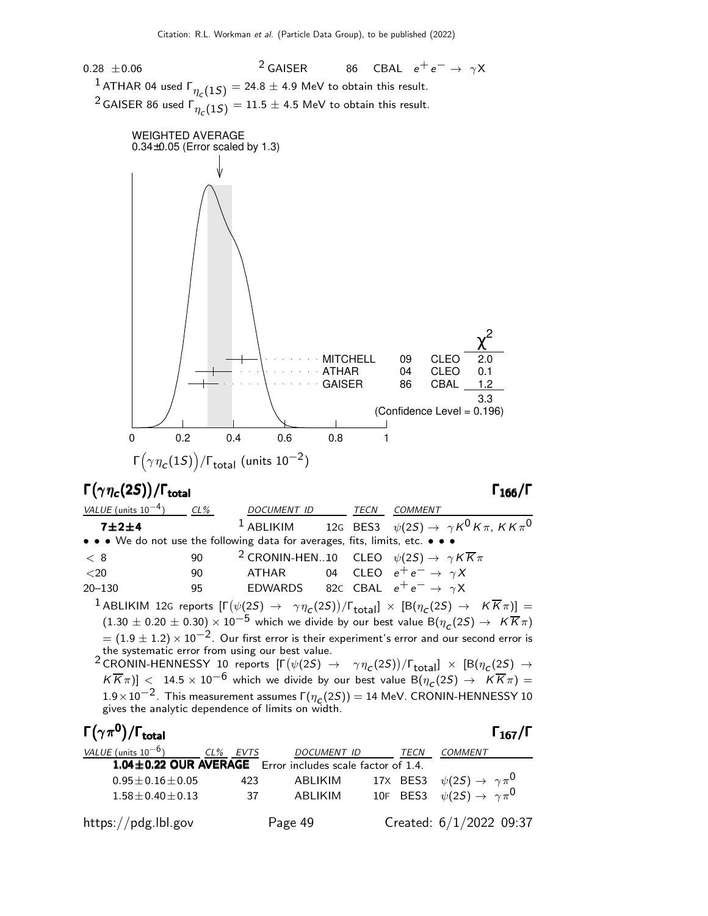| | | | | |
|---|---|---|---|---|
| 0.28 ±0.06 | [2] GAISER | 86 | CBAL | $e^+e^- \to \gamma X$ |

[1] ATHAR 04 used $\Gamma_{\eta_c(1S)}$ = 24.8 ± 4.9 MeV to obtain this result.

[2] GAISER 86 used $\Gamma_{\eta_c(1S)}$ = 11.5 ± 4.5 MeV to obtain this result.

WEIGHTED AVERAGE
0.34±0.05 (Error scaled by 1.3)

| | | | $\chi^2$ |
|---|---|---|---|
| MITCHELL | 09 | CLEO | 2.0 |
| ATHAR | 04 | CLEO | 0.1 |
| GAISER | 86 | CBAL | 1.2 |
| | | | 3.3 |

(Confidence Level = 0.196)

$\Gamma(\gamma\eta_c(1S))/\Gamma_{\text{total}}$ (units $10^{-2}$)

## $\Gamma(\gamma\eta_c(2S))/\Gamma_{\text{total}}$ — $\Gamma_{166}/\Gamma$

| VALUE (units $10^{-4}$) | CL% | DOCUMENT ID | | TECN | COMMENT |
|---|---|---|---|---|---|
| **7±2±4** | | [1] ABLIKIM | 12G | BES3 | $\psi(2S) \to \gamma K^0 K\pi$, $KK\pi^0$ |
| • • • We do not use the following data for averages, fits, limits, etc. • • • | | | | | |
| < 8 | 90 | [2] CRONIN-HEN..10 | | CLEO | $\psi(2S) \to \gamma K\overline{K}\pi$ |
| <20 | 90 | ATHAR | 04 | CLEO | $e^+e^- \to \gamma X$ |
| 20–130 | 95 | EDWARDS | 82C | CBAL | $e^+e^- \to \gamma X$ |

[1] ABLIKIM 12G reports $[\Gamma(\psi(2S) \to \gamma\eta_c(2S))/\Gamma_{\text{total}}] \times [B(\eta_c(2S) \to K\overline{K}\pi)] = (1.30 \pm 0.20 \pm 0.30) \times 10^{-5}$ which we divide by our best value $B(\eta_c(2S) \to K\overline{K}\pi) = (1.9 \pm 1.2) \times 10^{-2}$. Our first error is their experiment's error and our second error is the systematic error from using our best value.

[2] CRONIN-HENNESSY 10 reports $[\Gamma(\psi(2S) \to \gamma\eta_c(2S))/\Gamma_{\text{total}}] \times [B(\eta_c(2S) \to K\overline{K}\pi)] < 14.5 \times 10^{-6}$ which we divide by our best value $B(\eta_c(2S) \to K\overline{K}\pi) = 1.9 \times 10^{-2}$. This measurement assumes $\Gamma(\eta_c(2S))$ = 14 MeV. CRONIN-HENNESSY 10 gives the analytic dependence of limits on width.

## $\Gamma(\gamma\pi^0)/\Gamma_{\text{total}}$ — $\Gamma_{167}/\Gamma$

| VALUE (units $10^{-6}$) | CL% | EVTS | DOCUMENT ID | | TECN | COMMENT |
|---|---|---|---|---|---|---|
| **1.04±0.22 OUR AVERAGE** | | | Error includes scale factor of 1.4. | | | |
| 0.95±0.16±0.05 | | 423 | ABLIKIM | 17X | BES3 | $\psi(2S) \to \gamma\pi^0$ |
| 1.58±0.40±0.13 | | 37 | ABLIKIM | 10F | BES3 | $\psi(2S) \to \gamma\pi^0$ |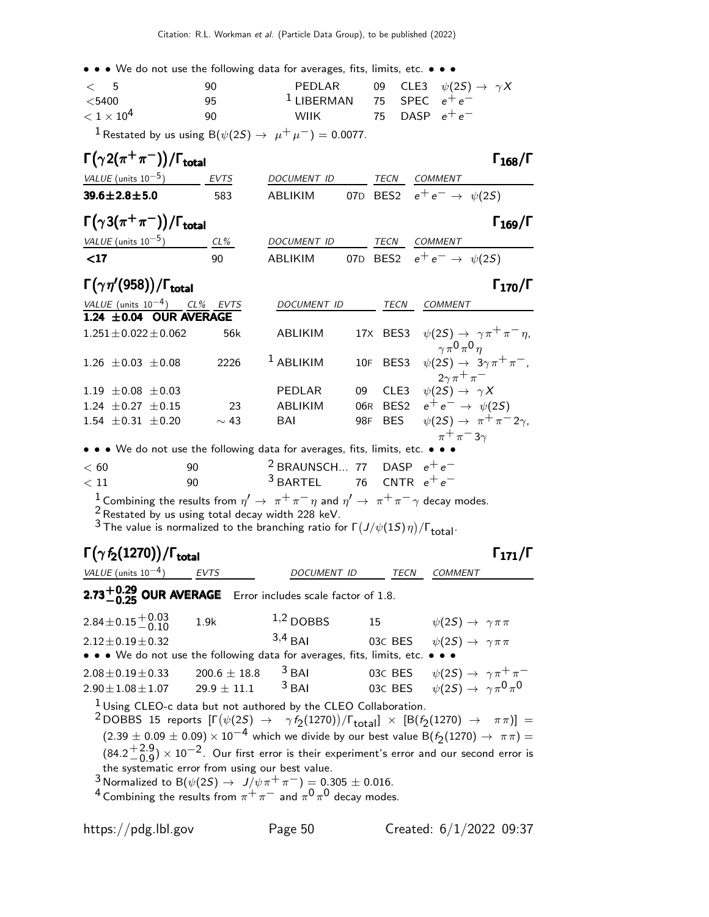• • • We do not use the following data for averages, fits, limits, etc. • • •

| | | | | | |
|---|---|---|---|---|---|
| $< 5$ | 90 | PEDLAR | 09 | CLE3 | $\psi(2S) \to \gamma X$ |
| $<5400$ | 95 | [1] LIBERMAN | 75 | SPEC | $e^+e^-$ |
| $< 1 \times 10^4$ | 90 | WIIK | 75 | DASP | $e^+e^-$ |

[1] Restated by us using $B(\psi(2S) \to \mu^+\mu^-) = 0.0077$.

## $\Gamma(\gamma 2(\pi^+\pi^-))/\Gamma_{total}$ — $\Gamma_{168}/\Gamma$

| VALUE (units $10^{-5}$) | EVTS | DOCUMENT ID | | TECN | COMMENT |
|---|---|---|---|---|---|
| **39.6±2.8±5.0** | 583 | ABLIKIM | 07D | BES2 | $e^+e^- \to \psi(2S)$ |

## $\Gamma(\gamma 3(\pi^+\pi^-))/\Gamma_{total}$ — $\Gamma_{169}/\Gamma$

| VALUE (units $10^{-5}$) | CL% | DOCUMENT ID | | TECN | COMMENT |
|---|---|---|---|---|---|
| **<17** | 90 | ABLIKIM | 07D | BES2 | $e^+e^- \to \psi(2S)$ |

## $\Gamma(\gamma \eta'(958))/\Gamma_{total}$ — $\Gamma_{170}/\Gamma$

| VALUE (units $10^{-4}$) | CL% | EVTS | DOCUMENT ID | | TECN | COMMENT |
|---|---|---|---|---|---|---|
| **1.24 ±0.04 OUR AVERAGE** | | | | | | |
| 1.251±0.022±0.062 | | 56k | ABLIKIM | 17X | BES3 | $\psi(2S) \to \gamma\pi^+\pi^-\eta$, $\gamma\pi^0\pi^0\eta$ |
| 1.26 ±0.03 ±0.08 | | 2226 | [1] ABLIKIM | 10F | BES3 | $\psi(2S) \to 3\gamma\pi^+\pi^-$, $2\gamma\pi^+\pi^-$ |
| 1.19 ±0.08 ±0.03 | | | PEDLAR | 09 | CLE3 | $\psi(2S) \to \gamma X$ |
| 1.24 ±0.27 ±0.15 | | 23 | ABLIKIM | 06R | BES2 | $e^+e^- \to \psi(2S)$ |
| 1.54 ±0.31 ±0.20 | | ∼ 43 | BAI | 98F | BES | $\psi(2S) \to \pi^+\pi^- 2\gamma$, $\pi^+\pi^- 3\gamma$ |

• • • We do not use the following data for averages, fits, limits, etc. • • •

| | | | | | |
|---|---|---|---|---|---|
| $< 60$ | 90 | [2] BRAUNSCH... | 77 | DASP | $e^+e^-$ |
| $< 11$ | 90 | [3] BARTEL | 76 | CNTR | $e^+e^-$ |

[1] Combining the results from $\eta' \to \pi^+\pi^-\eta$ and $\eta' \to \pi^+\pi^-\gamma$ decay modes.
[2] Restated by us using total decay width 228 keV.
[3] The value is normalized to the branching ratio for $\Gamma(J/\psi(1S)\eta)/\Gamma_{total}$.

## $\Gamma(\gamma f_2(1270))/\Gamma_{total}$ — $\Gamma_{171}/\Gamma$

| VALUE (units $10^{-4}$) | EVTS | DOCUMENT ID | | TECN | COMMENT |
|---|---|---|---|---|---|
| **$2.73^{+0.29}_{-0.25}$ OUR AVERAGE** Error includes scale factor of 1.8. | | | | | |
| $2.84\pm0.15^{+0.03}_{-0.10}$ | 1.9k | [1,2] DOBBS | 15 | | $\psi(2S) \to \gamma\pi\pi$ |
| $2.12\pm0.19\pm0.32$ | | [3,4] BAI | 03C | BES | $\psi(2S) \to \gamma\pi\pi$ |
| • • • We do not use the following data for averages, fits, limits, etc. • • • | | | | | |
| $2.08\pm0.19\pm0.33$ | $200.6 \pm 18.8$ | [3] BAI | 03C | BES | $\psi(2S) \to \gamma\pi^+\pi^-$ |
| $2.90\pm1.08\pm1.07$ | $29.9 \pm 11.1$ | [3] BAI | 03C | BES | $\psi(2S) \to \gamma\pi^0\pi^0$ |

[1] Using CLEO-c data but not authored by the CLEO Collaboration.
[2] DOBBS 15 reports $[\Gamma(\psi(2S) \to \gamma f_2(1270))/\Gamma_{total}] \times [B(f_2(1270) \to \pi\pi)] = (2.39 \pm 0.09 \pm 0.09) \times 10^{-4}$ which we divide by our best value $B(f_2(1270) \to \pi\pi) = (84.2^{+2.9}_{-0.9}) \times 10^{-2}$. Our first error is their experiment's error and our second error is the systematic error from using our best value.
[3] Normalized to $B(\psi(2S) \to J/\psi\pi^+\pi^-) = 0.305 \pm 0.016$.
[4] Combining the results from $\pi^+\pi^-$ and $\pi^0\pi^0$ decay modes.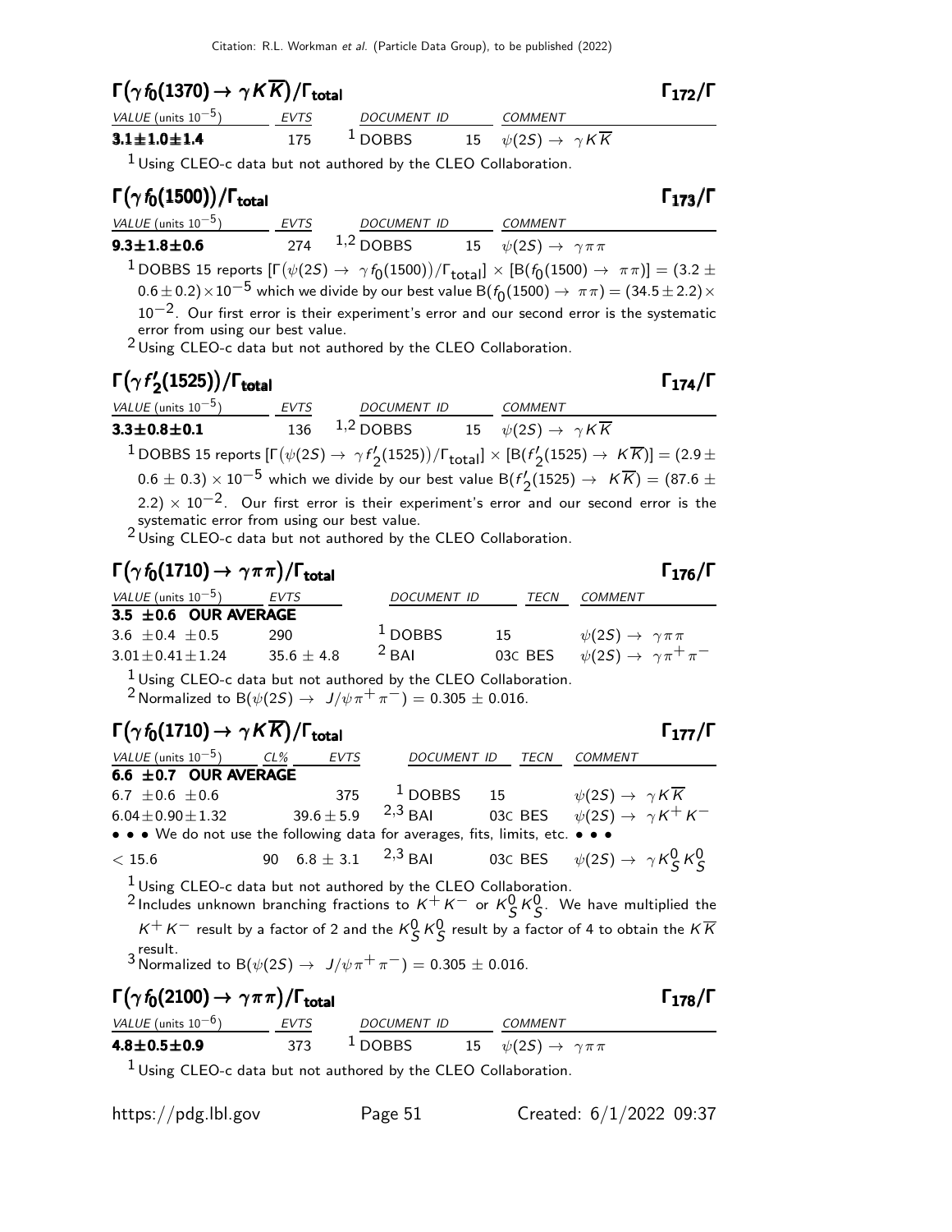## $\Gamma(\gamma f_0(1370) \to \gamma K\overline{K})/\Gamma_{\rm total}$ $\Gamma_{172}/\Gamma$

| VALUE (units $10^{-5}$) | EVTS | DOCUMENT ID | | COMMENT |
|---|---|---|---|---|
| **3.1±1.0±1.4** | 175 | [1] DOBBS | 15 | $\psi(2S) \to \gamma K\overline{K}$ |

[1] Using CLEO-c data but not authored by the CLEO Collaboration.

## $\Gamma(\gamma f_0(1500))/\Gamma_{\rm total}$ $\Gamma_{173}/\Gamma$

| VALUE (units $10^{-5}$) | EVTS | DOCUMENT ID | | COMMENT |
|---|---|---|---|---|
| **9.3±1.8±0.6** | 274 | [1,2] DOBBS | 15 | $\psi(2S) \to \gamma\pi\pi$ |

[1] DOBBS 15 reports $[\Gamma(\psi(2S) \to \gamma f_0(1500))/\Gamma_{\rm total}] \times [B(f_0(1500) \to \pi\pi)] = (3.2 \pm 0.6 \pm 0.2)\times 10^{-5}$ which we divide by our best value $B(f_0(1500) \to \pi\pi) = (34.5 \pm 2.2)\times 10^{-2}$. Our first error is their experiment's error and our second error is the systematic error from using our best value.

[2] Using CLEO-c data but not authored by the CLEO Collaboration.

## $\Gamma(\gamma f'_2(1525))/\Gamma_{\rm total}$ $\Gamma_{174}/\Gamma$

| VALUE (units $10^{-5}$) | EVTS | DOCUMENT ID | | COMMENT |
|---|---|---|---|---|
| **3.3±0.8±0.1** | 136 | [1,2] DOBBS | 15 | $\psi(2S) \to \gamma K\overline{K}$ |

[1] DOBBS 15 reports $[\Gamma(\psi(2S) \to \gamma f'_2(1525))/\Gamma_{\rm total}] \times [B(f'_2(1525) \to K\overline{K})] = (2.9 \pm 0.6 \pm 0.3) \times 10^{-5}$ which we divide by our best value $B(f'_2(1525) \to K\overline{K}) = (87.6 \pm 2.2) \times 10^{-2}$. Our first error is their experiment's error and our second error is the systematic error from using our best value.

[2] Using CLEO-c data but not authored by the CLEO Collaboration.

## $\Gamma(\gamma f_0(1710) \to \gamma\pi\pi)/\Gamma_{\rm total}$ $\Gamma_{176}/\Gamma$

| VALUE (units $10^{-5}$) | EVTS | DOCUMENT ID | TECN | COMMENT |
|---|---|---|---|---|
| **3.5 ±0.6 OUR AVERAGE** | | | | |
| 3.6 ±0.4 ±0.5 | 290 | [1] DOBBS | 15 | $\psi(2S) \to \gamma\pi\pi$ |
| 3.01±0.41±1.24 | 35.6 ± 4.8 | [2] BAI | 03C BES | $\psi(2S) \to \gamma\pi^+\pi^-$ |

[1] Using CLEO-c data but not authored by the CLEO Collaboration.

[2] Normalized to $B(\psi(2S) \to J/\psi\pi^+\pi^-) = 0.305 \pm 0.016$.

## $\Gamma(\gamma f_0(1710) \to \gamma K\overline{K})/\Gamma_{\rm total}$ $\Gamma_{177}/\Gamma$

| VALUE (units $10^{-5}$) | CL% | EVTS | DOCUMENT ID | TECN | COMMENT |
|---|---|---|---|---|---|
| **6.6 ±0.7 OUR AVERAGE** | | | | | |
| 6.7 ±0.6 ±0.6 | | 375 | [1] DOBBS | 15 | $\psi(2S) \to \gamma K\overline{K}$ |
| 6.04±0.90±1.32 | | 39.6 ± 5.9 | [2,3] BAI | 03C BES | $\psi(2S) \to \gamma K^+K^-$ |
| • • • We do not use the following data for averages, fits, limits, etc. • • • | | | | | |
| < 15.6 | 90 | 6.8 ± 3.1 | [2,3] BAI | 03C BES | $\psi(2S) \to \gamma K^0_S K^0_S$ |

[1] Using CLEO-c data but not authored by the CLEO Collaboration.

[2] Includes unknown branching fractions to $K^+K^-$ or $K^0_S K^0_S$. We have multiplied the $K^+K^-$ result by a factor of 2 and the $K^0_S K^0_S$ result by a factor of 4 to obtain the $K\overline{K}$ result.

[3] Normalized to $B(\psi(2S) \to J/\psi\pi^+\pi^-) = 0.305 \pm 0.016$.

## $\Gamma(\gamma f_0(2100) \to \gamma\pi\pi)/\Gamma_{\rm total}$ $\Gamma_{178}/\Gamma$

| VALUE (units $10^{-6}$) | EVTS | DOCUMENT ID | | COMMENT |
|---|---|---|---|---|
| **4.8±0.5±0.9** | 373 | [1] DOBBS | 15 | $\psi(2S) \to \gamma\pi\pi$ |

[1] Using CLEO-c data but not authored by the CLEO Collaboration.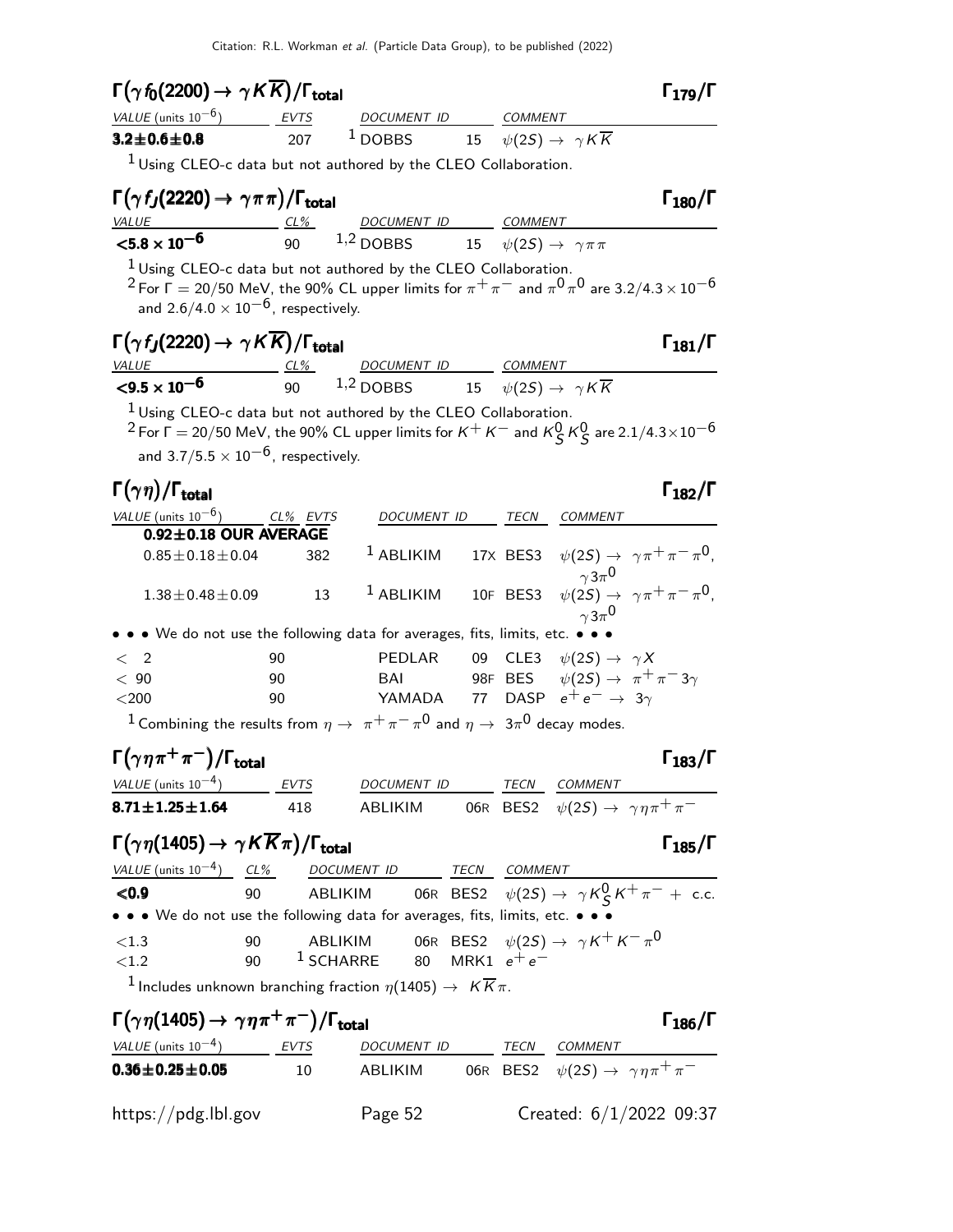### $\Gamma(\gamma f_0(2200) \to \gamma K\overline{K})/\Gamma_{\text{total}}$ $\Gamma_{179}/\Gamma$

| VALUE (units $10^{-6}$) | EVTS | DOCUMENT ID | | COMMENT |
|---|---|---|---|---|
| **3.2±0.6±0.8** | 207 | [1] DOBBS | 15 | $\psi(2S) \to \gamma K\overline{K}$ |

[1] Using CLEO-c data but not authored by the CLEO Collaboration.

### $\Gamma(\gamma f_J(2220) \to \gamma\pi\pi)/\Gamma_{\text{total}}$ $\Gamma_{180}/\Gamma$

| VALUE | CL% | DOCUMENT ID | | COMMENT |
|---|---|---|---|---|
| **$<5.8 \times 10^{-6}$** | 90 | [1,2] DOBBS | 15 | $\psi(2S) \to \gamma\pi\pi$ |

[1] Using CLEO-c data but not authored by the CLEO Collaboration.
[2] For $\Gamma = 20/50$ MeV, the 90% CL upper limits for $\pi^+\pi^-$ and $\pi^0\pi^0$ are $3.2/4.3 \times 10^{-6}$ and $2.6/4.0 \times 10^{-6}$, respectively.

### $\Gamma(\gamma f_J(2220) \to \gamma K\overline{K})/\Gamma_{\text{total}}$ $\Gamma_{181}/\Gamma$

| VALUE | CL% | DOCUMENT ID | | COMMENT |
|---|---|---|---|---|
| **$<9.5 \times 10^{-6}$** | 90 | [1,2] DOBBS | 15 | $\psi(2S) \to \gamma K\overline{K}$ |

[1] Using CLEO-c data but not authored by the CLEO Collaboration.
[2] For $\Gamma = 20/50$ MeV, the 90% CL upper limits for $K^+K^-$ and $K^0_S K^0_S$ are $2.1/4.3\times10^{-6}$ and $3.7/5.5 \times 10^{-6}$, respectively.

### $\Gamma(\gamma\eta)/\Gamma_{\text{total}}$ $\Gamma_{182}/\Gamma$

| VALUE (units $10^{-6}$) | CL% | EVTS | DOCUMENT ID | | TECN | COMMENT |
|---|---|---|---|---|---|---|
| **0.92±0.18 OUR AVERAGE** | | | | | | |
| $0.85\pm0.18\pm0.04$ | | 382 | [1] ABLIKIM | 17X | BES3 | $\psi(2S) \to \gamma\pi^+\pi^-\pi^0$, $\gamma 3\pi^0$ |
| $1.38\pm0.48\pm0.09$ | | 13 | [1] ABLIKIM | 10F | BES3 | $\psi(2S) \to \gamma\pi^+\pi^-\pi^0$, $\gamma 3\pi^0$ |
| • • • We do not use the following data for averages, fits, limits, etc. • • • | | | | | | |
| $< 2$ | 90 | | PEDLAR | 09 | CLE3 | $\psi(2S) \to \gamma X$ |
| $< 90$ | 90 | | BAI | 98F | BES | $\psi(2S) \to \pi^+\pi^- 3\gamma$ |
| $<200$ | 90 | | YAMADA | 77 | DASP | $e^+e^- \to 3\gamma$ |

[1] Combining the results from $\eta \to \pi^+\pi^-\pi^0$ and $\eta \to 3\pi^0$ decay modes.

### $\Gamma(\gamma\eta\pi^+\pi^-)/\Gamma_{\text{total}}$ $\Gamma_{183}/\Gamma$

| VALUE (units $10^{-4}$) | EVTS | DOCUMENT ID | | TECN | COMMENT |
|---|---|---|---|---|---|
| **8.71±1.25±1.64** | 418 | ABLIKIM | 06R | BES2 | $\psi(2S) \to \gamma\eta\pi^+\pi^-$ |

### $\Gamma(\gamma\eta(1405) \to \gamma K\overline{K}\pi)/\Gamma_{\text{total}}$ $\Gamma_{185}/\Gamma$

| VALUE (units $10^{-4}$) | CL% | DOCUMENT ID | | TECN | COMMENT |
|---|---|---|---|---|---|
| **<0.9** | 90 | ABLIKIM | 06R | BES2 | $\psi(2S) \to \gamma K^0_S K^+\pi^-$ + c.c. |
| • • • We do not use the following data for averages, fits, limits, etc. • • • | | | | | |
| $<1.3$ | 90 | ABLIKIM | 06R | BES2 | $\psi(2S) \to \gamma K^+K^-\pi^0$ |
| $<1.2$ | 90 | [1] SCHARRE | 80 | MRK1 | $e^+e^-$ |

[1] Includes unknown branching fraction $\eta(1405) \to K\overline{K}\pi$.

### $\Gamma(\gamma\eta(1405) \to \gamma\eta\pi^+\pi^-)/\Gamma_{\text{total}}$ $\Gamma_{186}/\Gamma$

| VALUE (units $10^{-4}$) | EVTS | DOCUMENT ID | | TECN | COMMENT |
|---|---|---|---|---|---|
| **0.36±0.25±0.05** | 10 | ABLIKIM | 06R | BES2 | $\psi(2S) \to \gamma\eta\pi^+\pi^-$ |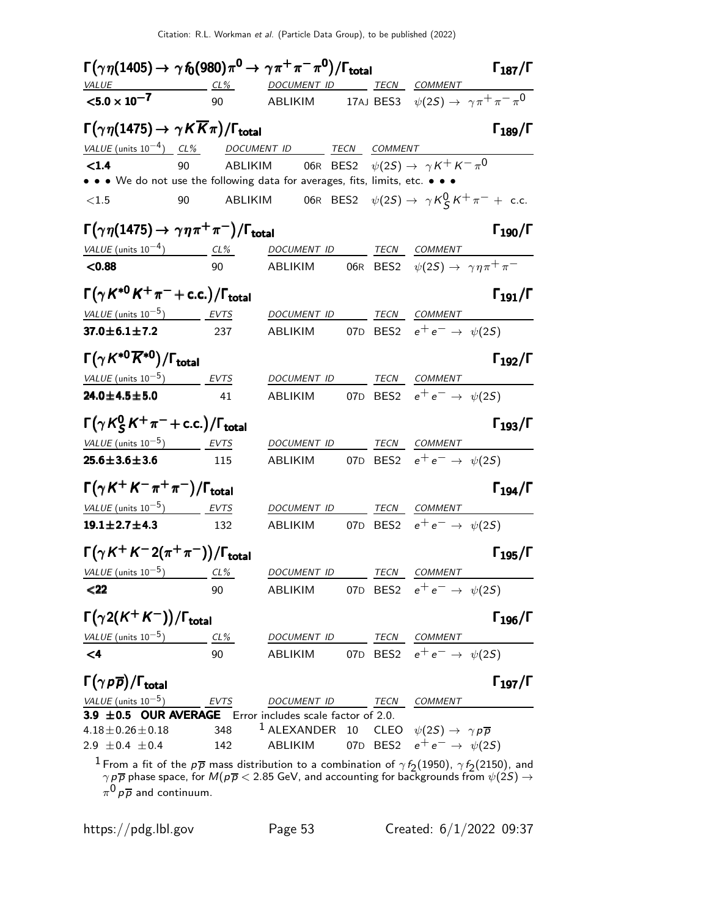### $\Gamma\big(\gamma\eta(1405) \to \gamma f_0(980)\pi^0 \to \gamma\pi^+\pi^-\pi^0\big)/\Gamma_{\text{total}}$ $\quad\Gamma_{187}/\Gamma$

| VALUE | CL% | DOCUMENT ID | | TECN | COMMENT |
|---|---|---|---|---|---|
| **$<5.0 \times 10^{-7}$** | 90 | ABLIKIM | 17AJ | BES3 | $\psi(2S) \to \gamma\pi^+\pi^-\pi^0$ |

### $\Gamma\big(\gamma\eta(1475) \to \gamma K\overline{K}\pi\big)/\Gamma_{\text{total}}$ $\quad\Gamma_{189}/\Gamma$

| VALUE (units $10^{-4}$) | CL% | DOCUMENT ID | | TECN | COMMENT |
|---|---|---|---|---|---|
| **$<1.4$** | 90 | ABLIKIM | 06R | BES2 | $\psi(2S) \to \gamma K^+K^-\pi^0$ |
| • • • We do not use the following data for averages, fits, limits, etc. • • • | | | | | |
| $<1.5$ | 90 | ABLIKIM | 06R | BES2 | $\psi(2S) \to \gamma K^0_S K^+\pi^-$ + c.c. |

### $\Gamma\big(\gamma\eta(1475) \to \gamma\eta\pi^+\pi^-\big)/\Gamma_{\text{total}}$ $\quad\Gamma_{190}/\Gamma$

| VALUE (units $10^{-4}$) | CL% | DOCUMENT ID | | TECN | COMMENT |
|---|---|---|---|---|---|
| **$<0.88$** | 90 | ABLIKIM | 06R | BES2 | $\psi(2S) \to \gamma\eta\pi^+\pi^-$ |

### $\Gamma\big(\gamma K^{*0}K^+\pi^- + \text{c.c.}\big)/\Gamma_{\text{total}}$ $\quad\Gamma_{191}/\Gamma$

| VALUE (units $10^{-5}$) | EVTS | DOCUMENT ID | | TECN | COMMENT |
|---|---|---|---|---|---|
| **37.0±6.1±7.2** | 237 | ABLIKIM | 07D | BES2 | $e^+e^- \to \psi(2S)$ |

### $\Gamma\big(\gamma K^{*0}\overline{K}^{*0}\big)/\Gamma_{\text{total}}$ $\quad\Gamma_{192}/\Gamma$

| VALUE (units $10^{-5}$) | EVTS | DOCUMENT ID | | TECN | COMMENT |
|---|---|---|---|---|---|
| **24.0±4.5±5.0** | 41 | ABLIKIM | 07D | BES2 | $e^+e^- \to \psi(2S)$ |

### $\Gamma\big(\gamma K^0_S K^+\pi^- + \text{c.c.}\big)/\Gamma_{\text{total}}$ $\quad\Gamma_{193}/\Gamma$

| VALUE (units $10^{-5}$) | EVTS | DOCUMENT ID | | TECN | COMMENT |
|---|---|---|---|---|---|
| **25.6±3.6±3.6** | 115 | ABLIKIM | 07D | BES2 | $e^+e^- \to \psi(2S)$ |

### $\Gamma\big(\gamma K^+K^-\pi^+\pi^-\big)/\Gamma_{\text{total}}$ $\quad\Gamma_{194}/\Gamma$

| VALUE (units $10^{-5}$) | EVTS | DOCUMENT ID | | TECN | COMMENT |
|---|---|---|---|---|---|
| **19.1±2.7±4.3** | 132 | ABLIKIM | 07D | BES2 | $e^+e^- \to \psi(2S)$ |

### $\Gamma\big(\gamma K^+K^-2(\pi^+\pi^-)\big)/\Gamma_{\text{total}}$ $\quad\Gamma_{195}/\Gamma$

| VALUE (units $10^{-5}$) | CL% | DOCUMENT ID | | TECN | COMMENT |
|---|---|---|---|---|---|
| **$<22$** | 90 | ABLIKIM | 07D | BES2 | $e^+e^- \to \psi(2S)$ |

### $\Gamma\big(\gamma 2(K^+K^-)\big)/\Gamma_{\text{total}}$ $\quad\Gamma_{196}/\Gamma$

| VALUE (units $10^{-5}$) | CL% | DOCUMENT ID | | TECN | COMMENT |
|---|---|---|---|---|---|
| **$<4$** | 90 | ABLIKIM | 07D | BES2 | $e^+e^- \to \psi(2S)$ |

### $\Gamma\big(\gamma p\overline{p}\big)/\Gamma_{\text{total}}$ $\quad\Gamma_{197}/\Gamma$

| VALUE (units $10^{-5}$) | EVTS | DOCUMENT ID | | TECN | COMMENT |
|---|---|---|---|---|---|
| **3.9 ±0.5 OUR AVERAGE** Error includes scale factor of 2.0. | | | | | |
| 4.18±0.26±0.18 | 348 | [1] ALEXANDER | 10 | CLEO | $\psi(2S) \to \gamma p\overline{p}$ |
| 2.9 ±0.4 ±0.4 | 142 | ABLIKIM | 07D | BES2 | $e^+e^- \to \psi(2S)$ |

[1] From a fit of the $p\overline{p}$ mass distribution to a combination of $\gamma f_2(1950)$, $\gamma f_2(2150)$, and $\gamma p\overline{p}$ phase space, for $M(p\overline{p} < 2.85$ GeV, and accounting for backgrounds from $\psi(2S) \to \pi^0 p\overline{p}$ and continuum.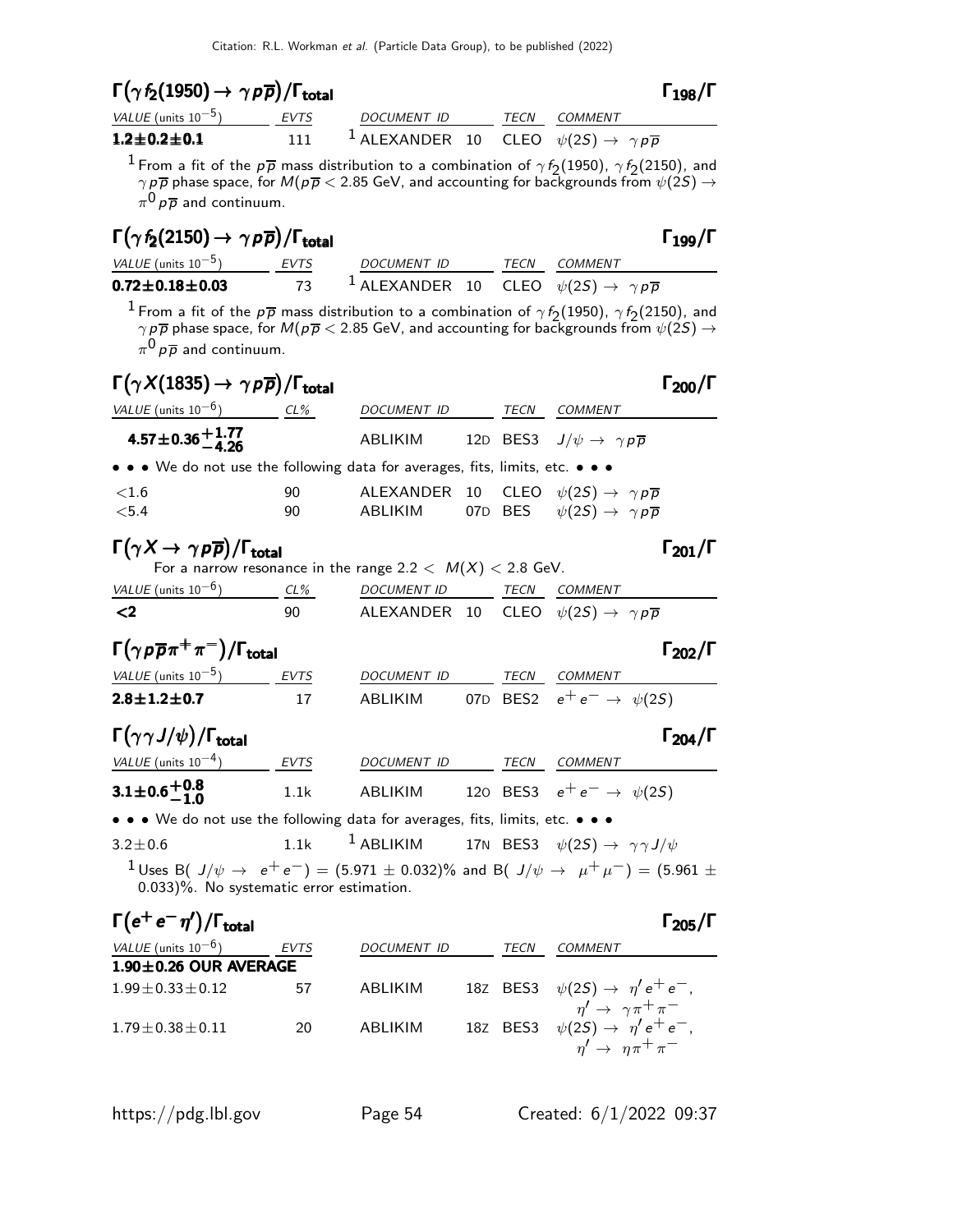### $\Gamma(\gamma f_2(1950) \to \gamma p\overline{p})/\Gamma_{\text{total}}$ $\Gamma_{198}/\Gamma$

| VALUE (units $10^{-5}$) | EVTS | DOCUMENT ID | | TECN | COMMENT |
|---|---|---|---|---|---|
| **1.2±0.2±0.1** | 111 | [1] ALEXANDER | 10 | CLEO | $\psi(2S) \to \gamma p\overline{p}$ |

[1] From a fit of the $p\overline{p}$ mass distribution to a combination of $\gamma f_2(1950)$, $\gamma f_2(2150)$, and $\gamma p\overline{p}$ phase space, for $M(p\overline{p} < 2.85$ GeV, and accounting for backgrounds from $\psi(2S) \to \pi^0 p\overline{p}$ and continuum.

### $\Gamma(\gamma f_2(2150) \to \gamma p\overline{p})/\Gamma_{\text{total}}$ $\Gamma_{199}/\Gamma$

| VALUE (units $10^{-5}$) | EVTS | DOCUMENT ID | | TECN | COMMENT |
|---|---|---|---|---|---|
| **0.72±0.18±0.03** | 73 | [1] ALEXANDER | 10 | CLEO | $\psi(2S) \to \gamma p\overline{p}$ |

[1] From a fit of the $p\overline{p}$ mass distribution to a combination of $\gamma f_2(1950)$, $\gamma f_2(2150)$, and $\gamma p\overline{p}$ phase space, for $M(p\overline{p} < 2.85$ GeV, and accounting for backgrounds from $\psi(2S) \to \pi^0 p\overline{p}$ and continuum.

### $\Gamma(\gamma X(1835) \to \gamma p\overline{p})/\Gamma_{\text{total}}$ $\Gamma_{200}/\Gamma$

| VALUE (units $10^{-6}$) | CL% | DOCUMENT ID | | TECN | COMMENT |
|---|---|---|---|---|---|
| $\mathbf{4.57 \pm 0.36 ^{+1.77}_{-4.26}}$ | | ABLIKIM | 12D | BES3 | $J/\psi \to \gamma p\overline{p}$ |
| • • • We do not use the following data for averages, fits, limits, etc. • • • | | | | | |
| $<1.6$ | 90 | ALEXANDER | 10 | CLEO | $\psi(2S) \to \gamma p\overline{p}$ |
| $<5.4$ | 90 | ABLIKIM | 07D | BES | $\psi(2S) \to \gamma p\overline{p}$ |

### $\Gamma(\gamma X \to \gamma p\overline{p})/\Gamma_{\text{total}}$ $\Gamma_{201}/\Gamma$

For a narrow resonance in the range $2.2 < M(X) < 2.8$ GeV.

| VALUE (units $10^{-6}$) | CL% | DOCUMENT ID | | TECN | COMMENT |
|---|---|---|---|---|---|
| **<2** | 90 | ALEXANDER | 10 | CLEO | $\psi(2S) \to \gamma p\overline{p}$ |

### $\Gamma(\gamma p\overline{p}\pi^+\pi^-)/\Gamma_{\text{total}}$ $\Gamma_{202}/\Gamma$

| VALUE (units $10^{-5}$) | EVTS | DOCUMENT ID | | TECN | COMMENT |
|---|---|---|---|---|---|
| **2.8±1.2±0.7** | 17 | ABLIKIM | 07D | BES2 | $e^+e^- \to \psi(2S)$ |

### $\Gamma(\gamma\gamma J/\psi)/\Gamma_{\text{total}}$ $\Gamma_{204}/\Gamma$

| VALUE (units $10^{-4}$) | EVTS | DOCUMENT ID | | TECN | COMMENT |
|---|---|---|---|---|---|
| $\mathbf{3.1 \pm 0.6 ^{+0.8}_{-1.0}}$ | 1.1k | ABLIKIM | 12O | BES3 | $e^+e^- \to \psi(2S)$ |
| • • • We do not use the following data for averages, fits, limits, etc. • • • | | | | | |
| $3.2 \pm 0.6$ | 1.1k | [1] ABLIKIM | 17N | BES3 | $\psi(2S) \to \gamma\gamma J/\psi$ |

[1] Uses B( $J/\psi \to e^+e^-$) = (5.971 ± 0.032)% and B( $J/\psi \to \mu^+\mu^-$) = (5.961 ± 0.033)%. No systematic error estimation.

### $\Gamma(e^+e^-\eta')/\Gamma_{\text{total}}$ $\Gamma_{205}/\Gamma$

| VALUE (units $10^{-6}$) | EVTS | DOCUMENT ID | | TECN | COMMENT |
|---|---|---|---|---|---|
| **1.90±0.26 OUR AVERAGE** | | | | | |
| $1.99 \pm 0.33 \pm 0.12$ | 57 | ABLIKIM | 18Z | BES3 | $\psi(2S) \to \eta' e^+e^-$, $\eta' \to \gamma\pi^+\pi^-$ |
| $1.79 \pm 0.38 \pm 0.11$ | 20 | ABLIKIM | 18Z | BES3 | $\psi(2S) \to \eta' e^+e^-$, $\eta' \to \eta\pi^+\pi^-$ |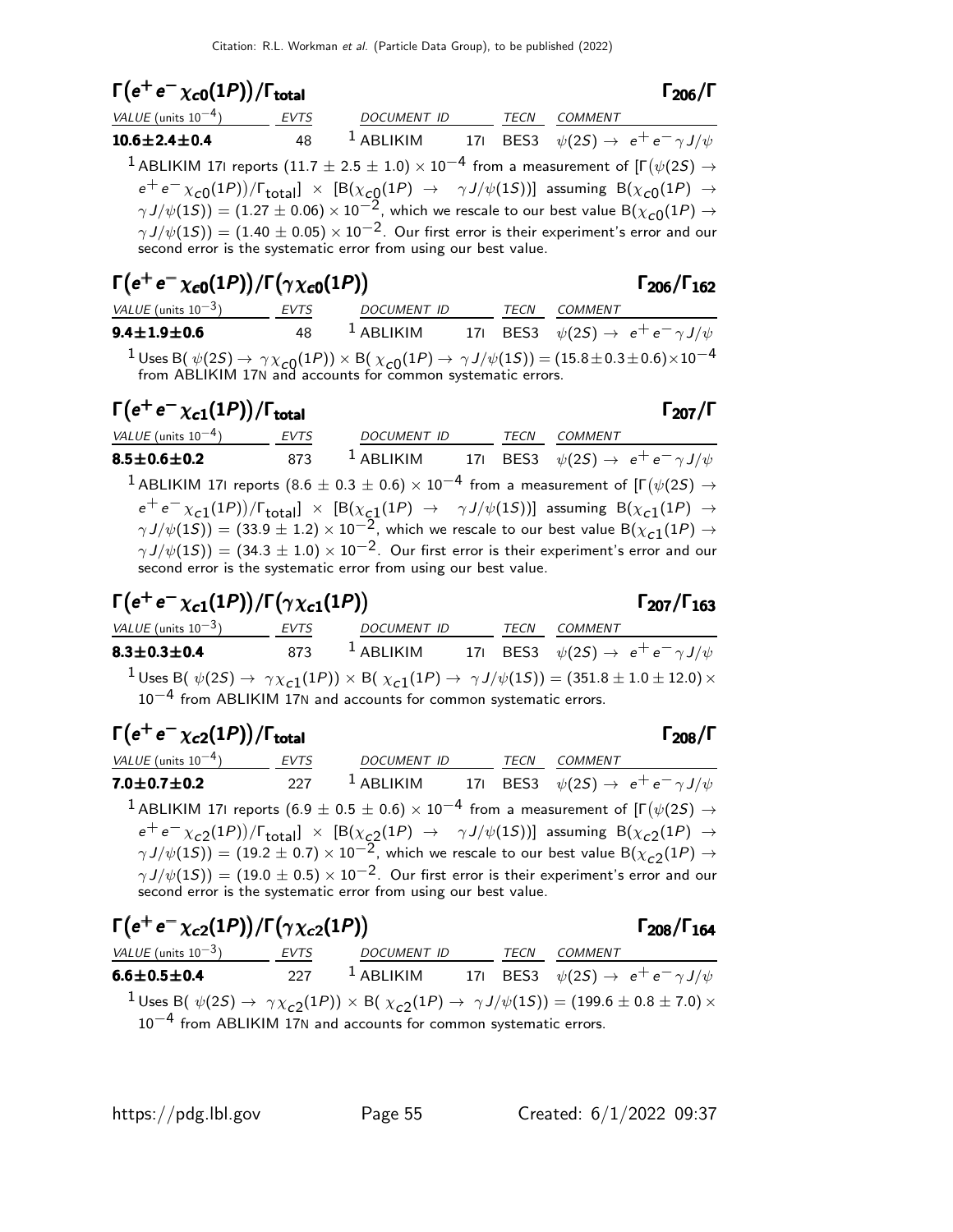### $\Gamma(e^+e^-\chi_{c0}(1P))/\Gamma_{total}$ — $\Gamma_{206}/\Gamma$

| VALUE (units $10^{-4}$) | EVTS | DOCUMENT ID | | TECN | COMMENT |
|---|---|---|---|---|---|
| **$10.6\pm2.4\pm0.4$** | 48 | [1] ABLIKIM | 17I | BES3 | $\psi(2S) \to e^+e^-\gamma J/\psi$ |

[1] ABLIKIM 17I reports $(11.7 \pm 2.5 \pm 1.0) \times 10^{-4}$ from a measurement of $[\Gamma(\psi(2S) \to e^+e^-\chi_{c0}(1P))/\Gamma_{total}] \times [B(\chi_{c0}(1P) \to \gamma J/\psi(1S))]$ assuming $B(\chi_{c0}(1P) \to \gamma J/\psi(1S)) = (1.27 \pm 0.06) \times 10^{-2}$, which we rescale to our best value $B(\chi_{c0}(1P) \to \gamma J/\psi(1S)) = (1.40 \pm 0.05) \times 10^{-2}$. Our first error is their experiment's error and our second error is the systematic error from using our best value.

### $\Gamma(e^+e^-\chi_{c0}(1P))/\Gamma(\gamma\chi_{c0}(1P))$ — $\Gamma_{206}/\Gamma_{162}$

| VALUE (units $10^{-3}$) | EVTS | DOCUMENT ID | | TECN | COMMENT |
|---|---|---|---|---|---|
| **$9.4\pm1.9\pm0.6$** | 48 | [1] ABLIKIM | 17I | BES3 | $\psi(2S) \to e^+e^-\gamma J/\psi$ |

[1] Uses $B(\psi(2S) \to \gamma\chi_{c0}(1P)) \times B(\chi_{c0}(1P) \to \gamma J/\psi(1S)) = (15.8 \pm 0.3 \pm 0.6) \times 10^{-4}$ from ABLIKIM 17N and accounts for common systematic errors.

### $\Gamma(e^+e^-\chi_{c1}(1P))/\Gamma_{total}$ — $\Gamma_{207}/\Gamma$

| VALUE (units $10^{-4}$) | EVTS | DOCUMENT ID | | TECN | COMMENT |
|---|---|---|---|---|---|
| **$8.5\pm0.6\pm0.2$** | 873 | [1] ABLIKIM | 17I | BES3 | $\psi(2S) \to e^+e^-\gamma J/\psi$ |

[1] ABLIKIM 17I reports $(8.6 \pm 0.3 \pm 0.6) \times 10^{-4}$ from a measurement of $[\Gamma(\psi(2S) \to e^+e^-\chi_{c1}(1P))/\Gamma_{total}] \times [B(\chi_{c1}(1P) \to \gamma J/\psi(1S))]$ assuming $B(\chi_{c1}(1P) \to \gamma J/\psi(1S)) = (33.9 \pm 1.2) \times 10^{-2}$, which we rescale to our best value $B(\chi_{c1}(1P) \to \gamma J/\psi(1S)) = (34.3 \pm 1.0) \times 10^{-2}$. Our first error is their experiment's error and our second error is the systematic error from using our best value.

### $\Gamma(e^+e^-\chi_{c1}(1P))/\Gamma(\gamma\chi_{c1}(1P))$ — $\Gamma_{207}/\Gamma_{163}$

| VALUE (units $10^{-3}$) | EVTS | DOCUMENT ID | | TECN | COMMENT |
|---|---|---|---|---|---|
| **$8.3\pm0.3\pm0.4$** | 873 | [1] ABLIKIM | 17I | BES3 | $\psi(2S) \to e^+e^-\gamma J/\psi$ |

[1] Uses $B(\psi(2S) \to \gamma\chi_{c1}(1P)) \times B(\chi_{c1}(1P) \to \gamma J/\psi(1S)) = (351.8 \pm 1.0 \pm 12.0) \times 10^{-4}$ from ABLIKIM 17N and accounts for common systematic errors.

### $\Gamma(e^+e^-\chi_{c2}(1P))/\Gamma_{total}$ — $\Gamma_{208}/\Gamma$

| VALUE (units $10^{-4}$) | EVTS | DOCUMENT ID | | TECN | COMMENT |
|---|---|---|---|---|---|
| **$7.0\pm0.7\pm0.2$** | 227 | [1] ABLIKIM | 17I | BES3 | $\psi(2S) \to e^+e^-\gamma J/\psi$ |

[1] ABLIKIM 17I reports $(6.9 \pm 0.5 \pm 0.6) \times 10^{-4}$ from a measurement of $[\Gamma(\psi(2S) \to e^+e^-\chi_{c2}(1P))/\Gamma_{total}] \times [B(\chi_{c2}(1P) \to \gamma J/\psi(1S))]$ assuming $B(\chi_{c2}(1P) \to \gamma J/\psi(1S)) = (19.2 \pm 0.7) \times 10^{-2}$, which we rescale to our best value $B(\chi_{c2}(1P) \to \gamma J/\psi(1S)) = (19.0 \pm 0.5) \times 10^{-2}$. Our first error is their experiment's error and our second error is the systematic error from using our best value.

### $\Gamma(e^+e^-\chi_{c2}(1P))/\Gamma(\gamma\chi_{c2}(1P))$ — $\Gamma_{208}/\Gamma_{164}$

| VALUE (units $10^{-3}$) | EVTS | DOCUMENT ID | | TECN | COMMENT |
|---|---|---|---|---|---|
| **$6.6\pm0.5\pm0.4$** | 227 | [1] ABLIKIM | 17I | BES3 | $\psi(2S) \to e^+e^-\gamma J/\psi$ |

[1] Uses $B(\psi(2S) \to \gamma\chi_{c2}(1P)) \times B(\chi_{c2}(1P) \to \gamma J/\psi(1S)) = (199.6 \pm 0.8 \pm 7.0) \times 10^{-4}$ from ABLIKIM 17N and accounts for common systematic errors.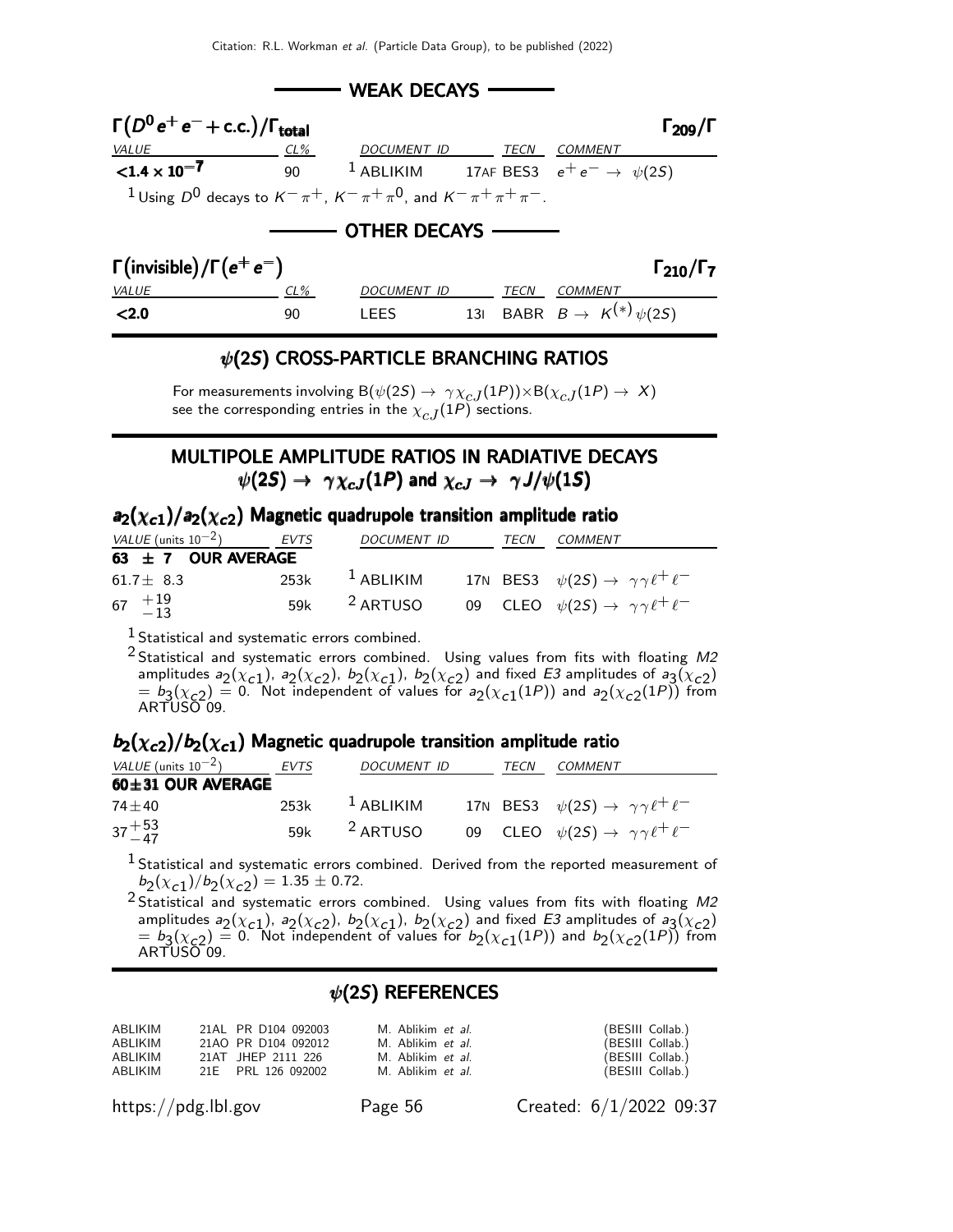## WEAK DECAYS

### $\Gamma(D^0 e^+ e^- + \text{c.c.})/\Gamma_{\text{total}}$ — $\Gamma_{209}/\Gamma$

| VALUE | CL% | DOCUMENT ID | | TECN | COMMENT |
|---|---|---|---|---|---|
| **<1.4 × 10$^{-7}$** | 90 | [1] ABLIKIM | 17AF | BES3 | $e^+e^- \to \psi(2S)$ |

[1] Using $D^0$ decays to $K^-\pi^+$, $K^-\pi^+\pi^0$, and $K^-\pi^+\pi^+\pi^-$.

## OTHER DECAYS

### $\Gamma(\text{invisible})/\Gamma(e^+e^-)$ — $\Gamma_{210}/\Gamma_7$

| VALUE | CL% | DOCUMENT ID | | TECN | COMMENT |
|---|---|---|---|---|---|
| **<2.0** | 90 | LEES | 13I | BABR | $B \to K^{(*)}\psi(2S)$ |

## $\psi(2S)$ CROSS-PARTICLE BRANCHING RATIOS

For measurements involving $B(\psi(2S) \to \gamma\chi_{cJ}(1P)) \times B(\chi_{cJ}(1P) \to X)$ see the corresponding entries in the $\chi_{cJ}(1P)$ sections.

## MULTIPOLE AMPLITUDE RATIOS IN RADIATIVE DECAYS $\psi(2S) \to \gamma\chi_{cJ}(1P)$ and $\chi_{cJ} \to \gamma J/\psi(1S)$

### $a_2(\chi_{c1})/a_2(\chi_{c2})$ Magnetic quadrupole transition amplitude ratio

| VALUE (units $10^{-2}$) | EVTS | DOCUMENT ID | | TECN | COMMENT |
|---|---|---|---|---|---|
| **63 ± 7 OUR AVERAGE** | | | | | |
| $61.7 \pm 8.3$ | 253k | [1] ABLIKIM | 17N | BES3 | $\psi(2S) \to \gamma\gamma\ell^+\ell^-$ |
| $67\ ^{+19}_{-13}$ | 59k | [2] ARTUSO | 09 | CLEO | $\psi(2S) \to \gamma\gamma\ell^+\ell^-$ |

[1] Statistical and systematic errors combined.

[2] Statistical and systematic errors combined. Using values from fits with floating $M2$ amplitudes $a_2(\chi_{c1})$, $a_2(\chi_{c2})$, $b_2(\chi_{c1})$, $b_2(\chi_{c2})$ and fixed $E3$ amplitudes of $a_3(\chi_{c2}) = b_3(\chi_{c2}) = 0$. Not independent of values for $a_2(\chi_{c1}(1P))$ and $a_2(\chi_{c2}(1P))$ from ARTUSO 09.

### $b_2(\chi_{c2})/b_2(\chi_{c1})$ Magnetic quadrupole transition amplitude ratio

| VALUE (units $10^{-2}$) | EVTS | DOCUMENT ID | | TECN | COMMENT |
|---|---|---|---|---|---|
| **60±31 OUR AVERAGE** | | | | | |
| $74 \pm 40$ | 253k | [1] ABLIKIM | 17N | BES3 | $\psi(2S) \to \gamma\gamma\ell^+\ell^-$ |
| $37^{+53}_{-47}$ | 59k | [2] ARTUSO | 09 | CLEO | $\psi(2S) \to \gamma\gamma\ell^+\ell^-$ |

[1] Statistical and systematic errors combined. Derived from the reported measurement of $b_2(\chi_{c1})/b_2(\chi_{c2}) = 1.35 \pm 0.72$.

[2] Statistical and systematic errors combined. Using values from fits with floating $M2$ amplitudes $a_2(\chi_{c1})$, $a_2(\chi_{c2})$, $b_2(\chi_{c1})$, $b_2(\chi_{c2})$ and fixed $E3$ amplitudes of $a_3(\chi_{c2}) = b_3(\chi_{c2}) = 0$. Not independent of values for $b_2(\chi_{c1}(1P))$ and $b_2(\chi_{c2}(1P))$ from ARTUSO 09.

## $\psi(2S)$ REFERENCES

| | | | |
|---|---|---|---|
| ABLIKIM | 21AL PR D104 092003 | M. Ablikim *et al.* | (BESIII Collab.) |
| ABLIKIM | 21AO PR D104 092012 | M. Ablikim *et al.* | (BESIII Collab.) |
| ABLIKIM | 21AT JHEP 2111 226 | M. Ablikim *et al.* | (BESIII Collab.) |
| ABLIKIM | 21E PRL 126 092002 | M. Ablikim *et al.* | (BESIII Collab.) |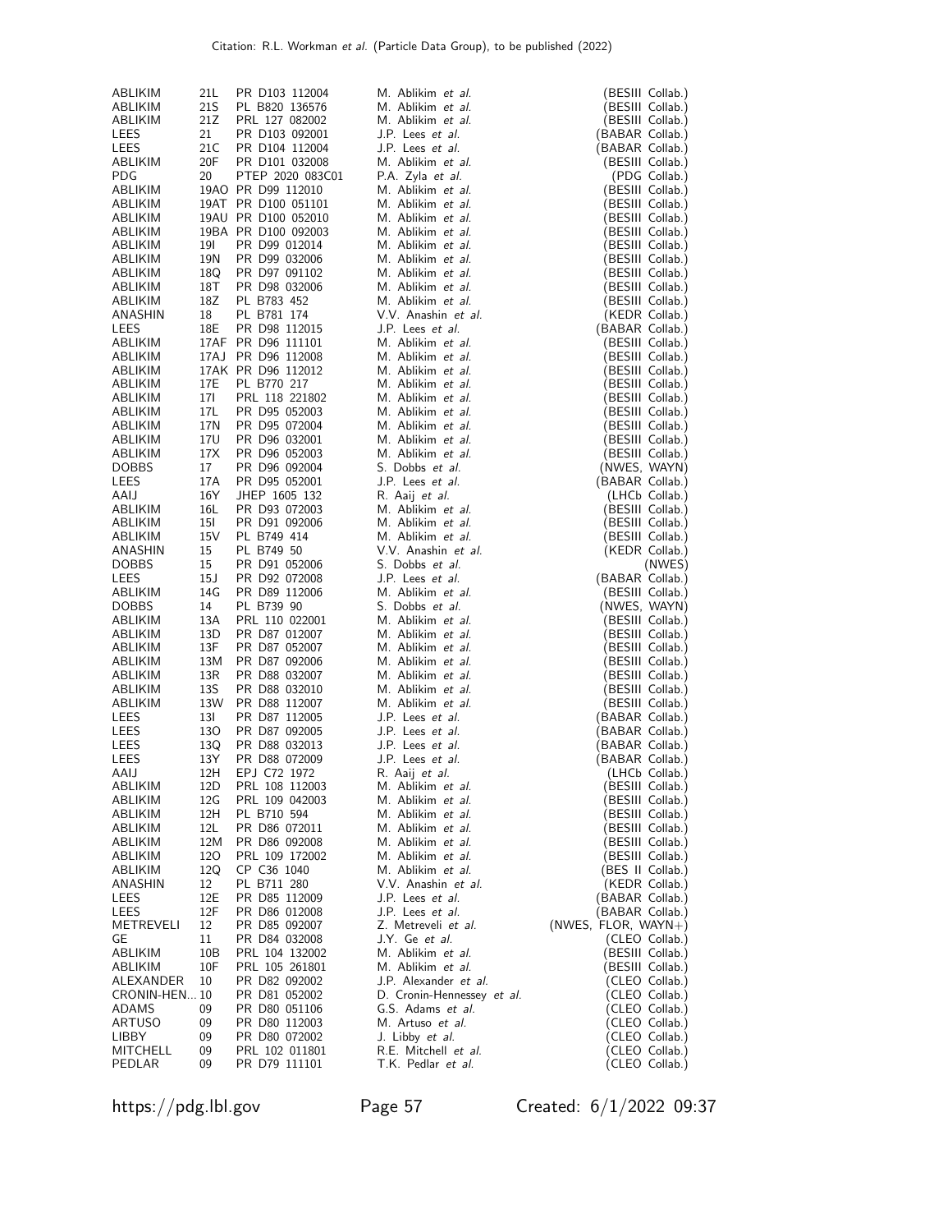| | | | | |
|---|---|---|---|---|
| ABLIKIM | 21L | PR D103 112004 | M. Ablikim *et al.* | (BESIII Collab.) |
| ABLIKIM | 21S | PL B820 136576 | M. Ablikim *et al.* | (BESIII Collab.) |
| ABLIKIM | 21Z | PRL 127 082002 | M. Ablikim *et al.* | (BESIII Collab.) |
| LEES | 21 | PR D103 092001 | J.P. Lees *et al.* | (BABAR Collab.) |
| LEES | 21C | PR D104 112004 | J.P. Lees *et al.* | (BABAR Collab.) |
| ABLIKIM | 20F | PR D101 032008 | M. Ablikim *et al.* | (BESIII Collab.) |
| PDG | 20 | PTEP 2020 083C01 | P.A. Zyla *et al.* | (PDG Collab.) |
| ABLIKIM | 19AO | PR D99 112010 | M. Ablikim *et al.* | (BESIII Collab.) |
| ABLIKIM | 19AT | PR D100 051101 | M. Ablikim *et al.* | (BESIII Collab.) |
| ABLIKIM | 19AU | PR D100 052010 | M. Ablikim *et al.* | (BESIII Collab.) |
| ABLIKIM | 19BA | PR D100 092003 | M. Ablikim *et al.* | (BESIII Collab.) |
| ABLIKIM | 19I | PR D99 012014 | M. Ablikim *et al.* | (BESIII Collab.) |
| ABLIKIM | 19N | PR D99 032006 | M. Ablikim *et al.* | (BESIII Collab.) |
| ABLIKIM | 18Q | PR D97 091102 | M. Ablikim *et al.* | (BESIII Collab.) |
| ABLIKIM | 18T | PR D98 032006 | M. Ablikim *et al.* | (BESIII Collab.) |
| ABLIKIM | 18Z | PL B783 452 | M. Ablikim *et al.* | (BESIII Collab.) |
| ANASHIN | 18 | PL B781 174 | V.V. Anashin *et al.* | (KEDR Collab.) |
| LEES | 18E | PR D98 112015 | J.P. Lees *et al.* | (BABAR Collab.) |
| ABLIKIM | 17AF | PR D96 111101 | M. Ablikim *et al.* | (BESIII Collab.) |
| ABLIKIM | 17AJ | PR D96 112008 | M. Ablikim *et al.* | (BESIII Collab.) |
| ABLIKIM | 17AK | PR D96 112012 | M. Ablikim *et al.* | (BESIII Collab.) |
| ABLIKIM | 17E | PL B770 217 | M. Ablikim *et al.* | (BESIII Collab.) |
| ABLIKIM | 17I | PRL 118 221802 | M. Ablikim *et al.* | (BESIII Collab.) |
| ABLIKIM | 17L | PR D95 052003 | M. Ablikim *et al.* | (BESIII Collab.) |
| ABLIKIM | 17N | PR D95 072004 | M. Ablikim *et al.* | (BESIII Collab.) |
| ABLIKIM | 17U | PR D96 032001 | M. Ablikim *et al.* | (BESIII Collab.) |
| ABLIKIM | 17X | PR D96 052003 | M. Ablikim *et al.* | (BESIII Collab.) |
| DOBBS | 17 | PR D96 092004 | S. Dobbs *et al.* | (NWES, WAYN) |
| LEES | 17A | PR D95 052001 | J.P. Lees *et al.* | (BABAR Collab.) |
| AAIJ | 16Y | JHEP 1605 132 | R. Aaij *et al.* | (LHCb Collab.) |
| ABLIKIM | 16L | PR D93 072003 | M. Ablikim *et al.* | (BESIII Collab.) |
| ABLIKIM | 15I | PR D91 092006 | M. Ablikim *et al.* | (BESIII Collab.) |
| ABLIKIM | 15V | PL B749 414 | M. Ablikim *et al.* | (BESIII Collab.) |
| ANASHIN | 15 | PL B749 50 | V.V. Anashin *et al.* | (KEDR Collab.) |
| DOBBS | 15 | PR D91 052006 | S. Dobbs *et al.* | (NWES) |
| LEES | 15J | PR D92 072008 | J.P. Lees *et al.* | (BABAR Collab.) |
| ABLIKIM | 14G | PR D89 112006 | M. Ablikim *et al.* | (BESIII Collab.) |
| DOBBS | 14 | PL B739 90 | S. Dobbs *et al.* | (NWES, WAYN) |
| ABLIKIM | 13A | PRL 110 022001 | M. Ablikim *et al.* | (BESIII Collab.) |
| ABLIKIM | 13D | PR D87 012007 | M. Ablikim *et al.* | (BESIII Collab.) |
| ABLIKIM | 13F | PR D87 052007 | M. Ablikim *et al.* | (BESIII Collab.) |
| ABLIKIM | 13M | PR D87 092006 | M. Ablikim *et al.* | (BESIII Collab.) |
| ABLIKIM | 13R | PR D88 032007 | M. Ablikim *et al.* | (BESIII Collab.) |
| ABLIKIM | 13S | PR D88 032010 | M. Ablikim *et al.* | (BESIII Collab.) |
| ABLIKIM | 13W | PR D88 112007 | M. Ablikim *et al.* | (BESIII Collab.) |
| LEES | 13I | PR D87 112005 | J.P. Lees *et al.* | (BABAR Collab.) |
| LEES | 13O | PR D87 092005 | J.P. Lees *et al.* | (BABAR Collab.) |
| LEES | 13Q | PR D88 032013 | J.P. Lees *et al.* | (BABAR Collab.) |
| LEES | 13Y | PR D88 072009 | J.P. Lees *et al.* | (BABAR Collab.) |
| AAIJ | 12H | EPJ C72 1972 | R. Aaij *et al.* | (LHCb Collab.) |
| ABLIKIM | 12D | PRL 108 112003 | M. Ablikim *et al.* | (BESIII Collab.) |
| ABLIKIM | 12G | PRL 109 042003 | M. Ablikim *et al.* | (BESIII Collab.) |
| ABLIKIM | 12H | PL B710 594 | M. Ablikim *et al.* | (BESIII Collab.) |
| ABLIKIM | 12L | PR D86 072011 | M. Ablikim *et al.* | (BESIII Collab.) |
| ABLIKIM | 12M | PR D86 092008 | M. Ablikim *et al.* | (BESIII Collab.) |
| ABLIKIM | 12O | PRL 109 172002 | M. Ablikim *et al.* | (BESIII Collab.) |
| ABLIKIM | 12Q | CP C36 1040 | M. Ablikim *et al.* | (BES II Collab.) |
| ANASHIN | 12 | PL B711 280 | V.V. Anashin *et al.* | (KEDR Collab.) |
| LEES | 12E | PR D85 112009 | J.P. Lees *et al.* | (BABAR Collab.) |
| LEES | 12F | PR D86 012008 | J.P. Lees *et al.* | (BABAR Collab.) |
| METREVELI | 12 | PR D85 092007 | Z. Metreveli *et al.* | (NWES, FLOR, WAYN+) |
| GE | 11 | PR D84 032008 | J.Y. Ge *et al.* | (CLEO Collab.) |
| ABLIKIM | 10B | PRL 104 132002 | M. Ablikim *et al.* | (BESIII Collab.) |
| ABLIKIM | 10F | PRL 105 261801 | M. Ablikim *et al.* | (BESIII Collab.) |
| ALEXANDER | 10 | PR D82 092002 | J.P. Alexander *et al.* | (CLEO Collab.) |
| CRONIN-HEN... | 10 | PR D81 052002 | D. Cronin-Hennessey *et al.* | (CLEO Collab.) |
| ADAMS | 09 | PR D80 051106 | G.S. Adams *et al.* | (CLEO Collab.) |
| ARTUSO | 09 | PR D80 112003 | M. Artuso *et al.* | (CLEO Collab.) |
| LIBBY | 09 | PR D80 072002 | J. Libby *et al.* | (CLEO Collab.) |
| MITCHELL | 09 | PRL 102 011801 | R.E. Mitchell *et al.* | (CLEO Collab.) |
| PEDLAR | 09 | PR D79 111101 | T.K. Pedlar *et al.* | (CLEO Collab.) |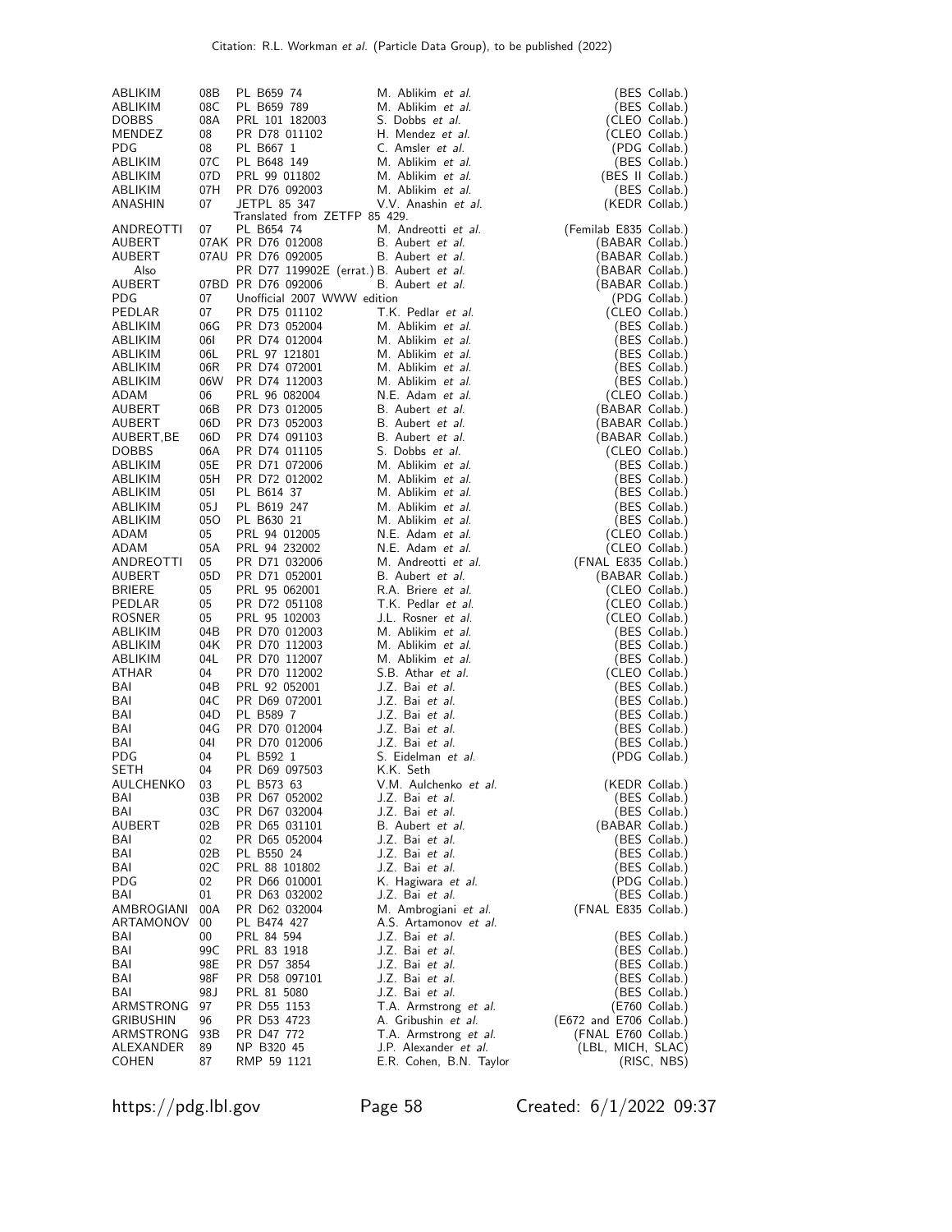| | | | | |
|---|---|---|---|---|
| ABLIKIM | 08B | PL B659 74 | M. Ablikim *et al.* | (BES Collab.) |
| ABLIKIM | 08C | PL B659 789 | M. Ablikim *et al.* | (BES Collab.) |
| DOBBS | 08A | PRL 101 182003 | S. Dobbs *et al.* | (CLEO Collab.) |
| MENDEZ | 08 | PR D78 011102 | H. Mendez *et al.* | (CLEO Collab.) |
| PDG | 08 | PL B667 1 | C. Amsler *et al.* | (PDG Collab.) |
| ABLIKIM | 07C | PL B648 149 | M. Ablikim *et al.* | (BES Collab.) |
| ABLIKIM | 07D | PRL 99 011802 | M. Ablikim *et al.* | (BES II Collab.) |
| ABLIKIM | 07H | PR D76 092003 | M. Ablikim *et al.* | (BES Collab.) |
| ANASHIN | 07 | JETPL 85 347 | V.V. Anashin *et al.* | (KEDR Collab.) |
| | | Translated from ZETFP 85 429. | | |
| ANDREOTTI | 07 | PL B654 74 | M. Andreotti *et al.* | (Femilab E835 Collab.) |
| AUBERT | 07AK | PR D76 012008 | B. Aubert *et al.* | (BABAR Collab.) |
| AUBERT | 07AU | PR D76 092005 | B. Aubert *et al.* | (BABAR Collab.) |
| Also | | PR D77 119902E (errat.) | B. Aubert *et al.* | (BABAR Collab.) |
| AUBERT | 07BD | PR D76 092006 | B. Aubert *et al.* | (BABAR Collab.) |
| PDG | 07 | Unofficial 2007 WWW edition | | (PDG Collab.) |
| PEDLAR | 07 | PR D75 011102 | T.K. Pedlar *et al.* | (CLEO Collab.) |
| ABLIKIM | 06G | PR D73 052004 | M. Ablikim *et al.* | (BES Collab.) |
| ABLIKIM | 06I | PR D74 012004 | M. Ablikim *et al.* | (BES Collab.) |
| ABLIKIM | 06L | PRL 97 121801 | M. Ablikim *et al.* | (BES Collab.) |
| ABLIKIM | 06R | PR D74 072001 | M. Ablikim *et al.* | (BES Collab.) |
| ABLIKIM | 06W | PR D74 112003 | M. Ablikim *et al.* | (BES Collab.) |
| ADAM | 06 | PRL 96 082004 | N.E. Adam *et al.* | (CLEO Collab.) |
| AUBERT | 06B | PR D73 012005 | B. Aubert *et al.* | (BABAR Collab.) |
| AUBERT | 06D | PR D73 052003 | B. Aubert *et al.* | (BABAR Collab.) |
| AUBERT,BE | 06D | PR D74 091103 | B. Aubert *et al.* | (BABAR Collab.) |
| DOBBS | 06A | PR D74 011105 | S. Dobbs *et al.* | (CLEO Collab.) |
| ABLIKIM | 05E | PR D71 072006 | M. Ablikim *et al.* | (BES Collab.) |
| ABLIKIM | 05H | PR D72 012002 | M. Ablikim *et al.* | (BES Collab.) |
| ABLIKIM | 05I | PL B614 37 | M. Ablikim *et al.* | (BES Collab.) |
| ABLIKIM | 05J | PL B619 247 | M. Ablikim *et al.* | (BES Collab.) |
| ABLIKIM | 05O | PL B630 21 | M. Ablikim *et al.* | (BES Collab.) |
| ADAM | 05 | PRL 94 012005 | N.E. Adam *et al.* | (CLEO Collab.) |
| ADAM | 05A | PRL 94 232002 | N.E. Adam *et al.* | (CLEO Collab.) |
| ANDREOTTI | 05 | PR D71 032006 | M. Andreotti *et al.* | (FNAL E835 Collab.) |
| AUBERT | 05D | PR D71 052001 | B. Aubert *et al.* | (BABAR Collab.) |
| BRIERE | 05 | PRL 95 062001 | R.A. Briere *et al.* | (CLEO Collab.) |
| PEDLAR | 05 | PR D72 051108 | T.K. Pedlar *et al.* | (CLEO Collab.) |
| ROSNER | 05 | PRL 95 102003 | J.L. Rosner *et al.* | (CLEO Collab.) |
| ABLIKIM | 04B | PR D70 012003 | M. Ablikim *et al.* | (BES Collab.) |
| ABLIKIM | 04K | PR D70 112003 | M. Ablikim *et al.* | (BES Collab.) |
| ABLIKIM | 04L | PR D70 112007 | M. Ablikim *et al.* | (BES Collab.) |
| ATHAR | 04 | PR D70 112002 | S.B. Athar *et al.* | (CLEO Collab.) |
| BAI | 04B | PRL 92 052001 | J.Z. Bai *et al.* | (BES Collab.) |
| BAI | 04C | PR D69 072001 | J.Z. Bai *et al.* | (BES Collab.) |
| BAI | 04D | PL B589 7 | J.Z. Bai *et al.* | (BES Collab.) |
| BAI | 04G | PR D70 012004 | J.Z. Bai *et al.* | (BES Collab.) |
| BAI | 04I | PR D70 012006 | J.Z. Bai *et al.* | (BES Collab.) |
| PDG | 04 | PL B592 1 | S. Eidelman *et al.* | (PDG Collab.) |
| SETH | 04 | PR D69 097503 | K.K. Seth | |
| AULCHENKO | 03 | PL B573 63 | V.M. Aulchenko *et al.* | (KEDR Collab.) |
| BAI | 03B | PR D67 052002 | J.Z. Bai *et al.* | (BES Collab.) |
| BAI | 03C | PR D67 032004 | J.Z. Bai *et al.* | (BES Collab.) |
| AUBERT | 02B | PR D65 031101 | B. Aubert *et al.* | (BABAR Collab.) |
| BAI | 02 | PR D65 052004 | J.Z. Bai *et al.* | (BES Collab.) |
| BAI | 02B | PL B550 24 | J.Z. Bai *et al.* | (BES Collab.) |
| BAI | 02C | PRL 88 101802 | J.Z. Bai *et al.* | (BES Collab.) |
| PDG | 02 | PR D66 010001 | K. Hagiwara *et al.* | (PDG Collab.) |
| BAI | 01 | PR D63 032002 | J.Z. Bai *et al.* | (BES Collab.) |
| AMBROGIANI | 00A | PR D62 032004 | M. Ambrogiani *et al.* | (FNAL E835 Collab.) |
| ARTAMONOV | 00 | PL B474 427 | A.S. Artamonov *et al.* | |
| BAI | 00 | PRL 84 594 | J.Z. Bai *et al.* | (BES Collab.) |
| BAI | 99C | PRL 83 1918 | J.Z. Bai *et al.* | (BES Collab.) |
| BAI | 98E | PR D57 3854 | J.Z. Bai *et al.* | (BES Collab.) |
| BAI | 98F | PR D58 097101 | J.Z. Bai *et al.* | (BES Collab.) |
| BAI | 98J | PRL 81 5080 | J.Z. Bai *et al.* | (BES Collab.) |
| ARMSTRONG | 97 | PR D55 1153 | T.A. Armstrong *et al.* | (E760 Collab.) |
| GRIBUSHIN | 96 | PR D53 4723 | A. Gribushin *et al.* | (E672 and E706 Collab.) |
| ARMSTRONG | 93B | PR D47 772 | T.A. Armstrong *et al.* | (FNAL E760 Collab.) |
| ALEXANDER | 89 | NP B320 45 | J.P. Alexander *et al.* | (LBL, MICH, SLAC) |
| COHEN | 87 | RMP 59 1121 | E.R. Cohen, B.N. Taylor | (RISC, NBS) |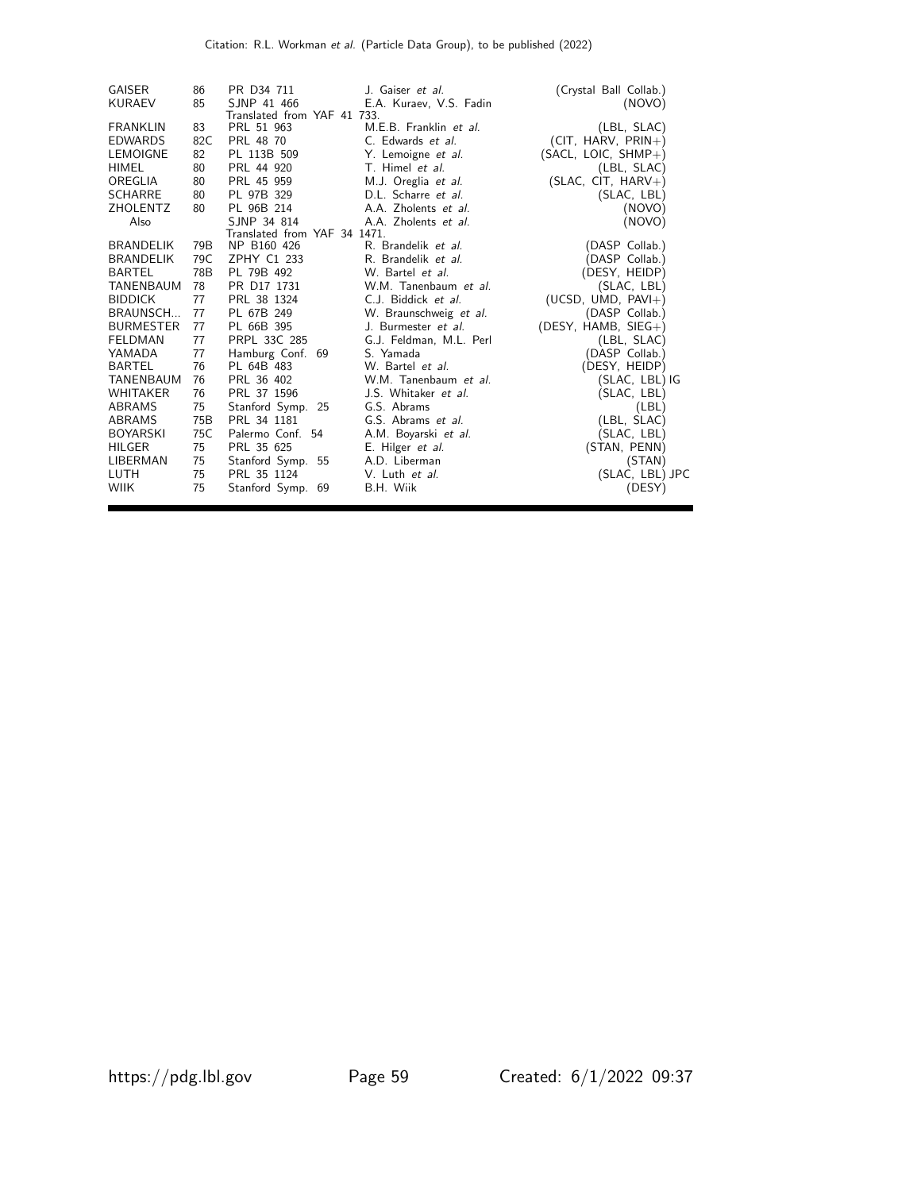| | | | | |
|---|---|---|---|---|
| GAISER | 86 | PR D34 711 | J. Gaiser *et al.* | (Crystal Ball Collab.) |
| KURAEV | 85 | SJNP 41 466 | E.A. Kuraev, V.S. Fadin | (NOVO) |
| | | Translated from YAF 41 733. | | |
| FRANKLIN | 83 | PRL 51 963 | M.E.B. Franklin *et al.* | (LBL, SLAC) |
| EDWARDS | 82C | PRL 48 70 | C. Edwards *et al.* | (CIT, HARV, PRIN+) |
| LEMOIGNE | 82 | PL 113B 509 | Y. Lemoigne *et al.* | (SACL, LOIC, SHMP+) |
| HIMEL | 80 | PRL 44 920 | T. Himel *et al.* | (LBL, SLAC) |
| OREGLIA | 80 | PRL 45 959 | M.J. Oreglia *et al.* | (SLAC, CIT, HARV+) |
| SCHARRE | 80 | PL 97B 329 | D.L. Scharre *et al.* | (SLAC, LBL) |
| ZHOLENTZ | 80 | PL 96B 214 | A.A. Zholents *et al.* | (NOVO) |
| Also | | SJNP 34 814 | A.A. Zholents *et al.* | (NOVO) |
| | | Translated from YAF 34 1471. | | |
| BRANDELIK | 79B | NP B160 426 | R. Brandelik *et al.* | (DASP Collab.) |
| BRANDELIK | 79C | ZPHY C1 233 | R. Brandelik *et al.* | (DASP Collab.) |
| BARTEL | 78B | PL 79B 492 | W. Bartel *et al.* | (DESY, HEIDP) |
| TANENBAUM | 78 | PR D17 1731 | W.M. Tanenbaum *et al.* | (SLAC, LBL) |
| BIDDICK | 77 | PRL 38 1324 | C.J. Biddick *et al.* | (UCSD, UMD, PAVI+) |
| BRAUNSCH... | 77 | PL 67B 249 | W. Braunschweig *et al.* | (DASP Collab.) |
| BURMESTER | 77 | PL 66B 395 | J. Burmester *et al.* | (DESY, HAMB, SIEG+) |
| FELDMAN | 77 | PRPL 33C 285 | G.J. Feldman, M.L. Perl | (LBL, SLAC) |
| YAMADA | 77 | Hamburg Conf. 69 | S. Yamada | (DASP Collab.) |
| BARTEL | 76 | PL 64B 483 | W. Bartel *et al.* | (DESY, HEIDP) |
| TANENBAUM | 76 | PRL 36 402 | W.M. Tanenbaum *et al.* | (SLAC, LBL) IG |
| WHITAKER | 76 | PRL 37 1596 | J.S. Whitaker *et al.* | (SLAC, LBL) |
| ABRAMS | 75 | Stanford Symp. 25 | G.S. Abrams | (LBL) |
| ABRAMS | 75B | PRL 34 1181 | G.S. Abrams *et al.* | (LBL, SLAC) |
| BOYARSKI | 75C | Palermo Conf. 54 | A.M. Boyarski *et al.* | (SLAC, LBL) |
| HILGER | 75 | PRL 35 625 | E. Hilger *et al.* | (STAN, PENN) |
| LIBERMAN | 75 | Stanford Symp. 55 | A.D. Liberman | (STAN) |
| LUTH | 75 | PRL 35 1124 | V. Luth *et al.* | (SLAC, LBL) JPC |
| WIIK | 75 | Stanford Symp. 69 | B.H. Wiik | (DESY) |